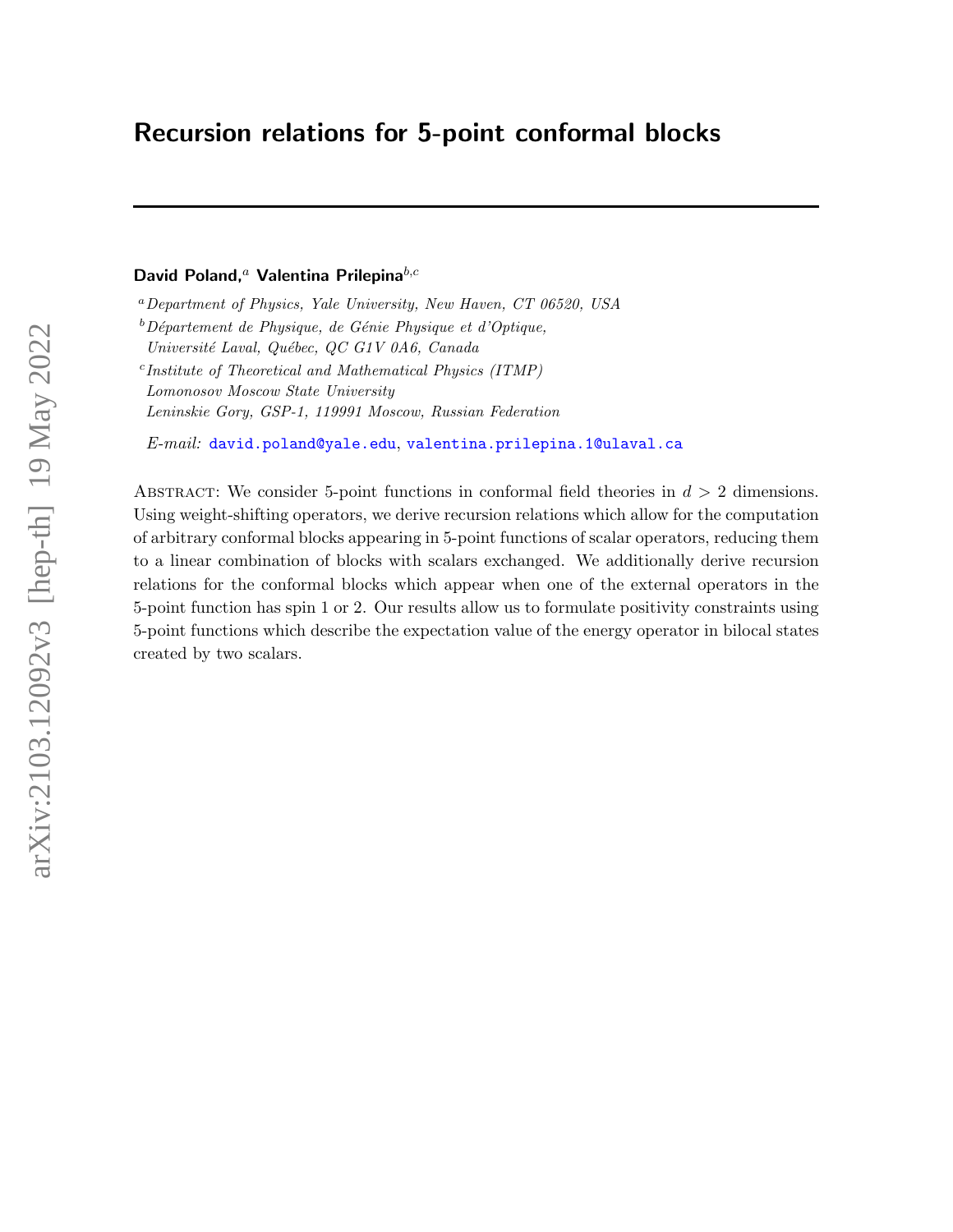# Recursion relations for 5-point conformal blocks

---

**David Poland,**[a] **Valentina Prilepina**[b,c]

[a] *Department of Physics, Yale University, New Haven, CT 06520, USA*

[b] *Département de Physique, de Génie Physique et d'Optique, Université Laval, Québec, QC G1V 0A6, Canada*

[c] *Institute of Theoretical and Mathematical Physics (ITMP) Lomonosov Moscow State University Leninskie Gory, GSP-1, 119991 Moscow, Russian Federation*

*E-mail:* david.poland@yale.edu, valentina.prilepina.1@ulaval.ca

Abstract: We consider 5-point functions in conformal field theories in $d > 2$ dimensions. Using weight-shifting operators, we derive recursion relations which allow for the computation of arbitrary conformal blocks appearing in 5-point functions of scalar operators, reducing them to a linear combination of blocks with scalars exchanged. We additionally derive recursion relations for the conformal blocks which appear when one of the external operators in the 5-point function has spin 1 or 2. Our results allow us to formulate positivity constraints using 5-point functions which describe the expectation value of the energy operator in bilocal states created by two scalars.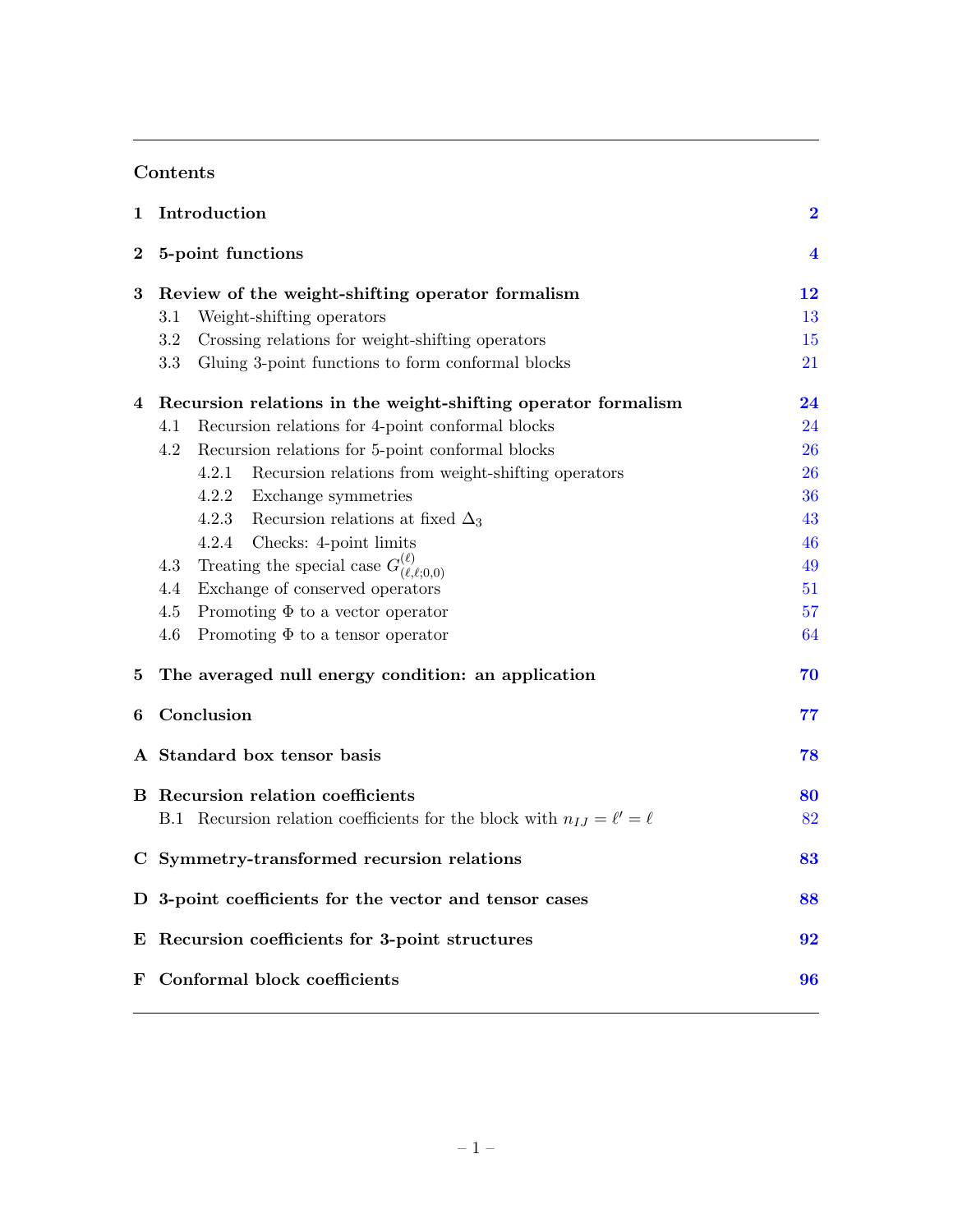## Contents

| | | |
|---|---|---|
| **1** | **Introduction** | **2** |
| **2** | **5-point functions** | **4** |
| **3** | **Review of the weight-shifting operator formalism** | **12** |
| | 3.1 Weight-shifting operators | 13 |
| | 3.2 Crossing relations for weight-shifting operators | 15 |
| | 3.3 Gluing 3-point functions to form conformal blocks | 21 |
| **4** | **Recursion relations in the weight-shifting operator formalism** | **24** |
| | 4.1 Recursion relations for 4-point conformal blocks | 24 |
| | 4.2 Recursion relations for 5-point conformal blocks | 26 |
| | 4.2.1 Recursion relations from weight-shifting operators | 26 |
| | 4.2.2 Exchange symmetries | 36 |
| | 4.2.3 Recursion relations at fixed $\Delta_3$ | 43 |
| | 4.2.4 Checks: 4-point limits | 46 |
| | 4.3 Treating the special case $G^{(\ell)}_{(\ell,\ell;0,0)}$ | 49 |
| | 4.4 Exchange of conserved operators | 51 |
| | 4.5 Promoting $\Phi$ to a vector operator | 57 |
| | 4.6 Promoting $\Phi$ to a tensor operator | 64 |
| **5** | **The averaged null energy condition: an application** | **70** |
| **6** | **Conclusion** | **77** |
| **A** | **Standard box tensor basis** | **78** |
| **B** | **Recursion relation coefficients** | **80** |
| | B.1 Recursion relation coefficients for the block with $n_{IJ} = \ell' = \ell$ | 82 |
| **C** | **Symmetry-transformed recursion relations** | **83** |
| **D** | **3-point coefficients for the vector and tensor cases** | **88** |
| **E** | **Recursion coefficients for 3-point structures** | **92** |
| **F** | **Conformal block coefficients** | **96** |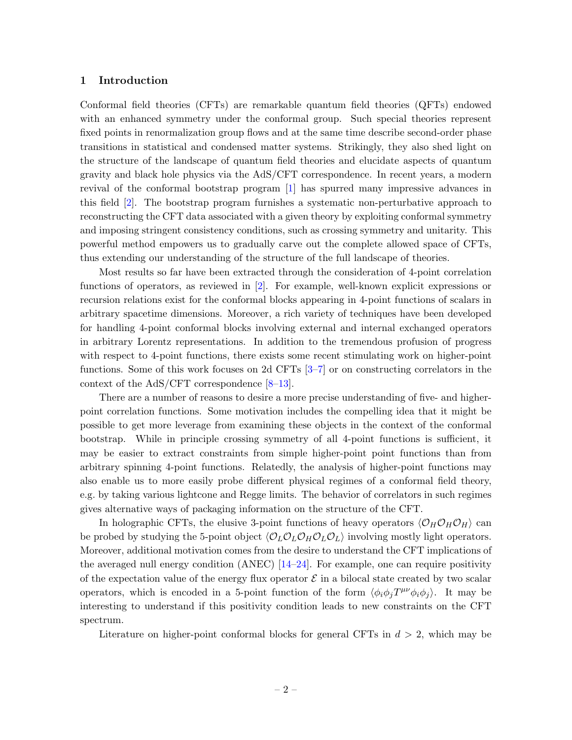## 1 Introduction

Conformal field theories (CFTs) are remarkable quantum field theories (QFTs) endowed with an enhanced symmetry under the conformal group. Such special theories represent fixed points in renormalization group flows and at the same time describe second-order phase transitions in statistical and condensed matter systems. Strikingly, they also shed light on the structure of the landscape of quantum field theories and elucidate aspects of quantum gravity and black hole physics via the AdS/CFT correspondence. In recent years, a modern revival of the conformal bootstrap program [1] has spurred many impressive advances in this field [2]. The bootstrap program furnishes a systematic non-perturbative approach to reconstructing the CFT data associated with a given theory by exploiting conformal symmetry and imposing stringent consistency conditions, such as crossing symmetry and unitarity. This powerful method empowers us to gradually carve out the complete allowed space of CFTs, thus extending our understanding of the structure of the full landscape of theories.

Most results so far have been extracted through the consideration of 4-point correlation functions of operators, as reviewed in [2]. For example, well-known explicit expressions or recursion relations exist for the conformal blocks appearing in 4-point functions of scalars in arbitrary spacetime dimensions. Moreover, a rich variety of techniques have been developed for handling 4-point conformal blocks involving external and internal exchanged operators in arbitrary Lorentz representations. In addition to the tremendous profusion of progress with respect to 4-point functions, there exists some recent stimulating work on higher-point functions. Some of this work focuses on 2d CFTs [3–7] or on constructing correlators in the context of the AdS/CFT correspondence [8–13].

There are a number of reasons to desire a more precise understanding of five- and higher-point correlation functions. Some motivation includes the compelling idea that it might be possible to get more leverage from examining these objects in the context of the conformal bootstrap. While in principle crossing symmetry of all 4-point functions is sufficient, it may be easier to extract constraints from simple higher-point point functions than from arbitrary spinning 4-point functions. Relatedly, the analysis of higher-point functions may also enable us to more easily probe different physical regimes of a conformal field theory, e.g. by taking various lightcone and Regge limits. The behavior of correlators in such regimes gives alternative ways of packaging information on the structure of the CFT.

In holographic CFTs, the elusive 3-point functions of heavy operators $\langle \mathcal{O}_H \mathcal{O}_H \mathcal{O}_H \rangle$ can be probed by studying the 5-point object $\langle \mathcal{O}_L \mathcal{O}_L \mathcal{O}_H \mathcal{O}_L \mathcal{O}_L \rangle$ involving mostly light operators. Moreover, additional motivation comes from the desire to understand the CFT implications of the averaged null energy condition (ANEC) [14–24]. For example, one can require positivity of the expectation value of the energy flux operator $\mathcal{E}$ in a bilocal state created by two scalar operators, which is encoded in a 5-point function of the form $\langle \phi_i \phi_j T^{\mu\nu} \phi_i \phi_j \rangle$. It may be interesting to understand if this positivity condition leads to new constraints on the CFT spectrum.

Literature on higher-point conformal blocks for general CFTs in $d > 2$, which may be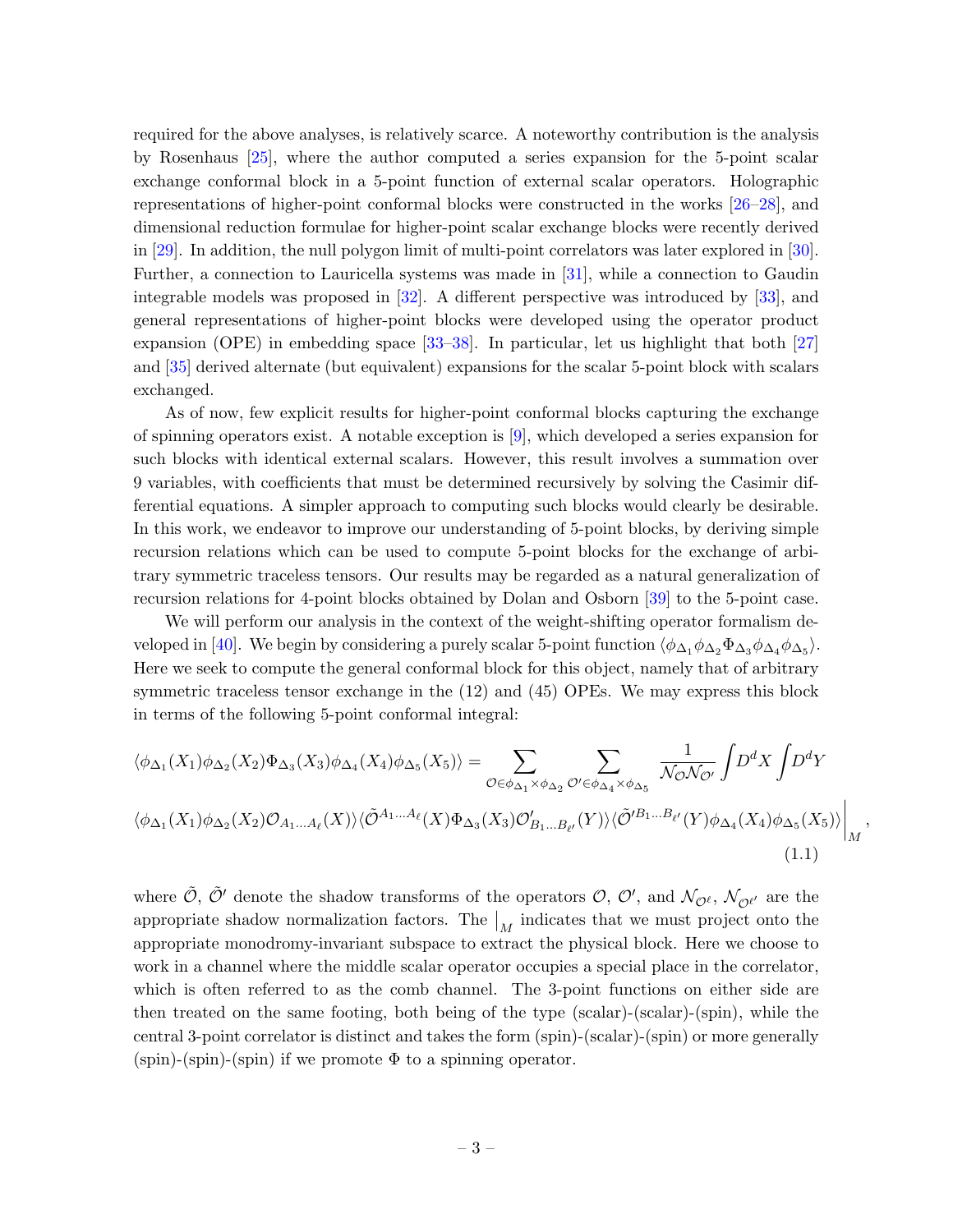required for the above analyses, is relatively scarce. A noteworthy contribution is the analysis by Rosenhaus [25], where the author computed a series expansion for the 5-point scalar exchange conformal block in a 5-point function of external scalar operators. Holographic representations of higher-point conformal blocks were constructed in the works [26–28], and dimensional reduction formulae for higher-point scalar exchange blocks were recently derived in [29]. In addition, the null polygon limit of multi-point correlators was later explored in [30]. Further, a connection to Lauricella systems was made in [31], while a connection to Gaudin integrable models was proposed in [32]. A different perspective was introduced by [33], and general representations of higher-point blocks were developed using the operator product expansion (OPE) in embedding space [33–38]. In particular, let us highlight that both [27] and [35] derived alternate (but equivalent) expansions for the scalar 5-point block with scalars exchanged.

As of now, few explicit results for higher-point conformal blocks capturing the exchange of spinning operators exist. A notable exception is [9], which developed a series expansion for such blocks with identical external scalars. However, this result involves a summation over 9 variables, with coefficients that must be determined recursively by solving the Casimir differential equations. A simpler approach to computing such blocks would clearly be desirable. In this work, we endeavor to improve our understanding of 5-point blocks, by deriving simple recursion relations which can be used to compute 5-point blocks for the exchange of arbitrary symmetric traceless tensors. Our results may be regarded as a natural generalization of recursion relations for 4-point blocks obtained by Dolan and Osborn [39] to the 5-point case.

We will perform our analysis in the context of the weight-shifting operator formalism developed in [40]. We begin by considering a purely scalar 5-point function $\langle\phi_{\Delta_1}\phi_{\Delta_2}\Phi_{\Delta_3}\phi_{\Delta_4}\phi_{\Delta_5}\rangle$. Here we seek to compute the general conformal block for this object, namely that of arbitrary symmetric traceless tensor exchange in the (12) and (45) OPEs. We may express this block in terms of the following 5-point conformal integral:

$$
\begin{aligned}
\langle\phi_{\Delta_1}(X_1)\phi_{\Delta_2}(X_2)\Phi_{\Delta_3}(X_3)\phi_{\Delta_4}(X_4)\phi_{\Delta_5}(X_5)\rangle &= \sum_{\mathcal{O}\in\phi_{\Delta_1}\times\phi_{\Delta_2}}\ \sum_{\mathcal{O}'\in\phi_{\Delta_4}\times\phi_{\Delta_5}} \frac{1}{\mathcal{N}_{\mathcal{O}}\mathcal{N}_{\mathcal{O}'}}\int D^dX\int D^dY \\
\langle\phi_{\Delta_1}(X_1)\phi_{\Delta_2}(X_2)\mathcal{O}_{A_1\ldots A_\ell}(X)\rangle\langle\tilde{\mathcal{O}}^{A_1\ldots A_\ell}(X)&\Phi_{\Delta_3}(X_3)\mathcal{O}'_{B_1\ldots B_{\ell'}}(Y)\rangle\langle\tilde{\mathcal{O}}'^{B_1\ldots B_{\ell'}}(Y)\phi_{\Delta_4}(X_4)\phi_{\Delta_5}(X_5)\rangle\Big|_M ,
\end{aligned}
\tag{1.1}
$$

where $\tilde{\mathcal{O}}$, $\tilde{\mathcal{O}}'$ denote the shadow transforms of the operators $\mathcal{O}$, $\mathcal{O}'$, and $\mathcal{N}_{\mathcal{O}^\ell}$, $\mathcal{N}_{\mathcal{O}^{\ell'}}$ are the appropriate shadow normalization factors. The $\big|_M$ indicates that we must project onto the appropriate monodromy-invariant subspace to extract the physical block. Here we choose to work in a channel where the middle scalar operator occupies a special place in the correlator, which is often referred to as the comb channel. The 3-point functions on either side are then treated on the same footing, both being of the type (scalar)-(scalar)-(spin), while the central 3-point correlator is distinct and takes the form (spin)-(scalar)-(spin) or more generally (spin)-(spin)-(spin) if we promote $\Phi$ to a spinning operator.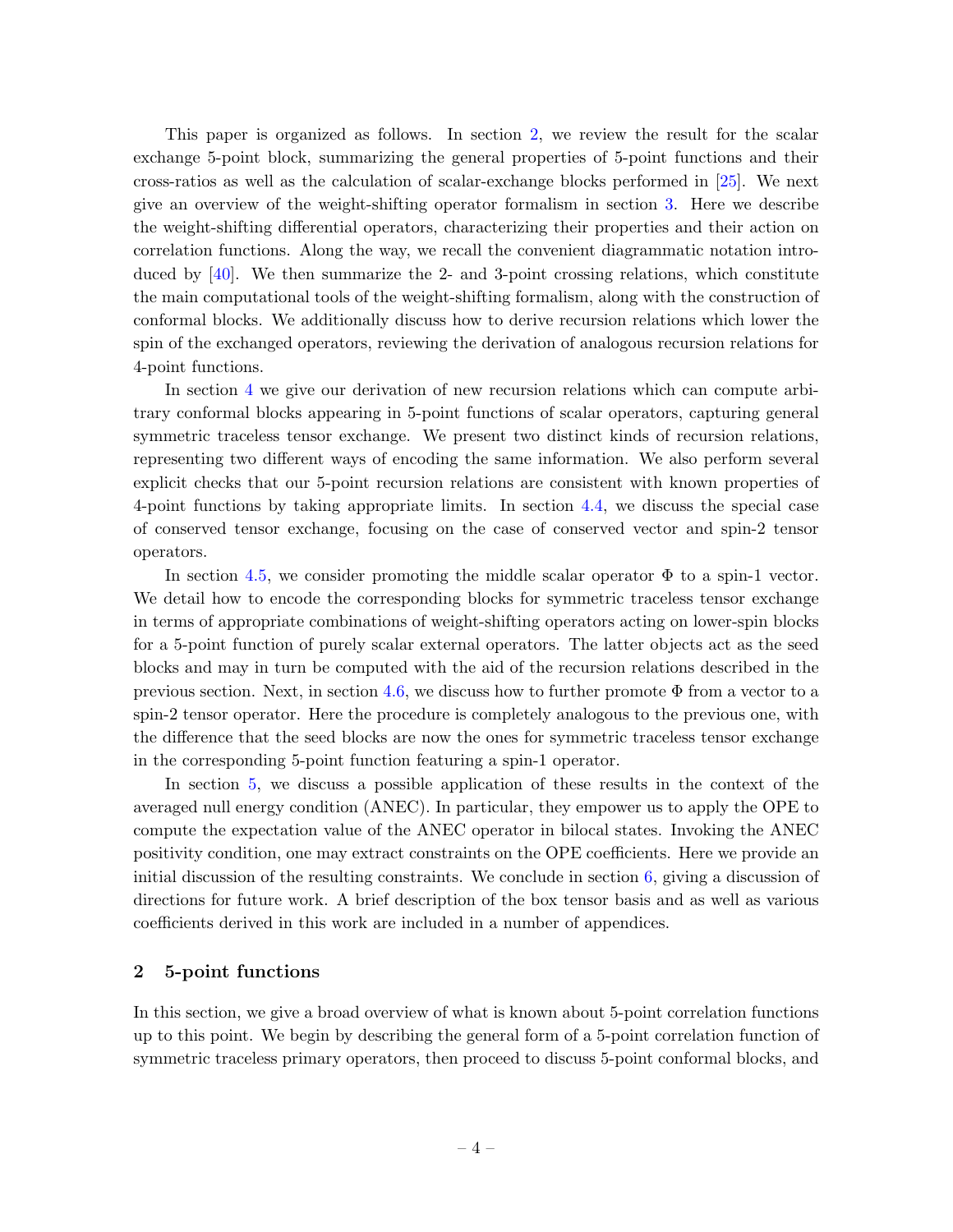This paper is organized as follows. In section 2, we review the result for the scalar exchange 5-point block, summarizing the general properties of 5-point functions and their cross-ratios as well as the calculation of scalar-exchange blocks performed in [25]. We next give an overview of the weight-shifting operator formalism in section 3. Here we describe the weight-shifting differential operators, characterizing their properties and their action on correlation functions. Along the way, we recall the convenient diagrammatic notation introduced by [40]. We then summarize the 2- and 3-point crossing relations, which constitute the main computational tools of the weight-shifting formalism, along with the construction of conformal blocks. We additionally discuss how to derive recursion relations which lower the spin of the exchanged operators, reviewing the derivation of analogous recursion relations for 4-point functions.

In section 4 we give our derivation of new recursion relations which can compute arbitrary conformal blocks appearing in 5-point functions of scalar operators, capturing general symmetric traceless tensor exchange. We present two distinct kinds of recursion relations, representing two different ways of encoding the same information. We also perform several explicit checks that our 5-point recursion relations are consistent with known properties of 4-point functions by taking appropriate limits. In section 4.4, we discuss the special case of conserved tensor exchange, focusing on the case of conserved vector and spin-2 tensor operators.

In section 4.5, we consider promoting the middle scalar operator $\Phi$ to a spin-1 vector. We detail how to encode the corresponding blocks for symmetric traceless tensor exchange in terms of appropriate combinations of weight-shifting operators acting on lower-spin blocks for a 5-point function of purely scalar external operators. The latter objects act as the seed blocks and may in turn be computed with the aid of the recursion relations described in the previous section. Next, in section 4.6, we discuss how to further promote $\Phi$ from a vector to a spin-2 tensor operator. Here the procedure is completely analogous to the previous one, with the difference that the seed blocks are now the ones for symmetric traceless tensor exchange in the corresponding 5-point function featuring a spin-1 operator.

In section 5, we discuss a possible application of these results in the context of the averaged null energy condition (ANEC). In particular, they empower us to apply the OPE to compute the expectation value of the ANEC operator in bilocal states. Invoking the ANEC positivity condition, one may extract constraints on the OPE coefficients. Here we provide an initial discussion of the resulting constraints. We conclude in section 6, giving a discussion of directions for future work. A brief description of the box tensor basis and as well as various coefficients derived in this work are included in a number of appendices.

## 2 5-point functions

In this section, we give a broad overview of what is known about 5-point correlation functions up to this point. We begin by describing the general form of a 5-point correlation function of symmetric traceless primary operators, then proceed to discuss 5-point conformal blocks, and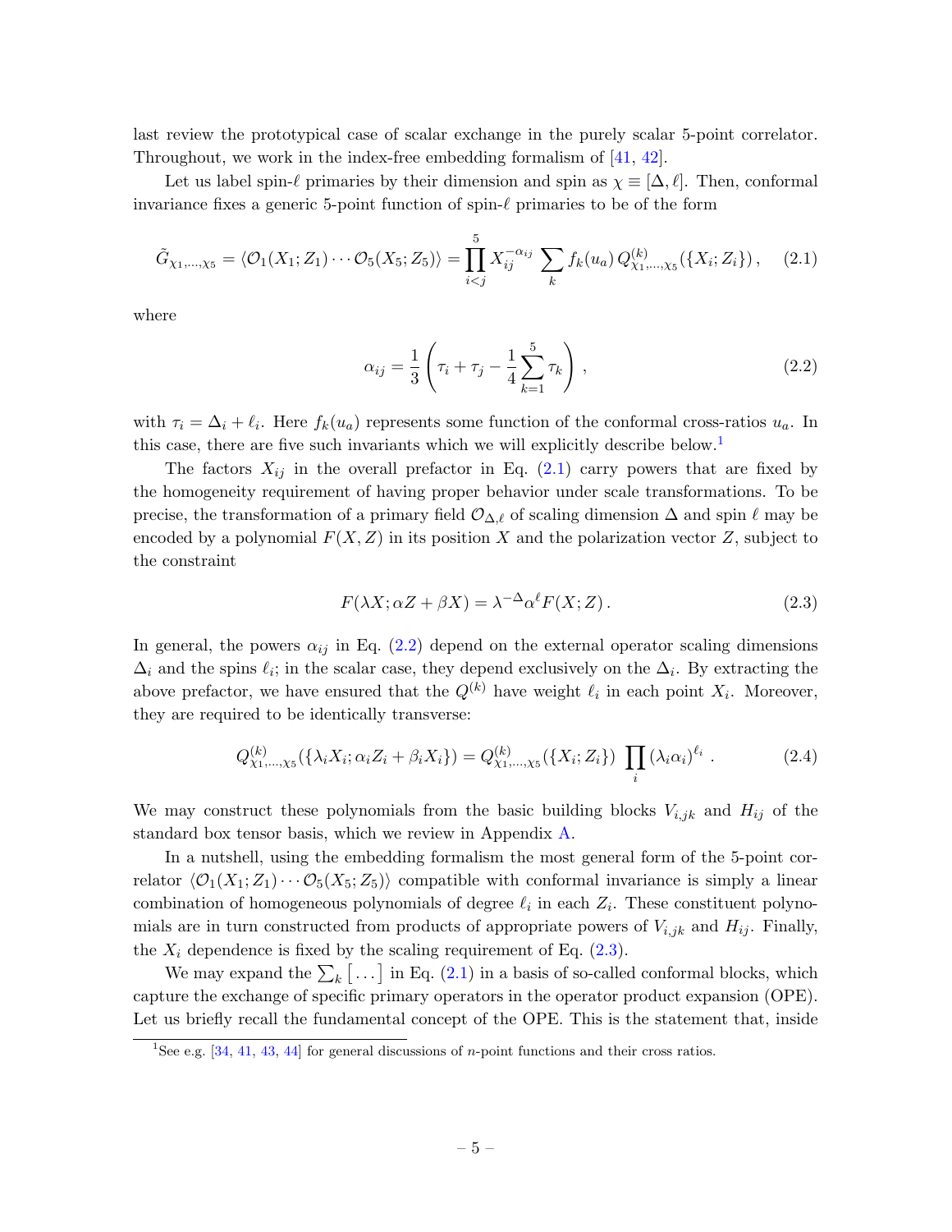last review the prototypical case of scalar exchange in the purely scalar 5-point correlator. Throughout, we work in the index-free embedding formalism of [41, 42].

Let us label spin-$\ell$ primaries by their dimension and spin as $\chi \equiv [\Delta, \ell]$. Then, conformal invariance fixes a generic 5-point function of spin-$\ell$ primaries to be of the form

$$
\tilde{G}_{\chi_1,\ldots,\chi_5} = \langle \mathcal{O}_1(X_1;Z_1)\cdots\mathcal{O}_5(X_5;Z_5)\rangle = \prod_{i<j}^{5} X_{ij}^{-\alpha_{ij}} \sum_k f_k(u_a)\, Q^{(k)}_{\chi_1,\ldots,\chi_5}(\{X_i;Z_i\})\,, \tag{2.1}
$$

where

$$
\alpha_{ij} = \frac{1}{3}\left(\tau_i + \tau_j - \frac{1}{4}\sum_{k=1}^{5}\tau_k\right), \tag{2.2}
$$

with $\tau_i = \Delta_i + \ell_i$. Here $f_k(u_a)$ represents some function of the conformal cross-ratios $u_a$. In this case, there are five such invariants which we will explicitly describe below.[1]

The factors $X_{ij}$ in the overall prefactor in Eq. (2.1) carry powers that are fixed by the homogeneity requirement of having proper behavior under scale transformations. To be precise, the transformation of a primary field $\mathcal{O}_{\Delta,\ell}$ of scaling dimension $\Delta$ and spin $\ell$ may be encoded by a polynomial $F(X,Z)$ in its position $X$ and the polarization vector $Z$, subject to the constraint

$$
F(\lambda X; \alpha Z + \beta X) = \lambda^{-\Delta}\alpha^{\ell} F(X;Z)\,. \tag{2.3}
$$

In general, the powers $\alpha_{ij}$ in Eq. (2.2) depend on the external operator scaling dimensions $\Delta_i$ and the spins $\ell_i$; in the scalar case, they depend exclusively on the $\Delta_i$. By extracting the above prefactor, we have ensured that the $Q^{(k)}$ have weight $\ell_i$ in each point $X_i$. Moreover, they are required to be identically transverse:

$$
Q^{(k)}_{\chi_1,\ldots,\chi_5}(\{\lambda_i X_i; \alpha_i Z_i + \beta_i X_i\}) = Q^{(k)}_{\chi_1,\ldots,\chi_5}(\{X_i;Z_i\}) \prod_i (\lambda_i\alpha_i)^{\ell_i}\,. \tag{2.4}
$$

We may construct these polynomials from the basic building blocks $V_{i,jk}$ and $H_{ij}$ of the standard box tensor basis, which we review in Appendix A.

In a nutshell, using the embedding formalism the most general form of the 5-point correlator $\langle \mathcal{O}_1(X_1;Z_1)\cdots\mathcal{O}_5(X_5;Z_5)\rangle$ compatible with conformal invariance is simply a linear combination of homogeneous polynomials of degree $\ell_i$ in each $Z_i$. These constituent polynomials are in turn constructed from products of appropriate powers of $V_{i,jk}$ and $H_{ij}$. Finally, the $X_i$ dependence is fixed by the scaling requirement of Eq. (2.3).

We may expand the $\sum_k \big[\ldots\big]$ in Eq. (2.1) in a basis of so-called conformal blocks, which capture the exchange of specific primary operators in the operator product expansion (OPE). Let us briefly recall the fundamental concept of the OPE. This is the statement that, inside

[1] See e.g. [34, 41, 43, 44] for general discussions of $n$-point functions and their cross ratios.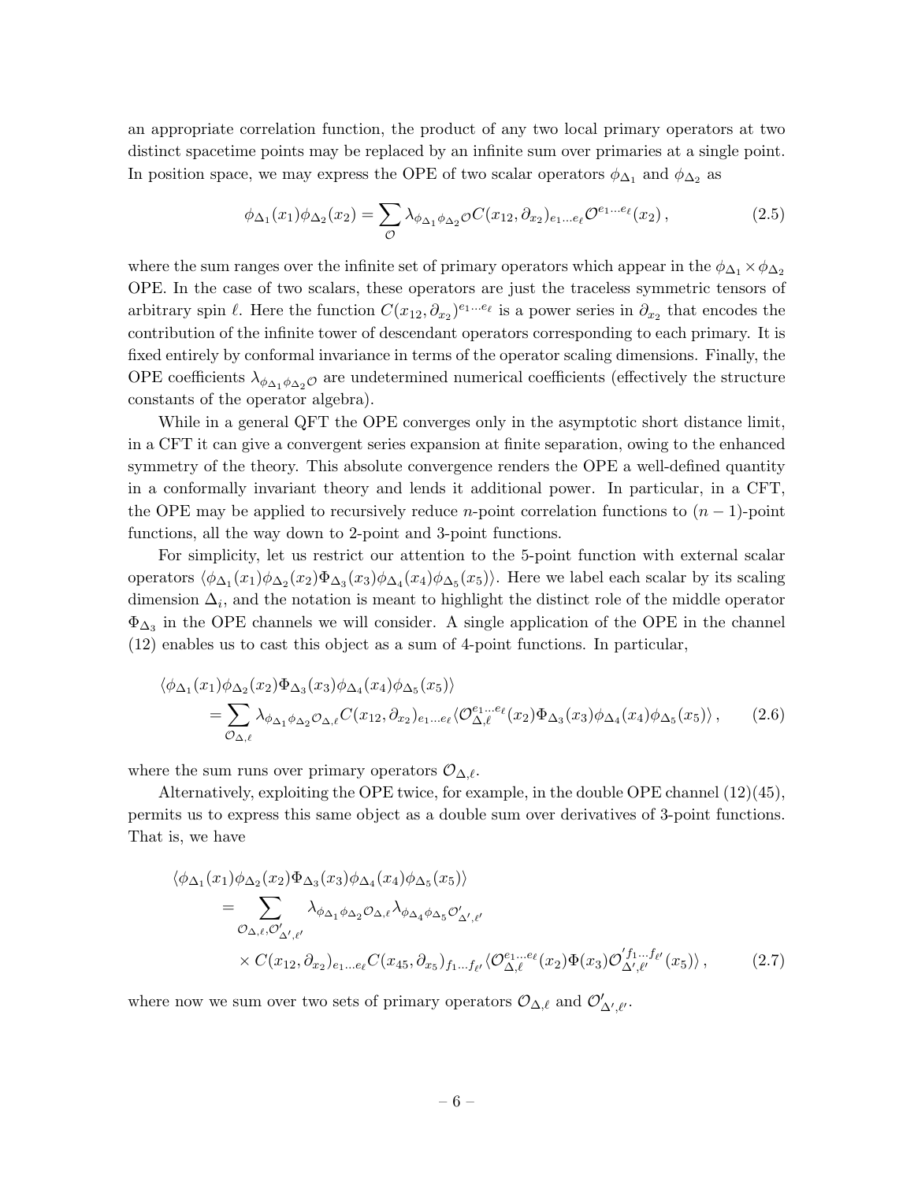an appropriate correlation function, the product of any two local primary operators at two distinct spacetime points may be replaced by an infinite sum over primaries at a single point. In position space, we may express the OPE of two scalar operators $\phi_{\Delta_1}$ and $\phi_{\Delta_2}$ as

$$\phi_{\Delta_1}(x_1)\phi_{\Delta_2}(x_2) = \sum_{\mathcal{O}} \lambda_{\phi_{\Delta_1}\phi_{\Delta_2}\mathcal{O}} C(x_{12}, \partial_{x_2})_{e_1\ldots e_\ell} \mathcal{O}^{e_1\ldots e_\ell}(x_2)\,, \tag{2.5}$$

where the sum ranges over the infinite set of primary operators which appear in the $\phi_{\Delta_1} \times \phi_{\Delta_2}$ OPE. In the case of two scalars, these operators are just the traceless symmetric tensors of arbitrary spin $\ell$. Here the function $C(x_{12}, \partial_{x_2})^{e_1\ldots e_\ell}$ is a power series in $\partial_{x_2}$ that encodes the contribution of the infinite tower of descendant operators corresponding to each primary. It is fixed entirely by conformal invariance in terms of the operator scaling dimensions. Finally, the OPE coefficients $\lambda_{\phi_{\Delta_1}\phi_{\Delta_2}\mathcal{O}}$ are undetermined numerical coefficients (effectively the structure constants of the operator algebra).

While in a general QFT the OPE converges only in the asymptotic short distance limit, in a CFT it can give a convergent series expansion at finite separation, owing to the enhanced symmetry of the theory. This absolute convergence renders the OPE a well-defined quantity in a conformally invariant theory and lends it additional power. In particular, in a CFT, the OPE may be applied to recursively reduce $n$-point correlation functions to $(n-1)$-point functions, all the way down to 2-point and 3-point functions.

For simplicity, let us restrict our attention to the 5-point function with external scalar operators $\langle \phi_{\Delta_1}(x_1)\phi_{\Delta_2}(x_2)\Phi_{\Delta_3}(x_3)\phi_{\Delta_4}(x_4)\phi_{\Delta_5}(x_5)\rangle$. Here we label each scalar by its scaling dimension $\Delta_i$, and the notation is meant to highlight the distinct role of the middle operator $\Phi_{\Delta_3}$ in the OPE channels we will consider. A single application of the OPE in the channel (12) enables us to cast this object as a sum of 4-point functions. In particular,

$$\begin{aligned}
&\langle \phi_{\Delta_1}(x_1)\phi_{\Delta_2}(x_2)\Phi_{\Delta_3}(x_3)\phi_{\Delta_4}(x_4)\phi_{\Delta_5}(x_5)\rangle \\
&\qquad = \sum_{\mathcal{O}_{\Delta,\ell}} \lambda_{\phi_{\Delta_1}\phi_{\Delta_2}\mathcal{O}_{\Delta,\ell}} C(x_{12}, \partial_{x_2})_{e_1\ldots e_\ell} \langle \mathcal{O}^{e_1\ldots e_\ell}_{\Delta,\ell}(x_2)\Phi_{\Delta_3}(x_3)\phi_{\Delta_4}(x_4)\phi_{\Delta_5}(x_5)\rangle\,,
\end{aligned} \tag{2.6}$$

where the sum runs over primary operators $\mathcal{O}_{\Delta,\ell}$.

Alternatively, exploiting the OPE twice, for example, in the double OPE channel (12)(45), permits us to express this same object as a double sum over derivatives of 3-point functions. That is, we have

$$\begin{aligned}
&\langle \phi_{\Delta_1}(x_1)\phi_{\Delta_2}(x_2)\Phi_{\Delta_3}(x_3)\phi_{\Delta_4}(x_4)\phi_{\Delta_5}(x_5)\rangle \\
&\qquad = \sum_{\mathcal{O}_{\Delta,\ell},\mathcal{O}'_{\Delta',\ell'}} \lambda_{\phi_{\Delta_1}\phi_{\Delta_2}\mathcal{O}_{\Delta,\ell}} \lambda_{\phi_{\Delta_4}\phi_{\Delta_5}\mathcal{O}'_{\Delta',\ell'}} \\
&\qquad\quad \times C(x_{12}, \partial_{x_2})_{e_1\ldots e_\ell} C(x_{45}, \partial_{x_5})_{f_1\ldots f_{\ell'}} \langle \mathcal{O}^{e_1\ldots e_\ell}_{\Delta,\ell}(x_2)\Phi(x_3)\mathcal{O}'^{f_1\ldots f_{\ell'}}_{\Delta',\ell'}(x_5)\rangle\,,
\end{aligned} \tag{2.7}$$

where now we sum over two sets of primary operators $\mathcal{O}_{\Delta,\ell}$ and $\mathcal{O}'_{\Delta',\ell'}$.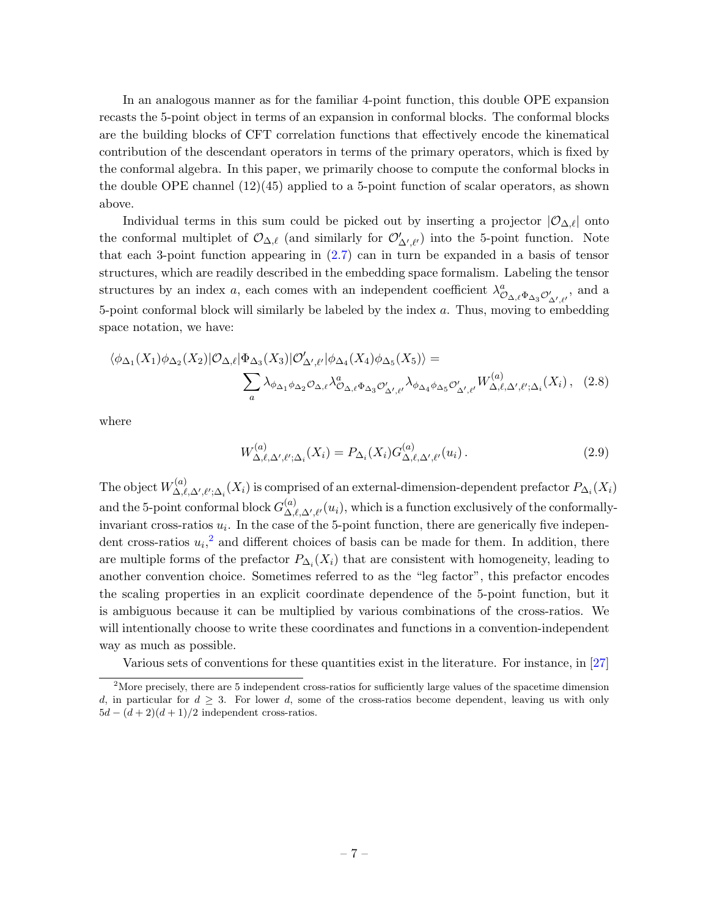In an analogous manner as for the familiar 4-point function, this double OPE expansion recasts the 5-point object in terms of an expansion in conformal blocks. The conformal blocks are the building blocks of CFT correlation functions that effectively encode the kinematical contribution of the descendant operators in terms of the primary operators, which is fixed by the conformal algebra. In this paper, we primarily choose to compute the conformal blocks in the double OPE channel (12)(45) applied to a 5-point function of scalar operators, as shown above.

Individual terms in this sum could be picked out by inserting a projector $|\mathcal{O}_{\Delta,\ell}|$ onto the conformal multiplet of $\mathcal{O}_{\Delta,\ell}$ (and similarly for $\mathcal{O}'_{\Delta',\ell'}$) into the 5-point function. Note that each 3-point function appearing in (2.7) can in turn be expanded in a basis of tensor structures, which are readily described in the embedding space formalism. Labeling the tensor structures by an index $a$, each comes with an independent coefficient $\lambda^{a}_{\mathcal{O}_{\Delta,\ell}\Phi_{\Delta_3}\mathcal{O}'_{\Delta',\ell'}}$, and a 5-point conformal block will similarly be labeled by the index $a$. Thus, moving to embedding space notation, we have:

$$
\langle \phi_{\Delta_1}(X_1)\phi_{\Delta_2}(X_2)|\mathcal{O}_{\Delta,\ell}|\Phi_{\Delta_3}(X_3)|\mathcal{O}'_{\Delta',\ell'}|\phi_{\Delta_4}(X_4)\phi_{\Delta_5}(X_5)\rangle = \sum_a \lambda_{\phi_{\Delta_1}\phi_{\Delta_2}\mathcal{O}_{\Delta,\ell}}\lambda^{a}_{\mathcal{O}_{\Delta,\ell}\Phi_{\Delta_3}\mathcal{O}'_{\Delta',\ell'}}\lambda_{\phi_{\Delta_4}\phi_{\Delta_5}\mathcal{O}'_{\Delta',\ell'}} W^{(a)}_{\Delta,\ell,\Delta',\ell';\Delta_i}(X_i)\,, \quad (2.8)
$$

where

$$
W^{(a)}_{\Delta,\ell,\Delta',\ell';\Delta_i}(X_i) = P_{\Delta_i}(X_i) G^{(a)}_{\Delta,\ell,\Delta',\ell'}(u_i)\,. \quad (2.9)
$$

The object $W^{(a)}_{\Delta,\ell,\Delta',\ell';\Delta_i}(X_i)$ is comprised of an external-dimension-dependent prefactor $P_{\Delta_i}(X_i)$ and the 5-point conformal block $G^{(a)}_{\Delta,\ell,\Delta',\ell'}(u_i)$, which is a function exclusively of the conformally-invariant cross-ratios $u_i$. In the case of the 5-point function, there are generically five independent cross-ratios $u_i$,[2] and different choices of basis can be made for them. In addition, there are multiple forms of the prefactor $P_{\Delta_i}(X_i)$ that are consistent with homogeneity, leading to another convention choice. Sometimes referred to as the "leg factor", this prefactor encodes the scaling properties in an explicit coordinate dependence of the 5-point function, but it is ambiguous because it can be multiplied by various combinations of the cross-ratios. We will intentionally choose to write these coordinates and functions in a convention-independent way as much as possible.

Various sets of conventions for these quantities exist in the literature. For instance, in [27]

[2] More precisely, there are 5 independent cross-ratios for sufficiently large values of the spacetime dimension $d$, in particular for $d \geq 3$. For lower $d$, some of the cross-ratios become dependent, leaving us with only $5d - (d+2)(d+1)/2$ independent cross-ratios.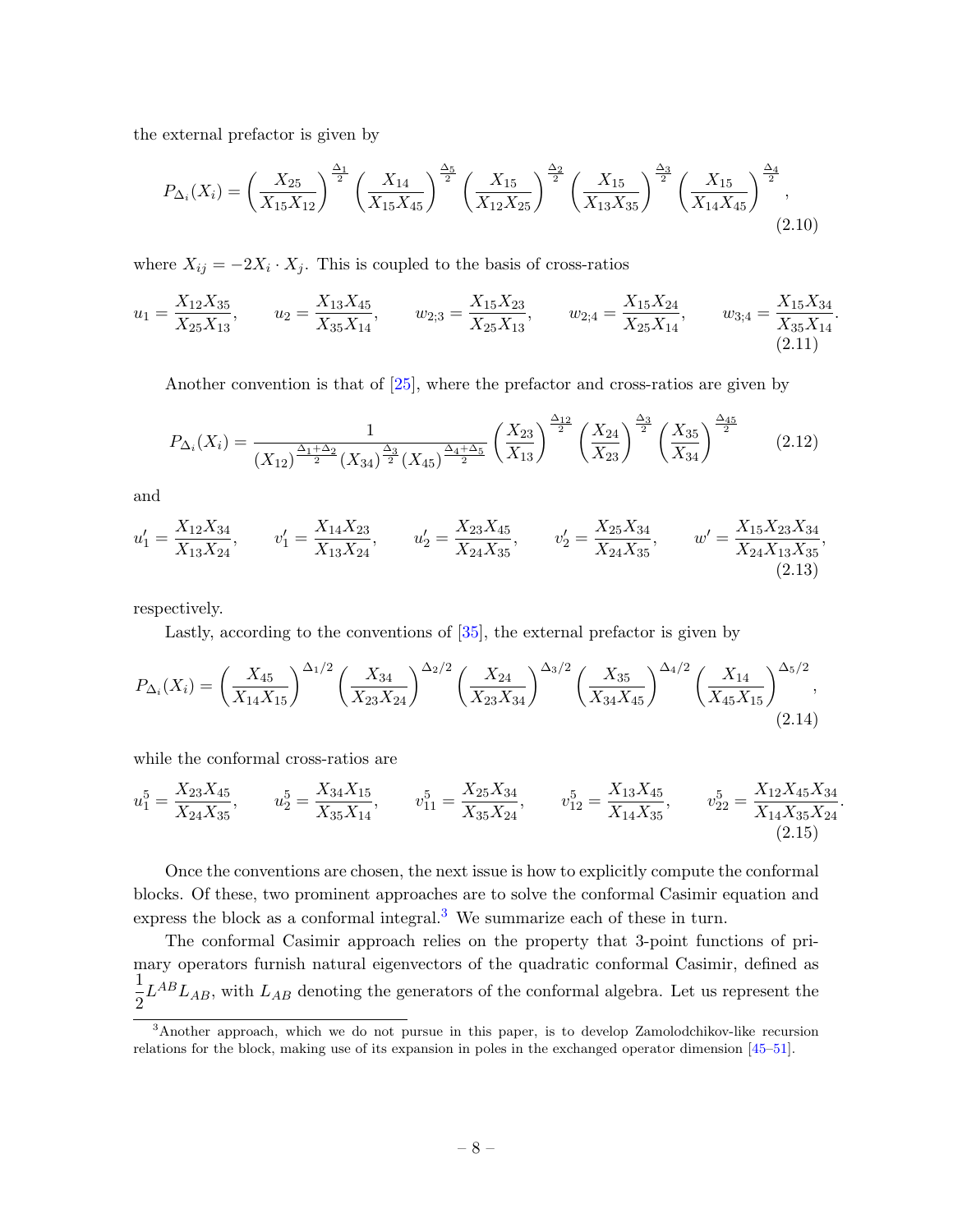the external prefactor is given by

$$P_{\Delta_i}(X_i) = \left(\frac{X_{25}}{X_{15}X_{12}}\right)^{\frac{\Delta_1}{2}} \left(\frac{X_{14}}{X_{15}X_{45}}\right)^{\frac{\Delta_5}{2}} \left(\frac{X_{15}}{X_{12}X_{25}}\right)^{\frac{\Delta_2}{2}} \left(\frac{X_{15}}{X_{13}X_{35}}\right)^{\frac{\Delta_3}{2}} \left(\frac{X_{15}}{X_{14}X_{45}}\right)^{\frac{\Delta_4}{2}}, \tag{2.10}$$

where $X_{ij} = -2X_i \cdot X_j$. This is coupled to the basis of cross-ratios

$$u_1 = \frac{X_{12}X_{35}}{X_{25}X_{13}}, \qquad u_2 = \frac{X_{13}X_{45}}{X_{35}X_{14}}, \qquad w_{2;3} = \frac{X_{15}X_{23}}{X_{25}X_{13}}, \qquad w_{2;4} = \frac{X_{15}X_{24}}{X_{25}X_{14}}, \qquad w_{3;4} = \frac{X_{15}X_{34}}{X_{35}X_{14}}. \tag{2.11}$$

Another convention is that of [25], where the prefactor and cross-ratios are given by

$$P_{\Delta_i}(X_i) = \frac{1}{(X_{12})^{\frac{\Delta_1+\Delta_2}{2}}(X_{34})^{\frac{\Delta_3}{2}}(X_{45})^{\frac{\Delta_4+\Delta_5}{2}}} \left(\frac{X_{23}}{X_{13}}\right)^{\frac{\Delta_{12}}{2}} \left(\frac{X_{24}}{X_{23}}\right)^{\frac{\Delta_3}{2}} \left(\frac{X_{35}}{X_{34}}\right)^{\frac{\Delta_{45}}{2}} \tag{2.12}$$

and

$$u_1' = \frac{X_{12}X_{34}}{X_{13}X_{24}}, \qquad v_1' = \frac{X_{14}X_{23}}{X_{13}X_{24}}, \qquad u_2' = \frac{X_{23}X_{45}}{X_{24}X_{35}}, \qquad v_2' = \frac{X_{25}X_{34}}{X_{24}X_{35}}, \qquad w' = \frac{X_{15}X_{23}X_{34}}{X_{24}X_{13}X_{35}}, \tag{2.13}$$

respectively.

Lastly, according to the conventions of [35], the external prefactor is given by

$$P_{\Delta_i}(X_i) = \left(\frac{X_{45}}{X_{14}X_{15}}\right)^{\Delta_1/2} \left(\frac{X_{34}}{X_{23}X_{24}}\right)^{\Delta_2/2} \left(\frac{X_{24}}{X_{23}X_{34}}\right)^{\Delta_3/2} \left(\frac{X_{35}}{X_{34}X_{45}}\right)^{\Delta_4/2} \left(\frac{X_{14}}{X_{45}X_{15}}\right)^{\Delta_5/2}, \tag{2.14}$$

while the conformal cross-ratios are

$$u_1^5 = \frac{X_{23}X_{45}}{X_{24}X_{35}}, \qquad u_2^5 = \frac{X_{34}X_{15}}{X_{35}X_{14}}, \qquad v_{11}^5 = \frac{X_{25}X_{34}}{X_{35}X_{24}}, \qquad v_{12}^5 = \frac{X_{13}X_{45}}{X_{14}X_{35}}, \qquad v_{22}^5 = \frac{X_{12}X_{45}X_{34}}{X_{14}X_{35}X_{24}}. \tag{2.15}$$

Once the conventions are chosen, the next issue is how to explicitly compute the conformal blocks. Of these, two prominent approaches are to solve the conformal Casimir equation and express the block as a conformal integral.[3] We summarize each of these in turn.

The conformal Casimir approach relies on the property that 3-point functions of primary operators furnish natural eigenvectors of the quadratic conformal Casimir, defined as $\dfrac{1}{2}L^{AB}L_{AB}$, with $L_{AB}$ denoting the generators of the conformal algebra. Let us represent the

[3] Another approach, which we do not pursue in this paper, is to develop Zamolodchikov-like recursion relations for the block, making use of its expansion in poles in the exchanged operator dimension [45–51].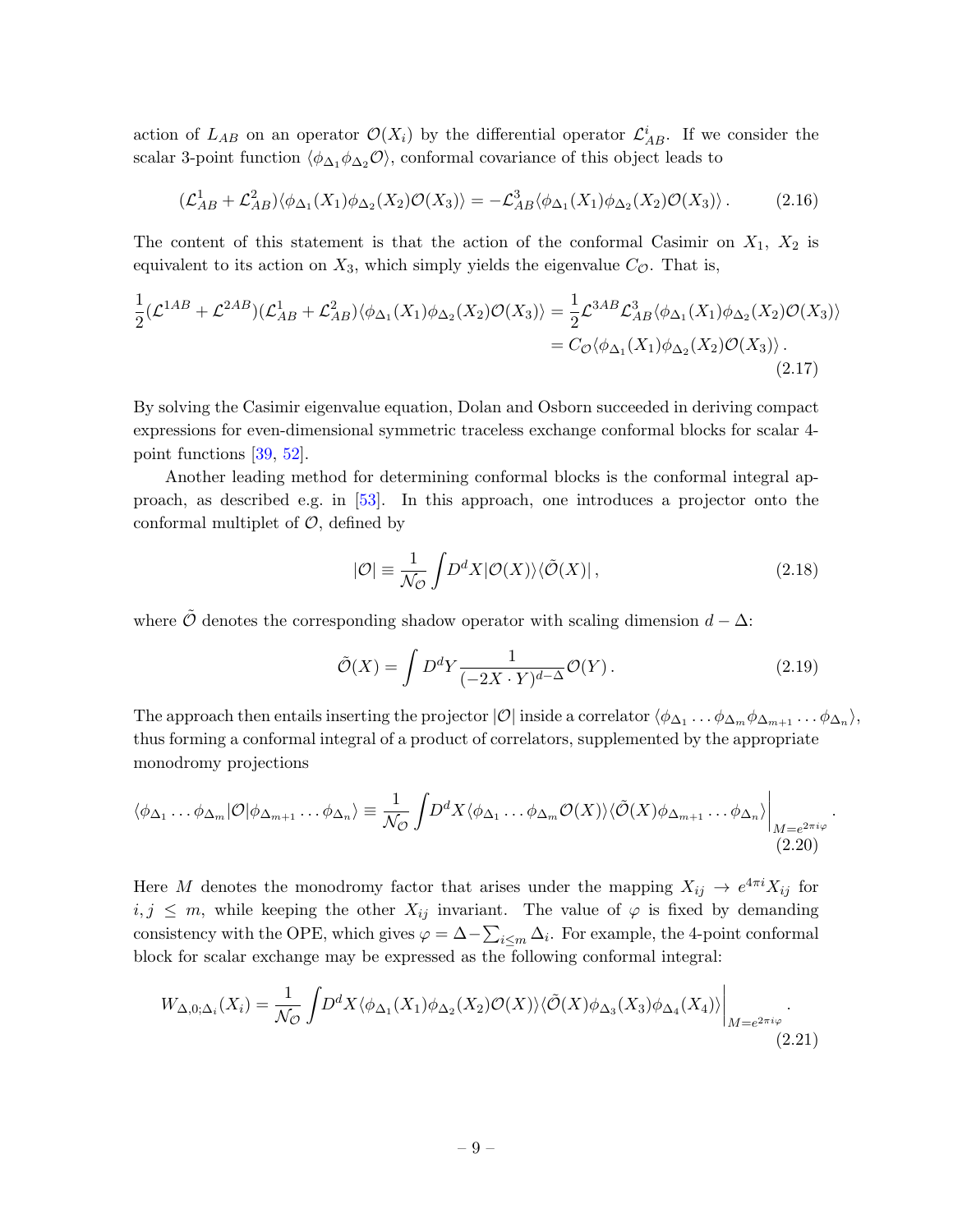action of $L_{AB}$ on an operator $\mathcal{O}(X_i)$ by the differential operator $\mathcal{L}^i_{AB}$. If we consider the scalar 3-point function $\langle\phi_{\Delta_1}\phi_{\Delta_2}\mathcal{O}\rangle$, conformal covariance of this object leads to

$$(\mathcal{L}^1_{AB}+\mathcal{L}^2_{AB})\langle\phi_{\Delta_1}(X_1)\phi_{\Delta_2}(X_2)\mathcal{O}(X_3)\rangle = -\mathcal{L}^3_{AB}\langle\phi_{\Delta_1}(X_1)\phi_{\Delta_2}(X_2)\mathcal{O}(X_3)\rangle\,. \tag{2.16}$$

The content of this statement is that the action of the conformal Casimir on $X_1$, $X_2$ is equivalent to its action on $X_3$, which simply yields the eigenvalue $C_{\mathcal{O}}$. That is,

$$\begin{aligned}\frac{1}{2}(\mathcal{L}^{1AB}+\mathcal{L}^{2AB})(\mathcal{L}^1_{AB}+\mathcal{L}^2_{AB})\langle\phi_{\Delta_1}(X_1)\phi_{\Delta_2}(X_2)\mathcal{O}(X_3)\rangle &= \frac{1}{2}\mathcal{L}^{3AB}\mathcal{L}^3_{AB}\langle\phi_{\Delta_1}(X_1)\phi_{\Delta_2}(X_2)\mathcal{O}(X_3)\rangle \\ &= C_{\mathcal{O}}\langle\phi_{\Delta_1}(X_1)\phi_{\Delta_2}(X_2)\mathcal{O}(X_3)\rangle\,.\end{aligned} \tag{2.17}$$

By solving the Casimir eigenvalue equation, Dolan and Osborn succeeded in deriving compact expressions for even-dimensional symmetric traceless exchange conformal blocks for scalar 4-point functions [39, 52].

Another leading method for determining conformal blocks is the conformal integral approach, as described e.g. in [53]. In this approach, one introduces a projector onto the conformal multiplet of $\mathcal{O}$, defined by

$$|\mathcal{O}| \equiv \frac{1}{\mathcal{N}_{\mathcal{O}}}\int D^dX|\mathcal{O}(X)\rangle\langle\tilde{\mathcal{O}}(X)|\,, \tag{2.18}$$

where $\tilde{\mathcal{O}}$ denotes the corresponding shadow operator with scaling dimension $d-\Delta$:

$$\tilde{\mathcal{O}}(X) = \int D^dY\frac{1}{(-2X\cdot Y)^{d-\Delta}}\mathcal{O}(Y)\,. \tag{2.19}$$

The approach then entails inserting the projector $|\mathcal{O}|$ inside a correlator $\langle\phi_{\Delta_1}\ldots\phi_{\Delta_m}\phi_{\Delta_{m+1}}\ldots\phi_{\Delta_n}\rangle$, thus forming a conformal integral of a product of correlators, supplemented by the appropriate monodromy projections

$$\langle\phi_{\Delta_1}\ldots\phi_{\Delta_m}|\mathcal{O}|\phi_{\Delta_{m+1}}\ldots\phi_{\Delta_n}\rangle \equiv \frac{1}{\mathcal{N}_{\mathcal{O}}}\int D^dX\langle\phi_{\Delta_1}\ldots\phi_{\Delta_m}\mathcal{O}(X)\rangle\langle\tilde{\mathcal{O}}(X)\phi_{\Delta_{m+1}}\ldots\phi_{\Delta_n}\rangle\bigg|_{M=e^{2\pi i\varphi}}\,. \tag{2.20}$$

Here $M$ denotes the monodromy factor that arises under the mapping $X_{ij}\to e^{4\pi i}X_{ij}$ for $i,j\leq m$, while keeping the other $X_{ij}$ invariant. The value of $\varphi$ is fixed by demanding consistency with the OPE, which gives $\varphi = \Delta - \sum_{i\leq m}\Delta_i$. For example, the 4-point conformal block for scalar exchange may be expressed as the following conformal integral:

$$W_{\Delta,0;\Delta_i}(X_i) = \frac{1}{\mathcal{N}_{\mathcal{O}}}\int D^dX\langle\phi_{\Delta_1}(X_1)\phi_{\Delta_2}(X_2)\mathcal{O}(X)\rangle\langle\tilde{\mathcal{O}}(X)\phi_{\Delta_3}(X_3)\phi_{\Delta_4}(X_4)\rangle\bigg|_{M=e^{2\pi i\varphi}}\,. \tag{2.21}$$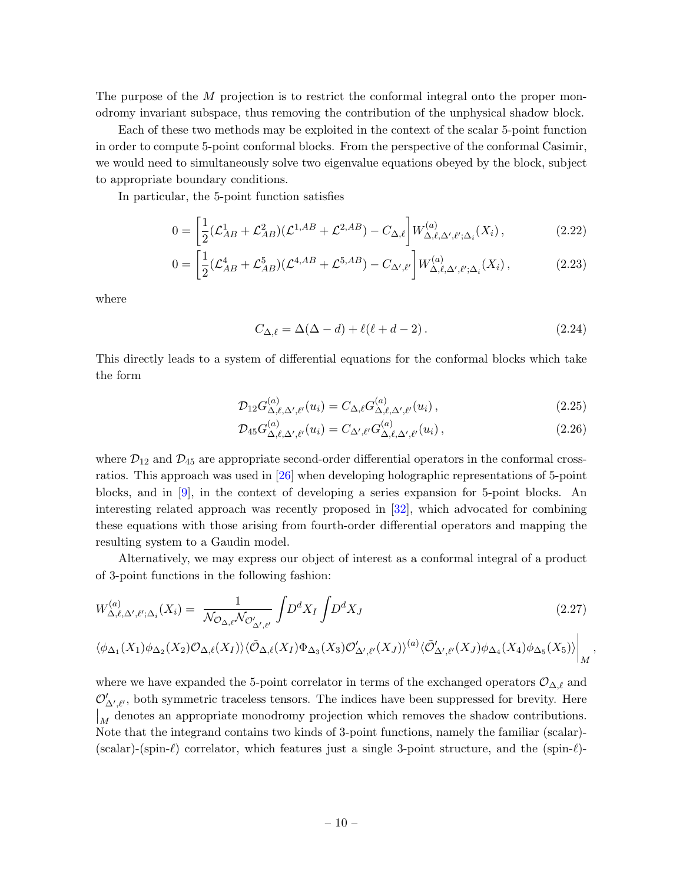The purpose of the $M$ projection is to restrict the conformal integral onto the proper monodromy invariant subspace, thus removing the contribution of the unphysical shadow block.

Each of these two methods may be exploited in the context of the scalar 5-point function in order to compute 5-point conformal blocks. From the perspective of the conformal Casimir, we would need to simultaneously solve two eigenvalue equations obeyed by the block, subject to appropriate boundary conditions.

In particular, the 5-point function satisfies

$$0 = \left[\frac{1}{2}(\mathcal{L}^1_{AB} + \mathcal{L}^2_{AB})(\mathcal{L}^{1,AB} + \mathcal{L}^{2,AB}) - C_{\Delta,\ell}\right] W^{(a)}_{\Delta,\ell,\Delta',\ell';\Delta_i}(X_i)\,, \tag{2.22}$$

$$0 = \left[\frac{1}{2}(\mathcal{L}^4_{AB} + \mathcal{L}^5_{AB})(\mathcal{L}^{4,AB} + \mathcal{L}^{5,AB}) - C_{\Delta',\ell'}\right] W^{(a)}_{\Delta,\ell,\Delta',\ell';\Delta_i}(X_i)\,, \tag{2.23}$$

where

$$C_{\Delta,\ell} = \Delta(\Delta - d) + \ell(\ell + d - 2)\,. \tag{2.24}$$

This directly leads to a system of differential equations for the conformal blocks which take the form

$$\mathcal{D}_{12} G^{(a)}_{\Delta,\ell,\Delta',\ell'}(u_i) = C_{\Delta,\ell} G^{(a)}_{\Delta,\ell,\Delta',\ell'}(u_i)\,, \tag{2.25}$$

$$\mathcal{D}_{45} G^{(a)}_{\Delta,\ell,\Delta',\ell'}(u_i) = C_{\Delta',\ell'} G^{(a)}_{\Delta,\ell,\Delta',\ell'}(u_i)\,, \tag{2.26}$$

where $\mathcal{D}_{12}$ and $\mathcal{D}_{45}$ are appropriate second-order differential operators in the conformal cross-ratios. This approach was used in [26] when developing holographic representations of 5-point blocks, and in [9], in the context of developing a series expansion for 5-point blocks. An interesting related approach was recently proposed in [32], which advocated for combining these equations with those arising from fourth-order differential operators and mapping the resulting system to a Gaudin model.

Alternatively, we may express our object of interest as a conformal integral of a product of 3-point functions in the following fashion:

$$W^{(a)}_{\Delta,\ell,\Delta',\ell';\Delta_i}(X_i) = \frac{1}{\mathcal{N}_{\mathcal{O}_{\Delta,\ell}} \mathcal{N}_{\mathcal{O}'_{\Delta',\ell'}}} \int D^d X_I \int D^d X_J \tag{2.27}$$

$$\langle \phi_{\Delta_1}(X_1)\phi_{\Delta_2}(X_2)\mathcal{O}_{\Delta,\ell}(X_I)\rangle \langle \tilde{\mathcal{O}}_{\Delta,\ell}(X_I)\Phi_{\Delta_3}(X_3)\mathcal{O}'_{\Delta',\ell'}(X_J)\rangle^{(a)} \langle \tilde{\mathcal{O}}'_{\Delta',\ell'}(X_J)\phi_{\Delta_4}(X_4)\phi_{\Delta_5}(X_5)\rangle \bigg|_M\,,$$

where we have expanded the 5-point correlator in terms of the exchanged operators $\mathcal{O}_{\Delta,\ell}$ and $\mathcal{O}'_{\Delta',\ell'}$, both symmetric traceless tensors. The indices have been suppressed for brevity. Here $\big|_M$ denotes an appropriate monodromy projection which removes the shadow contributions. Note that the integrand contains two kinds of 3-point functions, namely the familiar (scalar)-(scalar)-(spin-$\ell$) correlator, which features just a single 3-point structure, and the (spin-$\ell$)-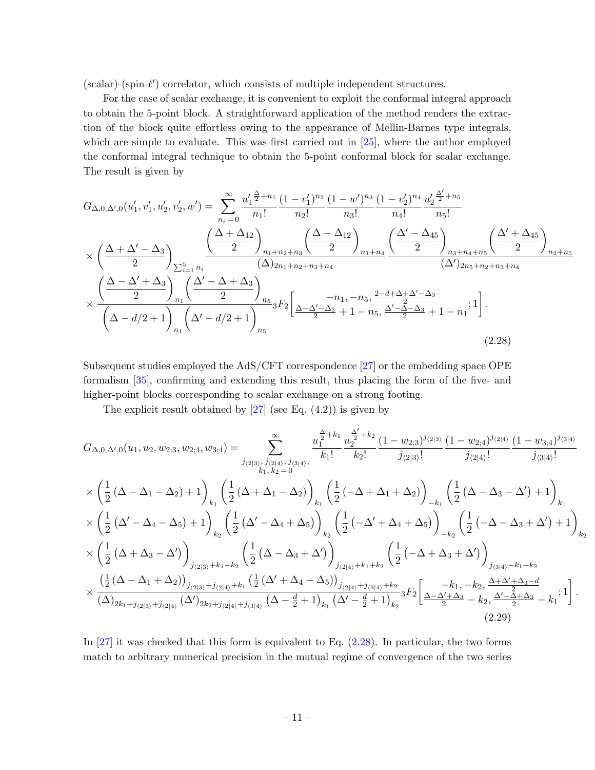(scalar)-(spin-$\ell'$) correlator, which consists of multiple independent structures.

For the case of scalar exchange, it is convenient to exploit the conformal integral approach to obtain the 5-point block. A straightforward application of the method renders the extraction of the block quite effortless owing to the appearance of Mellin-Barnes type integrals, which are simple to evaluate. This was first carried out in [25], where the author employed the conformal integral technique to obtain the 5-point conformal block for scalar exchange. The result is given by

$$
\begin{aligned}
G_{\Delta,0,\Delta',0}(u_1',v_1',u_2',v_2',w') =& \sum_{n_i=0}^{\infty} \frac{u_1'^{\,\frac{\Delta}{2}+n_1}}{n_1!}\frac{(1-v_1')^{n_2}}{n_2!}\frac{(1-w')^{n_3}}{n_3!}\frac{(1-v_2')^{n_4}}{n_4!}\frac{u_2'^{\,\frac{\Delta'}{2}+n_5}}{n_5!} \\
&\times \left(\frac{\Delta+\Delta'-\Delta_3}{2}\right)_{\sum_{i=1}^5 n_i} \frac{\left(\frac{\Delta+\Delta_{12}}{2}\right)_{n_1+n_2+n_3}\left(\frac{\Delta-\Delta_{12}}{2}\right)_{n_1+n_4}}{(\Delta)_{2n_1+n_2+n_3+n_4}} \frac{\left(\frac{\Delta'-\Delta_{45}}{2}\right)_{n_3+n_4+n_5}\left(\frac{\Delta'+\Delta_{45}}{2}\right)_{n_2+n_5}}{(\Delta')_{2n_5+n_2+n_3+n_4}} \\
&\times \frac{\left(\frac{\Delta-\Delta'+\Delta_3}{2}\right)_{n_1}\left(\frac{\Delta'-\Delta+\Delta_3}{2}\right)_{n_5}}{\left(\Delta-d/2+1\right)_{n_1}\left(\Delta'-d/2+1\right)_{n_5}} {}_3F_2\left[\begin{matrix}-n_1,-n_5,\frac{2-d+\Delta+\Delta'-\Delta_3}{2}\\ \frac{\Delta-\Delta'-\Delta_3}{2}+1-n_5,\frac{\Delta'-\Delta-\Delta_3}{2}+1-n_1\end{matrix};1\right].
\end{aligned}
\tag{2.28}
$$

Subsequent studies employed the AdS/CFT correspondence [27] or the embedding space OPE formalism [35], confirming and extending this result, thus placing the form of the five- and higher-point blocks corresponding to scalar exchange on a strong footing.

The explicit result obtained by [27] (see Eq. (4.2)) is given by

$$
\begin{aligned}
G_{\Delta,0,\Delta',0}(u_1,u_2,w_{2;3},w_{2;4},w_{3;4}) =& \sum_{\substack{j_{\langle 2|3\rangle},j_{\langle 2|4\rangle},j_{\langle 3|4\rangle},\\ k_1,k_2=0}}^{\infty} \frac{u_1^{\frac{\Delta}{2}+k_1}}{k_1!}\frac{u_2^{\frac{\Delta'}{2}+k_2}}{k_2!}\frac{(1-w_{2;3})^{j_{\langle 2|3\rangle}}}{j_{\langle 2|3\rangle}!}\frac{(1-w_{2;4})^{j_{\langle 2|4\rangle}}}{j_{\langle 2|4\rangle}!}\frac{(1-w_{3;4})^{j_{\langle 3|4\rangle}}}{j_{\langle 3|4\rangle}!} \\
&\times \left(\frac{1}{2}(\Delta-\Delta_1-\Delta_2)+1\right)_{k_1}\left(\frac{1}{2}(\Delta+\Delta_1-\Delta_2)\right)_{k_1}\left(\frac{1}{2}(-\Delta+\Delta_1+\Delta_2)\right)_{-k_1}\left(\frac{1}{2}(\Delta-\Delta_3-\Delta')+1\right)_{k_1} \\
&\times \left(\frac{1}{2}(\Delta'-\Delta_4-\Delta_5)+1\right)_{k_2}\left(\frac{1}{2}(\Delta'-\Delta_4+\Delta_5)\right)_{k_2}\left(\frac{1}{2}(-\Delta'+\Delta_4+\Delta_5)\right)_{-k_2}\left(\frac{1}{2}(-\Delta-\Delta_3+\Delta')+1\right)_{k_2} \\
&\times \left(\frac{1}{2}(\Delta+\Delta_3-\Delta')\right)_{j_{\langle 2|3\rangle}+k_1-k_2}\left(\frac{1}{2}(\Delta-\Delta_3+\Delta')\right)_{j_{\langle 2|4\rangle}+k_1+k_2}\left(\frac{1}{2}(-\Delta+\Delta_3+\Delta')\right)_{j_{\langle 3|4\rangle}-k_1+k_2} \\
&\times \frac{\left(\frac{1}{2}(\Delta-\Delta_1+\Delta_2)\right)_{j_{\langle 2|3\rangle}+j_{\langle 2|4\rangle}+k_1}\left(\frac{1}{2}(\Delta'+\Delta_4-\Delta_5)\right)_{j_{\langle 2|4\rangle}+j_{\langle 3|4\rangle}+k_2}}{(\Delta)_{2k_1+j_{\langle 2|3\rangle}+j_{\langle 2|4\rangle}}(\Delta')_{2k_2+j_{\langle 2|4\rangle}+j_{\langle 3|4\rangle}}\left(\Delta-\frac{d}{2}+1\right)_{k_1}\left(\Delta'-\frac{d}{2}+1\right)_{k_2}} {}_3F_2\left[\begin{matrix}-k_1,-k_2,\frac{\Delta+\Delta'+\Delta_3-d}{2}\\ \frac{\Delta-\Delta'+\Delta_3}{2}-k_2,\frac{\Delta'-\Delta+\Delta_3}{2}-k_1\end{matrix};1\right].
\end{aligned}
\tag{2.29}
$$

In [27] it was checked that this form is equivalent to Eq. (2.28). In particular, the two forms match to arbitrary numerical precision in the mutual regime of convergence of the two series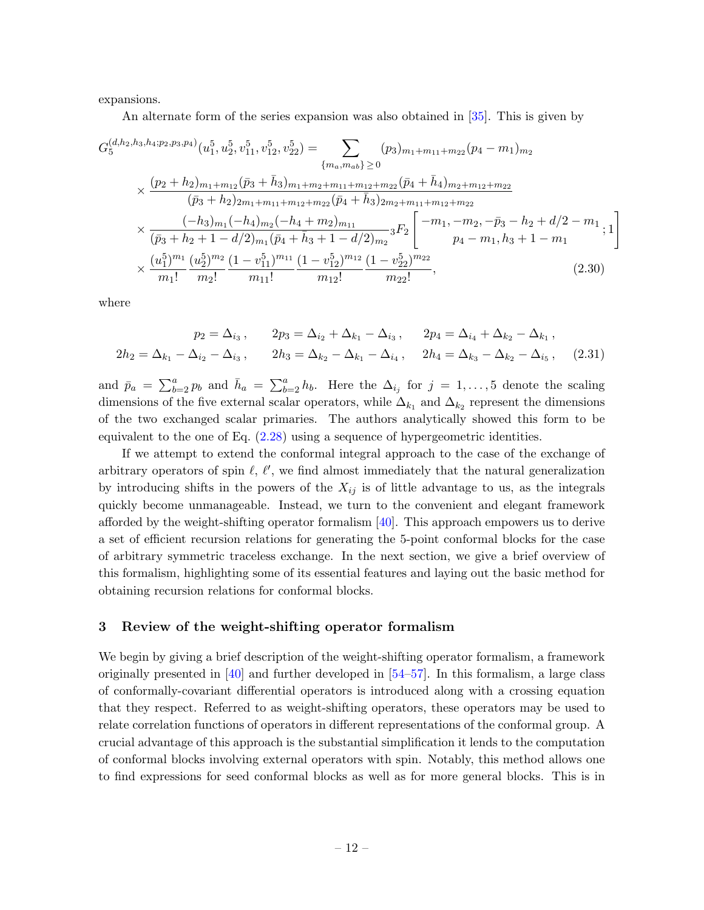expansions.

An alternate form of the series expansion was also obtained in [35]. This is given by

$$
\begin{aligned}
G_5^{(d,h_2,h_3,h_4;p_2,p_3,p_4)}(u_1^5,u_2^5,v_{11}^5,v_{12}^5,v_{22}^5) = &\sum_{\{m_a,m_{ab}\}\geq 0} (p_3)_{m_1+m_{11}+m_{22}}(p_4-m_1)_{m_2} \\
&\times \frac{(p_2+h_2)_{m_1+m_{12}}(\bar{p}_3+\bar{h}_3)_{m_1+m_2+m_{11}+m_{12}+m_{22}}(\bar{p}_4+\bar{h}_4)_{m_2+m_{12}+m_{22}}}{(\bar{p}_3+h_2)_{2m_1+m_{11}+m_{12}+m_{22}}(\bar{p}_4+\bar{h}_3)_{2m_2+m_{11}+m_{12}+m_{22}}} \\
&\times \frac{(-h_3)_{m_1}(-h_4)_{m_2}(-h_4+m_2)_{m_{11}}}{(\bar{p}_3+h_2+1-d/2)_{m_1}(\bar{p}_4+\bar{h}_3+1-d/2)_{m_2}} {}_3F_2\left[\begin{matrix}-m_1,-m_2,-\bar{p}_3-h_2+d/2-m_1\\ p_4-m_1,h_3+1-m_1\end{matrix};1\right] \\
&\times \frac{(u_1^5)^{m_1}}{m_1!}\frac{(u_2^5)^{m_2}}{m_2!}\frac{(1-v_{11}^5)^{m_{11}}}{m_{11}!}\frac{(1-v_{12}^5)^{m_{12}}}{m_{12}!}\frac{(1-v_{22}^5)^{m_{22}}}{m_{22}!},
\end{aligned}
\tag{2.30}
$$

where

$$
\begin{aligned}
p_2 &= \Delta_{i_3}\,, & 2p_3 &= \Delta_{i_2}+\Delta_{k_1}-\Delta_{i_3}\,, & 2p_4 &= \Delta_{i_4}+\Delta_{k_2}-\Delta_{k_1}\,, \\
2h_2 &= \Delta_{k_1}-\Delta_{i_2}-\Delta_{i_3}\,, & 2h_3 &= \Delta_{k_2}-\Delta_{k_1}-\Delta_{i_4}\,, & 2h_4 &= \Delta_{k_3}-\Delta_{k_2}-\Delta_{i_5}\,,
\end{aligned}
\tag{2.31}
$$

and $\bar{p}_a=\sum_{b=2}^a p_b$ and $\bar{h}_a=\sum_{b=2}^a h_b$. Here the $\Delta_{i_j}$ for $j=1,\ldots,5$ denote the scaling dimensions of the five external scalar operators, while $\Delta_{k_1}$ and $\Delta_{k_2}$ represent the dimensions of the two exchanged scalar primaries. The authors analytically showed this form to be equivalent to the one of Eq. (2.28) using a sequence of hypergeometric identities.

If we attempt to extend the conformal integral approach to the case of the exchange of arbitrary operators of spin $\ell$, $\ell'$, we find almost immediately that the natural generalization by introducing shifts in the powers of the $X_{ij}$ is of little advantage to us, as the integrals quickly become unmanageable. Instead, we turn to the convenient and elegant framework afforded by the weight-shifting operator formalism [40]. This approach empowers us to derive a set of efficient recursion relations for generating the 5-point conformal blocks for the case of arbitrary symmetric traceless exchange. In the next section, we give a brief overview of this formalism, highlighting some of its essential features and laying out the basic method for obtaining recursion relations for conformal blocks.

## 3 Review of the weight-shifting operator formalism

We begin by giving a brief description of the weight-shifting operator formalism, a framework originally presented in [40] and further developed in [54–57]. In this formalism, a large class of conformally-covariant differential operators is introduced along with a crossing equation that they respect. Referred to as weight-shifting operators, these operators may be used to relate correlation functions of operators in different representations of the conformal group. A crucial advantage of this approach is the substantial simplification it lends to the computation of conformal blocks involving external operators with spin. Notably, this method allows one to find expressions for seed conformal blocks as well as for more general blocks. This is in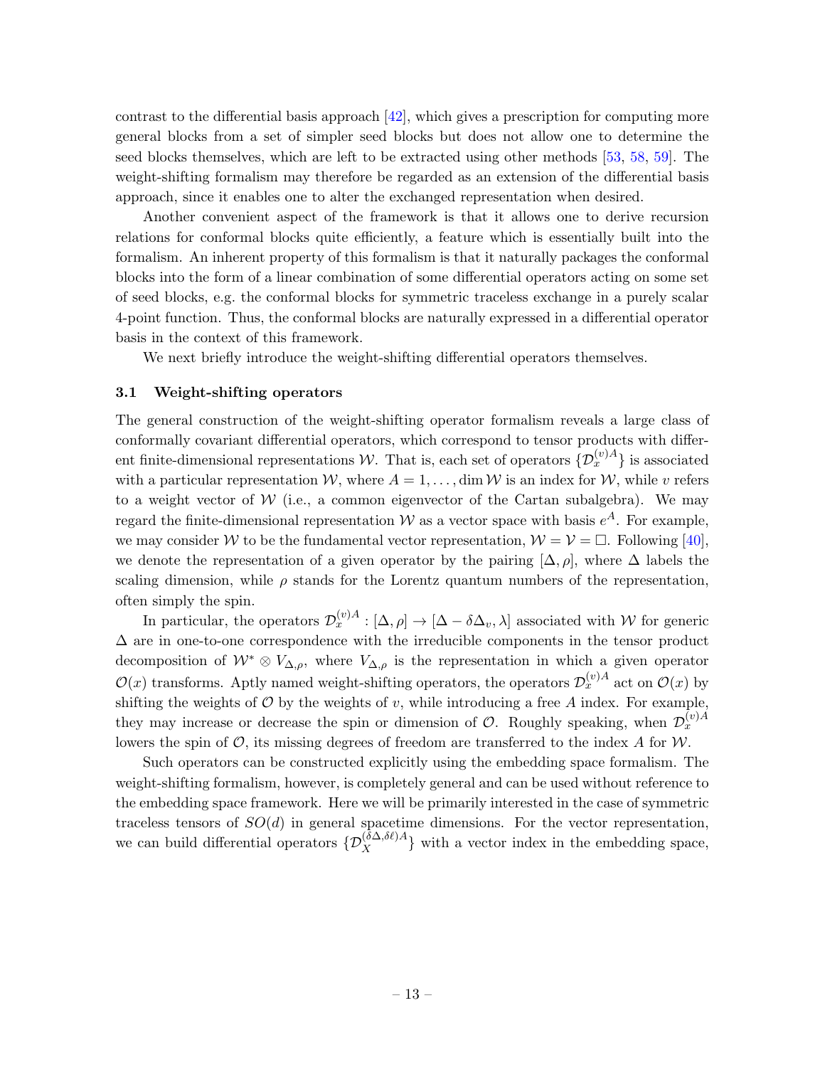contrast to the differential basis approach [42], which gives a prescription for computing more general blocks from a set of simpler seed blocks but does not allow one to determine the seed blocks themselves, which are left to be extracted using other methods [53, 58, 59]. The weight-shifting formalism may therefore be regarded as an extension of the differential basis approach, since it enables one to alter the exchanged representation when desired.

Another convenient aspect of the framework is that it allows one to derive recursion relations for conformal blocks quite efficiently, a feature which is essentially built into the formalism. An inherent property of this formalism is that it naturally packages the conformal blocks into the form of a linear combination of some differential operators acting on some set of seed blocks, e.g. the conformal blocks for symmetric traceless exchange in a purely scalar 4-point function. Thus, the conformal blocks are naturally expressed in a differential operator basis in the context of this framework.

We next briefly introduce the weight-shifting differential operators themselves.

### 3.1 Weight-shifting operators

The general construction of the weight-shifting operator formalism reveals a large class of conformally covariant differential operators, which correspond to tensor products with different finite-dimensional representations $\mathcal{W}$. That is, each set of operators $\{\mathcal{D}_x^{(v)A}\}$ is associated with a particular representation $\mathcal{W}$, where $A = 1, \ldots, \dim \mathcal{W}$ is an index for $\mathcal{W}$, while $v$ refers to a weight vector of $\mathcal{W}$ (i.e., a common eigenvector of the Cartan subalgebra). We may regard the finite-dimensional representation $\mathcal{W}$ as a vector space with basis $e^A$. For example, we may consider $\mathcal{W}$ to be the fundamental vector representation, $\mathcal{W} = \mathcal{V} = \square$. Following [40], we denote the representation of a given operator by the pairing $[\Delta, \rho]$, where $\Delta$ labels the scaling dimension, while $\rho$ stands for the Lorentz quantum numbers of the representation, often simply the spin.

In particular, the operators $\mathcal{D}_x^{(v)A} : [\Delta, \rho] \to [\Delta - \delta\Delta_v, \lambda]$ associated with $\mathcal{W}$ for generic $\Delta$ are in one-to-one correspondence with the irreducible components in the tensor product decomposition of $\mathcal{W}^* \otimes V_{\Delta,\rho}$, where $V_{\Delta,\rho}$ is the representation in which a given operator $\mathcal{O}(x)$ transforms. Aptly named weight-shifting operators, the operators $\mathcal{D}_x^{(v)A}$ act on $\mathcal{O}(x)$ by shifting the weights of $\mathcal{O}$ by the weights of $v$, while introducing a free $A$ index. For example, they may increase or decrease the spin or dimension of $\mathcal{O}$. Roughly speaking, when $\mathcal{D}_x^{(v)A}$ lowers the spin of $\mathcal{O}$, its missing degrees of freedom are transferred to the index $A$ for $\mathcal{W}$.

Such operators can be constructed explicitly using the embedding space formalism. The weight-shifting formalism, however, is completely general and can be used without reference to the embedding space framework. Here we will be primarily interested in the case of symmetric traceless tensors of $SO(d)$ in general spacetime dimensions. For the vector representation, we can build differential operators $\{\mathcal{D}_X^{(\delta\Delta,\delta\ell)A}\}$ with a vector index in the embedding space,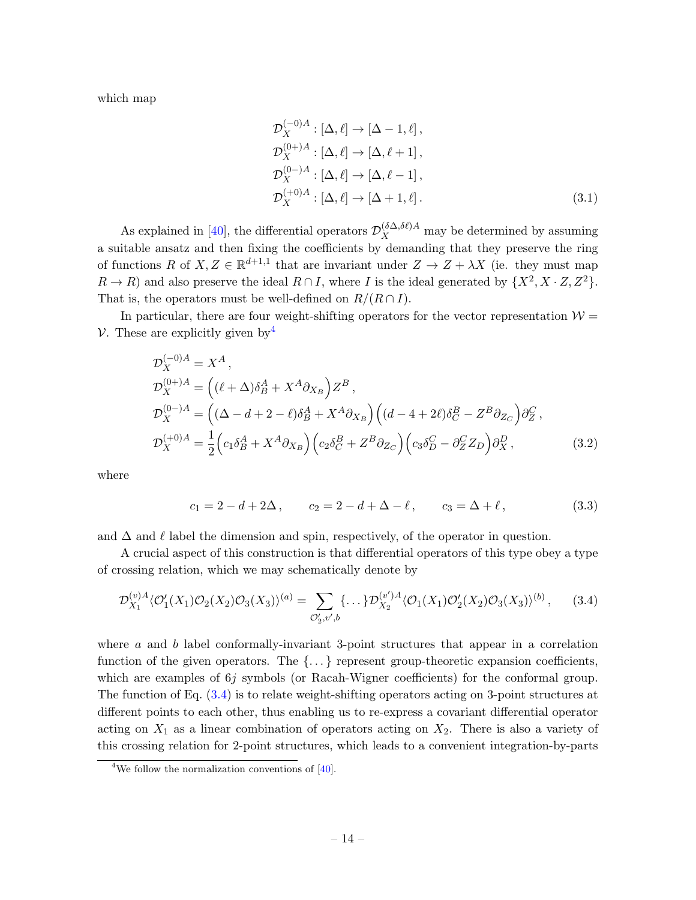which map

$$
\begin{aligned}
&\mathcal{D}_X^{(-0)A} : [\Delta, \ell] \to [\Delta - 1, \ell]\,, \\
&\mathcal{D}_X^{(0+)A} : [\Delta, \ell] \to [\Delta, \ell + 1]\,, \\
&\mathcal{D}_X^{(0-)A} : [\Delta, \ell] \to [\Delta, \ell - 1]\,, \\
&\mathcal{D}_X^{(+0)A} : [\Delta, \ell] \to [\Delta + 1, \ell]\,.
\end{aligned} \tag{3.1}
$$

As explained in [40], the differential operators $\mathcal{D}_X^{(\delta\Delta,\delta\ell)A}$ may be determined by assuming a suitable ansatz and then fixing the coefficients by demanding that they preserve the ring of functions $R$ of $X, Z \in \mathbb{R}^{d+1,1}$ that are invariant under $Z \to Z + \lambda X$ (ie. they must map $R \to R$) and also preserve the ideal $R \cap I$, where $I$ is the ideal generated by $\{X^2, X \cdot Z, Z^2\}$. That is, the operators must be well-defined on $R/(R \cap I)$.

In particular, there are four weight-shifting operators for the vector representation $\mathcal{W} = \mathcal{V}$. These are explicitly given by[4]

$$
\begin{aligned}
\mathcal{D}_X^{(-0)A} &= X^A\,, \\
\mathcal{D}_X^{(0+)A} &= \Big((\ell + \Delta)\delta_B^A + X^A \partial_{X_B}\Big) Z^B\,, \\
\mathcal{D}_X^{(0-)A} &= \Big((\Delta - d + 2 - \ell)\delta_B^A + X^A \partial_{X_B}\Big)\Big((d - 4 + 2\ell)\delta_C^B - Z^B \partial_{Z_C}\Big)\partial_Z^C\,, \\
\mathcal{D}_X^{(+0)A} &= \frac{1}{2}\Big(c_1 \delta_B^A + X^A \partial_{X_B}\Big)\Big(c_2 \delta_C^B + Z^B \partial_{Z_C}\Big)\Big(c_3 \delta_D^C - \partial_Z^C Z_D\Big)\partial_X^D\,,
\end{aligned} \tag{3.2}
$$

where

$$
c_1 = 2 - d + 2\Delta\,, \qquad c_2 = 2 - d + \Delta - \ell\,, \qquad c_3 = \Delta + \ell\,, \tag{3.3}
$$

and $\Delta$ and $\ell$ label the dimension and spin, respectively, of the operator in question.

A crucial aspect of this construction is that differential operators of this type obey a type of crossing relation, which we may schematically denote by

$$
\mathcal{D}_{X_1}^{(v)A} \langle \mathcal{O}_1'(X_1)\mathcal{O}_2(X_2)\mathcal{O}_3(X_3)\rangle^{(a)} = \sum_{\mathcal{O}_2', v', b} \{\dots\} \mathcal{D}_{X_2}^{(v')A} \langle \mathcal{O}_1(X_1)\mathcal{O}_2'(X_2)\mathcal{O}_3(X_3)\rangle^{(b)}\,, \tag{3.4}
$$

where $a$ and $b$ label conformally-invariant 3-point structures that appear in a correlation function of the given operators. The $\{\dots\}$ represent group-theoretic expansion coefficients, which are examples of $6j$ symbols (or Racah-Wigner coefficients) for the conformal group. The function of Eq. (3.4) is to relate weight-shifting operators acting on 3-point structures at different points to each other, thus enabling us to re-express a covariant differential operator acting on $X_1$ as a linear combination of operators acting on $X_2$. There is also a variety of this crossing relation for 2-point structures, which leads to a convenient integration-by-parts

[4] We follow the normalization conventions of [40].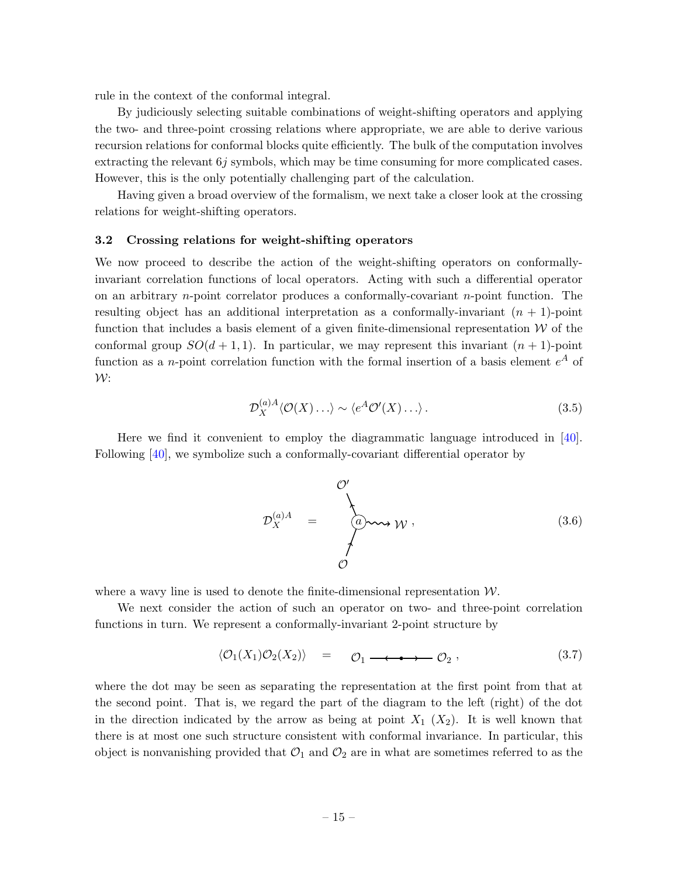rule in the context of the conformal integral.

By judiciously selecting suitable combinations of weight-shifting operators and applying the two- and three-point crossing relations where appropriate, we are able to derive various recursion relations for conformal blocks quite efficiently. The bulk of the computation involves extracting the relevant $6j$ symbols, which may be time consuming for more complicated cases. However, this is the only potentially challenging part of the calculation.

Having given a broad overview of the formalism, we next take a closer look at the crossing relations for weight-shifting operators.

### 3.2 Crossing relations for weight-shifting operators

We now proceed to describe the action of the weight-shifting operators on conformally-invariant correlation functions of local operators. Acting with such a differential operator on an arbitrary $n$-point correlator produces a conformally-covariant $n$-point function. The resulting object has an additional interpretation as a conformally-invariant $(n+1)$-point function that includes a basis element of a given finite-dimensional representation $\mathcal{W}$ of the conformal group $SO(d+1,1)$. In particular, we may represent this invariant $(n+1)$-point function as a $n$-point correlation function with the formal insertion of a basis element $e^A$ of $\mathcal{W}$:

$$\mathcal{D}_X^{(a)A}\langle\mathcal{O}(X)\ldots\rangle \sim \langle e^A\mathcal{O}'(X)\ldots\rangle\,. \tag{3.5}$$

Here we find it convenient to employ the diagrammatic language introduced in [40]. Following [40], we symbolize such a conformally-covariant differential operator by

$$\mathcal{D}_X^{(a)A} \quad = \quad \begin{array}{c}\mathcal{O}' \\ \diagdown \\ (a)\rightsquigarrow \mathcal{W} \\ \diagup \\ \mathcal{O}\end{array}\,, \tag{3.6}$$

where a wavy line is used to denote the finite-dimensional representation $\mathcal{W}$.

We next consider the action of such an operator on two- and three-point correlation functions in turn. We represent a conformally-invariant 2-point structure by

$$\langle\mathcal{O}_1(X_1)\mathcal{O}_2(X_2)\rangle \quad = \quad \mathcal{O}_1 \longleftarrow\!\bullet\!\longrightarrow \mathcal{O}_2\,, \tag{3.7}$$

where the dot may be seen as separating the representation at the first point from that at the second point. That is, we regard the part of the diagram to the left (right) of the dot in the direction indicated by the arrow as being at point $X_1$ ($X_2$). It is well known that there is at most one such structure consistent with conformal invariance. In particular, this object is nonvanishing provided that $\mathcal{O}_1$ and $\mathcal{O}_2$ are in what are sometimes referred to as the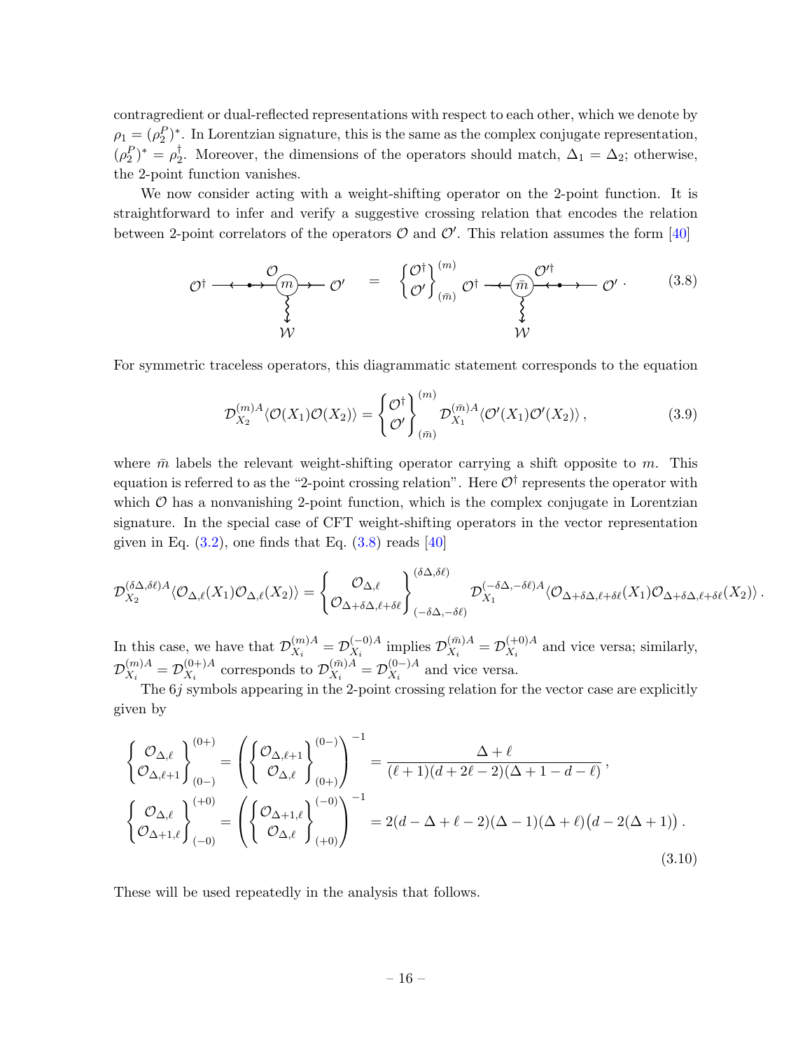contragredient or dual-reflected representations with respect to each other, which we denote by $\rho_1 = (\rho_2^P)^*$. In Lorentzian signature, this is the same as the complex conjugate representation, $(\rho_2^P)^* = \rho_2^\dagger$. Moreover, the dimensions of the operators should match, $\Delta_1 = \Delta_2$; otherwise, the 2-point function vanishes.

We now consider acting with a weight-shifting operator on the 2-point function. It is straightforward to infer and verify a suggestive crossing relation that encodes the relation between 2-point correlators of the operators $\mathcal{O}$ and $\mathcal{O}'$. This relation assumes the form [40]

$$\mathcal{O}^\dagger \longrightarrow \overset{\mathcal{O}}{(m)} \longrightarrow \mathcal{O}' \quad = \quad \begin{Bmatrix} \mathcal{O}^\dagger \\ \mathcal{O}' \end{Bmatrix}_{(\bar{m})}^{(m)} \mathcal{O}^\dagger \longrightarrow \overset{\mathcal{O}'^\dagger}{(\bar{m})} \longrightarrow \mathcal{O}' \, . \tag{3.8}$$

(with the weight-shifting operator $\mathcal{W}$ attached to the vertex in each diagram)

For symmetric traceless operators, this diagrammatic statement corresponds to the equation

$$\mathcal{D}_{X_2}^{(m)A} \langle \mathcal{O}(X_1)\mathcal{O}(X_2)\rangle = \begin{Bmatrix} \mathcal{O}^\dagger \\ \mathcal{O}' \end{Bmatrix}_{(\bar{m})}^{(m)} \mathcal{D}_{X_1}^{(\bar{m})A} \langle \mathcal{O}'(X_1)\mathcal{O}'(X_2)\rangle \, , \tag{3.9}$$

where $\bar{m}$ labels the relevant weight-shifting operator carrying a shift opposite to $m$. This equation is referred to as the "2-point crossing relation". Here $\mathcal{O}^\dagger$ represents the operator with which $\mathcal{O}$ has a nonvanishing 2-point function, which is the complex conjugate in Lorentzian signature. In the special case of CFT weight-shifting operators in the vector representation given in Eq. (3.2), one finds that Eq. (3.8) reads [40]

$$\mathcal{D}_{X_2}^{(\delta\Delta,\delta\ell)A} \langle \mathcal{O}_{\Delta,\ell}(X_1)\mathcal{O}_{\Delta,\ell}(X_2)\rangle = \begin{Bmatrix} \mathcal{O}_{\Delta,\ell} \\ \mathcal{O}_{\Delta+\delta\Delta,\ell+\delta\ell} \end{Bmatrix}_{(-\delta\Delta,-\delta\ell)}^{(\delta\Delta,\delta\ell)} \mathcal{D}_{X_1}^{(-\delta\Delta,-\delta\ell)A} \langle \mathcal{O}_{\Delta+\delta\Delta,\ell+\delta\ell}(X_1)\mathcal{O}_{\Delta+\delta\Delta,\ell+\delta\ell}(X_2)\rangle \, .$$

In this case, we have that $\mathcal{D}_{X_i}^{(m)A} = \mathcal{D}_{X_i}^{(-0)A}$ implies $\mathcal{D}_{X_i}^{(\bar{m})A} = \mathcal{D}_{X_i}^{(+0)A}$ and vice versa; similarly, $\mathcal{D}_{X_i}^{(m)A} = \mathcal{D}_{X_i}^{(0+)A}$ corresponds to $\mathcal{D}_{X_i}^{(\bar{m})A} = \mathcal{D}_{X_i}^{(0-)A}$ and vice versa.

The $6j$ symbols appearing in the 2-point crossing relation for the vector case are explicitly given by

$$\begin{aligned}
\begin{Bmatrix} \mathcal{O}_{\Delta,\ell} \\ \mathcal{O}_{\Delta,\ell+1} \end{Bmatrix}_{(0-)}^{(0+)} &= \left( \begin{Bmatrix} \mathcal{O}_{\Delta,\ell+1} \\ \mathcal{O}_{\Delta,\ell} \end{Bmatrix}_{(0+)}^{(0-)} \right)^{-1} = \frac{\Delta+\ell}{(\ell+1)(d+2\ell-2)(\Delta+1-d-\ell)} \, , \\
\begin{Bmatrix} \mathcal{O}_{\Delta,\ell} \\ \mathcal{O}_{\Delta+1,\ell} \end{Bmatrix}_{(-0)}^{(+0)} &= \left( \begin{Bmatrix} \mathcal{O}_{\Delta+1,\ell} \\ \mathcal{O}_{\Delta,\ell} \end{Bmatrix}_{(+0)}^{(-0)} \right)^{-1} = 2(d-\Delta+\ell-2)(\Delta-1)(\Delta+\ell)\big(d-2(\Delta+1)\big) \, .
\end{aligned} \tag{3.10}$$

These will be used repeatedly in the analysis that follows.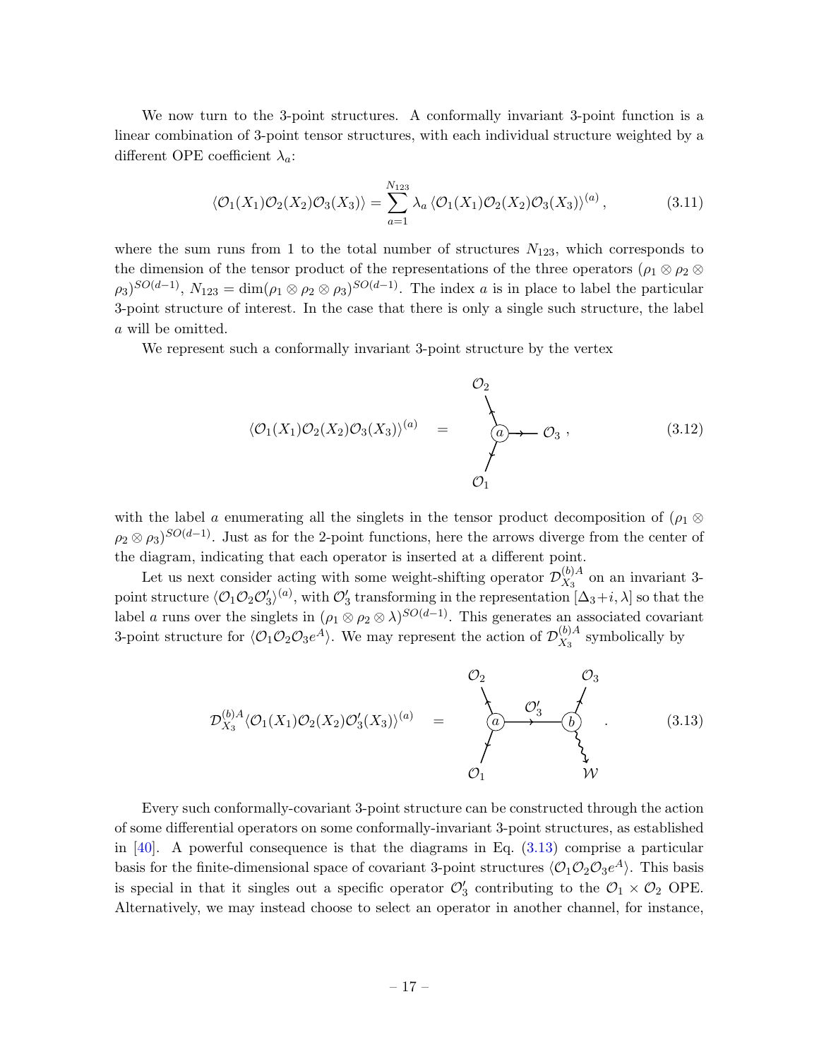We now turn to the 3-point structures. A conformally invariant 3-point function is a linear combination of 3-point tensor structures, with each individual structure weighted by a different OPE coefficient $\lambda_a$:

$$\langle \mathcal{O}_1(X_1)\mathcal{O}_2(X_2)\mathcal{O}_3(X_3)\rangle = \sum_{a=1}^{N_{123}} \lambda_a \, \langle \mathcal{O}_1(X_1)\mathcal{O}_2(X_2)\mathcal{O}_3(X_3)\rangle^{(a)} \,, \tag{3.11}$$

where the sum runs from 1 to the total number of structures $N_{123}$, which corresponds to the dimension of the tensor product of the representations of the three operators $(\rho_1 \otimes \rho_2 \otimes \rho_3)^{SO(d-1)}$, $N_{123} = \dim(\rho_1 \otimes \rho_2 \otimes \rho_3)^{SO(d-1)}$. The index $a$ is in place to label the particular 3-point structure of interest. In the case that there is only a single such structure, the label $a$ will be omitted.

We represent such a conformally invariant 3-point structure by the vertex

$$\langle \mathcal{O}_1(X_1)\mathcal{O}_2(X_2)\mathcal{O}_3(X_3)\rangle^{(a)} \quad = \quad [\text{vertex } a \text{ with legs } \mathcal{O}_1, \mathcal{O}_2, \mathcal{O}_3] \,, \tag{3.12}$$

with the label $a$ enumerating all the singlets in the tensor product decomposition of $(\rho_1 \otimes \rho_2 \otimes \rho_3)^{SO(d-1)}$. Just as for the 2-point functions, here the arrows diverge from the center of the diagram, indicating that each operator is inserted at a different point.

Let us next consider acting with some weight-shifting operator $\mathcal{D}^{(b)A}_{X_3}$ on an invariant 3-point structure $\langle \mathcal{O}_1\mathcal{O}_2\mathcal{O}'_3\rangle^{(a)}$, with $\mathcal{O}'_3$ transforming in the representation $[\Delta_3 + i, \lambda]$ so that the label $a$ runs over the singlets in $(\rho_1 \otimes \rho_2 \otimes \lambda)^{SO(d-1)}$. This generates an associated covariant 3-point structure for $\langle \mathcal{O}_1\mathcal{O}_2\mathcal{O}_3 e^A\rangle$. We may represent the action of $\mathcal{D}^{(b)A}_{X_3}$ symbolically by

$$\mathcal{D}^{(b)A}_{X_3}\langle \mathcal{O}_1(X_1)\mathcal{O}_2(X_2)\mathcal{O}'_3(X_3)\rangle^{(a)} \quad = \quad [\text{vertex } a \text{ with legs } \mathcal{O}_1, \mathcal{O}_2, \text{ connected via } \mathcal{O}'_3 \text{ to vertex } b \text{ with legs } \mathcal{O}_3, \mathcal{W}] \,. \tag{3.13}$$

Every such conformally-covariant 3-point structure can be constructed through the action of some differential operators on some conformally-invariant 3-point structures, as established in [40]. A powerful consequence is that the diagrams in Eq. (3.13) comprise a particular basis for the finite-dimensional space of covariant 3-point structures $\langle \mathcal{O}_1\mathcal{O}_2\mathcal{O}_3 e^A\rangle$. This basis is special in that it singles out a specific operator $\mathcal{O}'_3$ contributing to the $\mathcal{O}_1 \times \mathcal{O}_2$ OPE. Alternatively, we may instead choose to select an operator in another channel, for instance,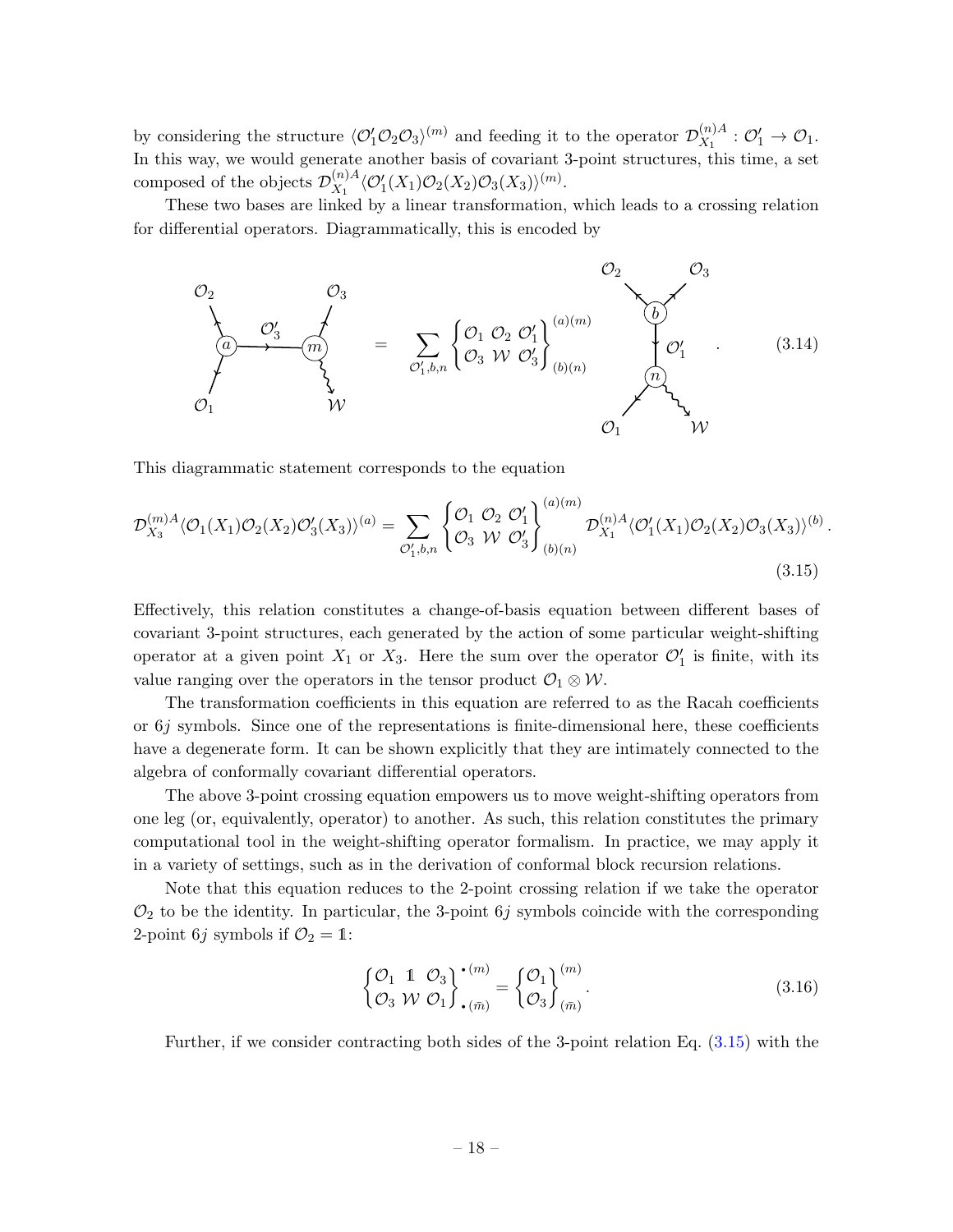by considering the structure $\langle \mathcal{O}_1' \mathcal{O}_2 \mathcal{O}_3 \rangle^{(m)}$ and feeding it to the operator $\mathcal{D}_{X_1}^{(n)A} : \mathcal{O}_1' \to \mathcal{O}_1$. In this way, we would generate another basis of covariant 3-point structures, this time, a set composed of the objects $\mathcal{D}_{X_1}^{(n)A} \langle \mathcal{O}_1'(X_1)\mathcal{O}_2(X_2)\mathcal{O}_3(X_3)\rangle^{(m)}$.

These two bases are linked by a linear transformation, which leads to a crossing relation for differential operators. Diagrammatically, this is encoded by

$$
\text{[diagram: } \mathcal{O}_1, \mathcal{O}_2 \text{ at vertex } a, \ \mathcal{O}_3' \text{ to vertex } m \text{ with } \mathcal{O}_3, \mathcal{W}] = \sum_{\mathcal{O}_1', b, n} \begin{Bmatrix} \mathcal{O}_1 & \mathcal{O}_2 & \mathcal{O}_1' \\ \mathcal{O}_3 & \mathcal{W} & \mathcal{O}_3' \end{Bmatrix}^{(a)(m)}_{(b)(n)} \text{[diagram: } \mathcal{O}_2, \mathcal{O}_3 \text{ at vertex } b, \ \mathcal{O}_1' \text{ to vertex } n \text{ with } \mathcal{O}_1, \mathcal{W}] . \tag{3.14}
$$

This diagrammatic statement corresponds to the equation

$$
\mathcal{D}_{X_3}^{(m)A} \langle \mathcal{O}_1(X_1)\mathcal{O}_2(X_2)\mathcal{O}_3'(X_3)\rangle^{(a)} = \sum_{\mathcal{O}_1', b, n} \begin{Bmatrix} \mathcal{O}_1 & \mathcal{O}_2 & \mathcal{O}_1' \\ \mathcal{O}_3 & \mathcal{W} & \mathcal{O}_3' \end{Bmatrix}^{(a)(m)}_{(b)(n)} \mathcal{D}_{X_1}^{(n)A} \langle \mathcal{O}_1'(X_1)\mathcal{O}_2(X_2)\mathcal{O}_3(X_3)\rangle^{(b)} . \tag{3.15}
$$

Effectively, this relation constitutes a change-of-basis equation between different bases of covariant 3-point structures, each generated by the action of some particular weight-shifting operator at a given point $X_1$ or $X_3$. Here the sum over the operator $\mathcal{O}_1'$ is finite, with its value ranging over the operators in the tensor product $\mathcal{O}_1 \otimes \mathcal{W}$.

The transformation coefficients in this equation are referred to as the Racah coefficients or $6j$ symbols. Since one of the representations is finite-dimensional here, these coefficients have a degenerate form. It can be shown explicitly that they are intimately connected to the algebra of conformally covariant differential operators.

The above 3-point crossing equation empowers us to move weight-shifting operators from one leg (or, equivalently, operator) to another. As such, this relation constitutes the primary computational tool in the weight-shifting operator formalism. In practice, we may apply it in a variety of settings, such as in the derivation of conformal block recursion relations.

Note that this equation reduces to the 2-point crossing relation if we take the operator $\mathcal{O}_2$ to be the identity. In particular, the 3-point $6j$ symbols coincide with the corresponding 2-point $6j$ symbols if $\mathcal{O}_2 = \mathbb{1}$:

$$
\begin{Bmatrix} \mathcal{O}_1 & \mathbb{1} & \mathcal{O}_3 \\ \mathcal{O}_3 & \mathcal{W} & \mathcal{O}_1 \end{Bmatrix}^{\bullet (m)}_{\bullet (\bar{m})} = \begin{Bmatrix} \mathcal{O}_1 \\ \mathcal{O}_3 \end{Bmatrix}^{(m)}_{(\bar{m})} . \tag{3.16}
$$

Further, if we consider contracting both sides of the 3-point relation Eq. (3.15) with the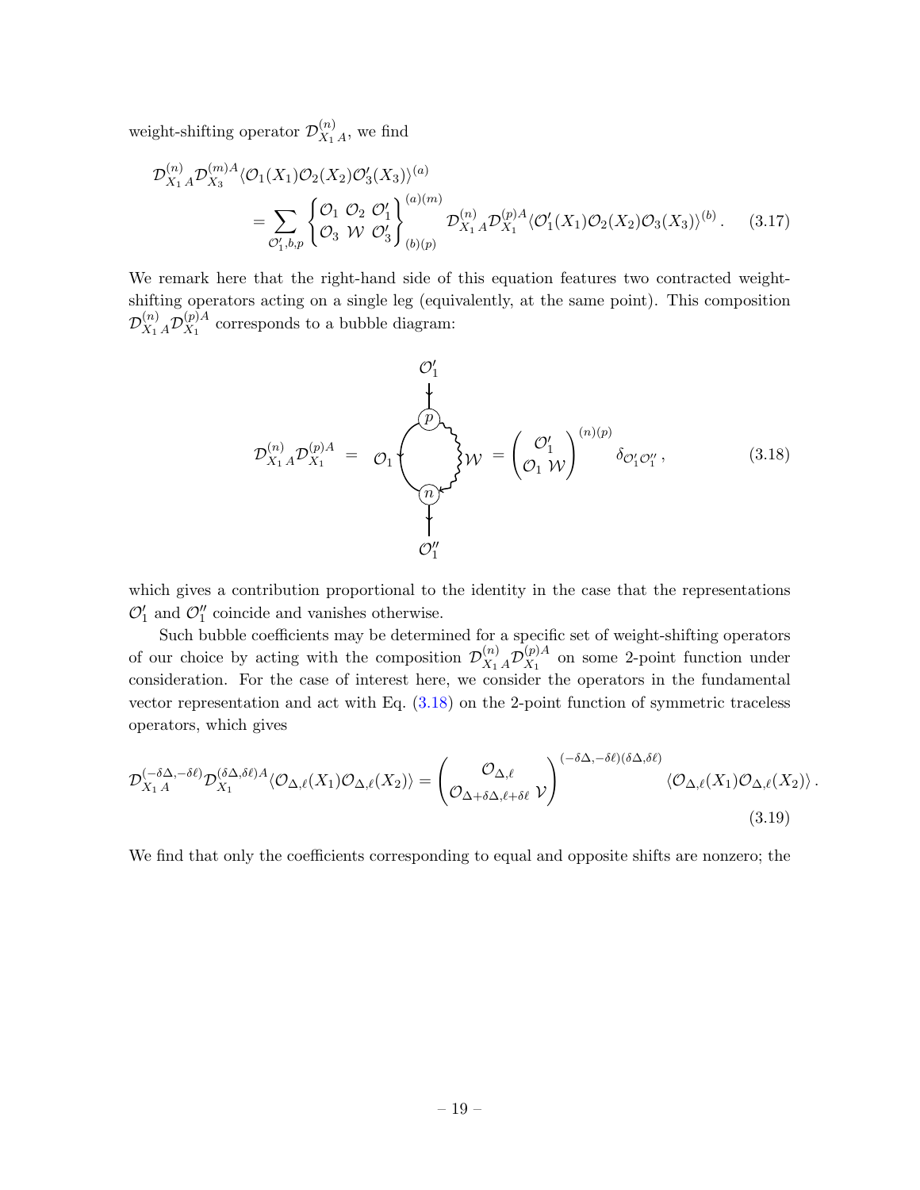weight-shifting operator $\mathcal{D}^{(n)}_{X_1\,A}$, we find

$$\begin{aligned}
\mathcal{D}^{(n)}_{X_1\,A}\mathcal{D}^{(m)A}_{X_3}&\langle\mathcal{O}_1(X_1)\mathcal{O}_2(X_2)\mathcal{O}'_3(X_3)\rangle^{(a)} \\
&= \sum_{\mathcal{O}'_1,b,p}\begin{Bmatrix}\mathcal{O}_1 & \mathcal{O}_2 & \mathcal{O}'_1\\ \mathcal{O}_3 & \mathcal{W} & \mathcal{O}'_3\end{Bmatrix}^{(a)(m)}_{(b)(p)}\mathcal{D}^{(n)}_{X_1\,A}\mathcal{D}^{(p)A}_{X_1}\langle\mathcal{O}'_1(X_1)\mathcal{O}_2(X_2)\mathcal{O}_3(X_3)\rangle^{(b)}\,. \qquad (3.17)
\end{aligned}$$

We remark here that the right-hand side of this equation features two contracted weight-shifting operators acting on a single leg (equivalently, at the same point). This composition $\mathcal{D}^{(n)}_{X_1\,A}\mathcal{D}^{(p)A}_{X_1}$ corresponds to a bubble diagram:

$$\mathcal{D}^{(n)}_{X_1\,A}\mathcal{D}^{(p)A}_{X_1} = [\text{bubble diagram: } \mathcal{O}'_1 \text{ (top)}, \text{ vertex } p, \mathcal{O}_1 \text{ (left line)}, \mathcal{W} \text{ (wavy right line)}, \text{ vertex } n, \mathcal{O}''_1 \text{ (bottom)}] = \begin{pmatrix}\mathcal{O}'_1\\ \mathcal{O}_1\ \mathcal{W}\end{pmatrix}^{(n)(p)}\delta_{\mathcal{O}'_1\mathcal{O}''_1}\,, \qquad (3.18)$$

which gives a contribution proportional to the identity in the case that the representations $\mathcal{O}'_1$ and $\mathcal{O}''_1$ coincide and vanishes otherwise.

Such bubble coefficients may be determined for a specific set of weight-shifting operators of our choice by acting with the composition $\mathcal{D}^{(n)}_{X_1\,A}\mathcal{D}^{(p)A}_{X_1}$ on some 2-point function under consideration. For the case of interest here, we consider the operators in the fundamental vector representation and act with Eq. (3.18) on the 2-point function of symmetric traceless operators, which gives

$$\mathcal{D}^{(-\delta\Delta,-\delta\ell)}_{X_1\,A}\mathcal{D}^{(\delta\Delta,\delta\ell)A}_{X_1}\langle\mathcal{O}_{\Delta,\ell}(X_1)\mathcal{O}_{\Delta,\ell}(X_2)\rangle = \begin{pmatrix}\mathcal{O}_{\Delta,\ell}\\ \mathcal{O}_{\Delta+\delta\Delta,\ell+\delta\ell}\ \mathcal{V}\end{pmatrix}^{(-\delta\Delta,-\delta\ell)(\delta\Delta,\delta\ell)}\langle\mathcal{O}_{\Delta,\ell}(X_1)\mathcal{O}_{\Delta,\ell}(X_2)\rangle\,. \qquad (3.19)$$

We find that only the coefficients corresponding to equal and opposite shifts are nonzero; the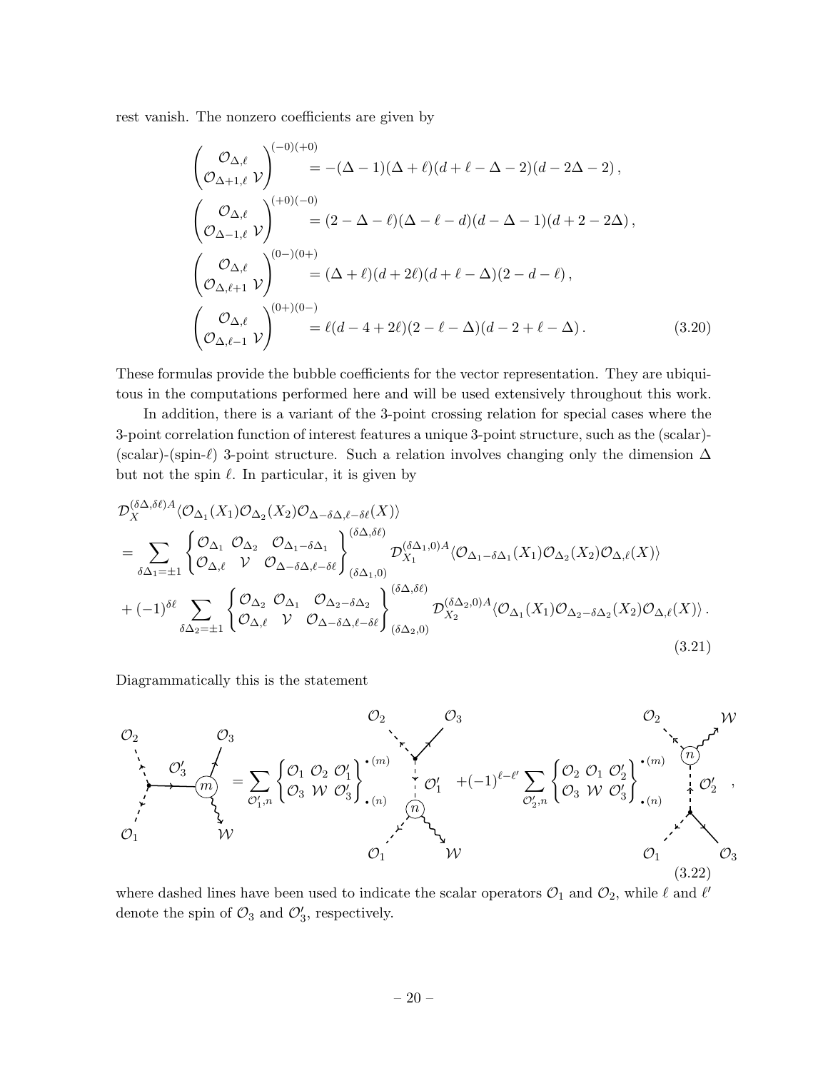rest vanish. The nonzero coefficients are given by

$$
\begin{aligned}
\begin{pmatrix} \mathcal{O}_{\Delta,\ell} \\ \mathcal{O}_{\Delta+1,\ell}\ \mathcal{V} \end{pmatrix}^{(-0)(+0)} &= -(\Delta-1)(\Delta+\ell)(d+\ell-\Delta-2)(d-2\Delta-2)\,, \\
\begin{pmatrix} \mathcal{O}_{\Delta,\ell} \\ \mathcal{O}_{\Delta-1,\ell}\ \mathcal{V} \end{pmatrix}^{(+0)(-0)} &= (2-\Delta-\ell)(\Delta-\ell-d)(d-\Delta-1)(d+2-2\Delta)\,, \\
\begin{pmatrix} \mathcal{O}_{\Delta,\ell} \\ \mathcal{O}_{\Delta,\ell+1}\ \mathcal{V} \end{pmatrix}^{(0-)(0+)} &= (\Delta+\ell)(d+2\ell)(d+\ell-\Delta)(2-d-\ell)\,, \\
\begin{pmatrix} \mathcal{O}_{\Delta,\ell} \\ \mathcal{O}_{\Delta,\ell-1}\ \mathcal{V} \end{pmatrix}^{(0+)(0-)} &= \ell(d-4+2\ell)(2-\ell-\Delta)(d-2+\ell-\Delta)\,.
\end{aligned}
\tag{3.20}
$$

These formulas provide the bubble coefficients for the vector representation. They are ubiquitous in the computations performed here and will be used extensively throughout this work.

In addition, there is a variant of the 3-point crossing relation for special cases where the 3-point correlation function of interest features a unique 3-point structure, such as the (scalar)-(scalar)-(spin-$\ell$) 3-point structure. Such a relation involves changing only the dimension $\Delta$ but not the spin $\ell$. In particular, it is given by

$$
\begin{aligned}
&\mathcal{D}_X^{(\delta\Delta,\delta\ell)A}\langle\mathcal{O}_{\Delta_1}(X_1)\mathcal{O}_{\Delta_2}(X_2)\mathcal{O}_{\Delta-\delta\Delta,\ell-\delta\ell}(X)\rangle \\
&= \sum_{\delta\Delta_1=\pm1}\begin{Bmatrix} \mathcal{O}_{\Delta_1} & \mathcal{O}_{\Delta_2} & \mathcal{O}_{\Delta_1-\delta\Delta_1} \\ \mathcal{O}_{\Delta,\ell} & \mathcal{V} & \mathcal{O}_{\Delta-\delta\Delta,\ell-\delta\ell} \end{Bmatrix}^{(\delta\Delta,\delta\ell)}_{(\delta\Delta_1,0)} \mathcal{D}_{X_1}^{(\delta\Delta_1,0)A}\langle\mathcal{O}_{\Delta_1-\delta\Delta_1}(X_1)\mathcal{O}_{\Delta_2}(X_2)\mathcal{O}_{\Delta,\ell}(X)\rangle \\
&+ (-1)^{\delta\ell}\sum_{\delta\Delta_2=\pm1}\begin{Bmatrix} \mathcal{O}_{\Delta_2} & \mathcal{O}_{\Delta_1} & \mathcal{O}_{\Delta_2-\delta\Delta_2} \\ \mathcal{O}_{\Delta,\ell} & \mathcal{V} & \mathcal{O}_{\Delta-\delta\Delta,\ell-\delta\ell} \end{Bmatrix}^{(\delta\Delta,\delta\ell)}_{(\delta\Delta_2,0)} \mathcal{D}_{X_2}^{(\delta\Delta_2,0)A}\langle\mathcal{O}_{\Delta_1}(X_1)\mathcal{O}_{\Delta_2-\delta\Delta_2}(X_2)\mathcal{O}_{\Delta,\ell}(X)\rangle\,.
\end{aligned}
\tag{3.21}
$$

Diagrammatically this is the statement

$$
[\text{diagram: } \mathcal{O}_1, \mathcal{O}_2 \to \mathcal{O}_3' \to (m) \to \mathcal{O}_3, \mathcal{W}] = \sum_{\mathcal{O}_1',n}\begin{Bmatrix} \mathcal{O}_1 & \mathcal{O}_2 & \mathcal{O}_1' \\ \mathcal{O}_3 & \mathcal{W} & \mathcal{O}_3' \end{Bmatrix}^{\bullet(m)}_{\bullet(n)} [\text{diagram}] + (-1)^{\ell-\ell'}\sum_{\mathcal{O}_2',n}\begin{Bmatrix} \mathcal{O}_2 & \mathcal{O}_1 & \mathcal{O}_2' \\ \mathcal{O}_3 & \mathcal{W} & \mathcal{O}_3' \end{Bmatrix}^{\bullet(m)}_{\bullet(n)} [\text{diagram}]\,,
\tag{3.22}
$$

where dashed lines have been used to indicate the scalar operators $\mathcal{O}_1$ and $\mathcal{O}_2$, while $\ell$ and $\ell'$ denote the spin of $\mathcal{O}_3$ and $\mathcal{O}_3'$, respectively.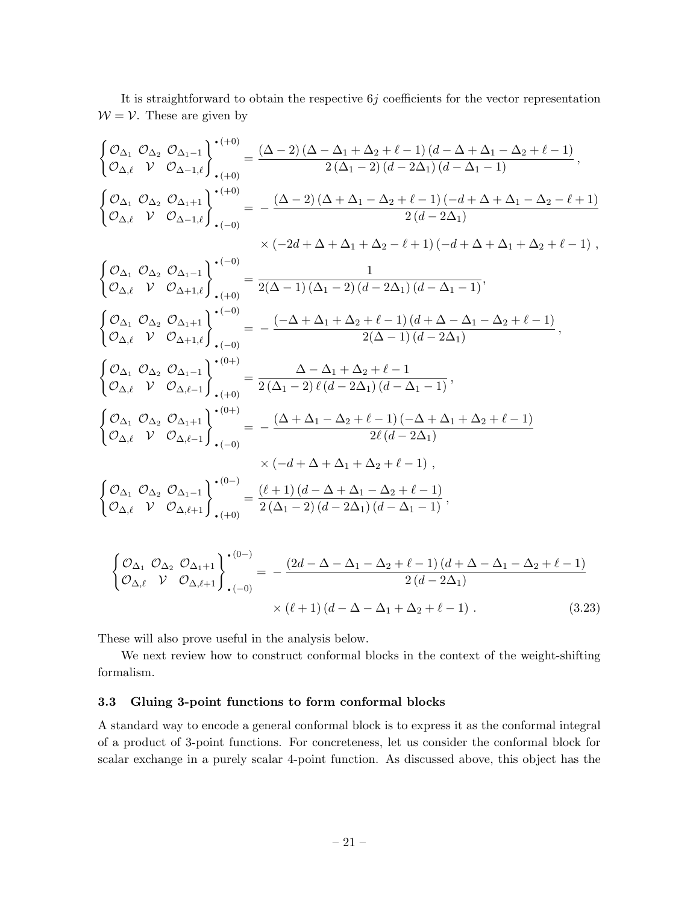It is straightforward to obtain the respective $6j$ coefficients for the vector representation $\mathcal{W} = \mathcal{V}$. These are given by

$$
\begin{aligned}
\begin{Bmatrix} \mathcal{O}_{\Delta_1} & \mathcal{O}_{\Delta_2} & \mathcal{O}_{\Delta_1-1} \\ \mathcal{O}_{\Delta,\ell} & \mathcal{V} & \mathcal{O}_{\Delta-1,\ell} \end{Bmatrix}^{\bullet(+0)}_{\bullet(+0)} &= \frac{(\Delta-2)(\Delta-\Delta_1+\Delta_2+\ell-1)(d-\Delta+\Delta_1-\Delta_2+\ell-1)}{2(\Delta_1-2)(d-2\Delta_1)(d-\Delta_1-1)}\,, \\
\begin{Bmatrix} \mathcal{O}_{\Delta_1} & \mathcal{O}_{\Delta_2} & \mathcal{O}_{\Delta_1+1} \\ \mathcal{O}_{\Delta,\ell} & \mathcal{V} & \mathcal{O}_{\Delta-1,\ell} \end{Bmatrix}^{\bullet(+0)}_{\bullet(-0)} &= -\frac{(\Delta-2)(\Delta+\Delta_1-\Delta_2+\ell-1)(-d+\Delta+\Delta_1-\Delta_2-\ell+1)}{2(d-2\Delta_1)} \\
&\quad \times(-2d+\Delta+\Delta_1+\Delta_2-\ell+1)(-d+\Delta+\Delta_1+\Delta_2+\ell-1)\,, \\
\begin{Bmatrix} \mathcal{O}_{\Delta_1} & \mathcal{O}_{\Delta_2} & \mathcal{O}_{\Delta_1-1} \\ \mathcal{O}_{\Delta,\ell} & \mathcal{V} & \mathcal{O}_{\Delta+1,\ell} \end{Bmatrix}^{\bullet(-0)}_{\bullet(+0)} &= \frac{1}{2(\Delta-1)(\Delta_1-2)(d-2\Delta_1)(d-\Delta_1-1)}, \\
\begin{Bmatrix} \mathcal{O}_{\Delta_1} & \mathcal{O}_{\Delta_2} & \mathcal{O}_{\Delta_1+1} \\ \mathcal{O}_{\Delta,\ell} & \mathcal{V} & \mathcal{O}_{\Delta+1,\ell} \end{Bmatrix}^{\bullet(-0)}_{\bullet(-0)} &= -\frac{(-\Delta+\Delta_1+\Delta_2+\ell-1)(d+\Delta-\Delta_1-\Delta_2+\ell-1)}{2(\Delta-1)(d-2\Delta_1)}\,, \\
\begin{Bmatrix} \mathcal{O}_{\Delta_1} & \mathcal{O}_{\Delta_2} & \mathcal{O}_{\Delta_1-1} \\ \mathcal{O}_{\Delta,\ell} & \mathcal{V} & \mathcal{O}_{\Delta,\ell-1} \end{Bmatrix}^{\bullet(0+)}_{\bullet(+0)} &= \frac{\Delta-\Delta_1+\Delta_2+\ell-1}{2(\Delta_1-2)\,\ell\,(d-2\Delta_1)(d-\Delta_1-1)}\,, \\
\begin{Bmatrix} \mathcal{O}_{\Delta_1} & \mathcal{O}_{\Delta_2} & \mathcal{O}_{\Delta_1+1} \\ \mathcal{O}_{\Delta,\ell} & \mathcal{V} & \mathcal{O}_{\Delta,\ell-1} \end{Bmatrix}^{\bullet(0+)}_{\bullet(-0)} &= -\frac{(\Delta+\Delta_1-\Delta_2+\ell-1)(-\Delta+\Delta_1+\Delta_2+\ell-1)}{2\ell(d-2\Delta_1)} \\
&\quad \times(-d+\Delta+\Delta_1+\Delta_2+\ell-1)\,, \\
\begin{Bmatrix} \mathcal{O}_{\Delta_1} & \mathcal{O}_{\Delta_2} & \mathcal{O}_{\Delta_1-1} \\ \mathcal{O}_{\Delta,\ell} & \mathcal{V} & \mathcal{O}_{\Delta,\ell+1} \end{Bmatrix}^{\bullet(0-)}_{\bullet(+0)} &= \frac{(\ell+1)(d-\Delta+\Delta_1-\Delta_2+\ell-1)}{2(\Delta_1-2)(d-2\Delta_1)(d-\Delta_1-1)}\,, \\
\begin{Bmatrix} \mathcal{O}_{\Delta_1} & \mathcal{O}_{\Delta_2} & \mathcal{O}_{\Delta_1+1} \\ \mathcal{O}_{\Delta,\ell} & \mathcal{V} & \mathcal{O}_{\Delta,\ell+1} \end{Bmatrix}^{\bullet(0-)}_{\bullet(-0)} &= -\frac{(2d-\Delta-\Delta_1-\Delta_2+\ell-1)(d+\Delta-\Delta_1-\Delta_2+\ell-1)}{2(d-2\Delta_1)} \\
&\quad \times(\ell+1)(d-\Delta-\Delta_1+\Delta_2+\ell-1)\,. 
\end{aligned}
\tag{3.23}
$$

These will also prove useful in the analysis below.

We next review how to construct conformal blocks in the context of the weight-shifting formalism.

### 3.3 Gluing 3-point functions to form conformal blocks

A standard way to encode a general conformal block is to express it as the conformal integral of a product of 3-point functions. For concreteness, let us consider the conformal block for scalar exchange in a purely scalar 4-point function. As discussed above, this object has the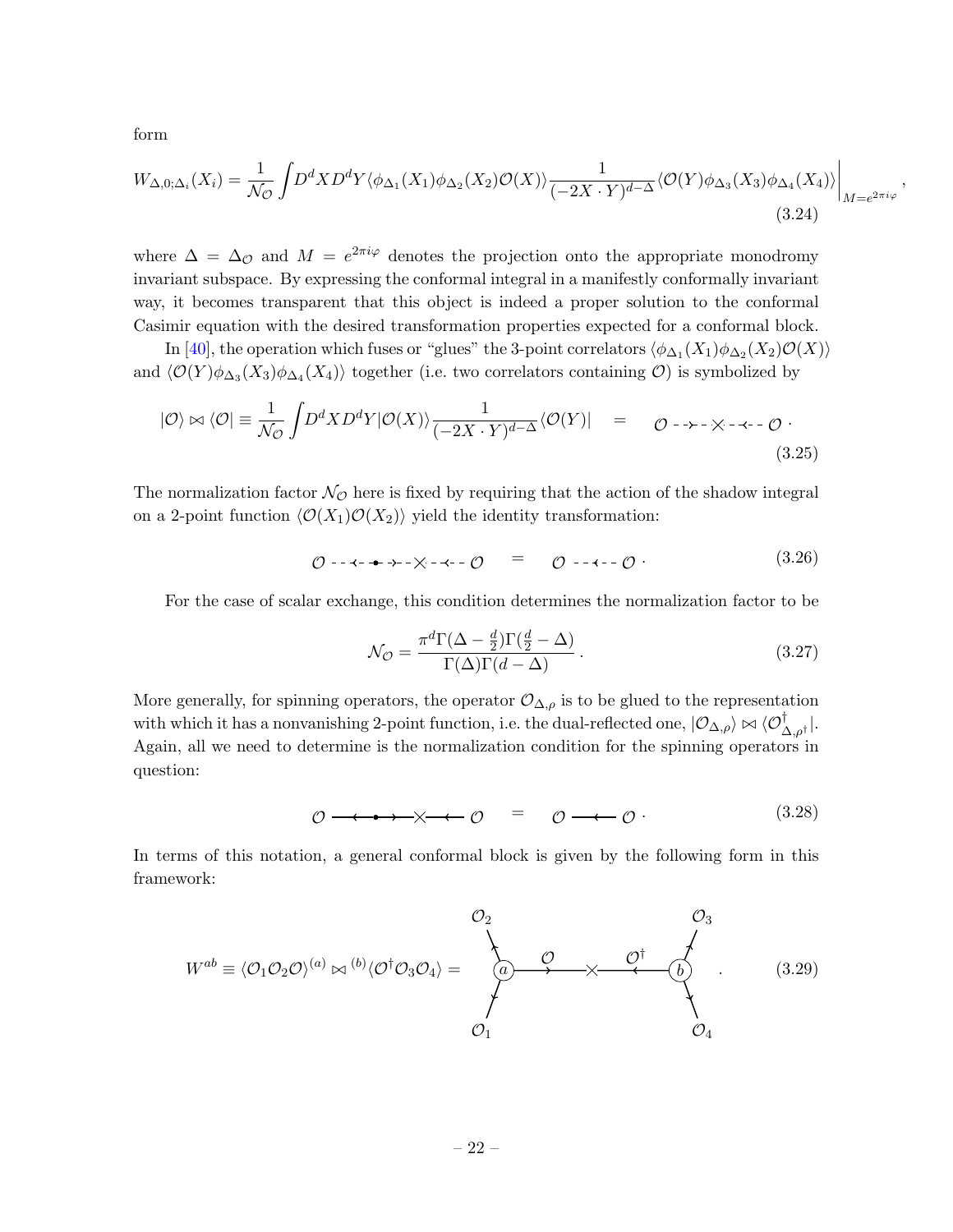form

$$W_{\Delta,0;\Delta_i}(X_i) = \frac{1}{\mathcal{N}_{\mathcal{O}}} \int D^d X D^d Y \langle \phi_{\Delta_1}(X_1)\phi_{\Delta_2}(X_2)\mathcal{O}(X)\rangle \frac{1}{(-2X\cdot Y)^{d-\Delta}} \langle \mathcal{O}(Y)\phi_{\Delta_3}(X_3)\phi_{\Delta_4}(X_4)\rangle \Bigg|_{M=e^{2\pi i\varphi}}, \tag{3.24}$$

where $\Delta = \Delta_{\mathcal{O}}$ and $M = e^{2\pi i \varphi}$ denotes the projection onto the appropriate monodromy invariant subspace. By expressing the conformal integral in a manifestly conformally invariant way, it becomes transparent that this object is indeed a proper solution to the conformal Casimir equation with the desired transformation properties expected for a conformal block.

In [40], the operation which fuses or "glues" the 3-point correlators $\langle \phi_{\Delta_1}(X_1)\phi_{\Delta_2}(X_2)\mathcal{O}(X)\rangle$ and $\langle \mathcal{O}(Y)\phi_{\Delta_3}(X_3)\phi_{\Delta_4}(X_4)\rangle$ together (i.e. two correlators containing $\mathcal{O}$) is symbolized by

$$|\mathcal{O}\rangle \bowtie \langle \mathcal{O}| \equiv \frac{1}{\mathcal{N}_{\mathcal{O}}} \int D^d X D^d Y |\mathcal{O}(X)\rangle \frac{1}{(-2X\cdot Y)^{d-\Delta}} \langle \mathcal{O}(Y)| \quad = \quad \mathcal{O} \dashrightarrow \times \dashleftarrow \mathcal{O}\,. \tag{3.25}$$

The normalization factor $\mathcal{N}_{\mathcal{O}}$ here is fixed by requiring that the action of the shadow integral on a 2-point function $\langle \mathcal{O}(X_1)\mathcal{O}(X_2)\rangle$ yield the identity transformation:

$$\mathcal{O} \dashleftarrow \bullet \dashrightarrow \times \dashleftarrow \mathcal{O} \quad = \quad \mathcal{O} \dashleftarrow \mathcal{O}\,. \tag{3.26}$$

For the case of scalar exchange, this condition determines the normalization factor to be

$$\mathcal{N}_{\mathcal{O}} = \frac{\pi^d \Gamma(\Delta - \frac{d}{2})\Gamma(\frac{d}{2} - \Delta)}{\Gamma(\Delta)\Gamma(d-\Delta)}\,. \tag{3.27}$$

More generally, for spinning operators, the operator $\mathcal{O}_{\Delta,\rho}$ is to be glued to the representation with which it has a nonvanishing 2-point function, i.e. the dual-reflected one, $|\mathcal{O}_{\Delta,\rho}\rangle \bowtie \langle \mathcal{O}^\dagger_{\Delta,\rho^\dagger}|$. Again, all we need to determine is the normalization condition for the spinning operators in question:

$$\mathcal{O} \longleftarrow \bullet \longrightarrow \times \longleftarrow \mathcal{O} \quad = \quad \mathcal{O} \longleftarrow \mathcal{O}\,. \tag{3.28}$$

In terms of this notation, a general conformal block is given by the following form in this framework:

$$W^{ab} \equiv \langle \mathcal{O}_1\mathcal{O}_2\mathcal{O}\rangle^{(a)} \bowtie {}^{(b)}\langle \mathcal{O}^\dagger \mathcal{O}_3\mathcal{O}_4\rangle = \quad [\mathcal{O}_1, \mathcal{O}_2 \to (a) \xrightarrow{\mathcal{O}} \times \xleftarrow{\mathcal{O}^\dagger} (b) \leftarrow \mathcal{O}_3, \mathcal{O}_4]\,. \tag{3.29}$$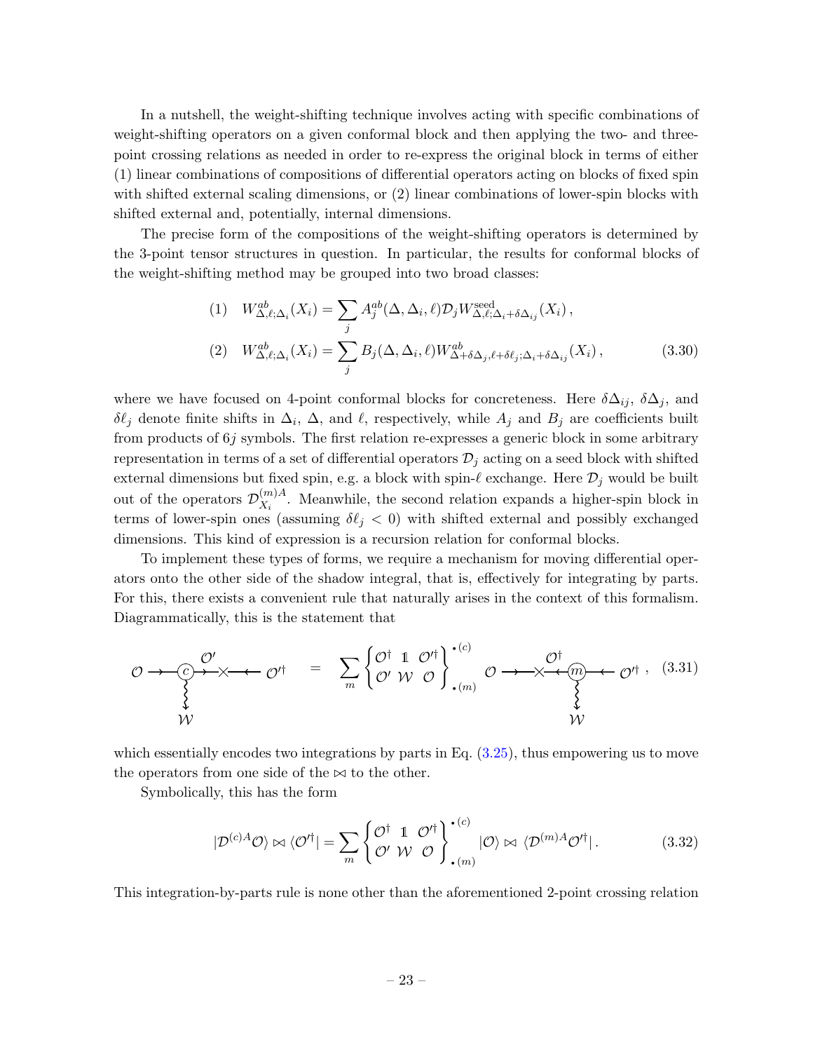In a nutshell, the weight-shifting technique involves acting with specific combinations of weight-shifting operators on a given conformal block and then applying the two- and three-point crossing relations as needed in order to re-express the original block in terms of either (1) linear combinations of compositions of differential operators acting on blocks of fixed spin with shifted external scaling dimensions, or (2) linear combinations of lower-spin blocks with shifted external and, potentially, internal dimensions.

The precise form of the compositions of the weight-shifting operators is determined by the 3-point tensor structures in question. In particular, the results for conformal blocks of the weight-shifting method may be grouped into two broad classes:

$$
\begin{aligned}
(1) \quad & W^{ab}_{\Delta,\ell;\Delta_i}(X_i) = \sum_j A^{ab}_j(\Delta,\Delta_i,\ell)\mathcal{D}_j W^{\text{seed}}_{\Delta,\ell;\Delta_i+\delta\Delta_{ij}}(X_i)\,, \\
(2) \quad & W^{ab}_{\Delta,\ell;\Delta_i}(X_i) = \sum_j B_j(\Delta,\Delta_i,\ell) W^{ab}_{\Delta+\delta\Delta_j,\ell+\delta\ell_j;\Delta_i+\delta\Delta_{ij}}(X_i)\,,
\end{aligned}
\tag{3.30}
$$

where we have focused on 4-point conformal blocks for concreteness. Here $\delta\Delta_{ij}$, $\delta\Delta_j$, and $\delta\ell_j$ denote finite shifts in $\Delta_i$, $\Delta$, and $\ell$, respectively, while $A_j$ and $B_j$ are coefficients built from products of $6j$ symbols. The first relation re-expresses a generic block in some arbitrary representation in terms of a set of differential operators $\mathcal{D}_j$ acting on a seed block with shifted external dimensions but fixed spin, e.g. a block with spin-$\ell$ exchange. Here $\mathcal{D}_j$ would be built out of the operators $\mathcal{D}^{(m)A}_{X_i}$. Meanwhile, the second relation expands a higher-spin block in terms of lower-spin ones (assuming $\delta\ell_j < 0$) with shifted external and possibly exchanged dimensions. This kind of expression is a recursion relation for conformal blocks.

To implement these types of forms, we require a mechanism for moving differential operators onto the other side of the shadow integral, that is, effectively for integrating by parts. For this, there exists a convenient rule that naturally arises in the context of this formalism. Diagrammatically, this is the statement that

$$
\mathcal{O} \longrightarrow \underset{\substack{\big\downarrow \\ \mathcal{W}}}{\textcircled{c}} \overset{\mathcal{O}'}{\longrightarrow}\!\!\times\!\!\longleftarrow \mathcal{O}'^{\dagger} \quad = \quad \sum_m \begin{Bmatrix} \mathcal{O}^\dagger & \mathbb{1} & \mathcal{O}'^\dagger \\ \mathcal{O}' & \mathcal{W} & \mathcal{O} \end{Bmatrix}^{\bullet(c)}_{\bullet(m)} \mathcal{O} \longrightarrow\!\!\times\!\! \overset{\mathcal{O}^\dagger}{\longleftarrow} \underset{\substack{\big\downarrow \\ \mathcal{W}}}{\textcircled{m}} \longleftarrow \mathcal{O}'^{\dagger}\,,
\tag{3.31}
$$

which essentially encodes two integrations by parts in Eq. (3.25), thus empowering us to move the operators from one side of the $\bowtie$ to the other.

Symbolically, this has the form

$$
|\mathcal{D}^{(c)A}\mathcal{O}\rangle \bowtie \langle \mathcal{O}'^\dagger| = \sum_m \begin{Bmatrix} \mathcal{O}^\dagger & \mathbb{1} & \mathcal{O}'^\dagger \\ \mathcal{O}' & \mathcal{W} & \mathcal{O} \end{Bmatrix}^{\bullet(c)}_{\bullet(m)} |\mathcal{O}\rangle \bowtie \langle \mathcal{D}^{(m)A}\mathcal{O}'^\dagger|\,.
\tag{3.32}
$$

This integration-by-parts rule is none other than the aforementioned 2-point crossing relation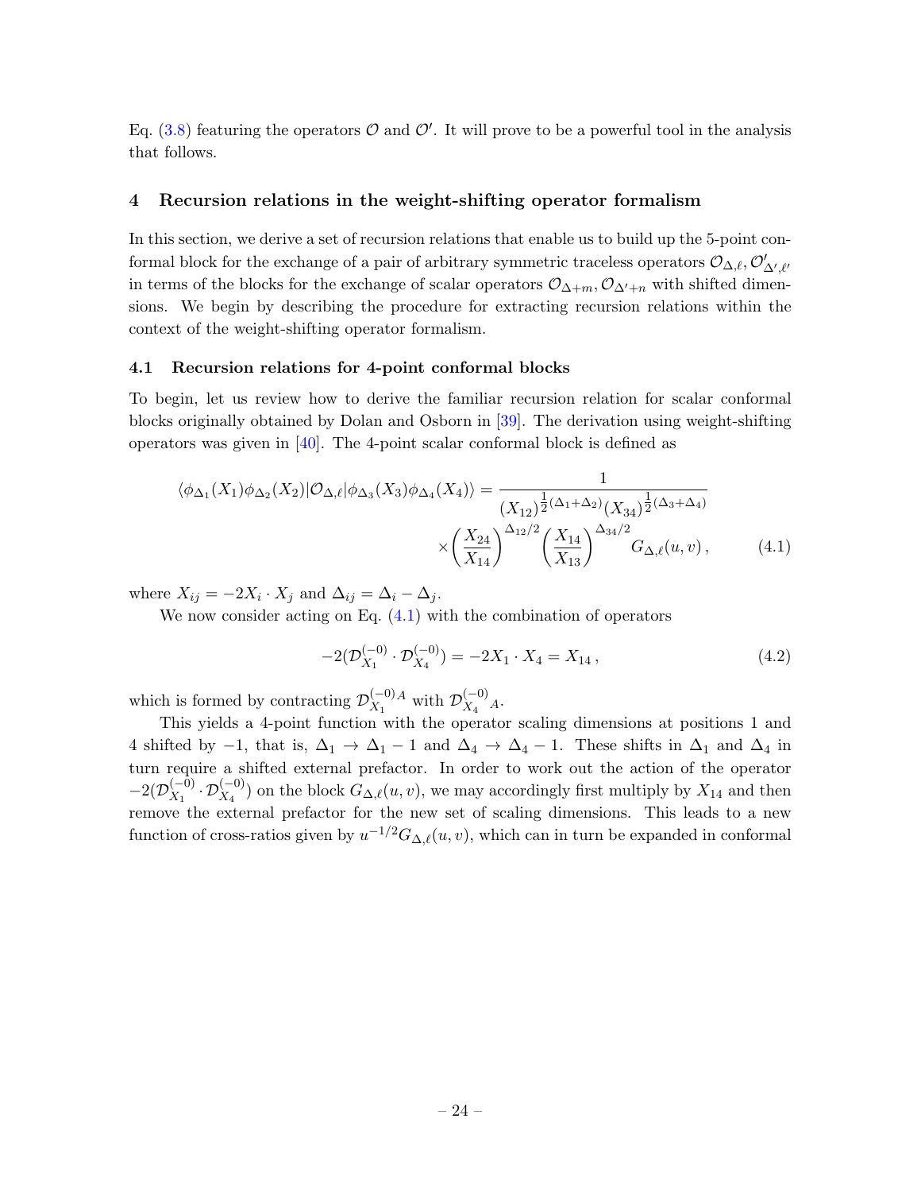Eq. (3.8) featuring the operators $\mathcal{O}$ and $\mathcal{O}'$. It will prove to be a powerful tool in the analysis that follows.

## 4 Recursion relations in the weight-shifting operator formalism

In this section, we derive a set of recursion relations that enable us to build up the 5-point conformal block for the exchange of a pair of arbitrary symmetric traceless operators $\mathcal{O}_{\Delta,\ell}, \mathcal{O}'_{\Delta',\ell'}$ in terms of the blocks for the exchange of scalar operators $\mathcal{O}_{\Delta+m}, \mathcal{O}_{\Delta'+n}$ with shifted dimensions. We begin by describing the procedure for extracting recursion relations within the context of the weight-shifting operator formalism.

### 4.1 Recursion relations for 4-point conformal blocks

To begin, let us review how to derive the familiar recursion relation for scalar conformal blocks originally obtained by Dolan and Osborn in [39]. The derivation using weight-shifting operators was given in [40]. The 4-point scalar conformal block is defined as

$$
\begin{aligned}
\langle \phi_{\Delta_1}(X_1)\phi_{\Delta_2}(X_2)|\mathcal{O}_{\Delta,\ell}|\phi_{\Delta_3}(X_3)\phi_{\Delta_4}(X_4)\rangle &= \frac{1}{(X_{12})^{\frac{1}{2}(\Delta_1+\Delta_2)}(X_{34})^{\frac{1}{2}(\Delta_3+\Delta_4)}} \\
&\quad \times \left(\frac{X_{24}}{X_{14}}\right)^{\Delta_{12}/2}\left(\frac{X_{14}}{X_{13}}\right)^{\Delta_{34}/2} G_{\Delta,\ell}(u,v)\,,
\end{aligned}
\tag{4.1}
$$

where $X_{ij} = -2X_i \cdot X_j$ and $\Delta_{ij} = \Delta_i - \Delta_j$.

We now consider acting on Eq. (4.1) with the combination of operators

$$
-2(\mathcal{D}^{(-0)}_{X_1} \cdot \mathcal{D}^{(-0)}_{X_4}) = -2X_1 \cdot X_4 = X_{14}\,, \tag{4.2}
$$

which is formed by contracting $\mathcal{D}^{(-0)A}_{X_1}$ with $\mathcal{D}^{(-0)}_{X_4}{}_A$.

This yields a 4-point function with the operator scaling dimensions at positions 1 and 4 shifted by $-1$, that is, $\Delta_1 \to \Delta_1 - 1$ and $\Delta_4 \to \Delta_4 - 1$. These shifts in $\Delta_1$ and $\Delta_4$ in turn require a shifted external prefactor. In order to work out the action of the operator $-2(\mathcal{D}^{(-0)}_{X_1} \cdot \mathcal{D}^{(-0)}_{X_4})$ on the block $G_{\Delta,\ell}(u,v)$, we may accordingly first multiply by $X_{14}$ and then remove the external prefactor for the new set of scaling dimensions. This leads to a new function of cross-ratios given by $u^{-1/2}G_{\Delta,\ell}(u,v)$, which can in turn be expanded in conformal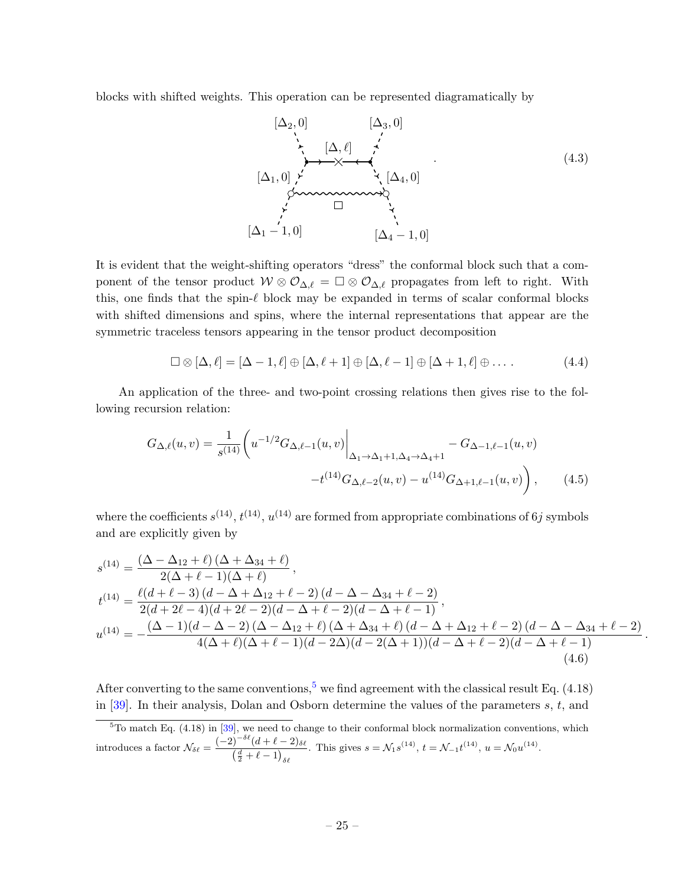blocks with shifted weights. This operation can be represented diagramatically by

$$
\text{(diagram)} \tag{4.3}
$$

[Diagram: external legs $[\Delta_2,0]$, $[\Delta_3,0]$, $[\Delta_1,0]$, $[\Delta_4,0]$, $[\Delta_1-1,0]$, $[\Delta_4-1,0]$; internal line $[\Delta,\ell]$; wavy line labeled $\square$.]

It is evident that the weight-shifting operators "dress" the conformal block such that a component of the tensor product $\mathcal{W}\otimes\mathcal{O}_{\Delta,\ell}=\square\otimes\mathcal{O}_{\Delta,\ell}$ propagates from left to right. With this, one finds that the spin-$\ell$ block may be expanded in terms of scalar conformal blocks with shifted dimensions and spins, where the internal representations that appear are the symmetric traceless tensors appearing in the tensor product decomposition

$$
\square\otimes[\Delta,\ell]=[\Delta-1,\ell]\oplus[\Delta,\ell+1]\oplus[\Delta,\ell-1]\oplus[\Delta+1,\ell]\oplus\dots\,. \tag{4.4}
$$

An application of the three- and two-point crossing relations then gives rise to the following recursion relation:

$$
\begin{aligned}
G_{\Delta,\ell}(u,v)=\frac{1}{s^{(14)}}\bigg(&u^{-1/2}G_{\Delta,\ell-1}(u,v)\bigg|_{\Delta_1\to\Delta_1+1,\Delta_4\to\Delta_4+1}-G_{\Delta-1,\ell-1}(u,v)\\
&-t^{(14)}G_{\Delta,\ell-2}(u,v)-u^{(14)}G_{\Delta+1,\ell-1}(u,v)\bigg)\,,
\end{aligned} \tag{4.5}
$$

where the coefficients $s^{(14)}$, $t^{(14)}$, $u^{(14)}$ are formed from appropriate combinations of $6j$ symbols and are explicitly given by

$$
\begin{aligned}
s^{(14)}&=\frac{(\Delta-\Delta_{12}+\ell)\,(\Delta+\Delta_{34}+\ell)}{2(\Delta+\ell-1)(\Delta+\ell)}\,,\\
t^{(14)}&=\frac{\ell(d+\ell-3)\,(d-\Delta+\Delta_{12}+\ell-2)\,(d-\Delta-\Delta_{34}+\ell-2)}{2(d+2\ell-4)(d+2\ell-2)(d-\Delta+\ell-2)(d-\Delta+\ell-1)}\,,\\
u^{(14)}&=-\frac{(\Delta-1)(d-\Delta-2)\,(\Delta-\Delta_{12}+\ell)\,(\Delta+\Delta_{34}+\ell)\,(d-\Delta+\Delta_{12}+\ell-2)\,(d-\Delta-\Delta_{34}+\ell-2)}{4(\Delta+\ell)(\Delta+\ell-1)(d-2\Delta)(d-2(\Delta+1))(d-\Delta+\ell-2)(d-\Delta+\ell-1)}\,.
\end{aligned} \tag{4.6}
$$

After converting to the same conventions,[5] we find agreement with the classical result Eq. (4.18) in [39]. In their analysis, Dolan and Osborn determine the values of the parameters $s$, $t$, and

[5] To match Eq. (4.18) in [39], we need to change to their conformal block normalization conventions, which introduces a factor $\mathcal{N}_{\delta\ell}=\dfrac{(-2)^{-\delta\ell}(d+\ell-2)_{\delta\ell}}{\left(\frac{d}{2}+\ell-1\right)_{\delta\ell}}$. This gives $s=\mathcal{N}_1 s^{(14)}$, $t=\mathcal{N}_{-1}t^{(14)}$, $u=\mathcal{N}_0 u^{(14)}$.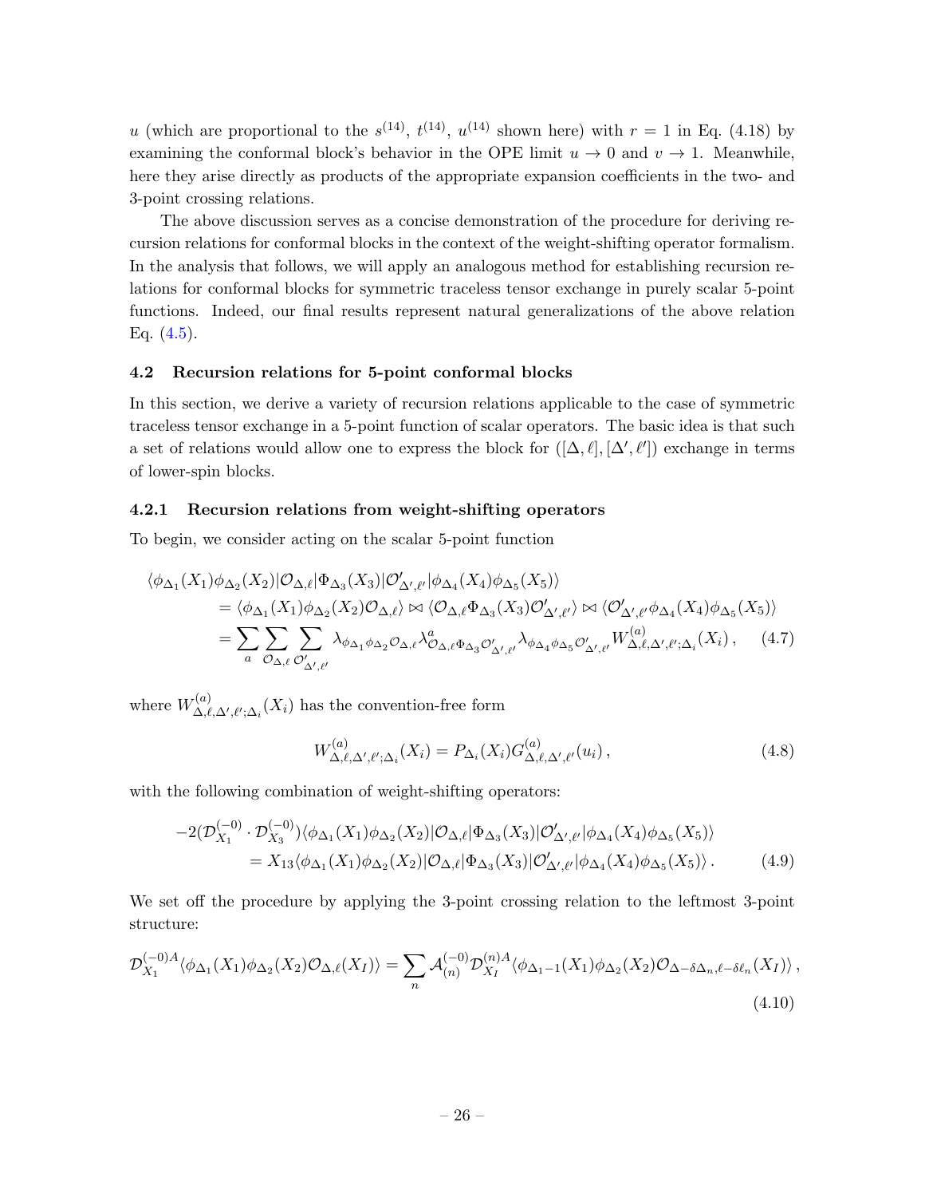$u$ (which are proportional to the $s^{(14)}$, $t^{(14)}$, $u^{(14)}$ shown here) with $r = 1$ in Eq. (4.18) by examining the conformal block's behavior in the OPE limit $u \to 0$ and $v \to 1$. Meanwhile, here they arise directly as products of the appropriate expansion coefficients in the two- and 3-point crossing relations.

The above discussion serves as a concise demonstration of the procedure for deriving recursion relations for conformal blocks in the context of the weight-shifting operator formalism. In the analysis that follows, we will apply an analogous method for establishing recursion relations for conformal blocks for symmetric traceless tensor exchange in purely scalar 5-point functions. Indeed, our final results represent natural generalizations of the above relation Eq. (4.5).

### 4.2 Recursion relations for 5-point conformal blocks

In this section, we derive a variety of recursion relations applicable to the case of symmetric traceless tensor exchange in a 5-point function of scalar operators. The basic idea is that such a set of relations would allow one to express the block for $([\Delta, \ell], [\Delta', \ell'])$ exchange in terms of lower-spin blocks.

#### 4.2.1 Recursion relations from weight-shifting operators

To begin, we consider acting on the scalar 5-point function

$$
\begin{aligned}
&\langle \phi_{\Delta_1}(X_1)\phi_{\Delta_2}(X_2)|\mathcal{O}_{\Delta,\ell}|\Phi_{\Delta_3}(X_3)|\mathcal{O}'_{\Delta',\ell'}|\phi_{\Delta_4}(X_4)\phi_{\Delta_5}(X_5)\rangle \\
&\quad = \langle \phi_{\Delta_1}(X_1)\phi_{\Delta_2}(X_2)\mathcal{O}_{\Delta,\ell}\rangle \bowtie \langle \mathcal{O}_{\Delta,\ell}\Phi_{\Delta_3}(X_3)\mathcal{O}'_{\Delta',\ell'}\rangle \bowtie \langle \mathcal{O}'_{\Delta',\ell'}\phi_{\Delta_4}(X_4)\phi_{\Delta_5}(X_5)\rangle \\
&\quad = \sum_a \sum_{\mathcal{O}_{\Delta,\ell}} \sum_{\mathcal{O}'_{\Delta',\ell'}} \lambda_{\phi_{\Delta_1}\phi_{\Delta_2}\mathcal{O}_{\Delta,\ell}} \lambda^a_{\mathcal{O}_{\Delta,\ell}\Phi_{\Delta_3}\mathcal{O}'_{\Delta',\ell'}} \lambda_{\phi_{\Delta_4}\phi_{\Delta_5}\mathcal{O}'_{\Delta',\ell'}} W^{(a)}_{\Delta,\ell,\Delta',\ell';\Delta_i}(X_i)\,, \qquad (4.7)
\end{aligned}
$$

where $W^{(a)}_{\Delta,\ell,\Delta',\ell';\Delta_i}(X_i)$ has the convention-free form

$$
W^{(a)}_{\Delta,\ell,\Delta',\ell';\Delta_i}(X_i) = P_{\Delta_i}(X_i) G^{(a)}_{\Delta,\ell,\Delta',\ell'}(u_i)\,, \qquad (4.8)
$$

with the following combination of weight-shifting operators:

$$
\begin{aligned}
&-2(\mathcal{D}^{(-0)}_{X_1} \cdot \mathcal{D}^{(-0)}_{X_3})\langle \phi_{\Delta_1}(X_1)\phi_{\Delta_2}(X_2)|\mathcal{O}_{\Delta,\ell}|\Phi_{\Delta_3}(X_3)|\mathcal{O}'_{\Delta',\ell'}|\phi_{\Delta_4}(X_4)\phi_{\Delta_5}(X_5)\rangle \\
&\quad = X_{13}\langle \phi_{\Delta_1}(X_1)\phi_{\Delta_2}(X_2)|\mathcal{O}_{\Delta,\ell}|\Phi_{\Delta_3}(X_3)|\mathcal{O}'_{\Delta',\ell'}|\phi_{\Delta_4}(X_4)\phi_{\Delta_5}(X_5)\rangle\,. \qquad (4.9)
\end{aligned}
$$

We set off the procedure by applying the 3-point crossing relation to the leftmost 3-point structure:

$$
\mathcal{D}^{(-0)A}_{X_1}\langle \phi_{\Delta_1}(X_1)\phi_{\Delta_2}(X_2)\mathcal{O}_{\Delta,\ell}(X_I)\rangle = \sum_n \mathcal{A}^{(-0)}_{(n)} \mathcal{D}^{(n)A}_{X_I}\langle \phi_{\Delta_1-1}(X_1)\phi_{\Delta_2}(X_2)\mathcal{O}_{\Delta-\delta\Delta_n,\ell-\delta\ell_n}(X_I)\rangle\,, \qquad (4.10)
$$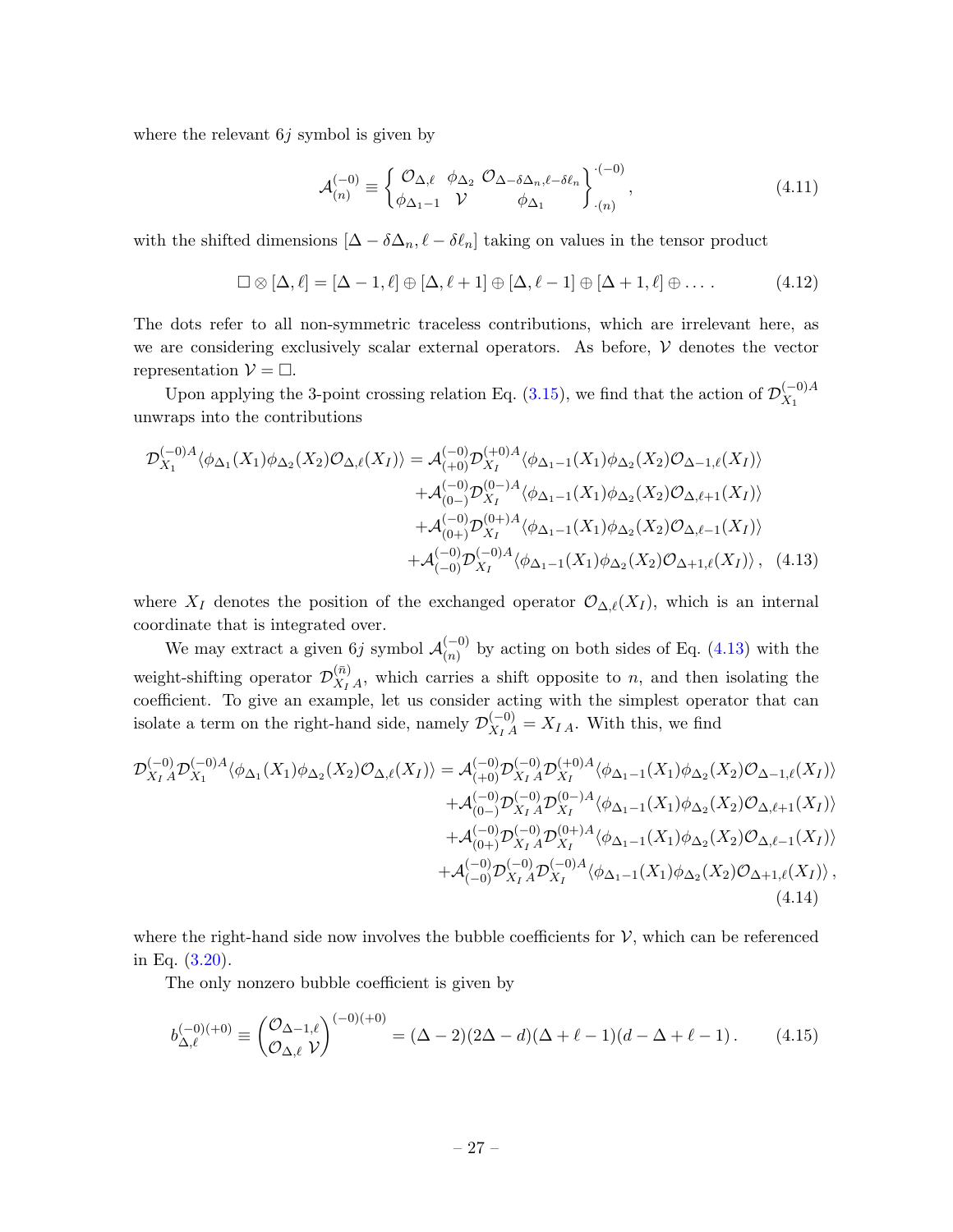where the relevant $6j$ symbol is given by

$$\mathcal{A}^{(-0)}_{(n)} \equiv \begin{Bmatrix} \mathcal{O}_{\Delta,\ell} & \phi_{\Delta_2} & \mathcal{O}_{\Delta-\delta\Delta_n,\ell-\delta\ell_n} \\ \phi_{\Delta_1-1} & \mathcal{V} & \phi_{\Delta_1} \end{Bmatrix}^{\cdot(-0)}_{\cdot(n)} , \tag{4.11}$$

with the shifted dimensions $[\Delta - \delta\Delta_n, \ell - \delta\ell_n]$ taking on values in the tensor product

$$\square \otimes [\Delta, \ell] = [\Delta - 1, \ell] \oplus [\Delta, \ell + 1] \oplus [\Delta, \ell - 1] \oplus [\Delta + 1, \ell] \oplus \ldots . \tag{4.12}$$

The dots refer to all non-symmetric traceless contributions, which are irrelevant here, as we are considering exclusively scalar external operators. As before, $\mathcal{V}$ denotes the vector representation $\mathcal{V} = \square$.

Upon applying the 3-point crossing relation Eq. (3.15), we find that the action of $\mathcal{D}^{(-0)A}_{X_1}$ unwraps into the contributions

$$\begin{aligned}
\mathcal{D}^{(-0)A}_{X_1}\langle \phi_{\Delta_1}(X_1)\phi_{\Delta_2}(X_2)\mathcal{O}_{\Delta,\ell}(X_I)\rangle = {}& \mathcal{A}^{(-0)}_{(+0)}\mathcal{D}^{(+0)A}_{X_I}\langle \phi_{\Delta_1-1}(X_1)\phi_{\Delta_2}(X_2)\mathcal{O}_{\Delta-1,\ell}(X_I)\rangle \\
&+\mathcal{A}^{(-0)}_{(0-)}\mathcal{D}^{(0-)A}_{X_I}\langle \phi_{\Delta_1-1}(X_1)\phi_{\Delta_2}(X_2)\mathcal{O}_{\Delta,\ell+1}(X_I)\rangle \\
&+\mathcal{A}^{(-0)}_{(0+)}\mathcal{D}^{(0+)A}_{X_I}\langle \phi_{\Delta_1-1}(X_1)\phi_{\Delta_2}(X_2)\mathcal{O}_{\Delta,\ell-1}(X_I)\rangle \\
&+\mathcal{A}^{(-0)}_{(-0)}\mathcal{D}^{(-0)A}_{X_I}\langle \phi_{\Delta_1-1}(X_1)\phi_{\Delta_2}(X_2)\mathcal{O}_{\Delta+1,\ell}(X_I)\rangle\,,
\end{aligned} \tag{4.13}$$

where $X_I$ denotes the position of the exchanged operator $\mathcal{O}_{\Delta,\ell}(X_I)$, which is an internal coordinate that is integrated over.

We may extract a given $6j$ symbol $\mathcal{A}^{(-0)}_{(n)}$ by acting on both sides of Eq. (4.13) with the weight-shifting operator $\mathcal{D}^{(\bar{n})}_{X_I\,A}$, which carries a shift opposite to $n$, and then isolating the coefficient. To give an example, let us consider acting with the simplest operator that can isolate a term on the right-hand side, namely $\mathcal{D}^{(-0)}_{X_I\,A} = X_{I\,A}$. With this, we find

$$\begin{aligned}
\mathcal{D}^{(-0)}_{X_I\,A}\mathcal{D}^{(-0)A}_{X_1}\langle \phi_{\Delta_1}(X_1)\phi_{\Delta_2}(X_2)\mathcal{O}_{\Delta,\ell}(X_I)\rangle = {}& \mathcal{A}^{(-0)}_{(+0)}\mathcal{D}^{(-0)}_{X_I\,A}\mathcal{D}^{(+0)A}_{X_I}\langle \phi_{\Delta_1-1}(X_1)\phi_{\Delta_2}(X_2)\mathcal{O}_{\Delta-1,\ell}(X_I)\rangle \\
&+\mathcal{A}^{(-0)}_{(0-)}\mathcal{D}^{(-0)}_{X_I\,A}\mathcal{D}^{(0-)A}_{X_I}\langle \phi_{\Delta_1-1}(X_1)\phi_{\Delta_2}(X_2)\mathcal{O}_{\Delta,\ell+1}(X_I)\rangle \\
&+\mathcal{A}^{(-0)}_{(0+)}\mathcal{D}^{(-0)}_{X_I\,A}\mathcal{D}^{(0+)A}_{X_I}\langle \phi_{\Delta_1-1}(X_1)\phi_{\Delta_2}(X_2)\mathcal{O}_{\Delta,\ell-1}(X_I)\rangle \\
&+\mathcal{A}^{(-0)}_{(-0)}\mathcal{D}^{(-0)}_{X_I\,A}\mathcal{D}^{(-0)A}_{X_I}\langle \phi_{\Delta_1-1}(X_1)\phi_{\Delta_2}(X_2)\mathcal{O}_{\Delta+1,\ell}(X_I)\rangle\,,
\end{aligned} \tag{4.14}$$

where the right-hand side now involves the bubble coefficients for $\mathcal{V}$, which can be referenced in Eq. (3.20).

The only nonzero bubble coefficient is given by

$$b^{(-0)(+0)}_{\Delta,\ell} \equiv \begin{pmatrix} \mathcal{O}_{\Delta-1,\ell} \\ \mathcal{O}_{\Delta,\ell}\ \mathcal{V} \end{pmatrix}^{(-0)(+0)} = (\Delta-2)(2\Delta-d)(\Delta+\ell-1)(d-\Delta+\ell-1)\,. \tag{4.15}$$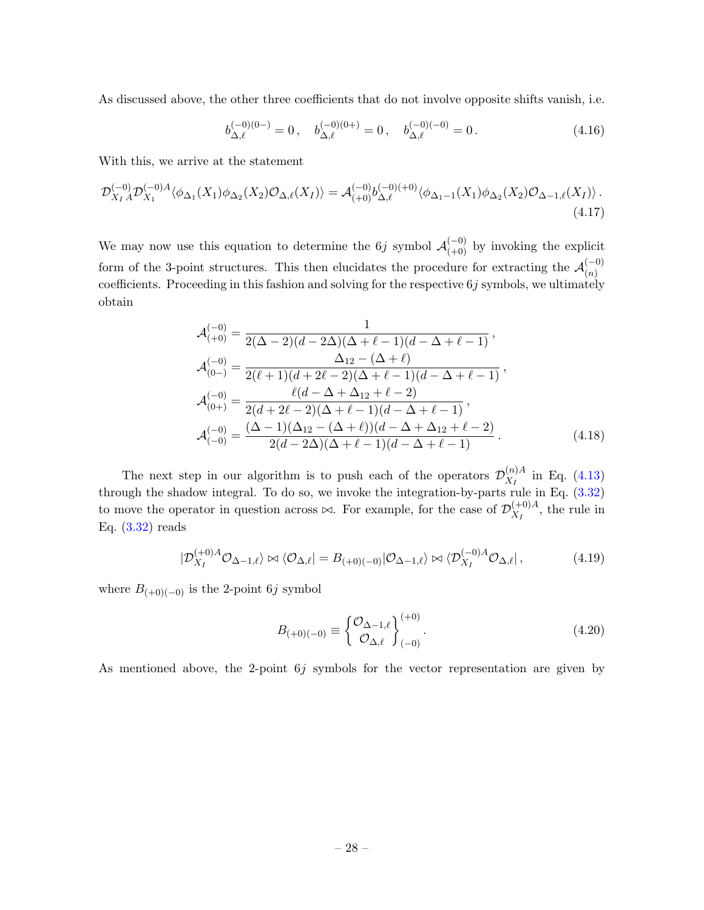As discussed above, the other three coefficients that do not involve opposite shifts vanish, i.e.

$$b^{(-0)(0-)}_{\Delta,\ell} = 0\,, \quad b^{(-0)(0+)}_{\Delta,\ell} = 0\,, \quad b^{(-0)(-0)}_{\Delta,\ell} = 0\,. \tag{4.16}$$

With this, we arrive at the statement

$$\mathcal{D}^{(-0)}_{X_I\,A}\mathcal{D}^{(-0)A}_{X_1}\langle\phi_{\Delta_1}(X_1)\phi_{\Delta_2}(X_2)\mathcal{O}_{\Delta,\ell}(X_I)\rangle = \mathcal{A}^{(-0)}_{(+0)}b^{(-0)(+0)}_{\Delta,\ell}\langle\phi_{\Delta_1-1}(X_1)\phi_{\Delta_2}(X_2)\mathcal{O}_{\Delta-1,\ell}(X_I)\rangle\,. \tag{4.17}$$

We may now use this equation to determine the $6j$ symbol $\mathcal{A}^{(-0)}_{(+0)}$ by invoking the explicit form of the 3-point structures. This then elucidates the procedure for extracting the $\mathcal{A}^{(-0)}_{(n)}$ coefficients. Proceeding in this fashion and solving for the respective $6j$ symbols, we ultimately obtain

$$\begin{aligned}
\mathcal{A}^{(-0)}_{(+0)} &= \frac{1}{2(\Delta-2)(d-2\Delta)(\Delta+\ell-1)(d-\Delta+\ell-1)}\,,\\
\mathcal{A}^{(-0)}_{(0-)} &= \frac{\Delta_{12}-(\Delta+\ell)}{2(\ell+1)(d+2\ell-2)(\Delta+\ell-1)(d-\Delta+\ell-1)}\,,\\
\mathcal{A}^{(-0)}_{(0+)} &= \frac{\ell(d-\Delta+\Delta_{12}+\ell-2)}{2(d+2\ell-2)(\Delta+\ell-1)(d-\Delta+\ell-1)}\,,\\
\mathcal{A}^{(-0)}_{(-0)} &= \frac{(\Delta-1)(\Delta_{12}-(\Delta+\ell))(d-\Delta+\Delta_{12}+\ell-2)}{2(d-2\Delta)(\Delta+\ell-1)(d-\Delta+\ell-1)}\,.
\end{aligned} \tag{4.18}$$

The next step in our algorithm is to push each of the operators $\mathcal{D}^{(n)A}_{X_I}$ in Eq. (4.13) through the shadow integral. To do so, we invoke the integration-by-parts rule in Eq. (3.32) to move the operator in question across $\bowtie$. For example, for the case of $\mathcal{D}^{(+0)A}_{X_I}$, the rule in Eq. (3.32) reads

$$|\mathcal{D}^{(+0)A}_{X_I}\mathcal{O}_{\Delta-1,\ell}\rangle \bowtie \langle\mathcal{O}_{\Delta,\ell}| = B_{(+0)(-0)}|\mathcal{O}_{\Delta-1,\ell}\rangle \bowtie \langle\mathcal{D}^{(-0)A}_{X_I}\mathcal{O}_{\Delta,\ell}|\,, \tag{4.19}$$

where $B_{(+0)(-0)}$ is the 2-point $6j$ symbol

$$B_{(+0)(-0)} \equiv \begin{Bmatrix} \mathcal{O}_{\Delta-1,\ell} \\ \mathcal{O}_{\Delta,\ell} \end{Bmatrix}^{(+0)}_{(-0)}\,. \tag{4.20}$$

As mentioned above, the 2-point $6j$ symbols for the vector representation are given by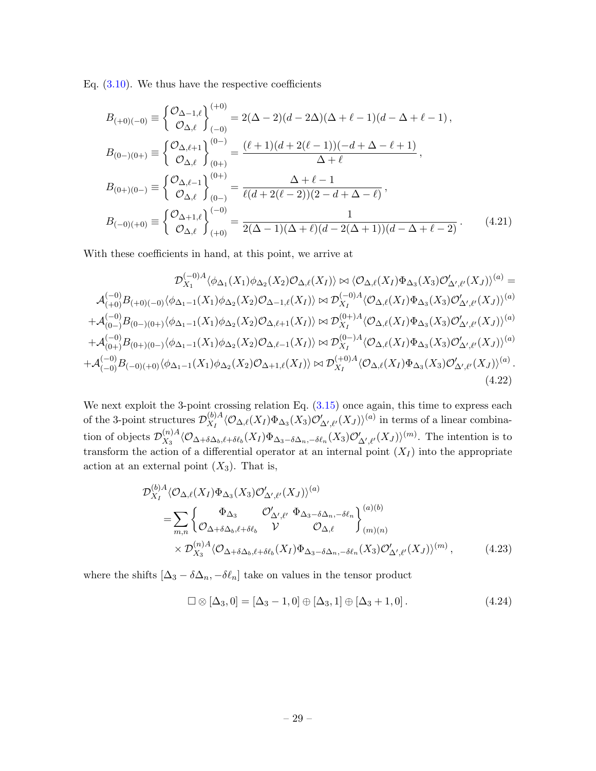Eq. (3.10). We thus have the respective coefficients

$$
\begin{aligned}
B_{(+0)(-0)} &\equiv \begin{Bmatrix} \mathcal{O}_{\Delta-1,\ell} \\ \mathcal{O}_{\Delta,\ell} \end{Bmatrix}^{(+0)}_{(-0)} = 2(\Delta-2)(d-2\Delta)(\Delta+\ell-1)(d-\Delta+\ell-1)\,, \\
B_{(0-)(0+)} &\equiv \begin{Bmatrix} \mathcal{O}_{\Delta,\ell+1} \\ \mathcal{O}_{\Delta,\ell} \end{Bmatrix}^{(0-)}_{(0+)} = \frac{(\ell+1)(d+2(\ell-1))(-d+\Delta-\ell+1)}{\Delta+\ell}\,, \\
B_{(0+)(0-)} &\equiv \begin{Bmatrix} \mathcal{O}_{\Delta,\ell-1} \\ \mathcal{O}_{\Delta,\ell} \end{Bmatrix}^{(0+)}_{(0-)} = \frac{\Delta+\ell-1}{\ell(d+2(\ell-2))(2-d+\Delta-\ell)}\,, \\
B_{(-0)(+0)} &\equiv \begin{Bmatrix} \mathcal{O}_{\Delta+1,\ell} \\ \mathcal{O}_{\Delta,\ell} \end{Bmatrix}^{(-0)}_{(+0)} = \frac{1}{2(\Delta-1)(\Delta+\ell)(d-2(\Delta+1))(d-\Delta+\ell-2)}\,.
\end{aligned}
\tag{4.21}
$$

With these coefficients in hand, at this point, we arrive at

$$
\begin{aligned}
&\mathcal{D}_{X_1}^{(-0)A}\langle\phi_{\Delta_1}(X_1)\phi_{\Delta_2}(X_2)\mathcal{O}_{\Delta,\ell}(X_I)\rangle \bowtie \langle\mathcal{O}_{\Delta,\ell}(X_I)\Phi_{\Delta_3}(X_3)\mathcal{O}'_{\Delta',\ell'}(X_J)\rangle^{(a)} = \\
&\mathcal{A}_{(+0)}^{(-0)}B_{(+0)(-0)}\langle\phi_{\Delta_1-1}(X_1)\phi_{\Delta_2}(X_2)\mathcal{O}_{\Delta-1,\ell}(X_I)\rangle \bowtie \mathcal{D}_{X_I}^{(-0)A}\langle\mathcal{O}_{\Delta,\ell}(X_I)\Phi_{\Delta_3}(X_3)\mathcal{O}'_{\Delta',\ell'}(X_J)\rangle^{(a)} \\
&+\mathcal{A}_{(0-)}^{(-0)}B_{(0-)(0+)}\langle\phi_{\Delta_1-1}(X_1)\phi_{\Delta_2}(X_2)\mathcal{O}_{\Delta,\ell+1}(X_I)\rangle \bowtie \mathcal{D}_{X_I}^{(0+)A}\langle\mathcal{O}_{\Delta,\ell}(X_I)\Phi_{\Delta_3}(X_3)\mathcal{O}'_{\Delta',\ell'}(X_J)\rangle^{(a)} \\
&+\mathcal{A}_{(0+)}^{(-0)}B_{(0+)(0-)}\langle\phi_{\Delta_1-1}(X_1)\phi_{\Delta_2}(X_2)\mathcal{O}_{\Delta,\ell-1}(X_I)\rangle \bowtie \mathcal{D}_{X_I}^{(0-)A}\langle\mathcal{O}_{\Delta,\ell}(X_I)\Phi_{\Delta_3}(X_3)\mathcal{O}'_{\Delta',\ell'}(X_J)\rangle^{(a)} \\
&+\mathcal{A}_{(-0)}^{(-0)}B_{(-0)(+0)}\langle\phi_{\Delta_1-1}(X_1)\phi_{\Delta_2}(X_2)\mathcal{O}_{\Delta+1,\ell}(X_I)\rangle \bowtie \mathcal{D}_{X_I}^{(+0)A}\langle\mathcal{O}_{\Delta,\ell}(X_I)\Phi_{\Delta_3}(X_3)\mathcal{O}'_{\Delta',\ell'}(X_J)\rangle^{(a)}\,.
\end{aligned}
\tag{4.22}
$$

We next exploit the 3-point crossing relation Eq. (3.15) once again, this time to express each of the 3-point structures $\mathcal{D}_{X_I}^{(b)A}\langle\mathcal{O}_{\Delta,\ell}(X_I)\Phi_{\Delta_3}(X_3)\mathcal{O}'_{\Delta',\ell'}(X_J)\rangle^{(a)}$ in terms of a linear combination of objects $\mathcal{D}_{X_3}^{(n)A}\langle\mathcal{O}_{\Delta+\delta\Delta_b,\ell+\delta\ell_b}(X_I)\Phi_{\Delta_3-\delta\Delta_n,-\delta\ell_n}(X_3)\mathcal{O}'_{\Delta',\ell'}(X_J)\rangle^{(m)}$. The intention is to transform the action of a differential operator at an internal point $(X_I)$ into the appropriate action at an external point $(X_3)$. That is,

$$
\begin{aligned}
&\mathcal{D}_{X_I}^{(b)A}\langle\mathcal{O}_{\Delta,\ell}(X_I)\Phi_{\Delta_3}(X_3)\mathcal{O}'_{\Delta',\ell'}(X_J)\rangle^{(a)} \\
&\quad=\sum_{m,n}\begin{Bmatrix} \Phi_{\Delta_3} & \mathcal{O}'_{\Delta',\ell'} & \Phi_{\Delta_3-\delta\Delta_n,-\delta\ell_n} \\ \mathcal{O}_{\Delta+\delta\Delta_b,\ell+\delta\ell_b} & \mathcal{V} & \mathcal{O}_{\Delta,\ell} \end{Bmatrix}^{(a)(b)}_{(m)(n)} \\
&\quad\quad\times\mathcal{D}_{X_3}^{(n)A}\langle\mathcal{O}_{\Delta+\delta\Delta_b,\ell+\delta\ell_b}(X_I)\Phi_{\Delta_3-\delta\Delta_n,-\delta\ell_n}(X_3)\mathcal{O}'_{\Delta',\ell'}(X_J)\rangle^{(m)}\,,
\end{aligned}
\tag{4.23}
$$

where the shifts $[\Delta_3-\delta\Delta_n,-\delta\ell_n]$ take on values in the tensor product

$$
\square\otimes[\Delta_3,0]=[\Delta_3-1,0]\oplus[\Delta_3,1]\oplus[\Delta_3+1,0]\,.
\tag{4.24}
$$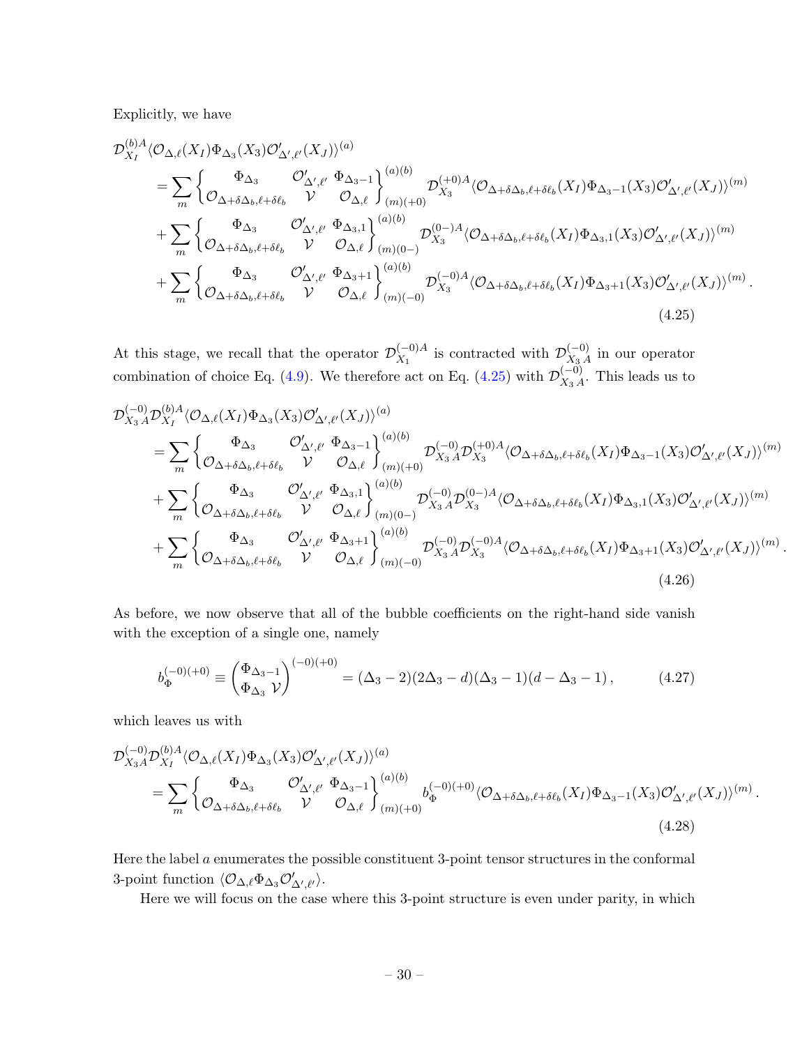Explicitly, we have

$$
\begin{aligned}
&\mathcal{D}_{X_I}^{(b)A}\langle\mathcal{O}_{\Delta,\ell}(X_I)\Phi_{\Delta_3}(X_3)\mathcal{O}'_{\Delta',\ell'}(X_J)\rangle^{(a)} \\
&\quad=\sum_m \begin{Bmatrix} \Phi_{\Delta_3} & \mathcal{O}'_{\Delta',\ell'} & \Phi_{\Delta_3-1} \\ \mathcal{O}_{\Delta+\delta\Delta_b,\ell+\delta\ell_b} & \mathcal{V} & \mathcal{O}_{\Delta,\ell} \end{Bmatrix}^{(a)(b)}_{(m)(+0)} \mathcal{D}_{X_3}^{(+0)A}\langle\mathcal{O}_{\Delta+\delta\Delta_b,\ell+\delta\ell_b}(X_I)\Phi_{\Delta_3-1}(X_3)\mathcal{O}'_{\Delta',\ell'}(X_J)\rangle^{(m)} \\
&\quad+\sum_m \begin{Bmatrix} \Phi_{\Delta_3} & \mathcal{O}'_{\Delta',\ell'} & \Phi_{\Delta_3,1} \\ \mathcal{O}_{\Delta+\delta\Delta_b,\ell+\delta\ell_b} & \mathcal{V} & \mathcal{O}_{\Delta,\ell} \end{Bmatrix}^{(a)(b)}_{(m)(0-)} \mathcal{D}_{X_3}^{(0-)A}\langle\mathcal{O}_{\Delta+\delta\Delta_b,\ell+\delta\ell_b}(X_I)\Phi_{\Delta_3,1}(X_3)\mathcal{O}'_{\Delta',\ell'}(X_J)\rangle^{(m)} \\
&\quad+\sum_m \begin{Bmatrix} \Phi_{\Delta_3} & \mathcal{O}'_{\Delta',\ell'} & \Phi_{\Delta_3+1} \\ \mathcal{O}_{\Delta+\delta\Delta_b,\ell+\delta\ell_b} & \mathcal{V} & \mathcal{O}_{\Delta,\ell} \end{Bmatrix}^{(a)(b)}_{(m)(-0)} \mathcal{D}_{X_3}^{(-0)A}\langle\mathcal{O}_{\Delta+\delta\Delta_b,\ell+\delta\ell_b}(X_I)\Phi_{\Delta_3+1}(X_3)\mathcal{O}'_{\Delta',\ell'}(X_J)\rangle^{(m)} .
\end{aligned}
\tag{4.25}
$$

At this stage, we recall that the operator $\mathcal{D}_{X_1}^{(-0)A}$ is contracted with $\mathcal{D}_{X_3\,A}^{(-0)}$ in our operator combination of choice Eq. (4.9). We therefore act on Eq. (4.25) with $\mathcal{D}_{X_3\,A}^{(-0)}$. This leads us to

$$
\begin{aligned}
&\mathcal{D}_{X_3\,A}^{(-0)}\mathcal{D}_{X_I}^{(b)A}\langle\mathcal{O}_{\Delta,\ell}(X_I)\Phi_{\Delta_3}(X_3)\mathcal{O}'_{\Delta',\ell'}(X_J)\rangle^{(a)} \\
&\quad=\sum_m \begin{Bmatrix} \Phi_{\Delta_3} & \mathcal{O}'_{\Delta',\ell'} & \Phi_{\Delta_3-1} \\ \mathcal{O}_{\Delta+\delta\Delta_b,\ell+\delta\ell_b} & \mathcal{V} & \mathcal{O}_{\Delta,\ell} \end{Bmatrix}^{(a)(b)}_{(m)(+0)} \mathcal{D}_{X_3\,A}^{(-0)}\mathcal{D}_{X_3}^{(+0)A}\langle\mathcal{O}_{\Delta+\delta\Delta_b,\ell+\delta\ell_b}(X_I)\Phi_{\Delta_3-1}(X_3)\mathcal{O}'_{\Delta',\ell'}(X_J)\rangle^{(m)} \\
&\quad+\sum_m \begin{Bmatrix} \Phi_{\Delta_3} & \mathcal{O}'_{\Delta',\ell'} & \Phi_{\Delta_3,1} \\ \mathcal{O}_{\Delta+\delta\Delta_b,\ell+\delta\ell_b} & \mathcal{V} & \mathcal{O}_{\Delta,\ell} \end{Bmatrix}^{(a)(b)}_{(m)(0-)} \mathcal{D}_{X_3\,A}^{(-0)}\mathcal{D}_{X_3}^{(0-)A}\langle\mathcal{O}_{\Delta+\delta\Delta_b,\ell+\delta\ell_b}(X_I)\Phi_{\Delta_3,1}(X_3)\mathcal{O}'_{\Delta',\ell'}(X_J)\rangle^{(m)} \\
&\quad+\sum_m \begin{Bmatrix} \Phi_{\Delta_3} & \mathcal{O}'_{\Delta',\ell'} & \Phi_{\Delta_3+1} \\ \mathcal{O}_{\Delta+\delta\Delta_b,\ell+\delta\ell_b} & \mathcal{V} & \mathcal{O}_{\Delta,\ell} \end{Bmatrix}^{(a)(b)}_{(m)(-0)} \mathcal{D}_{X_3\,A}^{(-0)}\mathcal{D}_{X_3}^{(-0)A}\langle\mathcal{O}_{\Delta+\delta\Delta_b,\ell+\delta\ell_b}(X_I)\Phi_{\Delta_3+1}(X_3)\mathcal{O}'_{\Delta',\ell'}(X_J)\rangle^{(m)} .
\end{aligned}
\tag{4.26}
$$

As before, we now observe that all of the bubble coefficients on the right-hand side vanish with the exception of a single one, namely

$$
b_{\Phi}^{(-0)(+0)} \equiv \begin{pmatrix} \Phi_{\Delta_3-1} \\ \Phi_{\Delta_3}\ \mathcal{V} \end{pmatrix}^{(-0)(+0)} = (\Delta_3-2)(2\Delta_3-d)(\Delta_3-1)(d-\Delta_3-1)\,, \tag{4.27}
$$

which leaves us with

$$
\begin{aligned}
&\mathcal{D}_{X_3A}^{(-0)}\mathcal{D}_{X_I}^{(b)A}\langle\mathcal{O}_{\Delta,\ell}(X_I)\Phi_{\Delta_3}(X_3)\mathcal{O}'_{\Delta',\ell'}(X_J)\rangle^{(a)} \\
&\quad=\sum_m \begin{Bmatrix} \Phi_{\Delta_3} & \mathcal{O}'_{\Delta',\ell'} & \Phi_{\Delta_3-1} \\ \mathcal{O}_{\Delta+\delta\Delta_b,\ell+\delta\ell_b} & \mathcal{V} & \mathcal{O}_{\Delta,\ell} \end{Bmatrix}^{(a)(b)}_{(m)(+0)} b_{\Phi}^{(-0)(+0)}\langle\mathcal{O}_{\Delta+\delta\Delta_b,\ell+\delta\ell_b}(X_I)\Phi_{\Delta_3-1}(X_3)\mathcal{O}'_{\Delta',\ell'}(X_J)\rangle^{(m)} .
\end{aligned}
\tag{4.28}
$$

Here the label $a$ enumerates the possible constituent 3-point tensor structures in the conformal 3-point function $\langle\mathcal{O}_{\Delta,\ell}\Phi_{\Delta_3}\mathcal{O}'_{\Delta',\ell'}\rangle$.

Here we will focus on the case where this 3-point structure is even under parity, in which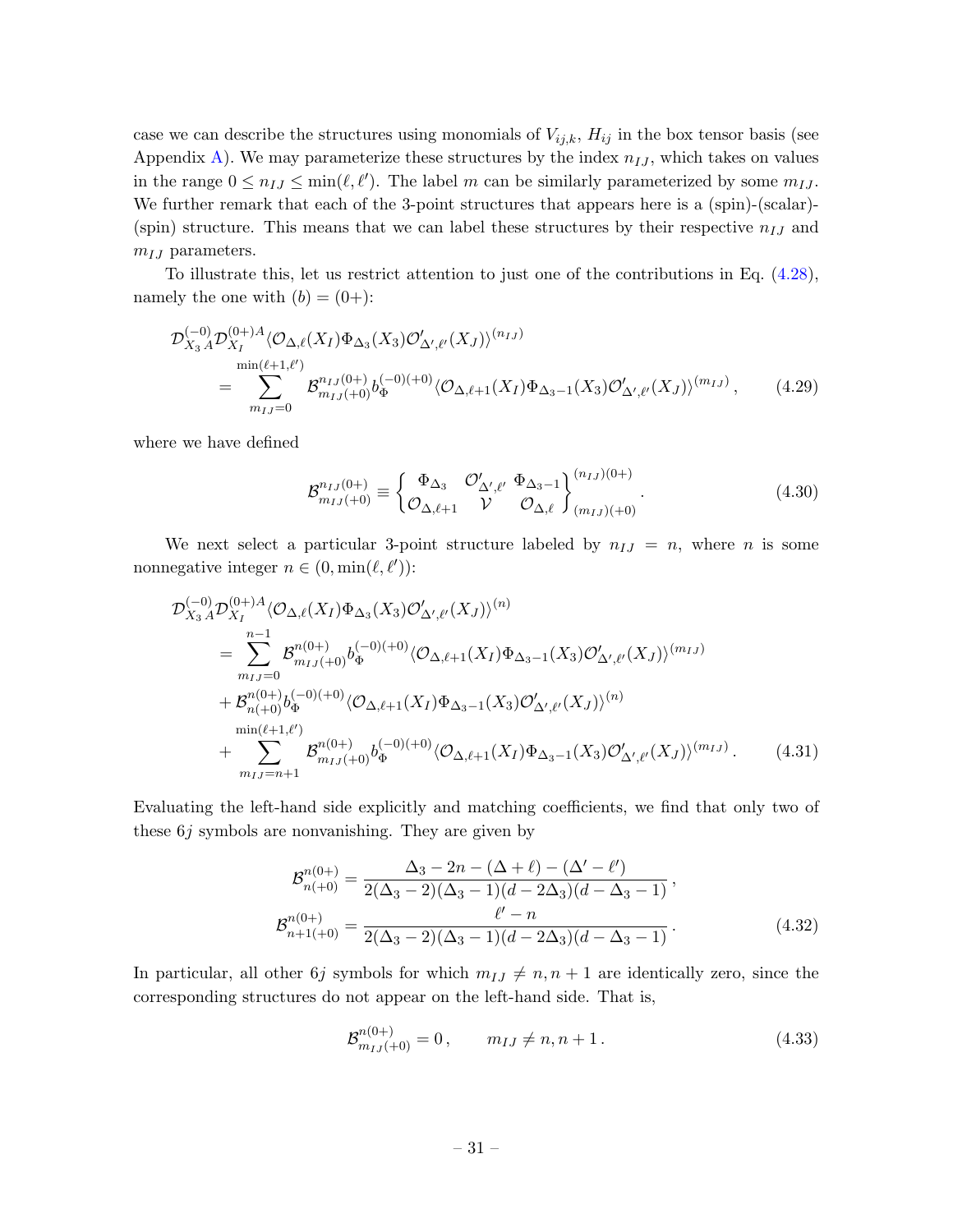case we can describe the structures using monomials of $V_{ij,k}$, $H_{ij}$ in the box tensor basis (see Appendix A). We may parameterize these structures by the index $n_{IJ}$, which takes on values in the range $0 \leq n_{IJ} \leq \min(\ell, \ell')$. The label $m$ can be similarly parameterized by some $m_{IJ}$. We further remark that each of the 3-point structures that appears here is a (spin)-(scalar)-(spin) structure. This means that we can label these structures by their respective $n_{IJ}$ and $m_{IJ}$ parameters.

To illustrate this, let us restrict attention to just one of the contributions in Eq. (4.28), namely the one with $(b) = (0+)$:

$$
\begin{aligned}
&\mathcal{D}^{(-0)}_{X_3\,A}\mathcal{D}^{(0+)A}_{X_I}\langle \mathcal{O}_{\Delta,\ell}(X_I)\Phi_{\Delta_3}(X_3)\mathcal{O}'_{\Delta',\ell'}(X_J)\rangle^{(n_{IJ})} \\
&\quad= \sum_{m_{IJ}=0}^{\min(\ell+1,\ell')} \mathcal{B}^{n_{IJ}(0+)}_{m_{IJ}(+0)} b_{\Phi}^{(-0)(+0)} \langle \mathcal{O}_{\Delta,\ell+1}(X_I)\Phi_{\Delta_3-1}(X_3)\mathcal{O}'_{\Delta',\ell'}(X_J)\rangle^{(m_{IJ})}\,,
\end{aligned}
\tag{4.29}
$$

where we have defined

$$
\mathcal{B}^{n_{IJ}(0+)}_{m_{IJ}(+0)} \equiv \begin{Bmatrix} \Phi_{\Delta_3} & \mathcal{O}'_{\Delta',\ell'} & \Phi_{\Delta_3-1} \\ \mathcal{O}_{\Delta,\ell+1} & \mathcal{V} & \mathcal{O}_{\Delta,\ell} \end{Bmatrix}^{(n_{IJ})(0+)}_{(m_{IJ})(+0)}\,.
\tag{4.30}
$$

We next select a particular 3-point structure labeled by $n_{IJ} = n$, where $n$ is some nonnegative integer $n \in (0, \min(\ell, \ell'))$:

$$
\begin{aligned}
&\mathcal{D}^{(-0)}_{X_3\,A}\mathcal{D}^{(0+)A}_{X_I}\langle \mathcal{O}_{\Delta,\ell}(X_I)\Phi_{\Delta_3}(X_3)\mathcal{O}'_{\Delta',\ell'}(X_J)\rangle^{(n)} \\
&\quad= \sum_{m_{IJ}=0}^{n-1} \mathcal{B}^{n(0+)}_{m_{IJ}(+0)} b_{\Phi}^{(-0)(+0)} \langle \mathcal{O}_{\Delta,\ell+1}(X_I)\Phi_{\Delta_3-1}(X_3)\mathcal{O}'_{\Delta',\ell'}(X_J)\rangle^{(m_{IJ})} \\
&\quad\quad+ \mathcal{B}^{n(0+)}_{n(+0)} b_{\Phi}^{(-0)(+0)} \langle \mathcal{O}_{\Delta,\ell+1}(X_I)\Phi_{\Delta_3-1}(X_3)\mathcal{O}'_{\Delta',\ell'}(X_J)\rangle^{(n)} \\
&\quad\quad+ \sum_{m_{IJ}=n+1}^{\min(\ell+1,\ell')} \mathcal{B}^{n(0+)}_{m_{IJ}(+0)} b_{\Phi}^{(-0)(+0)} \langle \mathcal{O}_{\Delta,\ell+1}(X_I)\Phi_{\Delta_3-1}(X_3)\mathcal{O}'_{\Delta',\ell'}(X_J)\rangle^{(m_{IJ})}\,.
\end{aligned}
\tag{4.31}
$$

Evaluating the left-hand side explicitly and matching coefficients, we find that only two of these $6j$ symbols are nonvanishing. They are given by

$$
\begin{aligned}
\mathcal{B}^{n(0+)}_{n(+0)} &= \frac{\Delta_3 - 2n - (\Delta+\ell) - (\Delta'-\ell')}{2(\Delta_3-2)(\Delta_3-1)(d-2\Delta_3)(d-\Delta_3-1)}\,, \\
\mathcal{B}^{n(0+)}_{n+1(+0)} &= \frac{\ell' - n}{2(\Delta_3-2)(\Delta_3-1)(d-2\Delta_3)(d-\Delta_3-1)}\,.
\end{aligned}
\tag{4.32}
$$

In particular, all other $6j$ symbols for which $m_{IJ} \neq n, n+1$ are identically zero, since the corresponding structures do not appear on the left-hand side. That is,

$$
\mathcal{B}^{n(0+)}_{m_{IJ}(+0)} = 0\,, \qquad m_{IJ} \neq n, n+1\,.
\tag{4.33}
$$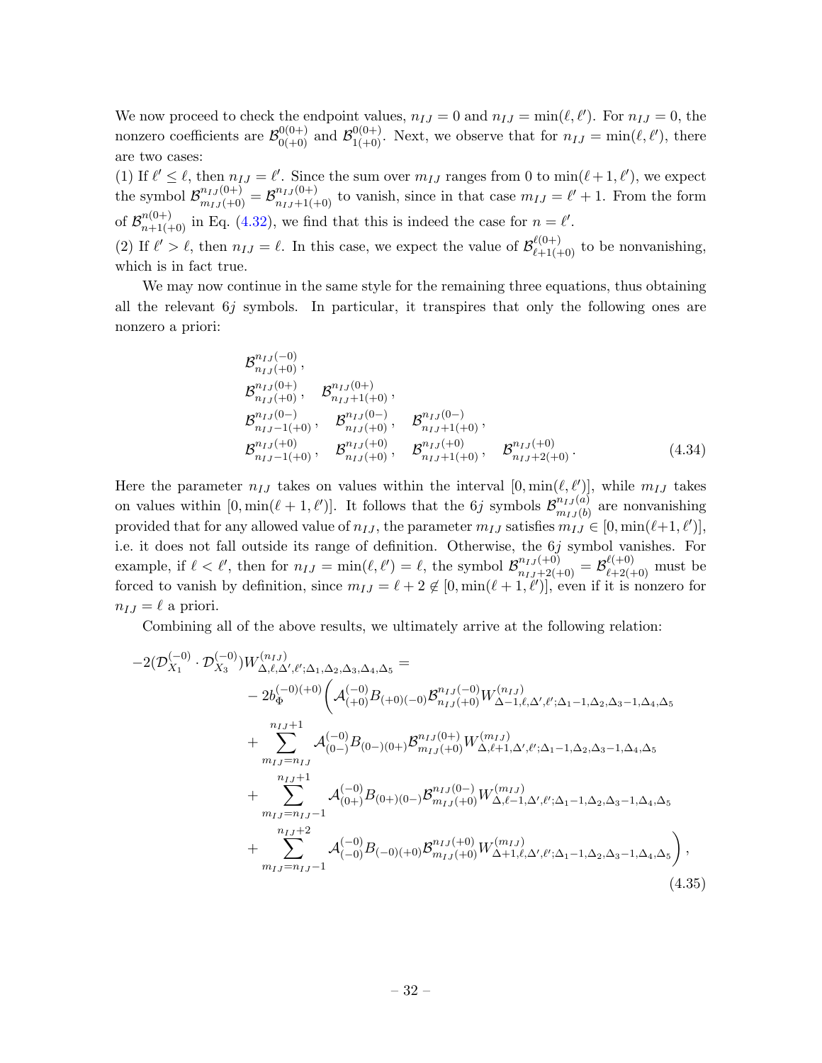We now proceed to check the endpoint values, $n_{IJ} = 0$ and $n_{IJ} = \min(\ell, \ell')$. For $n_{IJ} = 0$, the nonzero coefficients are $\mathcal{B}^{0(0+)}_{0(+0)}$ and $\mathcal{B}^{0(0+)}_{1(+0)}$. Next, we observe that for $n_{IJ} = \min(\ell, \ell')$, there are two cases:

(1) If $\ell' \leq \ell$, then $n_{IJ} = \ell'$. Since the sum over $m_{IJ}$ ranges from 0 to $\min(\ell+1, \ell')$, we expect the symbol $\mathcal{B}^{n_{IJ}(0+)}_{m_{IJ}(+0)} = \mathcal{B}^{n_{IJ}(0+)}_{n_{IJ}+1(+0)}$ to vanish, since in that case $m_{IJ} = \ell' + 1$. From the form of $\mathcal{B}^{n(0+)}_{n+1(+0)}$ in Eq. (4.32), we find that this is indeed the case for $n = \ell'$.

(2) If $\ell' > \ell$, then $n_{IJ} = \ell$. In this case, we expect the value of $\mathcal{B}^{\ell(0+)}_{\ell+1(+0)}$ to be nonvanishing, which is in fact true.

We may now continue in the same style for the remaining three equations, thus obtaining all the relevant $6j$ symbols. In particular, it transpires that only the following ones are nonzero a priori:

$$
\begin{aligned}
&\mathcal{B}^{n_{IJ}(-0)}_{n_{IJ}(+0)}\,, \\
&\mathcal{B}^{n_{IJ}(0+)}_{n_{IJ}(+0)}\,, \quad \mathcal{B}^{n_{IJ}(0+)}_{n_{IJ}+1(+0)}\,, \\
&\mathcal{B}^{n_{IJ}(0-)}_{n_{IJ}-1(+0)}\,, \quad \mathcal{B}^{n_{IJ}(0-)}_{n_{IJ}(+0)}\,, \quad \mathcal{B}^{n_{IJ}(0-)}_{n_{IJ}+1(+0)}\,, \\
&\mathcal{B}^{n_{IJ}(+0)}_{n_{IJ}-1(+0)}\,, \quad \mathcal{B}^{n_{IJ}(+0)}_{n_{IJ}(+0)}\,, \quad \mathcal{B}^{n_{IJ}(+0)}_{n_{IJ}+1(+0)}\,, \quad \mathcal{B}^{n_{IJ}(+0)}_{n_{IJ}+2(+0)}\,.
\end{aligned}
\tag{4.34}
$$

Here the parameter $n_{IJ}$ takes on values within the interval $[0, \min(\ell, \ell')]$, while $m_{IJ}$ takes on values within $[0, \min(\ell+1, \ell')]$. It follows that the $6j$ symbols $\mathcal{B}^{n_{IJ}(a)}_{m_{IJ}(b)}$ are nonvanishing provided that for any allowed value of $n_{IJ}$, the parameter $m_{IJ}$ satisfies $m_{IJ} \in [0, \min(\ell+1, \ell')]$, i.e. it does not fall outside its range of definition. Otherwise, the $6j$ symbol vanishes. For example, if $\ell < \ell'$, then for $n_{IJ} = \min(\ell, \ell') = \ell$, the symbol $\mathcal{B}^{n_{IJ}(+0)}_{n_{IJ}+2(+0)} = \mathcal{B}^{\ell(+0)}_{\ell+2(+0)}$ must be forced to vanish by definition, since $m_{IJ} = \ell + 2 \notin [0, \min(\ell+1, \ell')]$, even if it is nonzero for $n_{IJ} = \ell$ a priori.

Combining all of the above results, we ultimately arrive at the following relation:

$$
\begin{aligned}
-2(\mathcal{D}^{(-0)}_{X_1} \cdot \mathcal{D}^{(-0)}_{X_3}) W^{(n_{IJ})}_{\Delta,\ell,\Delta',\ell';\Delta_1,\Delta_2,\Delta_3,\Delta_4,\Delta_5} = &\\
- 2 b^{(-0)(+0)}_{\Phi} \Bigg( &\mathcal{A}^{(-0)}_{(+0)} B_{(+0)(-0)} \mathcal{B}^{n_{IJ}(-0)}_{n_{IJ}(+0)} W^{(n_{IJ})}_{\Delta-1,\ell,\Delta',\ell';\Delta_1-1,\Delta_2,\Delta_3-1,\Delta_4,\Delta_5} \\
&+ \sum_{m_{IJ}=n_{IJ}}^{n_{IJ}+1} \mathcal{A}^{(-0)}_{(0-)} B_{(0-)(0+)} \mathcal{B}^{n_{IJ}(0+)}_{m_{IJ}(+0)} W^{(m_{IJ})}_{\Delta,\ell+1,\Delta',\ell';\Delta_1-1,\Delta_2,\Delta_3-1,\Delta_4,\Delta_5} \\
&+ \sum_{m_{IJ}=n_{IJ}-1}^{n_{IJ}+1} \mathcal{A}^{(-0)}_{(0+)} B_{(0+)(0-)} \mathcal{B}^{n_{IJ}(0-)}_{m_{IJ}(+0)} W^{(m_{IJ})}_{\Delta,\ell-1,\Delta',\ell';\Delta_1-1,\Delta_2,\Delta_3-1,\Delta_4,\Delta_5} \\
&+ \sum_{m_{IJ}=n_{IJ}-1}^{n_{IJ}+2} \mathcal{A}^{(-0)}_{(-0)} B_{(-0)(+0)} \mathcal{B}^{n_{IJ}(+0)}_{m_{IJ}(+0)} W^{(m_{IJ})}_{\Delta+1,\ell,\Delta',\ell';\Delta_1-1,\Delta_2,\Delta_3-1,\Delta_4,\Delta_5} \Bigg)\,,
\end{aligned}
\tag{4.35}
$$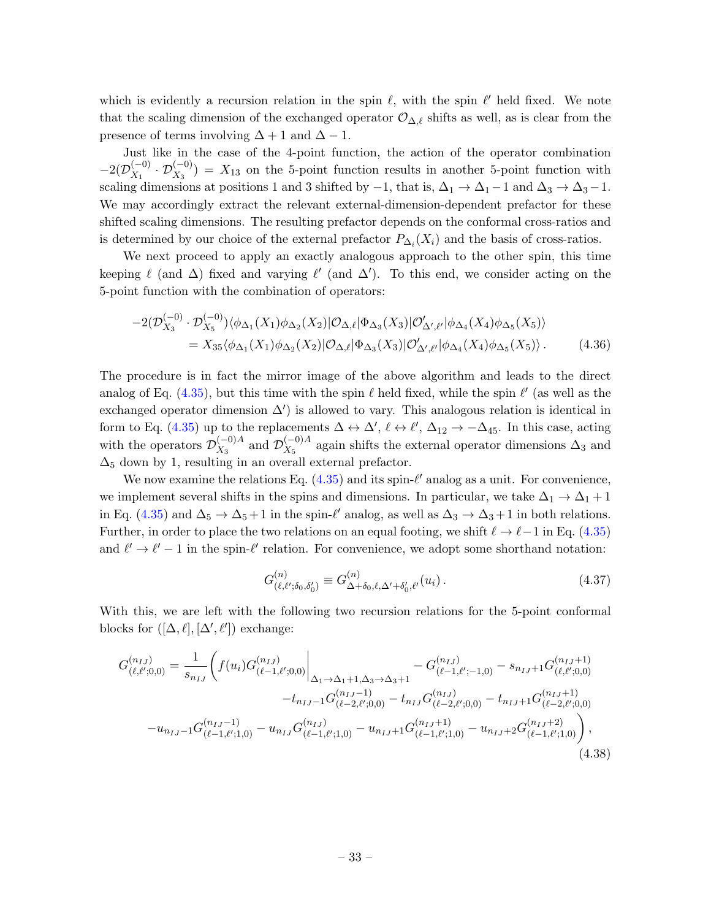which is evidently a recursion relation in the spin $\ell$, with the spin $\ell'$ held fixed. We note that the scaling dimension of the exchanged operator $\mathcal{O}_{\Delta,\ell}$ shifts as well, as is clear from the presence of terms involving $\Delta+1$ and $\Delta-1$.

Just like in the case of the 4-point function, the action of the operator combination $-2(\mathcal{D}^{(-0)}_{X_1}\cdot\mathcal{D}^{(-0)}_{X_3}) = X_{13}$ on the 5-point function results in another 5-point function with scaling dimensions at positions 1 and 3 shifted by $-1$, that is, $\Delta_1\to\Delta_1-1$ and $\Delta_3\to\Delta_3-1$. We may accordingly extract the relevant external-dimension-dependent prefactor for these shifted scaling dimensions. The resulting prefactor depends on the conformal cross-ratios and is determined by our choice of the external prefactor $P_{\Delta_i}(X_i)$ and the basis of cross-ratios.

We next proceed to apply an exactly analogous approach to the other spin, this time keeping $\ell$ (and $\Delta$) fixed and varying $\ell'$ (and $\Delta'$). To this end, we consider acting on the 5-point function with the combination of operators:

$$
\begin{aligned}
-2(\mathcal{D}^{(-0)}_{X_3}\cdot\mathcal{D}^{(-0)}_{X_5})&\langle\phi_{\Delta_1}(X_1)\phi_{\Delta_2}(X_2)|\mathcal{O}_{\Delta,\ell}|\Phi_{\Delta_3}(X_3)|\mathcal{O}'_{\Delta',\ell'}|\phi_{\Delta_4}(X_4)\phi_{\Delta_5}(X_5)\rangle\\
&= X_{35}\langle\phi_{\Delta_1}(X_1)\phi_{\Delta_2}(X_2)|\mathcal{O}_{\Delta,\ell}|\Phi_{\Delta_3}(X_3)|\mathcal{O}'_{\Delta',\ell'}|\phi_{\Delta_4}(X_4)\phi_{\Delta_5}(X_5)\rangle\,. \qquad (4.36)
\end{aligned}
$$

The procedure is in fact the mirror image of the above algorithm and leads to the direct analog of Eq. (4.35), but this time with the spin $\ell$ held fixed, while the spin $\ell'$ (as well as the exchanged operator dimension $\Delta'$) is allowed to vary. This analogous relation is identical in form to Eq. (4.35) up to the replacements $\Delta\leftrightarrow\Delta'$, $\ell\leftrightarrow\ell'$, $\Delta_{12}\to-\Delta_{45}$. In this case, acting with the operators $\mathcal{D}^{(-0)A}_{X_3}$ and $\mathcal{D}^{(-0)A}_{X_5}$ again shifts the external operator dimensions $\Delta_3$ and $\Delta_5$ down by 1, resulting in an overall external prefactor.

We now examine the relations Eq. (4.35) and its spin-$\ell'$ analog as a unit. For convenience, we implement several shifts in the spins and dimensions. In particular, we take $\Delta_1\to\Delta_1+1$ in Eq. (4.35) and $\Delta_5\to\Delta_5+1$ in the spin-$\ell'$ analog, as well as $\Delta_3\to\Delta_3+1$ in both relations. Further, in order to place the two relations on an equal footing, we shift $\ell\to\ell-1$ in Eq. (4.35) and $\ell'\to\ell'-1$ in the spin-$\ell'$ relation. For convenience, we adopt some shorthand notation:

$$
G^{(n)}_{(\ell,\ell';\delta_0,\delta_0')}\equiv G^{(n)}_{\Delta+\delta_0,\ell,\Delta'+\delta_0',\ell'}(u_i)\,. \qquad (4.37)
$$

With this, we are left with the following two recursion relations for the 5-point conformal blocks for $([\Delta,\ell],[\Delta',\ell'])$ exchange:

$$
\begin{aligned}
G^{(n_{IJ})}_{(\ell,\ell';0,0)}=\frac{1}{s_{n_{IJ}}}\Bigg(&f(u_i)G^{(n_{IJ})}_{(\ell-1,\ell';0,0)}\Big|_{\Delta_1\to\Delta_1+1,\Delta_3\to\Delta_3+1}-G^{(n_{IJ})}_{(\ell-1,\ell';-1,0)}-s_{n_{IJ}+1}G^{(n_{IJ}+1)}_{(\ell,\ell';0,0)}\\
&-t_{n_{IJ}-1}G^{(n_{IJ}-1)}_{(\ell-2,\ell';0,0)}-t_{n_{IJ}}G^{(n_{IJ})}_{(\ell-2,\ell';0,0)}-t_{n_{IJ}+1}G^{(n_{IJ}+1)}_{(\ell-2,\ell';0,0)}\\
-u_{n_{IJ}-1}G^{(n_{IJ}-1)}_{(\ell-1,\ell';1,0)}&-u_{n_{IJ}}G^{(n_{IJ})}_{(\ell-1,\ell';1,0)}-u_{n_{IJ}+1}G^{(n_{IJ}+1)}_{(\ell-1,\ell';1,0)}-u_{n_{IJ}+2}G^{(n_{IJ}+2)}_{(\ell-1,\ell';1,0)}\Bigg)\,,
\end{aligned}
\qquad (4.38)
$$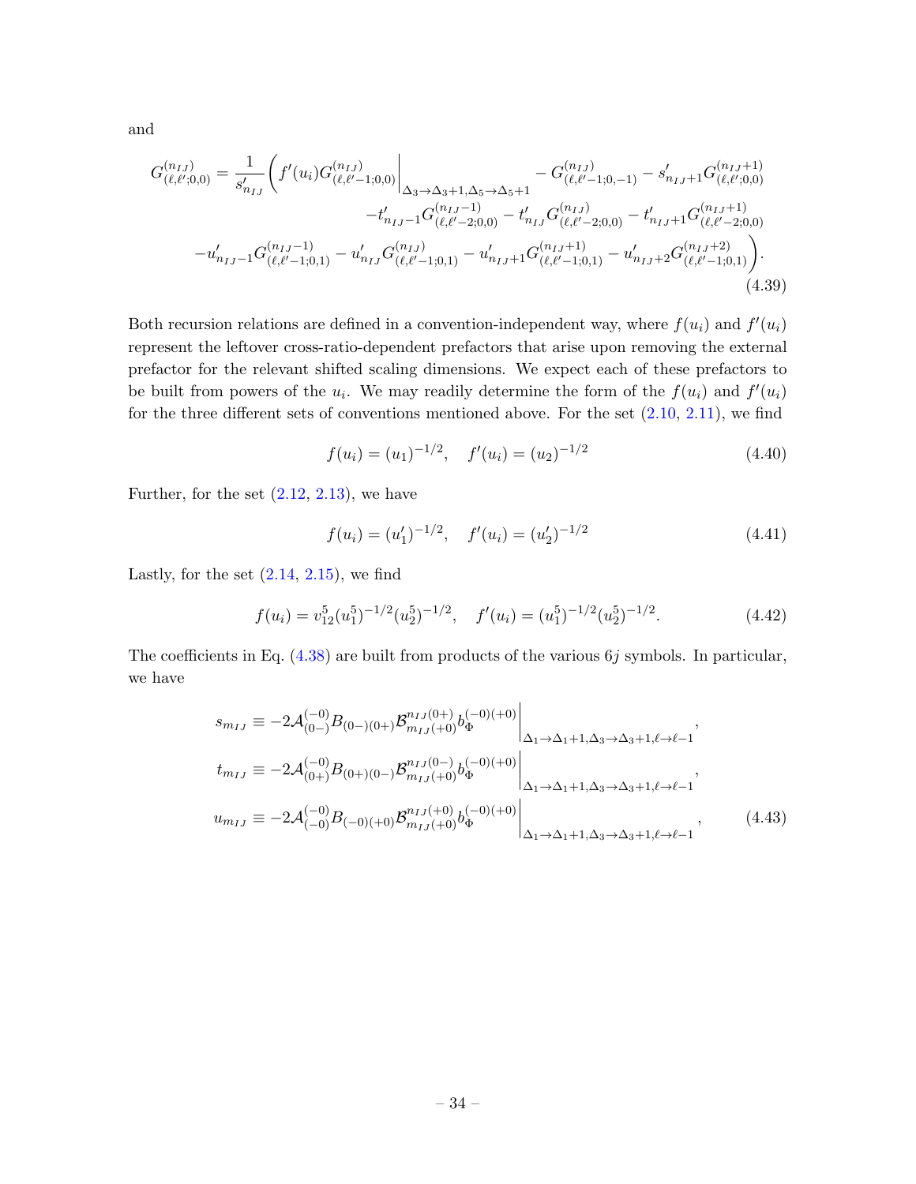and

$$
\begin{aligned}
G^{(n_{IJ})}_{(\ell,\ell';0,0)} = \frac{1}{s'_{n_{IJ}}}\Bigg( & f'(u_i) G^{(n_{IJ})}_{(\ell,\ell'-1;0,0)}\Bigg|_{\Delta_3\to\Delta_3+1,\Delta_5\to\Delta_5+1} - G^{(n_{IJ})}_{(\ell,\ell'-1;0,-1)} - s'_{n_{IJ}+1} G^{(n_{IJ}+1)}_{(\ell,\ell';0,0)} \\
& - t'_{n_{IJ}-1} G^{(n_{IJ}-1)}_{(\ell,\ell'-2;0,0)} - t'_{n_{IJ}} G^{(n_{IJ})}_{(\ell,\ell'-2;0,0)} - t'_{n_{IJ}+1} G^{(n_{IJ}+1)}_{(\ell,\ell'-2;0,0)} \\
& - u'_{n_{IJ}-1} G^{(n_{IJ}-1)}_{(\ell,\ell'-1;0,1)} - u'_{n_{IJ}} G^{(n_{IJ})}_{(\ell,\ell'-1;0,1)} - u'_{n_{IJ}+1} G^{(n_{IJ}+1)}_{(\ell,\ell'-1;0,1)} - u'_{n_{IJ}+2} G^{(n_{IJ}+2)}_{(\ell,\ell'-1;0,1)}\Bigg).
\end{aligned}
\tag{4.39}
$$

Both recursion relations are defined in a convention-independent way, where $f(u_i)$ and $f'(u_i)$ represent the leftover cross-ratio-dependent prefactors that arise upon removing the external prefactor for the relevant shifted scaling dimensions. We expect each of these prefactors to be built from powers of the $u_i$. We may readily determine the form of the $f(u_i)$ and $f'(u_i)$ for the three different sets of conventions mentioned above. For the set (2.10, 2.11), we find

$$
f(u_i) = (u_1)^{-1/2}, \quad f'(u_i) = (u_2)^{-1/2} \tag{4.40}
$$

Further, for the set (2.12, 2.13), we have

$$
f(u_i) = (u'_1)^{-1/2}, \quad f'(u_i) = (u'_2)^{-1/2} \tag{4.41}
$$

Lastly, for the set (2.14, 2.15), we find

$$
f(u_i) = v^5_{12}(u^5_1)^{-1/2}(u^5_2)^{-1/2}, \quad f'(u_i) = (u^5_1)^{-1/2}(u^5_2)^{-1/2}. \tag{4.42}
$$

The coefficients in Eq. (4.38) are built from products of the various $6j$ symbols. In particular, we have

$$
\begin{aligned}
s_{m_{IJ}} &\equiv -2\mathcal{A}^{(-0)}_{(0-)} B_{(0-)(0+)} \mathcal{B}^{n_{IJ}(0+)}_{m_{IJ}(+0)} b^{(-0)(+0)}_{\Phi}\Bigg|_{\Delta_1\to\Delta_1+1,\Delta_3\to\Delta_3+1,\ell\to\ell-1}, \\
t_{m_{IJ}} &\equiv -2\mathcal{A}^{(-0)}_{(0+)} B_{(0+)(0-)} \mathcal{B}^{n_{IJ}(0-)}_{m_{IJ}(+0)} b^{(-0)(+0)}_{\Phi}\Bigg|_{\Delta_1\to\Delta_1+1,\Delta_3\to\Delta_3+1,\ell\to\ell-1}, \\
u_{m_{IJ}} &\equiv -2\mathcal{A}^{(-0)}_{(-0)} B_{(-0)(+0)} \mathcal{B}^{n_{IJ}(+0)}_{m_{IJ}(+0)} b^{(-0)(+0)}_{\Phi}\Bigg|_{\Delta_1\to\Delta_1+1,\Delta_3\to\Delta_3+1,\ell\to\ell-1},
\end{aligned}
\tag{4.43}
$$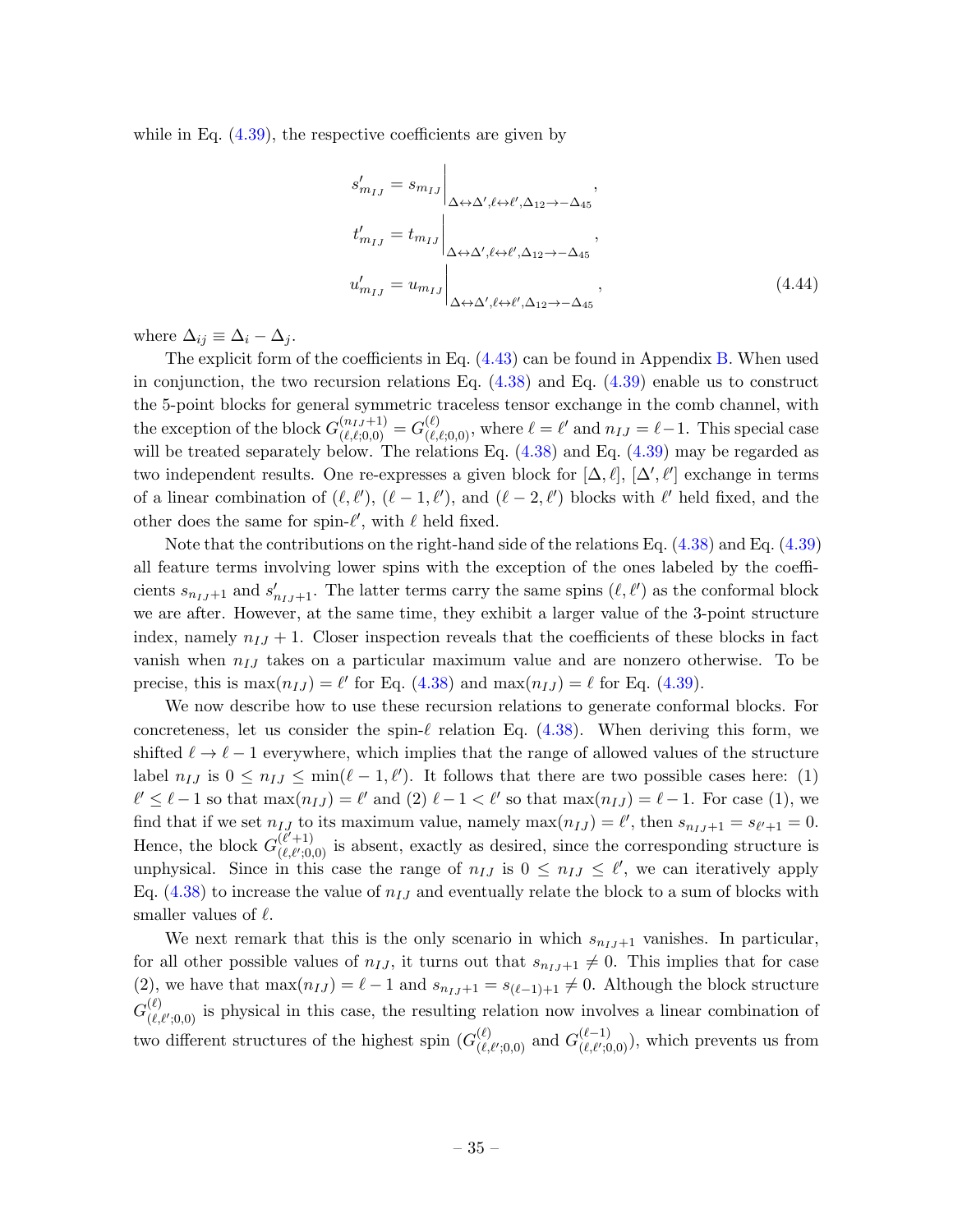while in Eq. (4.39), the respective coefficients are given by

$$
\begin{aligned}
s'_{m_{IJ}} &= s_{m_{IJ}}\Big|_{\Delta\leftrightarrow\Delta',\ell\leftrightarrow\ell',\Delta_{12}\to-\Delta_{45}}, \\
t'_{m_{IJ}} &= t_{m_{IJ}}\Big|_{\Delta\leftrightarrow\Delta',\ell\leftrightarrow\ell',\Delta_{12}\to-\Delta_{45}}, \\
u'_{m_{IJ}} &= u_{m_{IJ}}\Big|_{\Delta\leftrightarrow\Delta',\ell\leftrightarrow\ell',\Delta_{12}\to-\Delta_{45}},
\end{aligned}
\tag{4.44}
$$

where $\Delta_{ij} \equiv \Delta_i - \Delta_j$.

The explicit form of the coefficients in Eq. (4.43) can be found in Appendix B. When used in conjunction, the two recursion relations Eq. (4.38) and Eq. (4.39) enable us to construct the 5-point blocks for general symmetric traceless tensor exchange in the comb channel, with the exception of the block $G^{(n_{IJ}+1)}_{(\ell,\ell;0,0)} = G^{(\ell)}_{(\ell,\ell;0,0)}$, where $\ell = \ell'$ and $n_{IJ} = \ell - 1$. This special case will be treated separately below. The relations Eq. (4.38) and Eq. (4.39) may be regarded as two independent results. One re-expresses a given block for $[\Delta, \ell]$, $[\Delta', \ell']$ exchange in terms of a linear combination of $(\ell, \ell')$, $(\ell-1, \ell')$, and $(\ell-2, \ell')$ blocks with $\ell'$ held fixed, and the other does the same for spin-$\ell'$, with $\ell$ held fixed.

Note that the contributions on the right-hand side of the relations Eq. (4.38) and Eq. (4.39) all feature terms involving lower spins with the exception of the ones labeled by the coefficients $s_{n_{IJ}+1}$ and $s'_{n_{IJ}+1}$. The latter terms carry the same spins $(\ell, \ell')$ as the conformal block we are after. However, at the same time, they exhibit a larger value of the 3-point structure index, namely $n_{IJ}+1$. Closer inspection reveals that the coefficients of these blocks in fact vanish when $n_{IJ}$ takes on a particular maximum value and are nonzero otherwise. To be precise, this is $\max(n_{IJ}) = \ell'$ for Eq. (4.38) and $\max(n_{IJ}) = \ell$ for Eq. (4.39).

We now describe how to use these recursion relations to generate conformal blocks. For concreteness, let us consider the spin-$\ell$ relation Eq. (4.38). When deriving this form, we shifted $\ell \to \ell - 1$ everywhere, which implies that the range of allowed values of the structure label $n_{IJ}$ is $0 \leq n_{IJ} \leq \min(\ell - 1, \ell')$. It follows that there are two possible cases here: (1) $\ell' \leq \ell - 1$ so that $\max(n_{IJ}) = \ell'$ and (2) $\ell - 1 < \ell'$ so that $\max(n_{IJ}) = \ell - 1$. For case (1), we find that if we set $n_{IJ}$ to its maximum value, namely $\max(n_{IJ}) = \ell'$, then $s_{n_{IJ}+1} = s_{\ell'+1} = 0$. Hence, the block $G^{(\ell'+1)}_{(\ell,\ell';0,0)}$ is absent, exactly as desired, since the corresponding structure is unphysical. Since in this case the range of $n_{IJ}$ is $0 \leq n_{IJ} \leq \ell'$, we can iteratively apply Eq. (4.38) to increase the value of $n_{IJ}$ and eventually relate the block to a sum of blocks with smaller values of $\ell$.

We next remark that this is the only scenario in which $s_{n_{IJ}+1}$ vanishes. In particular, for all other possible values of $n_{IJ}$, it turns out that $s_{n_{IJ}+1} \neq 0$. This implies that for case (2), we have that $\max(n_{IJ}) = \ell - 1$ and $s_{n_{IJ}+1} = s_{(\ell-1)+1} \neq 0$. Although the block structure $G^{(\ell)}_{(\ell,\ell';0,0)}$ is physical in this case, the resulting relation now involves a linear combination of two different structures of the highest spin ($G^{(\ell)}_{(\ell,\ell';0,0)}$ and $G^{(\ell-1)}_{(\ell,\ell';0,0)}$), which prevents us from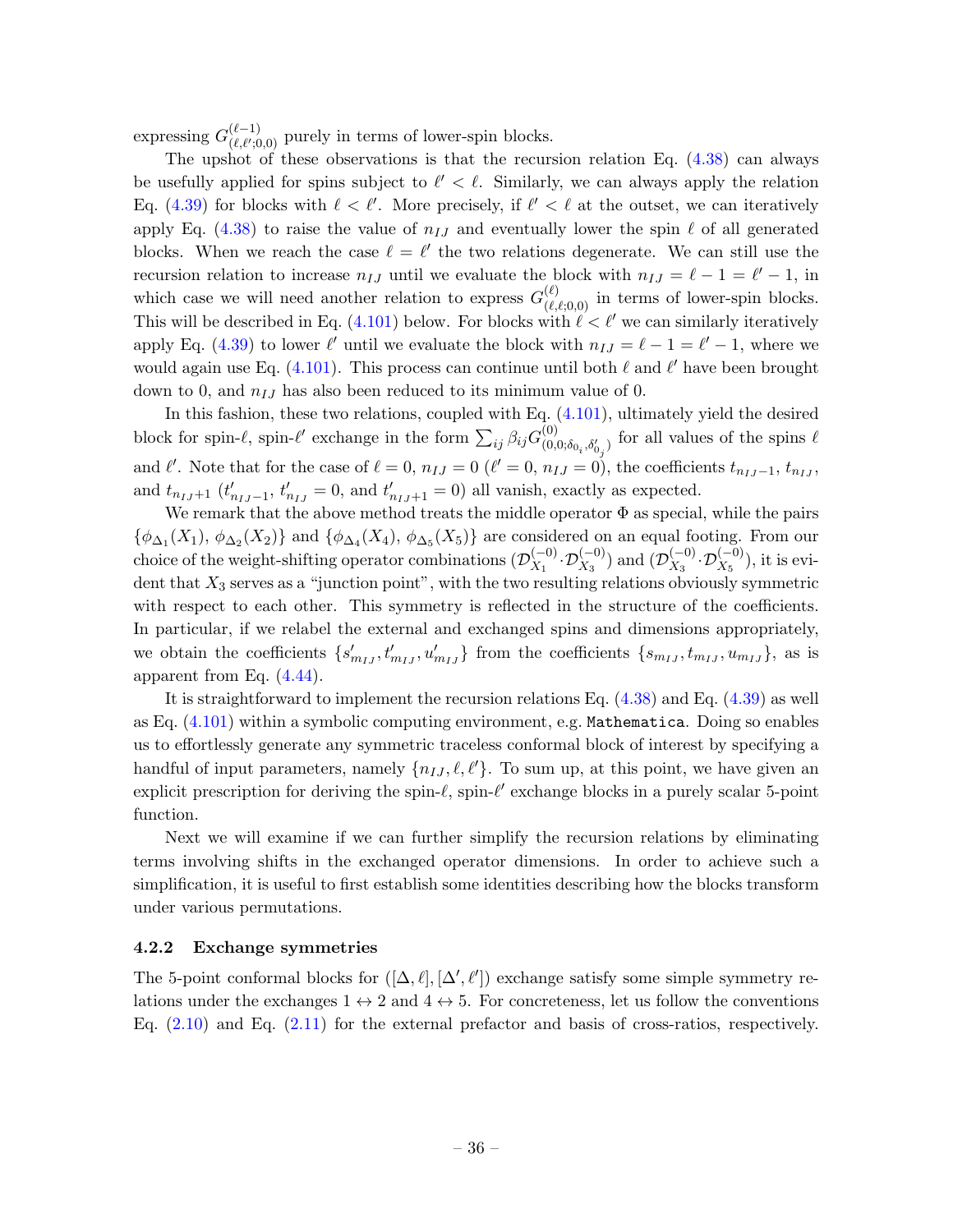expressing $G^{(\ell-1)}_{(\ell,\ell';0,0)}$ purely in terms of lower-spin blocks.

The upshot of these observations is that the recursion relation Eq. (4.38) can always be usefully applied for spins subject to $\ell' < \ell$. Similarly, we can always apply the relation Eq. (4.39) for blocks with $\ell < \ell'$. More precisely, if $\ell' < \ell$ at the outset, we can iteratively apply Eq. (4.38) to raise the value of $n_{IJ}$ and eventually lower the spin $\ell$ of all generated blocks. When we reach the case $\ell = \ell'$ the two relations degenerate. We can still use the recursion relation to increase $n_{IJ}$ until we evaluate the block with $n_{IJ} = \ell - 1 = \ell' - 1$, in which case we will need another relation to express $G^{(\ell)}_{(\ell,\ell;0,0)}$ in terms of lower-spin blocks. This will be described in Eq. (4.101) below. For blocks with $\ell < \ell'$ we can similarly iteratively apply Eq. (4.39) to lower $\ell'$ until we evaluate the block with $n_{IJ} = \ell - 1 = \ell' - 1$, where we would again use Eq. (4.101). This process can continue until both $\ell$ and $\ell'$ have been brought down to 0, and $n_{IJ}$ has also been reduced to its minimum value of 0.

In this fashion, these two relations, coupled with Eq. (4.101), ultimately yield the desired block for spin-$\ell$, spin-$\ell'$ exchange in the form $\sum_{ij} \beta_{ij} G^{(0)}_{(0,0;\delta_{0_i},\delta'_{0_j})}$ for all values of the spins $\ell$ and $\ell'$. Note that for the case of $\ell = 0$, $n_{IJ} = 0$ ($\ell' = 0$, $n_{IJ} = 0$), the coefficients $t_{n_{IJ}-1}$, $t_{n_{IJ}}$, and $t_{n_{IJ}+1}$ ($t'_{n_{IJ}-1}$, $t'_{n_{IJ}} = 0$, and $t'_{n_{IJ}+1} = 0$) all vanish, exactly as expected.

We remark that the above method treats the middle operator $\Phi$ as special, while the pairs $\{\phi_{\Delta_1}(X_1), \phi_{\Delta_2}(X_2)\}$ and $\{\phi_{\Delta_4}(X_4), \phi_{\Delta_5}(X_5)\}$ are considered on an equal footing. From our choice of the weight-shifting operator combinations $(\mathcal{D}^{(-0)}_{X_1} \cdot \mathcal{D}^{(-0)}_{X_3})$ and $(\mathcal{D}^{(-0)}_{X_3} \cdot \mathcal{D}^{(-0)}_{X_5})$, it is evident that $X_3$ serves as a "junction point", with the two resulting relations obviously symmetric with respect to each other. This symmetry is reflected in the structure of the coefficients. In particular, if we relabel the external and exchanged spins and dimensions appropriately, we obtain the coefficients $\{s'_{m_{IJ}}, t'_{m_{IJ}}, u'_{m_{IJ}}\}$ from the coefficients $\{s_{m_{IJ}}, t_{m_{IJ}}, u_{m_{IJ}}\}$, as is apparent from Eq. (4.44).

It is straightforward to implement the recursion relations Eq. (4.38) and Eq. (4.39) as well as Eq. (4.101) within a symbolic computing environment, e.g. `Mathematica`. Doing so enables us to effortlessly generate any symmetric traceless conformal block of interest by specifying a handful of input parameters, namely $\{n_{IJ}, \ell, \ell'\}$. To sum up, at this point, we have given an explicit prescription for deriving the spin-$\ell$, spin-$\ell'$ exchange blocks in a purely scalar 5-point function.

Next we will examine if we can further simplify the recursion relations by eliminating terms involving shifts in the exchanged operator dimensions. In order to achieve such a simplification, it is useful to first establish some identities describing how the blocks transform under various permutations.

### 4.2.2 Exchange symmetries

The 5-point conformal blocks for $([\Delta, \ell], [\Delta', \ell'])$ exchange satisfy some simple symmetry relations under the exchanges $1 \leftrightarrow 2$ and $4 \leftrightarrow 5$. For concreteness, let us follow the conventions Eq. (2.10) and Eq. (2.11) for the external prefactor and basis of cross-ratios, respectively.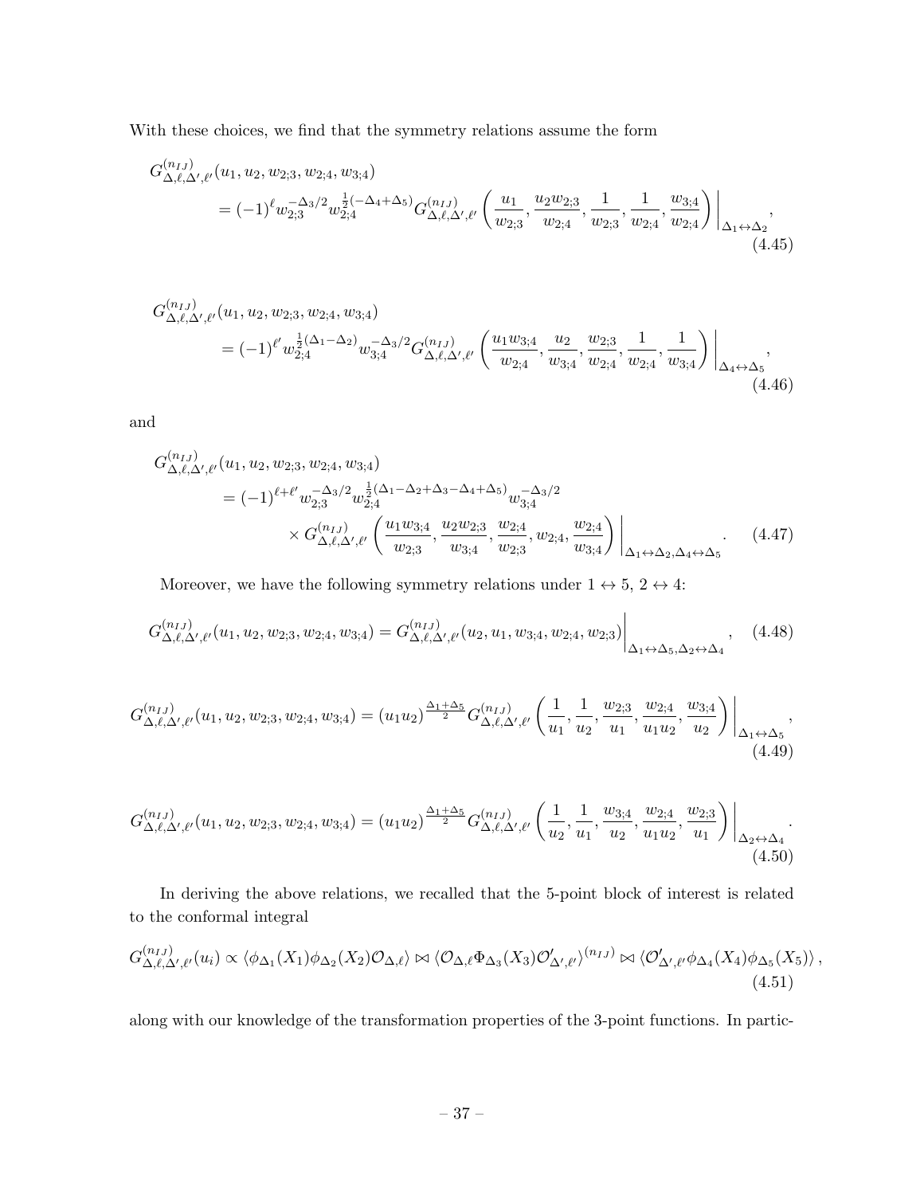With these choices, we find that the symmetry relations assume the form

$$
\begin{aligned}
G^{(n_{IJ})}_{\Delta,\ell,\Delta',\ell'}&(u_1,u_2,w_{2;3},w_{2;4},w_{3;4})\\
&=(-1)^{\ell}w_{2;3}^{-\Delta_3/2}w_{2;4}^{\frac{1}{2}(-\Delta_4+\Delta_5)}G^{(n_{IJ})}_{\Delta,\ell,\Delta',\ell'}\left(\frac{u_1}{w_{2;3}},\frac{u_2w_{2;3}}{w_{2;4}},\frac{1}{w_{2;3}},\frac{1}{w_{2;4}},\frac{w_{3;4}}{w_{2;4}}\right)\bigg|_{\Delta_1\leftrightarrow\Delta_2},
\end{aligned}
\tag{4.45}
$$

$$
\begin{aligned}
G^{(n_{IJ})}_{\Delta,\ell,\Delta',\ell'}&(u_1,u_2,w_{2;3},w_{2;4},w_{3;4})\\
&=(-1)^{\ell'}w_{2;4}^{\frac{1}{2}(\Delta_1-\Delta_2)}w_{3;4}^{-\Delta_3/2}G^{(n_{IJ})}_{\Delta,\ell,\Delta',\ell'}\left(\frac{u_1w_{3;4}}{w_{2;4}},\frac{u_2}{w_{3;4}},\frac{w_{2;3}}{w_{2;4}},\frac{1}{w_{2;4}},\frac{1}{w_{3;4}}\right)\bigg|_{\Delta_4\leftrightarrow\Delta_5},
\end{aligned}
\tag{4.46}
$$

and

$$
\begin{aligned}
G^{(n_{IJ})}_{\Delta,\ell,\Delta',\ell'}&(u_1,u_2,w_{2;3},w_{2;4},w_{3;4})\\
&=(-1)^{\ell+\ell'}w_{2;3}^{-\Delta_3/2}w_{2;4}^{\frac{1}{2}(\Delta_1-\Delta_2+\Delta_3-\Delta_4+\Delta_5)}w_{3;4}^{-\Delta_3/2}\\
&\quad\times G^{(n_{IJ})}_{\Delta,\ell,\Delta',\ell'}\left(\frac{u_1w_{3;4}}{w_{2;3}},\frac{u_2w_{2;3}}{w_{3;4}},\frac{w_{2;4}}{w_{2;3}},w_{2;4},\frac{w_{2;4}}{w_{3;4}}\right)\bigg|_{\Delta_1\leftrightarrow\Delta_2,\Delta_4\leftrightarrow\Delta_5}.
\end{aligned}
\tag{4.47}
$$

Moreover, we have the following symmetry relations under $1\leftrightarrow 5$, $2\leftrightarrow 4$:

$$
G^{(n_{IJ})}_{\Delta,\ell,\Delta',\ell'}(u_1,u_2,w_{2;3},w_{2;4},w_{3;4})=G^{(n_{IJ})}_{\Delta,\ell,\Delta',\ell'}(u_2,u_1,w_{3;4},w_{2;4},w_{2;3})\bigg|_{\Delta_1\leftrightarrow\Delta_5,\Delta_2\leftrightarrow\Delta_4},
\tag{4.48}
$$

$$
G^{(n_{IJ})}_{\Delta,\ell,\Delta',\ell'}(u_1,u_2,w_{2;3},w_{2;4},w_{3;4})=(u_1u_2)^{\frac{\Delta_1+\Delta_5}{2}}G^{(n_{IJ})}_{\Delta,\ell,\Delta',\ell'}\left(\frac{1}{u_1},\frac{1}{u_2},\frac{w_{2;3}}{u_1},\frac{w_{2;4}}{u_1u_2},\frac{w_{3;4}}{u_2}\right)\bigg|_{\Delta_1\leftrightarrow\Delta_5},
\tag{4.49}
$$

$$
G^{(n_{IJ})}_{\Delta,\ell,\Delta',\ell'}(u_1,u_2,w_{2;3},w_{2;4},w_{3;4})=(u_1u_2)^{\frac{\Delta_1+\Delta_5}{2}}G^{(n_{IJ})}_{\Delta,\ell,\Delta',\ell'}\left(\frac{1}{u_2},\frac{1}{u_1},\frac{w_{3;4}}{u_2},\frac{w_{2;4}}{u_1u_2},\frac{w_{2;3}}{u_1}\right)\bigg|_{\Delta_2\leftrightarrow\Delta_4}.
\tag{4.50}
$$

In deriving the above relations, we recalled that the 5-point block of interest is related to the conformal integral

$$
G^{(n_{IJ})}_{\Delta,\ell,\Delta',\ell'}(u_i)\propto\langle\phi_{\Delta_1}(X_1)\phi_{\Delta_2}(X_2)\mathcal{O}_{\Delta,\ell}\rangle\bowtie\langle\mathcal{O}_{\Delta,\ell}\Phi_{\Delta_3}(X_3)\mathcal{O}'_{\Delta',\ell'}\rangle^{(n_{IJ})}\bowtie\langle\mathcal{O}'_{\Delta',\ell'}\phi_{\Delta_4}(X_4)\phi_{\Delta_5}(X_5)\rangle,
\tag{4.51}
$$

along with our knowledge of the transformation properties of the 3-point functions. In partic-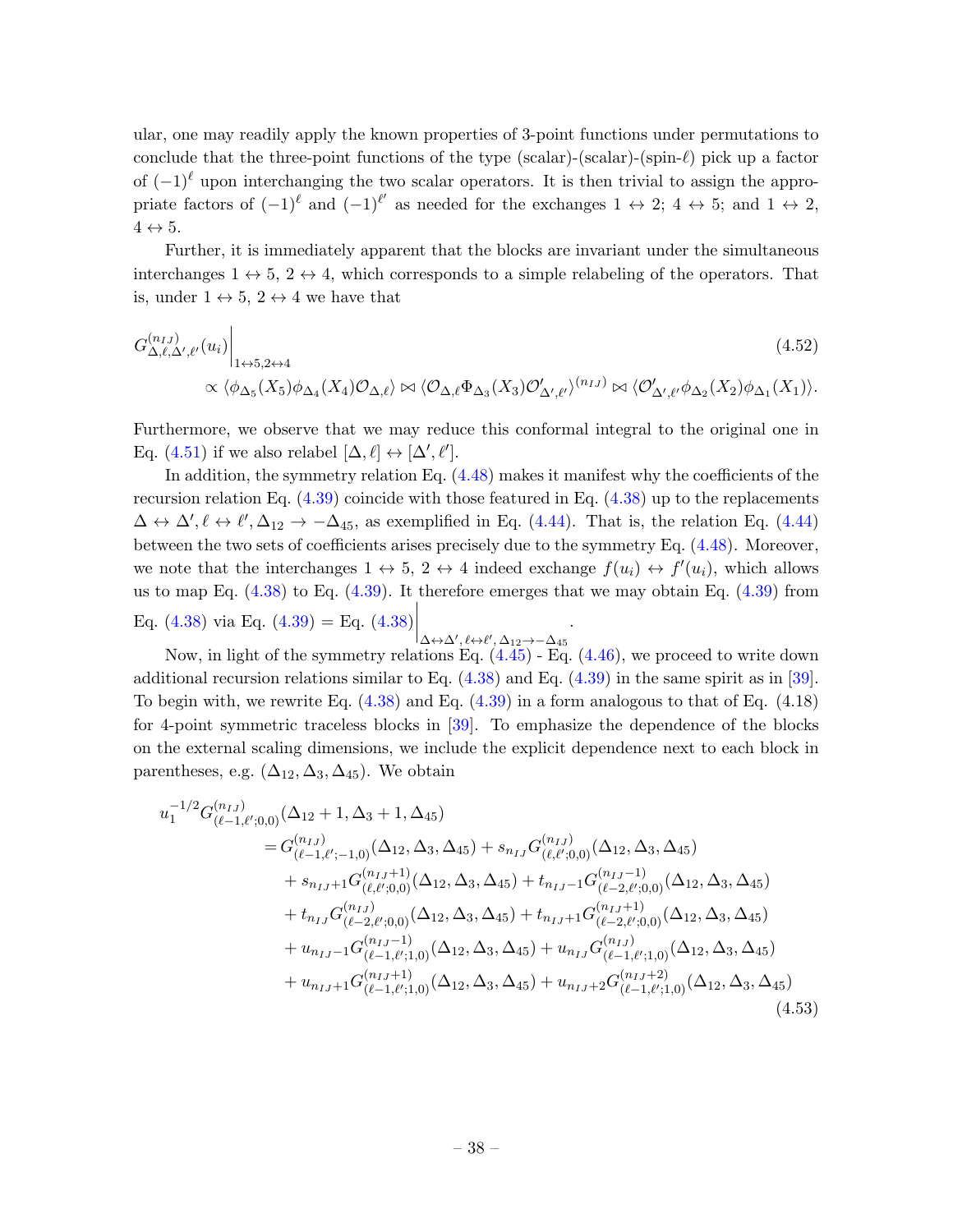ular, one may readily apply the known properties of 3-point functions under permutations to conclude that the three-point functions of the type (scalar)-(scalar)-(spin-$\ell$) pick up a factor of $(-1)^\ell$ upon interchanging the two scalar operators. It is then trivial to assign the appropriate factors of $(-1)^\ell$ and $(-1)^{\ell'}$ as needed for the exchanges $1 \leftrightarrow 2$; $4 \leftrightarrow 5$; and $1 \leftrightarrow 2$, $4 \leftrightarrow 5$.

Further, it is immediately apparent that the blocks are invariant under the simultaneous interchanges $1 \leftrightarrow 5$, $2 \leftrightarrow 4$, which corresponds to a simple relabeling of the operators. That is, under $1 \leftrightarrow 5$, $2 \leftrightarrow 4$ we have that

$$
\begin{aligned}
&G^{(n_{IJ})}_{\Delta,\ell,\Delta',\ell'}(u_i)\bigg|_{1\leftrightarrow 5, 2\leftrightarrow 4} \\
&\quad \propto \langle \phi_{\Delta_5}(X_5)\phi_{\Delta_4}(X_4)\mathcal{O}_{\Delta,\ell}\rangle \bowtie \langle \mathcal{O}_{\Delta,\ell}\Phi_{\Delta_3}(X_3)\mathcal{O}'_{\Delta',\ell'}\rangle^{(n_{IJ})} \bowtie \langle \mathcal{O}'_{\Delta',\ell'}\phi_{\Delta_2}(X_2)\phi_{\Delta_1}(X_1)\rangle.
\end{aligned}
\tag{4.52}
$$

Furthermore, we observe that we may reduce this conformal integral to the original one in Eq. (4.51) if we also relabel $[\Delta, \ell] \leftrightarrow [\Delta', \ell']$.

In addition, the symmetry relation Eq. (4.48) makes it manifest why the coefficients of the recursion relation Eq. (4.39) coincide with those featured in Eq. (4.38) up to the replacements $\Delta \leftrightarrow \Delta', \ell \leftrightarrow \ell', \Delta_{12} \to -\Delta_{45}$, as exemplified in Eq. (4.44). That is, the relation Eq. (4.44) between the two sets of coefficients arises precisely due to the symmetry Eq. (4.48). Moreover, we note that the interchanges $1 \leftrightarrow 5$, $2 \leftrightarrow 4$ indeed exchange $f(u_i) \leftrightarrow f'(u_i)$, which allows us to map Eq. (4.38) to Eq. (4.39). It therefore emerges that we may obtain Eq. (4.39) from Eq. (4.38) via Eq. (4.39) = Eq. (4.38)$\Big|_{\Delta\leftrightarrow\Delta',\,\ell\leftrightarrow\ell',\,\Delta_{12}\to-\Delta_{45}}$.

Now, in light of the symmetry relations Eq. (4.45) - Eq. (4.46), we proceed to write down additional recursion relations similar to Eq. (4.38) and Eq. (4.39) in the same spirit as in [39]. To begin with, we rewrite Eq. (4.38) and Eq. (4.39) in a form analogous to that of Eq. (4.18) for 4-point symmetric traceless blocks in [39]. To emphasize the dependence of the blocks on the external scaling dimensions, we include the explicit dependence next to each block in parentheses, e.g. $(\Delta_{12}, \Delta_3, \Delta_{45})$. We obtain

$$
\begin{aligned}
u_1^{-1/2} G^{(n_{IJ})}_{(\ell-1,\ell';0,0)}&(\Delta_{12}+1, \Delta_3+1, \Delta_{45}) \\
= {}& G^{(n_{IJ})}_{(\ell-1,\ell';-1,0)}(\Delta_{12}, \Delta_3, \Delta_{45}) + s_{n_{IJ}} G^{(n_{IJ})}_{(\ell,\ell';0,0)}(\Delta_{12}, \Delta_3, \Delta_{45}) \\
&+ s_{n_{IJ}+1} G^{(n_{IJ}+1)}_{(\ell,\ell';0,0)}(\Delta_{12}, \Delta_3, \Delta_{45}) + t_{n_{IJ}-1} G^{(n_{IJ}-1)}_{(\ell-2,\ell';0,0)}(\Delta_{12}, \Delta_3, \Delta_{45}) \\
&+ t_{n_{IJ}} G^{(n_{IJ})}_{(\ell-2,\ell';0,0)}(\Delta_{12}, \Delta_3, \Delta_{45}) + t_{n_{IJ}+1} G^{(n_{IJ}+1)}_{(\ell-2,\ell';0,0)}(\Delta_{12}, \Delta_3, \Delta_{45}) \\
&+ u_{n_{IJ}-1} G^{(n_{IJ}-1)}_{(\ell-1,\ell';1,0)}(\Delta_{12}, \Delta_3, \Delta_{45}) + u_{n_{IJ}} G^{(n_{IJ})}_{(\ell-1,\ell';1,0)}(\Delta_{12}, \Delta_3, \Delta_{45}) \\
&+ u_{n_{IJ}+1} G^{(n_{IJ}+1)}_{(\ell-1,\ell';1,0)}(\Delta_{12}, \Delta_3, \Delta_{45}) + u_{n_{IJ}+2} G^{(n_{IJ}+2)}_{(\ell-1,\ell';1,0)}(\Delta_{12}, \Delta_3, \Delta_{45})
\end{aligned}
\tag{4.53}
$$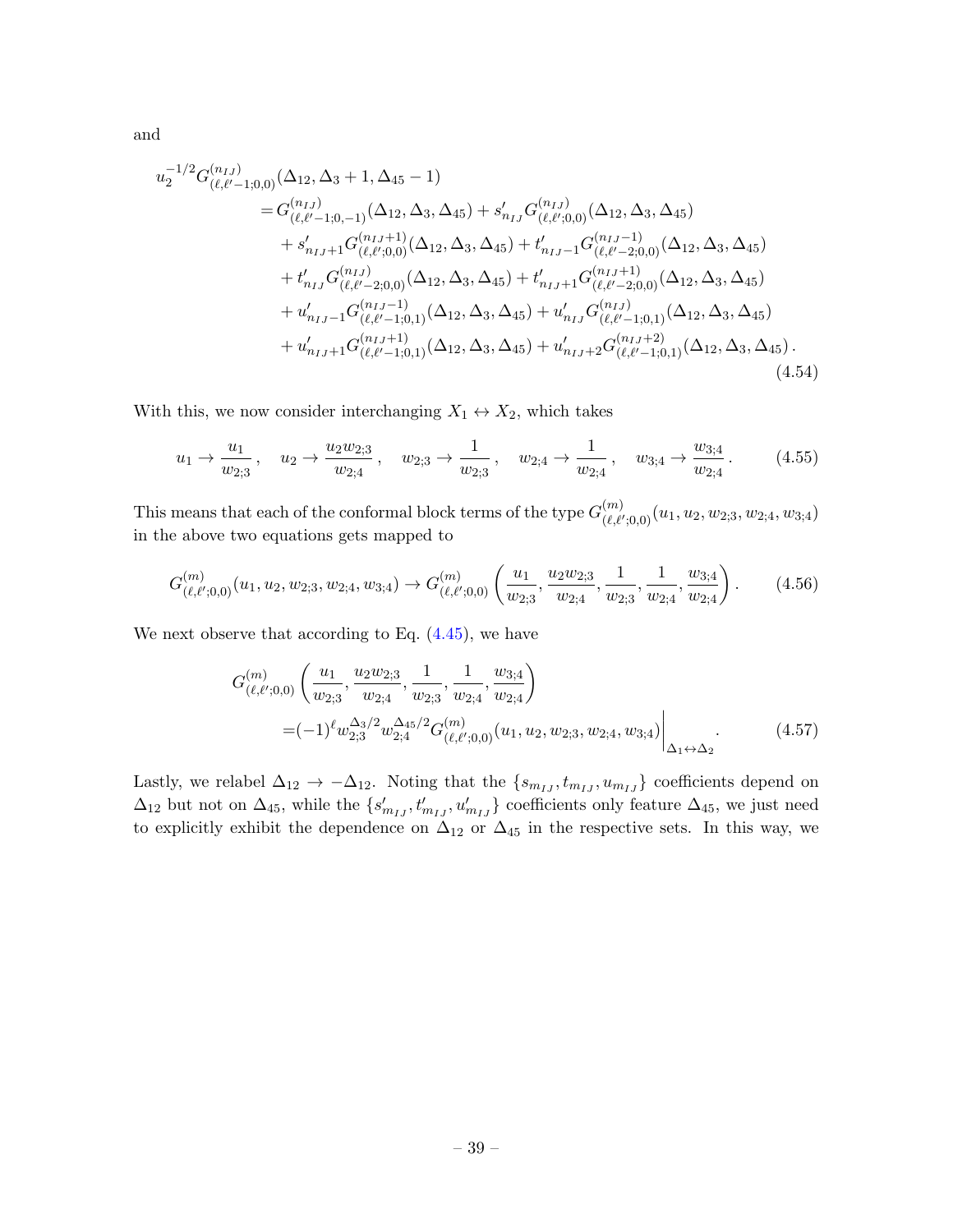and

$$
\begin{aligned}
&u_2^{-1/2} G^{(n_{IJ})}_{(\ell,\ell'-1;0,0)}(\Delta_{12}, \Delta_3+1, \Delta_{45}-1) \\
&\qquad = G^{(n_{IJ})}_{(\ell,\ell'-1;0,-1)}(\Delta_{12}, \Delta_3, \Delta_{45}) + s'_{n_{IJ}} G^{(n_{IJ})}_{(\ell,\ell';0,0)}(\Delta_{12}, \Delta_3, \Delta_{45}) \\
&\qquad\quad + s'_{n_{IJ}+1} G^{(n_{IJ}+1)}_{(\ell,\ell';0,0)}(\Delta_{12}, \Delta_3, \Delta_{45}) + t'_{n_{IJ}-1} G^{(n_{IJ}-1)}_{(\ell,\ell'-2;0,0)}(\Delta_{12}, \Delta_3, \Delta_{45}) \\
&\qquad\quad + t'_{n_{IJ}} G^{(n_{IJ})}_{(\ell,\ell'-2;0,0)}(\Delta_{12}, \Delta_3, \Delta_{45}) + t'_{n_{IJ}+1} G^{(n_{IJ}+1)}_{(\ell,\ell'-2;0,0)}(\Delta_{12}, \Delta_3, \Delta_{45}) \\
&\qquad\quad + u'_{n_{IJ}-1} G^{(n_{IJ}-1)}_{(\ell,\ell'-1;0,1)}(\Delta_{12}, \Delta_3, \Delta_{45}) + u'_{n_{IJ}} G^{(n_{IJ})}_{(\ell,\ell'-1;0,1)}(\Delta_{12}, \Delta_3, \Delta_{45}) \\
&\qquad\quad + u'_{n_{IJ}+1} G^{(n_{IJ}+1)}_{(\ell,\ell'-1;0,1)}(\Delta_{12}, \Delta_3, \Delta_{45}) + u'_{n_{IJ}+2} G^{(n_{IJ}+2)}_{(\ell,\ell'-1;0,1)}(\Delta_{12}, \Delta_3, \Delta_{45}) \,.
\end{aligned}
\tag{4.54}
$$

With this, we now consider interchanging $X_1 \leftrightarrow X_2$, which takes

$$
u_1 \to \frac{u_1}{w_{2;3}}\,, \quad u_2 \to \frac{u_2 w_{2;3}}{w_{2;4}}\,, \quad w_{2;3} \to \frac{1}{w_{2;3}}\,, \quad w_{2;4} \to \frac{1}{w_{2;4}}\,, \quad w_{3;4} \to \frac{w_{3;4}}{w_{2;4}}\,. \tag{4.55}
$$

This means that each of the conformal block terms of the type $G^{(m)}_{(\ell,\ell';0,0)}(u_1, u_2, w_{2;3}, w_{2;4}, w_{3;4})$ in the above two equations gets mapped to

$$
G^{(m)}_{(\ell,\ell';0,0)}(u_1, u_2, w_{2;3}, w_{2;4}, w_{3;4}) \to G^{(m)}_{(\ell,\ell';0,0)}\left(\frac{u_1}{w_{2;3}}, \frac{u_2 w_{2;3}}{w_{2;4}}, \frac{1}{w_{2;3}}, \frac{1}{w_{2;4}}, \frac{w_{3;4}}{w_{2;4}}\right). \tag{4.56}
$$

We next observe that according to Eq. (4.45), we have

$$
\begin{aligned}
&G^{(m)}_{(\ell,\ell';0,0)}\left(\frac{u_1}{w_{2;3}}, \frac{u_2 w_{2;3}}{w_{2;4}}, \frac{1}{w_{2;3}}, \frac{1}{w_{2;4}}, \frac{w_{3;4}}{w_{2;4}}\right) \\
&\qquad = (-1)^\ell w_{2;3}^{\Delta_3/2} w_{2;4}^{\Delta_{45}/2} G^{(m)}_{(\ell,\ell';0,0)}(u_1, u_2, w_{2;3}, w_{2;4}, w_{3;4})\Big|_{\Delta_1 \leftrightarrow \Delta_2}.
\end{aligned}
\tag{4.57}
$$

Lastly, we relabel $\Delta_{12} \to -\Delta_{12}$. Noting that the $\{s_{m_{IJ}}, t_{m_{IJ}}, u_{m_{IJ}}\}$ coefficients depend on $\Delta_{12}$ but not on $\Delta_{45}$, while the $\{s'_{m_{IJ}}, t'_{m_{IJ}}, u'_{m_{IJ}}\}$ coefficients only feature $\Delta_{45}$, we just need to explicitly exhibit the dependence on $\Delta_{12}$ or $\Delta_{45}$ in the respective sets. In this way, we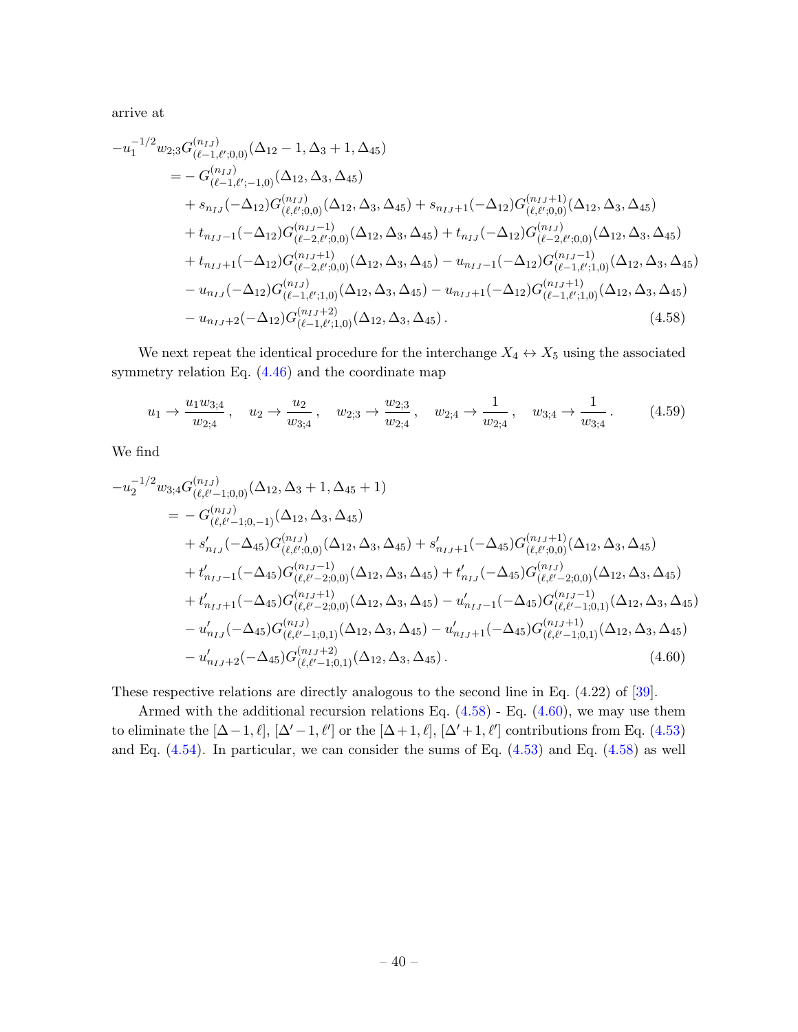arrive at

$$
\begin{aligned}
-u_1^{-1/2} w_{2;3} G^{(n_{IJ})}_{(\ell-1,\ell';0,0)}(\Delta_{12}-1, \Delta_3+1, \Delta_{45})
&= - G^{(n_{IJ})}_{(\ell-1,\ell';-1,0)}(\Delta_{12}, \Delta_3, \Delta_{45}) \\
&\quad + s_{n_{IJ}}(-\Delta_{12}) G^{(n_{IJ})}_{(\ell,\ell';0,0)}(\Delta_{12}, \Delta_3, \Delta_{45}) + s_{n_{IJ}+1}(-\Delta_{12}) G^{(n_{IJ}+1)}_{(\ell,\ell';0,0)}(\Delta_{12}, \Delta_3, \Delta_{45}) \\
&\quad + t_{n_{IJ}-1}(-\Delta_{12}) G^{(n_{IJ}-1)}_{(\ell-2,\ell';0,0)}(\Delta_{12}, \Delta_3, \Delta_{45}) + t_{n_{IJ}}(-\Delta_{12}) G^{(n_{IJ})}_{(\ell-2,\ell';0,0)}(\Delta_{12}, \Delta_3, \Delta_{45}) \\
&\quad + t_{n_{IJ}+1}(-\Delta_{12}) G^{(n_{IJ}+1)}_{(\ell-2,\ell';0,0)}(\Delta_{12}, \Delta_3, \Delta_{45}) - u_{n_{IJ}-1}(-\Delta_{12}) G^{(n_{IJ}-1)}_{(\ell-1,\ell';1,0)}(\Delta_{12}, \Delta_3, \Delta_{45}) \\
&\quad - u_{n_{IJ}}(-\Delta_{12}) G^{(n_{IJ})}_{(\ell-1,\ell';1,0)}(\Delta_{12}, \Delta_3, \Delta_{45}) - u_{n_{IJ}+1}(-\Delta_{12}) G^{(n_{IJ}+1)}_{(\ell-1,\ell';1,0)}(\Delta_{12}, \Delta_3, \Delta_{45}) \\
&\quad - u_{n_{IJ}+2}(-\Delta_{12}) G^{(n_{IJ}+2)}_{(\ell-1,\ell';1,0)}(\Delta_{12}, \Delta_3, \Delta_{45}) \,.
\end{aligned} \tag{4.58}
$$

We next repeat the identical procedure for the interchange $X_4 \leftrightarrow X_5$ using the associated symmetry relation Eq. (4.46) and the coordinate map

$$
u_1 \to \frac{u_1 w_{3;4}}{w_{2;4}} \,, \quad u_2 \to \frac{u_2}{w_{3;4}} \,, \quad w_{2;3} \to \frac{w_{2;3}}{w_{2;4}} \,, \quad w_{2;4} \to \frac{1}{w_{2;4}} \,, \quad w_{3;4} \to \frac{1}{w_{3;4}} \,. \tag{4.59}
$$

We find

$$
\begin{aligned}
-u_2^{-1/2} w_{3;4} G^{(n_{IJ})}_{(\ell,\ell'-1;0,0)}(\Delta_{12}, \Delta_3+1, \Delta_{45}+1)
&= - G^{(n_{IJ})}_{(\ell,\ell'-1;0,-1)}(\Delta_{12}, \Delta_3, \Delta_{45}) \\
&\quad + s'_{n_{IJ}}(-\Delta_{45}) G^{(n_{IJ})}_{(\ell,\ell';0,0)}(\Delta_{12}, \Delta_3, \Delta_{45}) + s'_{n_{IJ}+1}(-\Delta_{45}) G^{(n_{IJ}+1)}_{(\ell,\ell';0,0)}(\Delta_{12}, \Delta_3, \Delta_{45}) \\
&\quad + t'_{n_{IJ}-1}(-\Delta_{45}) G^{(n_{IJ}-1)}_{(\ell,\ell'-2;0,0)}(\Delta_{12}, \Delta_3, \Delta_{45}) + t'_{n_{IJ}}(-\Delta_{45}) G^{(n_{IJ})}_{(\ell,\ell'-2;0,0)}(\Delta_{12}, \Delta_3, \Delta_{45}) \\
&\quad + t'_{n_{IJ}+1}(-\Delta_{45}) G^{(n_{IJ}+1)}_{(\ell,\ell'-2;0,0)}(\Delta_{12}, \Delta_3, \Delta_{45}) - u'_{n_{IJ}-1}(-\Delta_{45}) G^{(n_{IJ}-1)}_{(\ell,\ell'-1;0,1)}(\Delta_{12}, \Delta_3, \Delta_{45}) \\
&\quad - u'_{n_{IJ}}(-\Delta_{45}) G^{(n_{IJ})}_{(\ell,\ell'-1;0,1)}(\Delta_{12}, \Delta_3, \Delta_{45}) - u'_{n_{IJ}+1}(-\Delta_{45}) G^{(n_{IJ}+1)}_{(\ell,\ell'-1;0,1)}(\Delta_{12}, \Delta_3, \Delta_{45}) \\
&\quad - u'_{n_{IJ}+2}(-\Delta_{45}) G^{(n_{IJ}+2)}_{(\ell,\ell'-1;0,1)}(\Delta_{12}, \Delta_3, \Delta_{45}) \,.
\end{aligned} \tag{4.60}
$$

These respective relations are directly analogous to the second line in Eq. (4.22) of [39].

Armed with the additional recursion relations Eq. (4.58) - Eq. (4.60), we may use them to eliminate the $[\Delta-1, \ell]$, $[\Delta'-1, \ell']$ or the $[\Delta+1, \ell]$, $[\Delta'+1, \ell']$ contributions from Eq. (4.53) and Eq. (4.54). In particular, we can consider the sums of Eq. (4.53) and Eq. (4.58) as well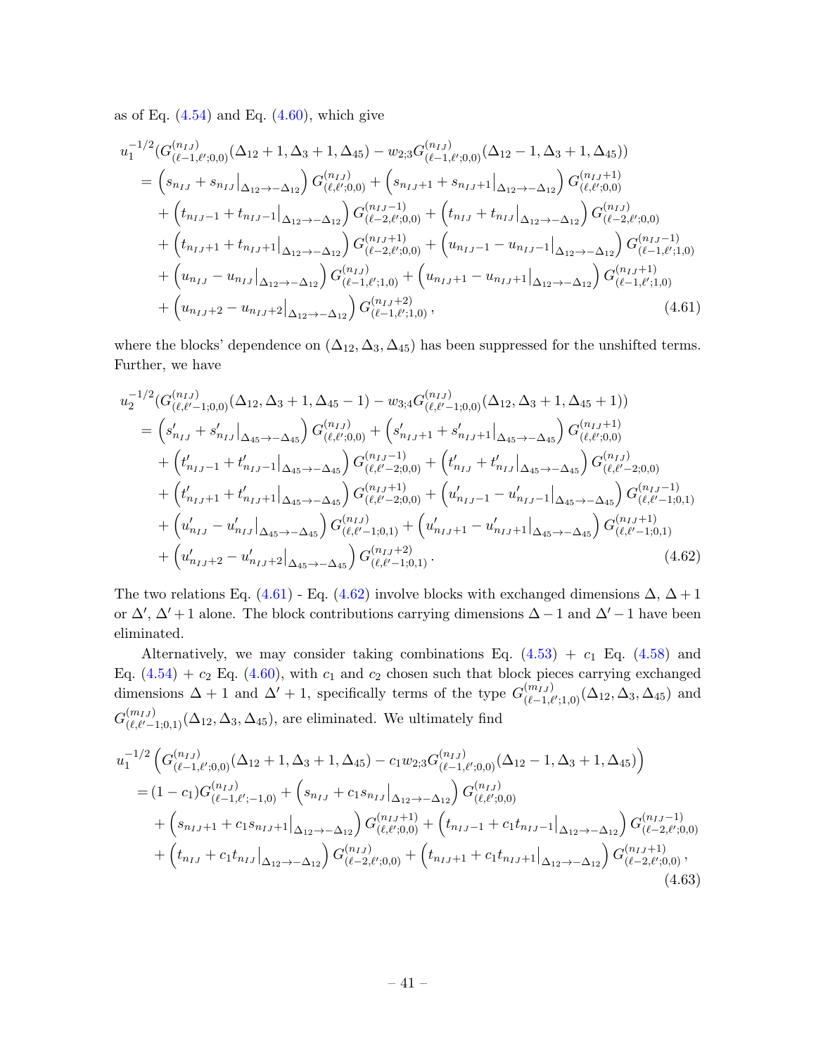as of Eq. (4.54) and Eq. (4.60), which give

$$
\begin{aligned}
&u_1^{-1/2}(G^{(n_{IJ})}_{(\ell-1,\ell';0,0)}(\Delta_{12}+1,\Delta_3+1,\Delta_{45}) - w_{2;3}G^{(n_{IJ})}_{(\ell-1,\ell';0,0)}(\Delta_{12}-1,\Delta_3+1,\Delta_{45}))\\
&= \left(s_{n_{IJ}} + s_{n_{IJ}}\big|_{\Delta_{12}\to-\Delta_{12}}\right)G^{(n_{IJ})}_{(\ell,\ell';0,0)} + \left(s_{n_{IJ}+1} + s_{n_{IJ}+1}\big|_{\Delta_{12}\to-\Delta_{12}}\right)G^{(n_{IJ}+1)}_{(\ell,\ell';0,0)}\\
&\quad + \left(t_{n_{IJ}-1} + t_{n_{IJ}-1}\big|_{\Delta_{12}\to-\Delta_{12}}\right)G^{(n_{IJ}-1)}_{(\ell-2,\ell';0,0)} + \left(t_{n_{IJ}} + t_{n_{IJ}}\big|_{\Delta_{12}\to-\Delta_{12}}\right)G^{(n_{IJ})}_{(\ell-2,\ell';0,0)}\\
&\quad + \left(t_{n_{IJ}+1} + t_{n_{IJ}+1}\big|_{\Delta_{12}\to-\Delta_{12}}\right)G^{(n_{IJ}+1)}_{(\ell-2,\ell';0,0)} + \left(u_{n_{IJ}-1} - u_{n_{IJ}-1}\big|_{\Delta_{12}\to-\Delta_{12}}\right)G^{(n_{IJ}-1)}_{(\ell-1,\ell';1,0)}\\
&\quad + \left(u_{n_{IJ}} - u_{n_{IJ}}\big|_{\Delta_{12}\to-\Delta_{12}}\right)G^{(n_{IJ})}_{(\ell-1,\ell';1,0)} + \left(u_{n_{IJ}+1} - u_{n_{IJ}+1}\big|_{\Delta_{12}\to-\Delta_{12}}\right)G^{(n_{IJ}+1)}_{(\ell-1,\ell';1,0)}\\
&\quad + \left(u_{n_{IJ}+2} - u_{n_{IJ}+2}\big|_{\Delta_{12}\to-\Delta_{12}}\right)G^{(n_{IJ}+2)}_{(\ell-1,\ell';1,0)}\,,
\end{aligned} \tag{4.61}
$$

where the blocks' dependence on $(\Delta_{12}, \Delta_3, \Delta_{45})$ has been suppressed for the unshifted terms. Further, we have

$$
\begin{aligned}
&u_2^{-1/2}(G^{(n_{IJ})}_{(\ell,\ell'-1;0,0)}(\Delta_{12},\Delta_3+1,\Delta_{45}-1) - w_{3;4}G^{(n_{IJ})}_{(\ell,\ell'-1;0,0)}(\Delta_{12},\Delta_3+1,\Delta_{45}+1))\\
&= \left(s'_{n_{IJ}} + s'_{n_{IJ}}\big|_{\Delta_{45}\to-\Delta_{45}}\right)G^{(n_{IJ})}_{(\ell,\ell';0,0)} + \left(s'_{n_{IJ}+1} + s'_{n_{IJ}+1}\big|_{\Delta_{45}\to-\Delta_{45}}\right)G^{(n_{IJ}+1)}_{(\ell,\ell';0,0)}\\
&\quad + \left(t'_{n_{IJ}-1} + t'_{n_{IJ}-1}\big|_{\Delta_{45}\to-\Delta_{45}}\right)G^{(n_{IJ}-1)}_{(\ell,\ell'-2;0,0)} + \left(t'_{n_{IJ}} + t'_{n_{IJ}}\big|_{\Delta_{45}\to-\Delta_{45}}\right)G^{(n_{IJ})}_{(\ell,\ell'-2;0,0)}\\
&\quad + \left(t'_{n_{IJ}+1} + t'_{n_{IJ}+1}\big|_{\Delta_{45}\to-\Delta_{45}}\right)G^{(n_{IJ}+1)}_{(\ell,\ell'-2;0,0)} + \left(u'_{n_{IJ}-1} - u'_{n_{IJ}-1}\big|_{\Delta_{45}\to-\Delta_{45}}\right)G^{(n_{IJ}-1)}_{(\ell,\ell'-1;0,1)}\\
&\quad + \left(u'_{n_{IJ}} - u'_{n_{IJ}}\big|_{\Delta_{45}\to-\Delta_{45}}\right)G^{(n_{IJ})}_{(\ell,\ell'-1;0,1)} + \left(u'_{n_{IJ}+1} - u'_{n_{IJ}+1}\big|_{\Delta_{45}\to-\Delta_{45}}\right)G^{(n_{IJ}+1)}_{(\ell,\ell'-1;0,1)}\\
&\quad + \left(u'_{n_{IJ}+2} - u'_{n_{IJ}+2}\big|_{\Delta_{45}\to-\Delta_{45}}\right)G^{(n_{IJ}+2)}_{(\ell,\ell'-1;0,1)}\,.
\end{aligned} \tag{4.62}
$$

The two relations Eq. (4.61) - Eq. (4.62) involve blocks with exchanged dimensions $\Delta$, $\Delta+1$ or $\Delta'$, $\Delta'+1$ alone. The block contributions carrying dimensions $\Delta-1$ and $\Delta'-1$ have been eliminated.

Alternatively, we may consider taking combinations Eq. (4.53) + $c_1$ Eq. (4.58) and Eq. (4.54) + $c_2$ Eq. (4.60), with $c_1$ and $c_2$ chosen such that block pieces carrying exchanged dimensions $\Delta+1$ and $\Delta'+1$, specifically terms of the type $G^{(m_{IJ})}_{(\ell-1,\ell';1,0)}(\Delta_{12},\Delta_3,\Delta_{45})$ and $G^{(m_{IJ})}_{(\ell,\ell'-1;0,1)}(\Delta_{12},\Delta_3,\Delta_{45})$, are eliminated. We ultimately find

$$
\begin{aligned}
&u_1^{-1/2}\left(G^{(n_{IJ})}_{(\ell-1,\ell';0,0)}(\Delta_{12}+1,\Delta_3+1,\Delta_{45}) - c_1 w_{2;3}G^{(n_{IJ})}_{(\ell-1,\ell';0,0)}(\Delta_{12}-1,\Delta_3+1,\Delta_{45})\right)\\
&= (1-c_1)G^{(n_{IJ})}_{(\ell-1,\ell';-1,0)} + \left(s_{n_{IJ}} + c_1 s_{n_{IJ}}\big|_{\Delta_{12}\to-\Delta_{12}}\right)G^{(n_{IJ})}_{(\ell,\ell';0,0)}\\
&\quad + \left(s_{n_{IJ}+1} + c_1 s_{n_{IJ}+1}\big|_{\Delta_{12}\to-\Delta_{12}}\right)G^{(n_{IJ}+1)}_{(\ell,\ell';0,0)} + \left(t_{n_{IJ}-1} + c_1 t_{n_{IJ}-1}\big|_{\Delta_{12}\to-\Delta_{12}}\right)G^{(n_{IJ}-1)}_{(\ell-2,\ell';0,0)}\\
&\quad + \left(t_{n_{IJ}} + c_1 t_{n_{IJ}}\big|_{\Delta_{12}\to-\Delta_{12}}\right)G^{(n_{IJ})}_{(\ell-2,\ell';0,0)} + \left(t_{n_{IJ}+1} + c_1 t_{n_{IJ}+1}\big|_{\Delta_{12}\to-\Delta_{12}}\right)G^{(n_{IJ}+1)}_{(\ell-2,\ell';0,0)}\,,
\end{aligned} \tag{4.63}
$$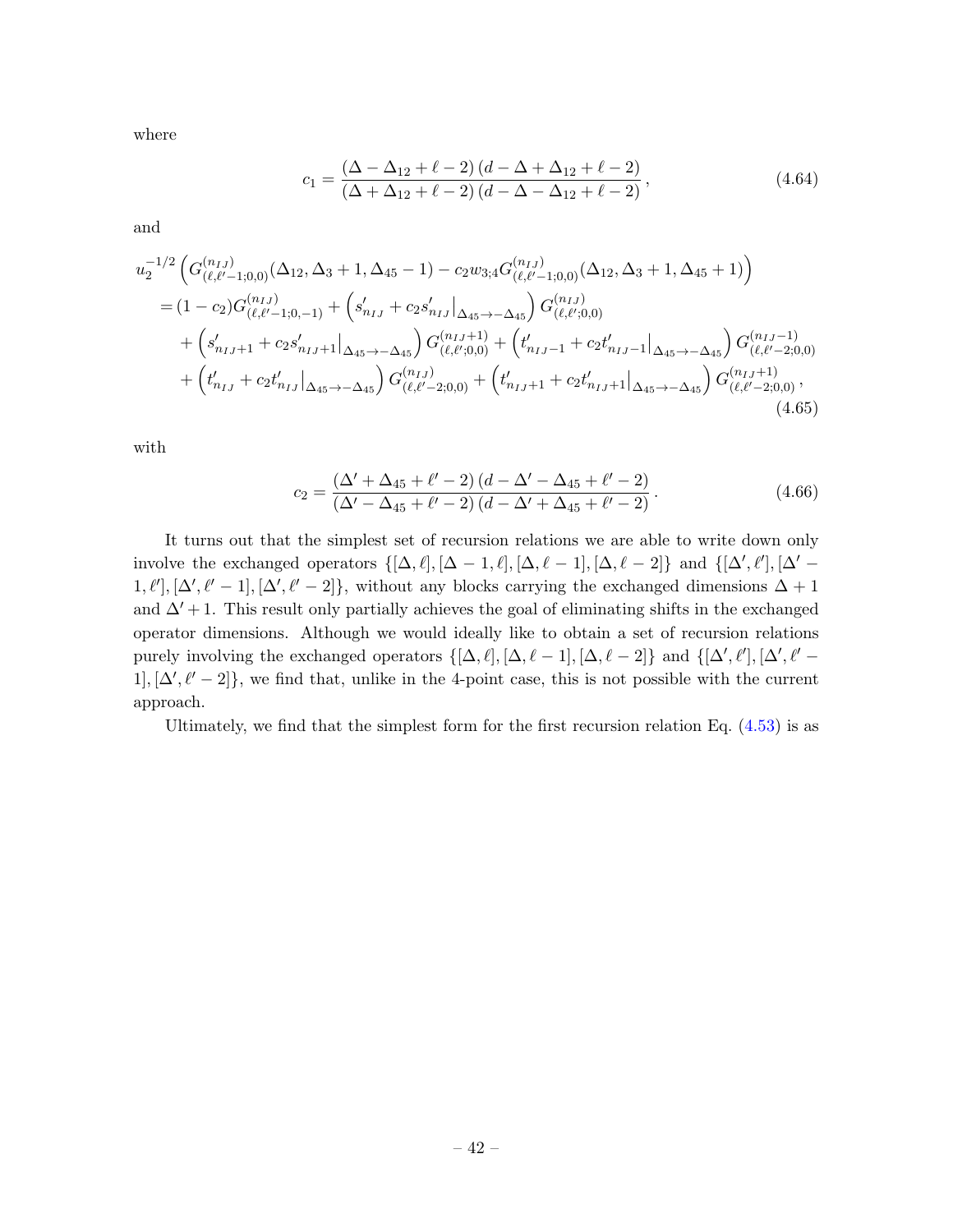where

$$c_1 = \frac{(\Delta - \Delta_{12} + \ell - 2)\,(d - \Delta + \Delta_{12} + \ell - 2)}{(\Delta + \Delta_{12} + \ell - 2)\,(d - \Delta - \Delta_{12} + \ell - 2)}\,, \tag{4.64}$$

and

$$\begin{aligned}
u_2^{-1/2} &\left( G^{(n_{IJ})}_{(\ell,\ell'-1;0,0)}(\Delta_{12}, \Delta_3 + 1, \Delta_{45} - 1) - c_2 w_{3;4} G^{(n_{IJ})}_{(\ell,\ell'-1;0,0)}(\Delta_{12}, \Delta_3 + 1, \Delta_{45} + 1) \right) \\
&= (1 - c_2) G^{(n_{IJ})}_{(\ell,\ell'-1;0,-1)} + \left( s'_{n_{IJ}} + c_2 s'_{n_{IJ}}\big|_{\Delta_{45} \to -\Delta_{45}} \right) G^{(n_{IJ})}_{(\ell,\ell';0,0)} \\
&\quad + \left( s'_{n_{IJ}+1} + c_2 s'_{n_{IJ}+1}\big|_{\Delta_{45} \to -\Delta_{45}} \right) G^{(n_{IJ}+1)}_{(\ell,\ell';0,0)} + \left( t'_{n_{IJ}-1} + c_2 t'_{n_{IJ}-1}\big|_{\Delta_{45} \to -\Delta_{45}} \right) G^{(n_{IJ}-1)}_{(\ell,\ell'-2;0,0)} \\
&\quad + \left( t'_{n_{IJ}} + c_2 t'_{n_{IJ}}\big|_{\Delta_{45} \to -\Delta_{45}} \right) G^{(n_{IJ})}_{(\ell,\ell'-2;0,0)} + \left( t'_{n_{IJ}+1} + c_2 t'_{n_{IJ}+1}\big|_{\Delta_{45} \to -\Delta_{45}} \right) G^{(n_{IJ}+1)}_{(\ell,\ell'-2;0,0)}\,,
\end{aligned} \tag{4.65}$$

with

$$c_2 = \frac{(\Delta' + \Delta_{45} + \ell' - 2)\,(d - \Delta' - \Delta_{45} + \ell' - 2)}{(\Delta' - \Delta_{45} + \ell' - 2)\,(d - \Delta' + \Delta_{45} + \ell' - 2)}\,. \tag{4.66}$$

It turns out that the simplest set of recursion relations we are able to write down only involve the exchanged operators $\{[\Delta, \ell], [\Delta - 1, \ell], [\Delta, \ell - 1], [\Delta, \ell - 2]\}$ and $\{[\Delta', \ell'], [\Delta' - 1, \ell'], [\Delta', \ell' - 1], [\Delta', \ell' - 2]\}$, without any blocks carrying the exchanged dimensions $\Delta + 1$ and $\Delta' + 1$. This result only partially achieves the goal of eliminating shifts in the exchanged operator dimensions. Although we would ideally like to obtain a set of recursion relations purely involving the exchanged operators $\{[\Delta, \ell], [\Delta, \ell - 1], [\Delta, \ell - 2]\}$ and $\{[\Delta', \ell'], [\Delta', \ell' - 1], [\Delta', \ell' - 2]\}$, we find that, unlike in the 4-point case, this is not possible with the current approach.

Ultimately, we find that the simplest form for the first recursion relation Eq. (4.53) is as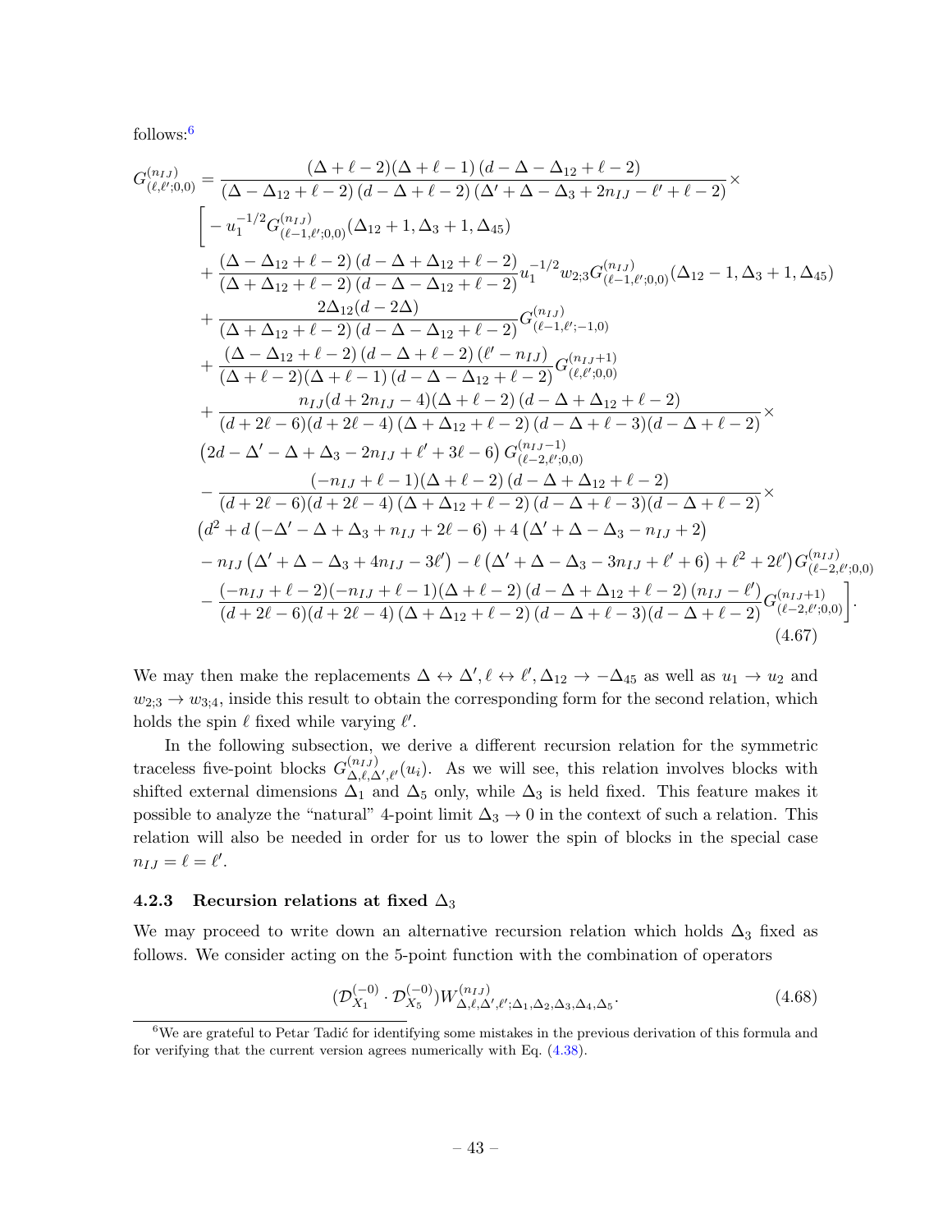follows:[6]

$$
\begin{aligned}
G^{(n_{IJ})}_{(\ell,\ell';0,0)} &= \frac{(\Delta+\ell-2)(\Delta+\ell-1)\,(d-\Delta-\Delta_{12}+\ell-2)}{(\Delta-\Delta_{12}+\ell-2)\,(d-\Delta+\ell-2)\,(\Delta'+\Delta-\Delta_3+2n_{IJ}-\ell'+\ell-2)}\times \\
&\Bigg[-u_1^{-1/2}G^{(n_{IJ})}_{(\ell-1,\ell';0,0)}(\Delta_{12}+1,\Delta_3+1,\Delta_{45}) \\
&+\frac{(\Delta-\Delta_{12}+\ell-2)\,(d-\Delta+\Delta_{12}+\ell-2)}{(\Delta+\Delta_{12}+\ell-2)\,(d-\Delta-\Delta_{12}+\ell-2)}u_1^{-1/2}w_{2;3}G^{(n_{IJ})}_{(\ell-1,\ell';0,0)}(\Delta_{12}-1,\Delta_3+1,\Delta_{45}) \\
&+\frac{2\Delta_{12}(d-2\Delta)}{(\Delta+\Delta_{12}+\ell-2)\,(d-\Delta-\Delta_{12}+\ell-2)}G^{(n_{IJ})}_{(\ell-1,\ell';-1,0)} \\
&+\frac{(\Delta-\Delta_{12}+\ell-2)\,(d-\Delta+\ell-2)\,(\ell'-n_{IJ})}{(\Delta+\ell-2)(\Delta+\ell-1)\,(d-\Delta-\Delta_{12}+\ell-2)}G^{(n_{IJ}+1)}_{(\ell,\ell';0,0)} \\
&+\frac{n_{IJ}(d+2n_{IJ}-4)(\Delta+\ell-2)\,(d-\Delta+\Delta_{12}+\ell-2)}{(d+2\ell-6)(d+2\ell-4)\,(\Delta+\Delta_{12}+\ell-2)\,(d-\Delta+\ell-3)(d-\Delta+\ell-2)}\times \\
&\left(2d-\Delta'-\Delta+\Delta_3-2n_{IJ}+\ell'+3\ell-6\right)G^{(n_{IJ}-1)}_{(\ell-2,\ell';0,0)} \\
&-\frac{(-n_{IJ}+\ell-1)(\Delta+\ell-2)\,(d-\Delta+\Delta_{12}+\ell-2)}{(d+2\ell-6)(d+2\ell-4)\,(\Delta+\Delta_{12}+\ell-2)\,(d-\Delta+\ell-3)(d-\Delta+\ell-2)}\times \\
&\big(d^2+d\left(-\Delta'-\Delta+\Delta_3+n_{IJ}+2\ell-6\right)+4\left(\Delta'+\Delta-\Delta_3-n_{IJ}+2\right) \\
&-n_{IJ}\left(\Delta'+\Delta-\Delta_3+4n_{IJ}-3\ell'\right)-\ell\left(\Delta'+\Delta-\Delta_3-3n_{IJ}+\ell'+6\right)+\ell^2+2\ell'\big)G^{(n_{IJ})}_{(\ell-2,\ell';0,0)} \\
&-\frac{(-n_{IJ}+\ell-2)(-n_{IJ}+\ell-1)(\Delta+\ell-2)\,(d-\Delta+\Delta_{12}+\ell-2)\,(n_{IJ}-\ell')}{(d+2\ell-6)(d+2\ell-4)\,(\Delta+\Delta_{12}+\ell-2)\,(d-\Delta+\ell-3)(d-\Delta+\ell-2)}G^{(n_{IJ}+1)}_{(\ell-2,\ell';0,0)}\Bigg].
\end{aligned}
\tag{4.67}
$$

We may then make the replacements $\Delta \leftrightarrow \Delta', \ell \leftrightarrow \ell', \Delta_{12} \to -\Delta_{45}$ as well as $u_1 \to u_2$ and $w_{2;3} \to w_{3;4}$, inside this result to obtain the corresponding form for the second relation, which holds the spin $\ell$ fixed while varying $\ell'$.

In the following subsection, we derive a different recursion relation for the symmetric traceless five-point blocks $G^{(n_{IJ})}_{\Delta,\ell,\Delta',\ell'}(u_i)$. As we will see, this relation involves blocks with shifted external dimensions $\Delta_1$ and $\Delta_5$ only, while $\Delta_3$ is held fixed. This feature makes it possible to analyze the "natural" 4-point limit $\Delta_3 \to 0$ in the context of such a relation. This relation will also be needed in order for us to lower the spin of blocks in the special case $n_{IJ} = \ell = \ell'$.

### 4.2.3 Recursion relations at fixed $\Delta_3$

We may proceed to write down an alternative recursion relation which holds $\Delta_3$ fixed as follows. We consider acting on the 5-point function with the combination of operators

$$
(\mathcal{D}^{(-0)}_{X_1}\cdot\mathcal{D}^{(-0)}_{X_5})W^{(n_{IJ})}_{\Delta,\ell,\Delta',\ell';\Delta_1,\Delta_2,\Delta_3,\Delta_4,\Delta_5}. \tag{4.68}
$$

[6] We are grateful to Petar Tadić for identifying some mistakes in the previous derivation of this formula and for verifying that the current version agrees numerically with Eq. (4.38).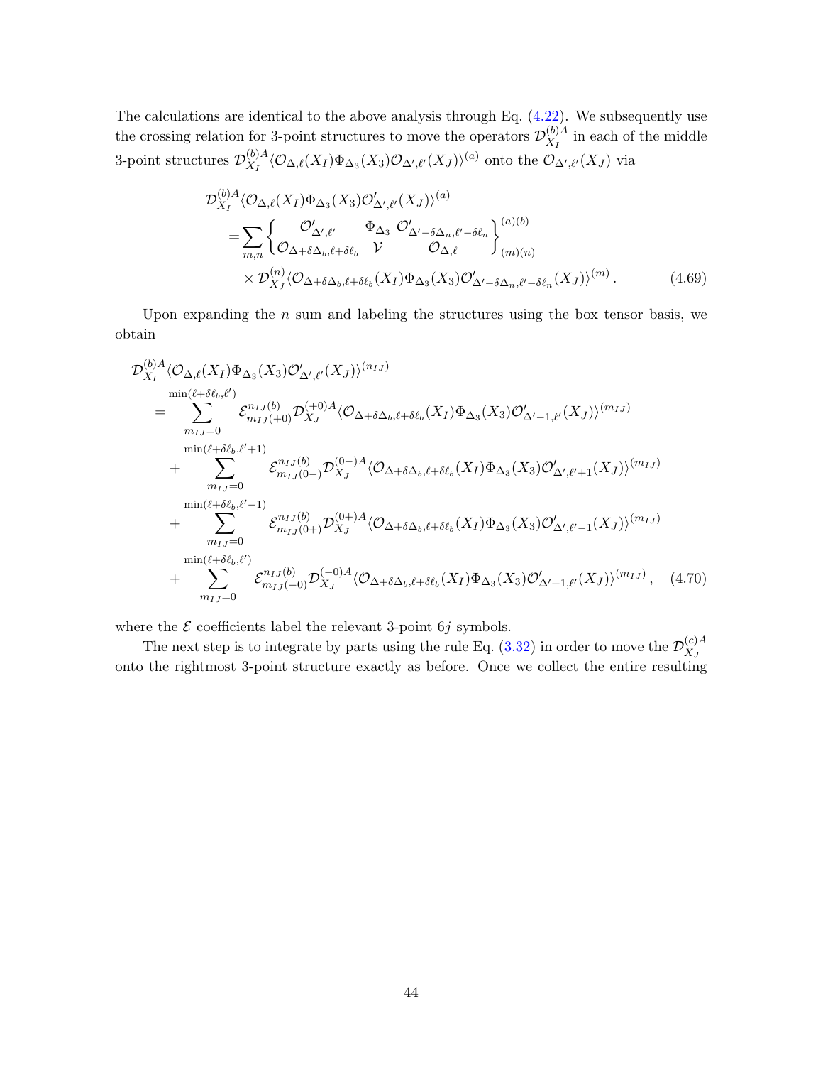The calculations are identical to the above analysis through Eq. (4.22). We subsequently use the crossing relation for 3-point structures to move the operators $\mathcal{D}_{X_I}^{(b)A}$ in each of the middle 3-point structures $\mathcal{D}_{X_I}^{(b)A}\langle\mathcal{O}_{\Delta,\ell}(X_I)\Phi_{\Delta_3}(X_3)\mathcal{O}_{\Delta',\ell'}(X_J)\rangle^{(a)}$ onto the $\mathcal{O}_{\Delta',\ell'}(X_J)$ via

$$
\begin{aligned}
&\mathcal{D}_{X_I}^{(b)A}\langle\mathcal{O}_{\Delta,\ell}(X_I)\Phi_{\Delta_3}(X_3)\mathcal{O}'_{\Delta',\ell'}(X_J)\rangle^{(a)}\\
&\quad=\sum_{m,n}\begin{Bmatrix}\mathcal{O}'_{\Delta',\ell'} & \Phi_{\Delta_3} & \mathcal{O}'_{\Delta'-\delta\Delta_n,\ell'-\delta\ell_n}\\ \mathcal{O}_{\Delta+\delta\Delta_b,\ell+\delta\ell_b} & \mathcal{V} & \mathcal{O}_{\Delta,\ell}\end{Bmatrix}^{(a)(b)}_{(m)(n)}\\
&\quad\quad\times\mathcal{D}_{X_J}^{(n)}\langle\mathcal{O}_{\Delta+\delta\Delta_b,\ell+\delta\ell_b}(X_I)\Phi_{\Delta_3}(X_3)\mathcal{O}'_{\Delta'-\delta\Delta_n,\ell'-\delta\ell_n}(X_J)\rangle^{(m)}\,.
\end{aligned}
\tag{4.69}
$$

Upon expanding the $n$ sum and labeling the structures using the box tensor basis, we obtain

$$
\begin{aligned}
&\mathcal{D}_{X_I}^{(b)A}\langle\mathcal{O}_{\Delta,\ell}(X_I)\Phi_{\Delta_3}(X_3)\mathcal{O}'_{\Delta',\ell'}(X_J)\rangle^{(n_{IJ})}\\
&=\sum_{m_{IJ}=0}^{\min(\ell+\delta\ell_b,\ell')}\mathcal{E}^{n_{IJ}(b)}_{m_{IJ}(+0)}\mathcal{D}_{X_J}^{(+0)A}\langle\mathcal{O}_{\Delta+\delta\Delta_b,\ell+\delta\ell_b}(X_I)\Phi_{\Delta_3}(X_3)\mathcal{O}'_{\Delta'-1,\ell'}(X_J)\rangle^{(m_{IJ})}\\
&\quad+\sum_{m_{IJ}=0}^{\min(\ell+\delta\ell_b,\ell'+1)}\mathcal{E}^{n_{IJ}(b)}_{m_{IJ}(0-)}\mathcal{D}_{X_J}^{(0-)A}\langle\mathcal{O}_{\Delta+\delta\Delta_b,\ell+\delta\ell_b}(X_I)\Phi_{\Delta_3}(X_3)\mathcal{O}'_{\Delta',\ell'+1}(X_J)\rangle^{(m_{IJ})}\\
&\quad+\sum_{m_{IJ}=0}^{\min(\ell+\delta\ell_b,\ell'-1)}\mathcal{E}^{n_{IJ}(b)}_{m_{IJ}(0+)}\mathcal{D}_{X_J}^{(0+)A}\langle\mathcal{O}_{\Delta+\delta\Delta_b,\ell+\delta\ell_b}(X_I)\Phi_{\Delta_3}(X_3)\mathcal{O}'_{\Delta',\ell'-1}(X_J)\rangle^{(m_{IJ})}\\
&\quad+\sum_{m_{IJ}=0}^{\min(\ell+\delta\ell_b,\ell')}\mathcal{E}^{n_{IJ}(b)}_{m_{IJ}(-0)}\mathcal{D}_{X_J}^{(-0)A}\langle\mathcal{O}_{\Delta+\delta\Delta_b,\ell+\delta\ell_b}(X_I)\Phi_{\Delta_3}(X_3)\mathcal{O}'_{\Delta'+1,\ell'}(X_J)\rangle^{(m_{IJ})}\,,
\end{aligned}
\tag{4.70}
$$

where the $\mathcal{E}$ coefficients label the relevant 3-point $6j$ symbols.

The next step is to integrate by parts using the rule Eq. (3.32) in order to move the $\mathcal{D}_{X_J}^{(c)A}$ onto the rightmost 3-point structure exactly as before. Once we collect the entire resulting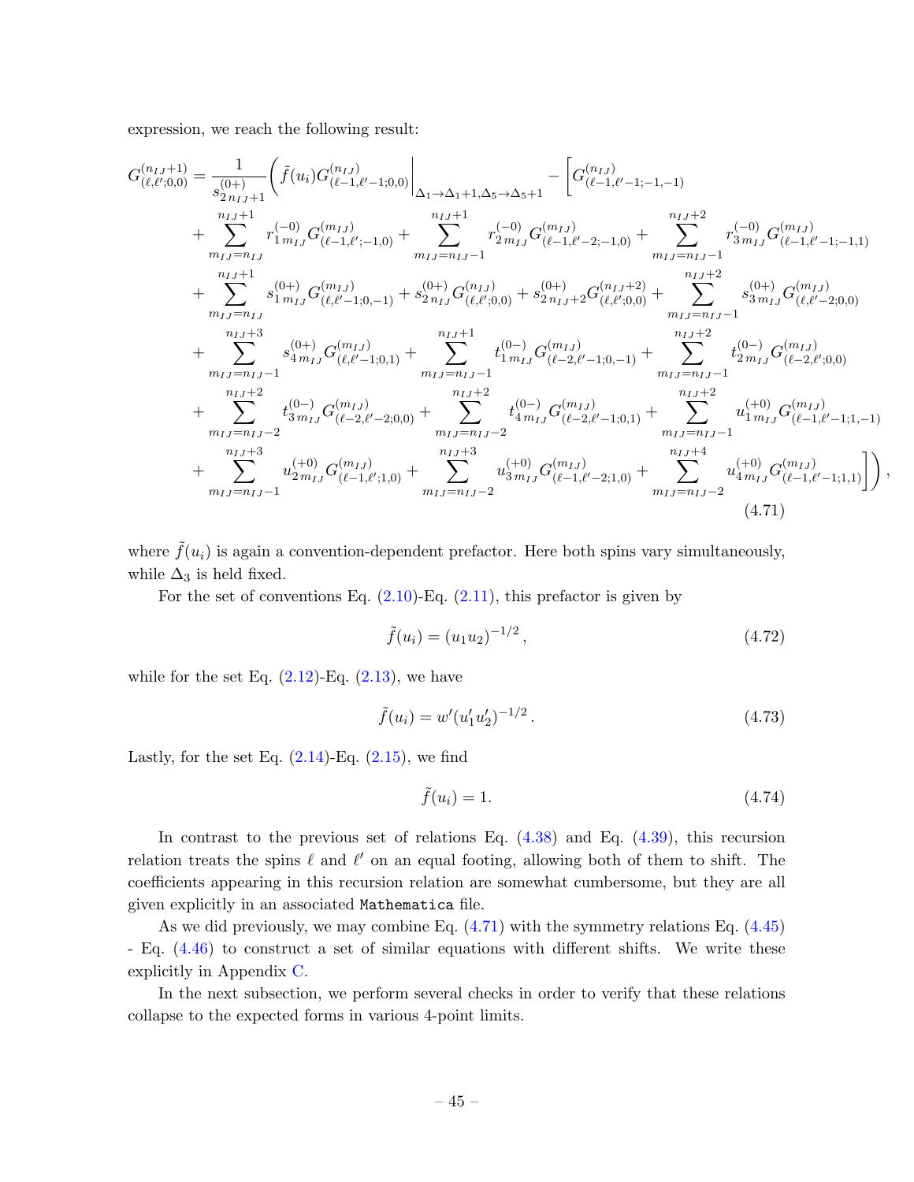expression, we reach the following result:

$$
\begin{aligned}
G^{(n_{IJ}+1)}_{(\ell,\ell';0,0)} = \frac{1}{s^{(0+)}_{2\,n_{IJ}+1}} \Bigg( & \tilde{f}(u_i) G^{(n_{IJ})}_{(\ell-1,\ell'-1;0,0)}\Big|_{\Delta_1\to\Delta_1+1,\Delta_5\to\Delta_5+1} - \Bigg[ G^{(n_{IJ})}_{(\ell-1,\ell'-1;-1,-1)} \\
& + \sum_{m_{IJ}=n_{IJ}}^{n_{IJ}+1} r^{(-0)}_{1\,m_{IJ}} G^{(m_{IJ})}_{(\ell-1,\ell';-1,0)} + \sum_{m_{IJ}=n_{IJ}-1}^{n_{IJ}+1} r^{(-0)}_{2\,m_{IJ}} G^{(m_{IJ})}_{(\ell-1,\ell'-2;-1,0)} + \sum_{m_{IJ}=n_{IJ}-1}^{n_{IJ}+2} r^{(-0)}_{3\,m_{IJ}} G^{(m_{IJ})}_{(\ell-1,\ell'-1;-1,1)} \\
& + \sum_{m_{IJ}=n_{IJ}}^{n_{IJ}+1} s^{(0+)}_{1\,m_{IJ}} G^{(m_{IJ})}_{(\ell,\ell'-1;0,-1)} + s^{(0+)}_{2\,n_{IJ}} G^{(n_{IJ})}_{(\ell,\ell';0,0)} + s^{(0+)}_{2\,n_{IJ}+2} G^{(n_{IJ}+2)}_{(\ell,\ell';0,0)} + \sum_{m_{IJ}=n_{IJ}-1}^{n_{IJ}+2} s^{(0+)}_{3\,m_{IJ}} G^{(m_{IJ})}_{(\ell,\ell'-2;0,0)} \\
& + \sum_{m_{IJ}=n_{IJ}-1}^{n_{IJ}+3} s^{(0+)}_{4\,m_{IJ}} G^{(m_{IJ})}_{(\ell,\ell'-1;0,1)} + \sum_{m_{IJ}=n_{IJ}-1}^{n_{IJ}+1} t^{(0-)}_{1\,m_{IJ}} G^{(m_{IJ})}_{(\ell-2,\ell'-1;0,-1)} + \sum_{m_{IJ}=n_{IJ}-1}^{n_{IJ}+2} t^{(0-)}_{2\,m_{IJ}} G^{(m_{IJ})}_{(\ell-2,\ell';0,0)} \\
& + \sum_{m_{IJ}=n_{IJ}-2}^{n_{IJ}+2} t^{(0-)}_{3\,m_{IJ}} G^{(m_{IJ})}_{(\ell-2,\ell'-2;0,0)} + \sum_{m_{IJ}=n_{IJ}-2}^{n_{IJ}+2} t^{(0-)}_{4\,m_{IJ}} G^{(m_{IJ})}_{(\ell-2,\ell'-1;0,1)} + \sum_{m_{IJ}=n_{IJ}-1}^{n_{IJ}+2} u^{(+0)}_{1\,m_{IJ}} G^{(m_{IJ})}_{(\ell-1,\ell'-1;1,-1)} \\
& + \sum_{m_{IJ}=n_{IJ}-1}^{n_{IJ}+3} u^{(+0)}_{2\,m_{IJ}} G^{(m_{IJ})}_{(\ell-1,\ell';1,0)} + \sum_{m_{IJ}=n_{IJ}-2}^{n_{IJ}+3} u^{(+0)}_{3\,m_{IJ}} G^{(m_{IJ})}_{(\ell-1,\ell'-2;1,0)} + \sum_{m_{IJ}=n_{IJ}-2}^{n_{IJ}+4} u^{(+0)}_{4\,m_{IJ}} G^{(m_{IJ})}_{(\ell-1,\ell'-1;1,1)} \Bigg] \Bigg) ,
\end{aligned}
\tag{4.71}
$$

where $\tilde{f}(u_i)$ is again a convention-dependent prefactor. Here both spins vary simultaneously, while $\Delta_3$ is held fixed.

For the set of conventions Eq. (2.10)-Eq. (2.11), this prefactor is given by

$$
\tilde{f}(u_i) = (u_1 u_2)^{-1/2} , \tag{4.72}
$$

while for the set Eq. (2.12)-Eq. (2.13), we have

$$
\tilde{f}(u_i) = w'(u'_1 u'_2)^{-1/2} . \tag{4.73}
$$

Lastly, for the set Eq. (2.14)-Eq. (2.15), we find

$$
\tilde{f}(u_i) = 1. \tag{4.74}
$$

In contrast to the previous set of relations Eq. (4.38) and Eq. (4.39), this recursion relation treats the spins $\ell$ and $\ell'$ on an equal footing, allowing both of them to shift. The coefficients appearing in this recursion relation are somewhat cumbersome, but they are all given explicitly in an associated `Mathematica` file.

As we did previously, we may combine Eq. (4.71) with the symmetry relations Eq. (4.45) - Eq. (4.46) to construct a set of similar equations with different shifts. We write these explicitly in Appendix C.

In the next subsection, we perform several checks in order to verify that these relations collapse to the expected forms in various 4-point limits.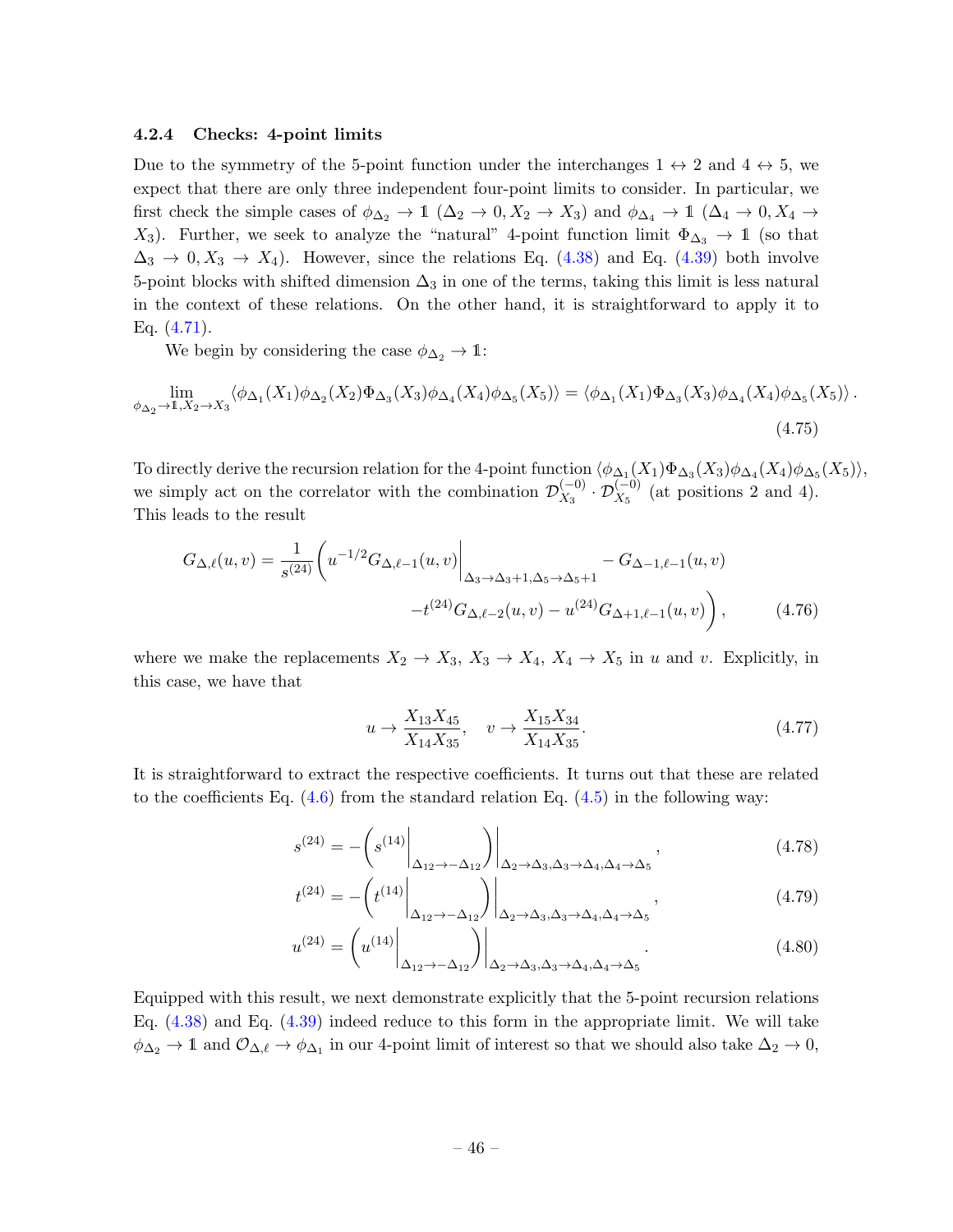#### 4.2.4 Checks: 4-point limits

Due to the symmetry of the 5-point function under the interchanges $1 \leftrightarrow 2$ and $4 \leftrightarrow 5$, we expect that there are only three independent four-point limits to consider. In particular, we first check the simple cases of $\phi_{\Delta_2} \to \mathbb{1}$ ($\Delta_2 \to 0, X_2 \to X_3$) and $\phi_{\Delta_4} \to \mathbb{1}$ ($\Delta_4 \to 0, X_4 \to X_3$). Further, we seek to analyze the "natural" 4-point function limit $\Phi_{\Delta_3} \to \mathbb{1}$ (so that $\Delta_3 \to 0, X_3 \to X_4$). However, since the relations Eq. (4.38) and Eq. (4.39) both involve 5-point blocks with shifted dimension $\Delta_3$ in one of the terms, taking this limit is less natural in the context of these relations. On the other hand, it is straightforward to apply it to Eq. (4.71).

We begin by considering the case $\phi_{\Delta_2} \to \mathbb{1}$:

$$
\lim_{\phi_{\Delta_2} \to \mathbb{1}, X_2 \to X_3} \langle \phi_{\Delta_1}(X_1)\phi_{\Delta_2}(X_2)\Phi_{\Delta_3}(X_3)\phi_{\Delta_4}(X_4)\phi_{\Delta_5}(X_5)\rangle = \langle \phi_{\Delta_1}(X_1)\Phi_{\Delta_3}(X_3)\phi_{\Delta_4}(X_4)\phi_{\Delta_5}(X_5)\rangle . \tag{4.75}
$$

To directly derive the recursion relation for the 4-point function $\langle \phi_{\Delta_1}(X_1)\Phi_{\Delta_3}(X_3)\phi_{\Delta_4}(X_4)\phi_{\Delta_5}(X_5)\rangle$, we simply act on the correlator with the combination $\mathcal{D}^{(-0)}_{X_3} \cdot \mathcal{D}^{(-0)}_{X_5}$ (at positions 2 and 4). This leads to the result

$$
\begin{aligned}
G_{\Delta,\ell}(u,v) = \frac{1}{s^{(24)}}\Bigg( & u^{-1/2} G_{\Delta,\ell-1}(u,v)\bigg|_{\Delta_3 \to \Delta_3+1, \Delta_5 \to \Delta_5+1} - G_{\Delta-1,\ell-1}(u,v) \\
& - t^{(24)} G_{\Delta,\ell-2}(u,v) - u^{(24)} G_{\Delta+1,\ell-1}(u,v)\Bigg),
\end{aligned} \tag{4.76}
$$

where we make the replacements $X_2 \to X_3$, $X_3 \to X_4$, $X_4 \to X_5$ in $u$ and $v$. Explicitly, in this case, we have that

$$
u \to \frac{X_{13}X_{45}}{X_{14}X_{35}}, \quad v \to \frac{X_{15}X_{34}}{X_{14}X_{35}}. \tag{4.77}
$$

It is straightforward to extract the respective coefficients. It turns out that these are related to the coefficients Eq. (4.6) from the standard relation Eq. (4.5) in the following way:

$$
s^{(24)} = -\left( s^{(14)}\bigg|_{\Delta_{12} \to -\Delta_{12}} \right)\bigg|_{\Delta_2 \to \Delta_3, \Delta_3 \to \Delta_4, \Delta_4 \to \Delta_5}, \tag{4.78}
$$

$$
t^{(24)} = -\left( t^{(14)}\bigg|_{\Delta_{12} \to -\Delta_{12}} \right)\bigg|_{\Delta_2 \to \Delta_3, \Delta_3 \to \Delta_4, \Delta_4 \to \Delta_5}, \tag{4.79}
$$

$$
u^{(24)} = \left( u^{(14)}\bigg|_{\Delta_{12} \to -\Delta_{12}} \right)\bigg|_{\Delta_2 \to \Delta_3, \Delta_3 \to \Delta_4, \Delta_4 \to \Delta_5}. \tag{4.80}
$$

Equipped with this result, we next demonstrate explicitly that the 5-point recursion relations Eq. (4.38) and Eq. (4.39) indeed reduce to this form in the appropriate limit. We will take $\phi_{\Delta_2} \to \mathbb{1}$ and $\mathcal{O}_{\Delta,\ell} \to \phi_{\Delta_1}$ in our 4-point limit of interest so that we should also take $\Delta_2 \to 0$,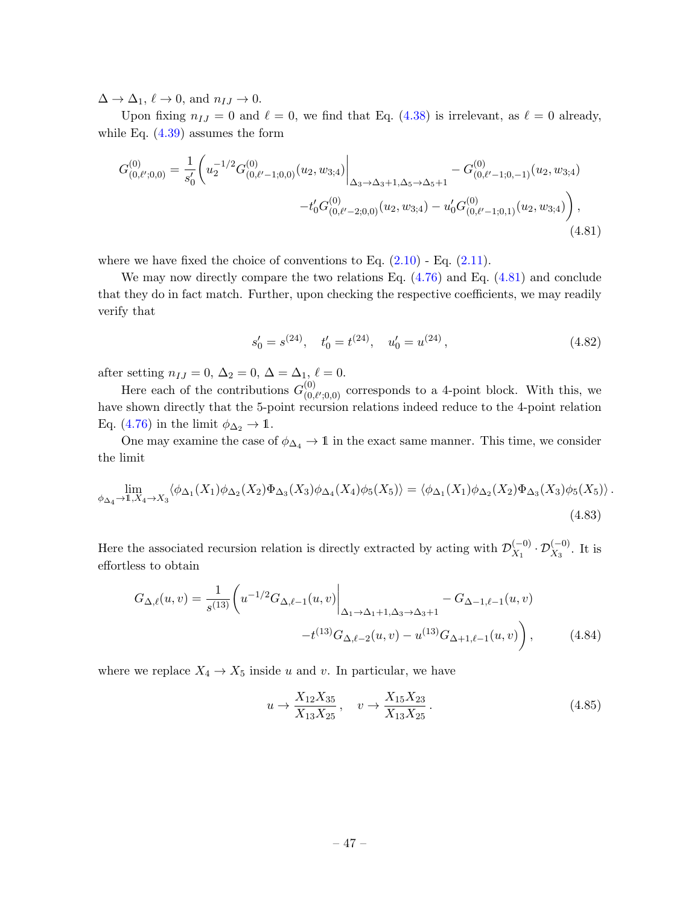$\Delta \to \Delta_1$, $\ell \to 0$, and $n_{IJ} \to 0$.

Upon fixing $n_{IJ} = 0$ and $\ell = 0$, we find that Eq. (4.38) is irrelevant, as $\ell = 0$ already, while Eq. (4.39) assumes the form

$$
\begin{aligned}
G^{(0)}_{(0,\ell';0,0)} = \frac{1}{s'_0}\bigg( u_2^{-1/2} G^{(0)}_{(0,\ell'-1;0,0)}(u_2, w_{3;4})\bigg|_{\Delta_3 \to \Delta_3+1, \Delta_5 \to \Delta_5+1} - G^{(0)}_{(0,\ell'-1;0,-1)}(u_2, w_{3;4}) \\
- t'_0 G^{(0)}_{(0,\ell'-2;0,0)}(u_2, w_{3;4}) - u'_0 G^{(0)}_{(0,\ell'-1;0,1)}(u_2, w_{3;4}) \bigg) ,
\end{aligned}
\tag{4.81}
$$

where we have fixed the choice of conventions to Eq. (2.10) - Eq. (2.11).

We may now directly compare the two relations Eq. (4.76) and Eq. (4.81) and conclude that they do in fact match. Further, upon checking the respective coefficients, we may readily verify that

$$
s'_0 = s^{(24)}, \quad t'_0 = t^{(24)}, \quad u'_0 = u^{(24)} ,
\tag{4.82}
$$

after setting $n_{IJ} = 0$, $\Delta_2 = 0$, $\Delta = \Delta_1$, $\ell = 0$.

Here each of the contributions $G^{(0)}_{(0,\ell';0,0)}$ corresponds to a 4-point block. With this, we have shown directly that the 5-point recursion relations indeed reduce to the 4-point relation Eq. (4.76) in the limit $\phi_{\Delta_2} \to \mathbb{1}$.

One may examine the case of $\phi_{\Delta_4} \to \mathbb{1}$ in the exact same manner. This time, we consider the limit

$$
\lim_{\phi_{\Delta_4} \to \mathbb{1}, X_4 \to X_3} \langle \phi_{\Delta_1}(X_1)\phi_{\Delta_2}(X_2)\Phi_{\Delta_3}(X_3)\phi_{\Delta_4}(X_4)\phi_5(X_5)\rangle = \langle \phi_{\Delta_1}(X_1)\phi_{\Delta_2}(X_2)\Phi_{\Delta_3}(X_3)\phi_5(X_5)\rangle .
\tag{4.83}
$$

Here the associated recursion relation is directly extracted by acting with $\mathcal{D}^{(-0)}_{X_1} \cdot \mathcal{D}^{(-0)}_{X_3}$. It is effortless to obtain

$$
\begin{aligned}
G_{\Delta,\ell}(u,v) = \frac{1}{s^{(13)}}\bigg( u^{-1/2} G_{\Delta,\ell-1}(u,v)\bigg|_{\Delta_1 \to \Delta_1+1, \Delta_3 \to \Delta_3+1} - G_{\Delta-1,\ell-1}(u,v) \\
- t^{(13)} G_{\Delta,\ell-2}(u,v) - u^{(13)} G_{\Delta+1,\ell-1}(u,v) \bigg) ,
\end{aligned}
\tag{4.84}
$$

where we replace $X_4 \to X_5$ inside $u$ and $v$. In particular, we have

$$
u \to \frac{X_{12}X_{35}}{X_{13}X_{25}} , \quad v \to \frac{X_{15}X_{23}}{X_{13}X_{25}} .
\tag{4.85}
$$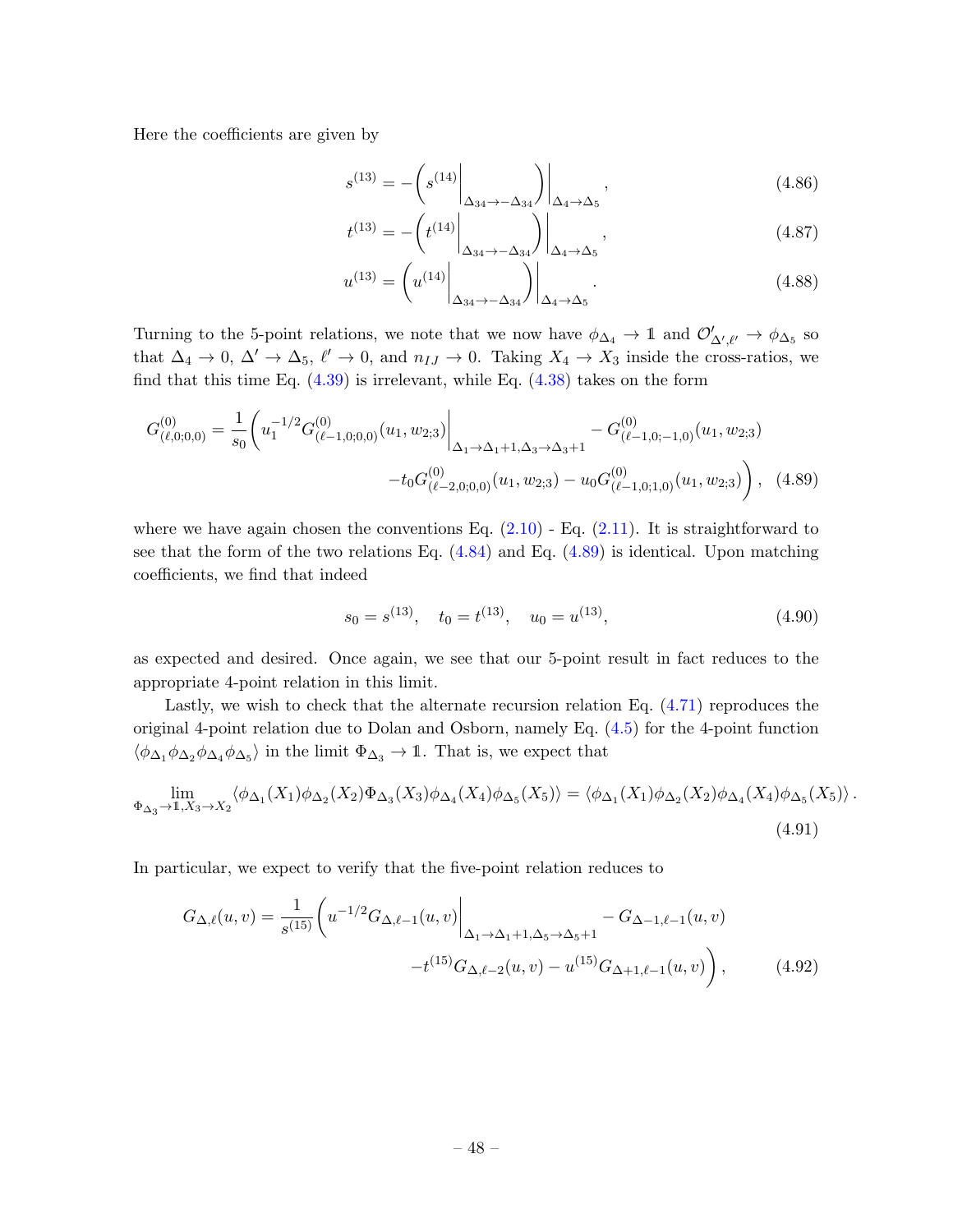Here the coefficients are given by

$$s^{(13)} = -\left( s^{(14)} \Big|_{\Delta_{34} \to -\Delta_{34}} \right) \Big|_{\Delta_4 \to \Delta_5}, \tag{4.86}$$

$$t^{(13)} = -\left( t^{(14)} \Big|_{\Delta_{34} \to -\Delta_{34}} \right) \Big|_{\Delta_4 \to \Delta_5}, \tag{4.87}$$

$$u^{(13)} = \left( u^{(14)} \Big|_{\Delta_{34} \to -\Delta_{34}} \right) \Big|_{\Delta_4 \to \Delta_5}. \tag{4.88}$$

Turning to the 5-point relations, we note that we now have $\phi_{\Delta_4} \to \mathbb{1}$ and $\mathcal{O}'_{\Delta',\ell'} \to \phi_{\Delta_5}$ so that $\Delta_4 \to 0$, $\Delta' \to \Delta_5$, $\ell' \to 0$, and $n_{IJ} \to 0$. Taking $X_4 \to X_3$ inside the cross-ratios, we find that this time Eq. (4.39) is irrelevant, while Eq. (4.38) takes on the form

$$G^{(0)}_{(\ell,0;0,0)} = \frac{1}{s_0} \Bigg( u_1^{-1/2} G^{(0)}_{(\ell-1,0;0,0)}(u_1, w_{2;3}) \Big|_{\Delta_1 \to \Delta_1+1, \Delta_3 \to \Delta_3+1} - G^{(0)}_{(\ell-1,0;-1,0)}(u_1, w_{2;3}) \\ - t_0 G^{(0)}_{(\ell-2,0;0,0)}(u_1, w_{2;3}) - u_0 G^{(0)}_{(\ell-1,0;1,0)}(u_1, w_{2;3}) \Bigg), \tag{4.89}$$

where we have again chosen the conventions Eq. (2.10) - Eq. (2.11). It is straightforward to see that the form of the two relations Eq. (4.84) and Eq. (4.89) is identical. Upon matching coefficients, we find that indeed

$$s_0 = s^{(13)}, \quad t_0 = t^{(13)}, \quad u_0 = u^{(13)}, \tag{4.90}$$

as expected and desired. Once again, we see that our 5-point result in fact reduces to the appropriate 4-point relation in this limit.

Lastly, we wish to check that the alternate recursion relation Eq. (4.71) reproduces the original 4-point relation due to Dolan and Osborn, namely Eq. (4.5) for the 4-point function $\langle \phi_{\Delta_1} \phi_{\Delta_2} \phi_{\Delta_4} \phi_{\Delta_5} \rangle$ in the limit $\Phi_{\Delta_3} \to \mathbb{1}$. That is, we expect that

$$\lim_{\Phi_{\Delta_3} \to \mathbb{1}, X_3 \to X_2} \langle \phi_{\Delta_1}(X_1) \phi_{\Delta_2}(X_2) \Phi_{\Delta_3}(X_3) \phi_{\Delta_4}(X_4) \phi_{\Delta_5}(X_5) \rangle = \langle \phi_{\Delta_1}(X_1) \phi_{\Delta_2}(X_2) \phi_{\Delta_4}(X_4) \phi_{\Delta_5}(X_5) \rangle. \tag{4.91}$$

In particular, we expect to verify that the five-point relation reduces to

$$G_{\Delta,\ell}(u,v) = \frac{1}{s^{(15)}} \Bigg( u^{-1/2} G_{\Delta,\ell-1}(u,v) \Big|_{\Delta_1 \to \Delta_1+1, \Delta_5 \to \Delta_5+1} - G_{\Delta-1,\ell-1}(u,v) \\ - t^{(15)} G_{\Delta,\ell-2}(u,v) - u^{(15)} G_{\Delta+1,\ell-1}(u,v) \Bigg), \tag{4.92}$$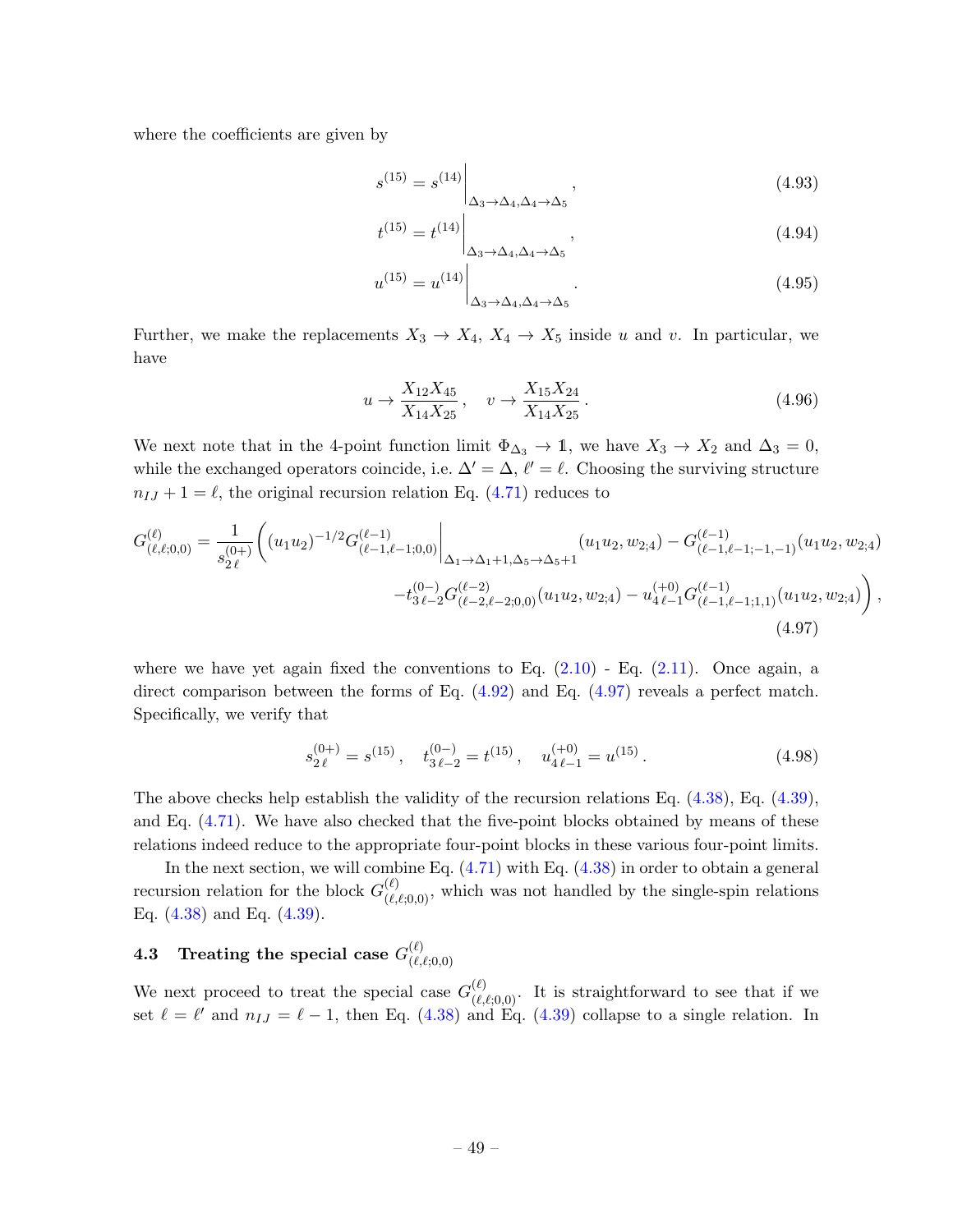where the coefficients are given by

$$s^{(15)} = s^{(14)}\bigg|_{\Delta_3\to\Delta_4,\Delta_4\to\Delta_5}\,, \tag{4.93}$$

$$t^{(15)} = t^{(14)}\bigg|_{\Delta_3\to\Delta_4,\Delta_4\to\Delta_5}\,, \tag{4.94}$$

$$u^{(15)} = u^{(14)}\bigg|_{\Delta_3\to\Delta_4,\Delta_4\to\Delta_5}\,. \tag{4.95}$$

Further, we make the replacements $X_3 \to X_4$, $X_4 \to X_5$ inside $u$ and $v$. In particular, we have

$$u \to \frac{X_{12}X_{45}}{X_{14}X_{25}}\,, \quad v \to \frac{X_{15}X_{24}}{X_{14}X_{25}}\,. \tag{4.96}$$

We next note that in the 4-point function limit $\Phi_{\Delta_3} \to \mathbb{1}$, we have $X_3 \to X_2$ and $\Delta_3 = 0$, while the exchanged operators coincide, i.e. $\Delta' = \Delta$, $\ell' = \ell$. Choosing the surviving structure $n_{IJ} + 1 = \ell$, the original recursion relation Eq. (4.71) reduces to

$$\begin{aligned}G^{(\ell)}_{(\ell,\ell;0,0)} = \frac{1}{s^{(0+)}_{2\,\ell}}\Bigg((u_1u_2)^{-1/2}G^{(\ell-1)}_{(\ell-1,\ell-1;0,0)}\bigg|_{\Delta_1\to\Delta_1+1,\Delta_5\to\Delta_5+1}(u_1u_2,w_{2;4}) - G^{(\ell-1)}_{(\ell-1,\ell-1;-1,-1)}(u_1u_2,w_{2;4})\\ -t^{(0-)}_{3\,\ell-2}G^{(\ell-2)}_{(\ell-2,\ell-2;0,0)}(u_1u_2,w_{2;4}) - u^{(+0)}_{4\,\ell-1}G^{(\ell-1)}_{(\ell-1,\ell-1;1,1)}(u_1u_2,w_{2;4})\Bigg)\,,\end{aligned} \tag{4.97}$$

where we have yet again fixed the conventions to Eq. (2.10) - Eq. (2.11). Once again, a direct comparison between the forms of Eq. (4.92) and Eq. (4.97) reveals a perfect match. Specifically, we verify that

$$s^{(0+)}_{2\,\ell} = s^{(15)}\,, \quad t^{(0-)}_{3\,\ell-2} = t^{(15)}\,, \quad u^{(+0)}_{4\,\ell-1} = u^{(15)}\,. \tag{4.98}$$

The above checks help establish the validity of the recursion relations Eq. (4.38), Eq. (4.39), and Eq. (4.71). We have also checked that the five-point blocks obtained by means of these relations indeed reduce to the appropriate four-point blocks in these various four-point limits.

In the next section, we will combine Eq. (4.71) with Eq. (4.38) in order to obtain a general recursion relation for the block $G^{(\ell)}_{(\ell,\ell;0,0)}$, which was not handled by the single-spin relations Eq. (4.38) and Eq. (4.39).

## 4.3 Treating the special case $G^{(\ell)}_{(\ell,\ell;0,0)}$

We next proceed to treat the special case $G^{(\ell)}_{(\ell,\ell;0,0)}$. It is straightforward to see that if we set $\ell = \ell'$ and $n_{IJ} = \ell - 1$, then Eq. (4.38) and Eq. (4.39) collapse to a single relation. In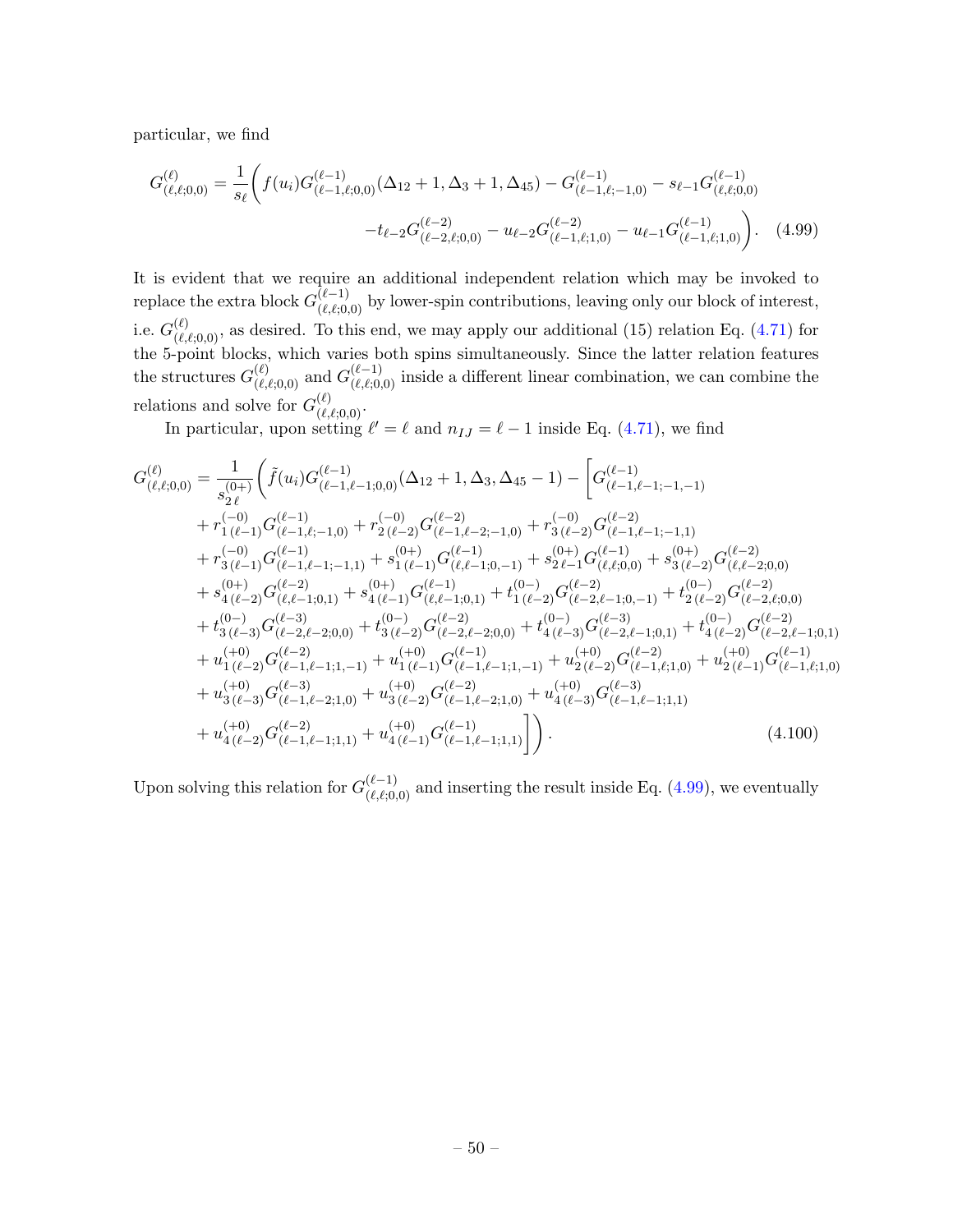particular, we find

$$
G^{(\ell)}_{(\ell,\ell;0,0)} = \frac{1}{s_\ell}\bigg( f(u_i) G^{(\ell-1)}_{(\ell-1,\ell;0,0)}(\Delta_{12}+1,\Delta_3+1,\Delta_{45}) - G^{(\ell-1)}_{(\ell-1,\ell;-1,0)} - s_{\ell-1} G^{(\ell-1)}_{(\ell,\ell;0,0)} \\
- t_{\ell-2} G^{(\ell-2)}_{(\ell-2,\ell;0,0)} - u_{\ell-2} G^{(\ell-2)}_{(\ell-1,\ell;1,0)} - u_{\ell-1} G^{(\ell-1)}_{(\ell-1,\ell;1,0)} \bigg). \tag{4.99}
$$

It is evident that we require an additional independent relation which may be invoked to replace the extra block $G^{(\ell-1)}_{(\ell,\ell;0,0)}$ by lower-spin contributions, leaving only our block of interest, i.e. $G^{(\ell)}_{(\ell,\ell;0,0)}$, as desired. To this end, we may apply our additional (15) relation Eq. (4.71) for the 5-point blocks, which varies both spins simultaneously. Since the latter relation features the structures $G^{(\ell)}_{(\ell,\ell;0,0)}$ and $G^{(\ell-1)}_{(\ell,\ell;0,0)}$ inside a different linear combination, we can combine the relations and solve for $G^{(\ell)}_{(\ell,\ell;0,0)}$.

In particular, upon setting $\ell' = \ell$ and $n_{IJ} = \ell - 1$ inside Eq. (4.71), we find

$$
\begin{aligned}
G^{(\ell)}_{(\ell,\ell;0,0)} = \frac{1}{s^{(0+)}_{2\,\ell}}\bigg( & \tilde{f}(u_i) G^{(\ell-1)}_{(\ell-1,\ell-1;0,0)}(\Delta_{12}+1,\Delta_3,\Delta_{45}-1) - \Big[ G^{(\ell-1)}_{(\ell-1,\ell-1;-1,-1)} \\
& + r^{(-0)}_{1\,(\ell-1)} G^{(\ell-1)}_{(\ell-1,\ell;-1,0)} + r^{(-0)}_{2\,(\ell-2)} G^{(\ell-2)}_{(\ell-1,\ell-2;-1,0)} + r^{(-0)}_{3\,(\ell-2)} G^{(\ell-2)}_{(\ell-1,\ell-1;-1,1)} \\
& + r^{(-0)}_{3\,(\ell-1)} G^{(\ell-1)}_{(\ell-1,\ell-1;-1,1)} + s^{(0+)}_{1\,(\ell-1)} G^{(\ell-1)}_{(\ell,\ell-1;0,-1)} + s^{(0+)}_{2\,\ell-1} G^{(\ell-1)}_{(\ell,\ell;0,0)} + s^{(0+)}_{3\,(\ell-2)} G^{(\ell-2)}_{(\ell,\ell-2;0,0)} \\
& + s^{(0+)}_{4\,(\ell-2)} G^{(\ell-2)}_{(\ell,\ell-1;0,1)} + s^{(0+)}_{4\,(\ell-1)} G^{(\ell-1)}_{(\ell,\ell-1;0,1)} + t^{(0-)}_{1\,(\ell-2)} G^{(\ell-2)}_{(\ell-2,\ell-1;0,-1)} + t^{(0-)}_{2\,(\ell-2)} G^{(\ell-2)}_{(\ell-2,\ell;0,0)} \\
& + t^{(0-)}_{3\,(\ell-3)} G^{(\ell-3)}_{(\ell-2,\ell-2;0,0)} + t^{(0-)}_{3\,(\ell-2)} G^{(\ell-2)}_{(\ell-2,\ell-2;0,0)} + t^{(0-)}_{4\,(\ell-3)} G^{(\ell-3)}_{(\ell-2,\ell-1;0,1)} + t^{(0-)}_{4\,(\ell-2)} G^{(\ell-2)}_{(\ell-2,\ell-1;0,1)} \\
& + u^{(+0)}_{1\,(\ell-2)} G^{(\ell-2)}_{(\ell-1,\ell-1;1,-1)} + u^{(+0)}_{1\,(\ell-1)} G^{(\ell-1)}_{(\ell-1,\ell-1;1,-1)} + u^{(+0)}_{2\,(\ell-2)} G^{(\ell-2)}_{(\ell-1,\ell;1,0)} + u^{(+0)}_{2\,(\ell-1)} G^{(\ell-1)}_{(\ell-1,\ell;1,0)} \\
& + u^{(+0)}_{3\,(\ell-3)} G^{(\ell-3)}_{(\ell-1,\ell-2;1,0)} + u^{(+0)}_{3\,(\ell-2)} G^{(\ell-2)}_{(\ell-1,\ell-2;1,0)} + u^{(+0)}_{4\,(\ell-3)} G^{(\ell-3)}_{(\ell-1,\ell-1;1,1)} \\
& + u^{(+0)}_{4\,(\ell-2)} G^{(\ell-2)}_{(\ell-1,\ell-1;1,1)} + u^{(+0)}_{4\,(\ell-1)} G^{(\ell-1)}_{(\ell-1,\ell-1;1,1)} \Big] \bigg).
\end{aligned} \tag{4.100}
$$

Upon solving this relation for $G^{(\ell-1)}_{(\ell,\ell;0,0)}$ and inserting the result inside Eq. (4.99), we eventually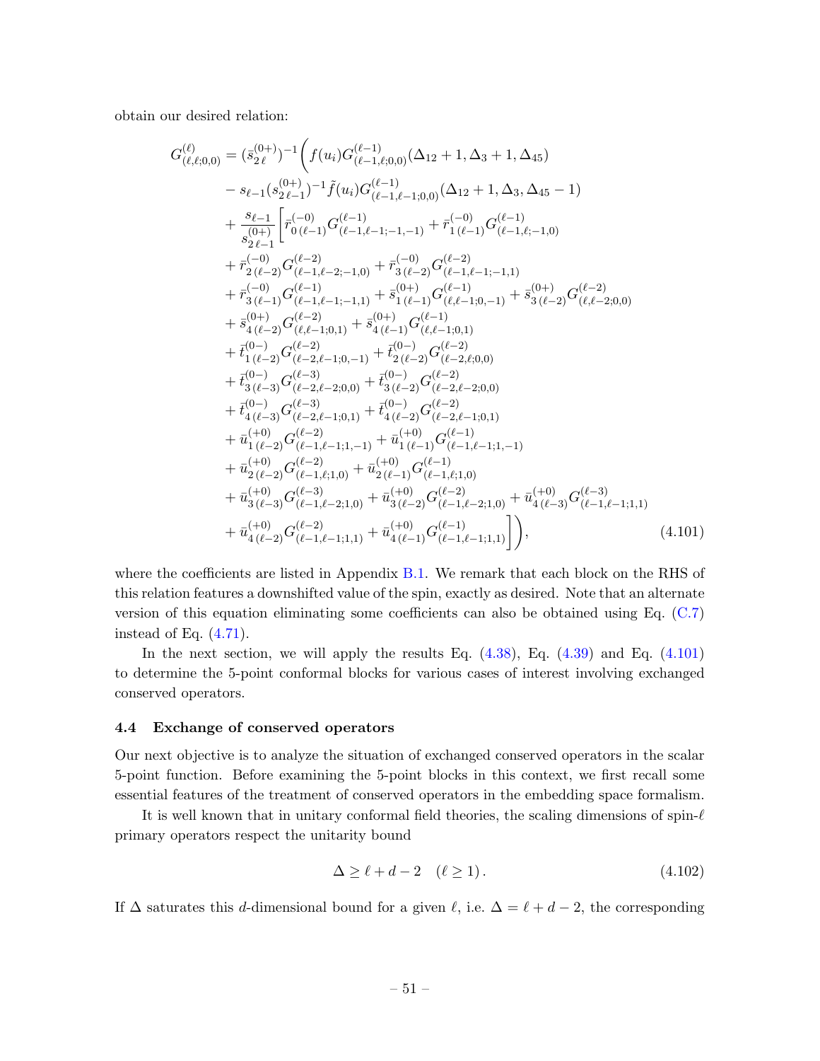obtain our desired relation:

$$
\begin{aligned}
G^{(\ell)}_{(\ell,\ell;0,0)} = (\bar{s}^{(0+)}_{2\,\ell})^{-1}\Bigg( & f(u_i) G^{(\ell-1)}_{(\ell-1,\ell;0,0)}(\Delta_{12}+1,\Delta_3+1,\Delta_{45}) \\
& - s_{\ell-1}(s^{(0+)}_{2\,\ell-1})^{-1}\tilde{f}(u_i) G^{(\ell-1)}_{(\ell-1,\ell-1;0,0)}(\Delta_{12}+1,\Delta_3,\Delta_{45}-1) \\
& + \frac{s_{\ell-1}}{s^{(0+)}_{2\,\ell-1}}\Bigg[\bar{r}^{(-0)}_{0\,(\ell-1)} G^{(\ell-1)}_{(\ell-1,\ell-1;-1,-1)} + \bar{r}^{(-0)}_{1\,(\ell-1)} G^{(\ell-1)}_{(\ell-1,\ell;-1,0)} \\
& + \bar{r}^{(-0)}_{2\,(\ell-2)} G^{(\ell-2)}_{(\ell-1,\ell-2;-1,0)} + \bar{r}^{(-0)}_{3\,(\ell-2)} G^{(\ell-2)}_{(\ell-1,\ell-1;-1,1)} \\
& + \bar{r}^{(-0)}_{3\,(\ell-1)} G^{(\ell-1)}_{(\ell-1,\ell-1;-1,1)} + \bar{s}^{(0+)}_{1\,(\ell-1)} G^{(\ell-1)}_{(\ell,\ell-1;0,-1)} + \bar{s}^{(0+)}_{3\,(\ell-2)} G^{(\ell-2)}_{(\ell,\ell-2;0,0)} \\
& + \bar{s}^{(0+)}_{4\,(\ell-2)} G^{(\ell-2)}_{(\ell,\ell-1;0,1)} + \bar{s}^{(0+)}_{4\,(\ell-1)} G^{(\ell-1)}_{(\ell,\ell-1;0,1)} \\
& + \bar{t}^{(0-)}_{1\,(\ell-2)} G^{(\ell-2)}_{(\ell-2,\ell-1;0,-1)} + \bar{t}^{(0-)}_{2\,(\ell-2)} G^{(\ell-2)}_{(\ell-2,\ell;0,0)} \\
& + \bar{t}^{(0-)}_{3\,(\ell-3)} G^{(\ell-3)}_{(\ell-2,\ell-2;0,0)} + \bar{t}^{(0-)}_{3\,(\ell-2)} G^{(\ell-2)}_{(\ell-2,\ell-2;0,0)} \\
& + \bar{t}^{(0-)}_{4\,(\ell-3)} G^{(\ell-3)}_{(\ell-2,\ell-1;0,1)} + \bar{t}^{(0-)}_{4\,(\ell-2)} G^{(\ell-2)}_{(\ell-2,\ell-1;0,1)} \\
& + \bar{u}^{(+0)}_{1\,(\ell-2)} G^{(\ell-2)}_{(\ell-1,\ell-1;1,-1)} + \bar{u}^{(+0)}_{1\,(\ell-1)} G^{(\ell-1)}_{(\ell-1,\ell-1;1,-1)} \\
& + \bar{u}^{(+0)}_{2\,(\ell-2)} G^{(\ell-2)}_{(\ell-1,\ell;1,0)} + \bar{u}^{(+0)}_{2\,(\ell-1)} G^{(\ell-1)}_{(\ell-1,\ell;1,0)} \\
& + \bar{u}^{(+0)}_{3\,(\ell-3)} G^{(\ell-3)}_{(\ell-1,\ell-2;1,0)} + \bar{u}^{(+0)}_{3\,(\ell-2)} G^{(\ell-2)}_{(\ell-1,\ell-2;1,0)} + \bar{u}^{(+0)}_{4\,(\ell-3)} G^{(\ell-3)}_{(\ell-1,\ell-1;1,1)} \\
& + \bar{u}^{(+0)}_{4\,(\ell-2)} G^{(\ell-2)}_{(\ell-1,\ell-1;1,1)} + \bar{u}^{(+0)}_{4\,(\ell-1)} G^{(\ell-1)}_{(\ell-1,\ell-1;1,1)}\Bigg]\Bigg),
\end{aligned}
\tag{4.101}
$$

where the coefficients are listed in Appendix B.1. We remark that each block on the RHS of this relation features a downshifted value of the spin, exactly as desired. Note that an alternate version of this equation eliminating some coefficients can also be obtained using Eq. (C.7) instead of Eq. (4.71).

In the next section, we will apply the results Eq. (4.38), Eq. (4.39) and Eq. (4.101) to determine the 5-point conformal blocks for various cases of interest involving exchanged conserved operators.

### 4.4 Exchange of conserved operators

Our next objective is to analyze the situation of exchanged conserved operators in the scalar 5-point function. Before examining the 5-point blocks in this context, we first recall some essential features of the treatment of conserved operators in the embedding space formalism.

It is well known that in unitary conformal field theories, the scaling dimensions of spin-$\ell$ primary operators respect the unitarity bound

$$
\Delta \geq \ell + d - 2 \quad (\ell \geq 1)\,. \tag{4.102}
$$

If $\Delta$ saturates this $d$-dimensional bound for a given $\ell$, i.e. $\Delta = \ell + d - 2$, the corresponding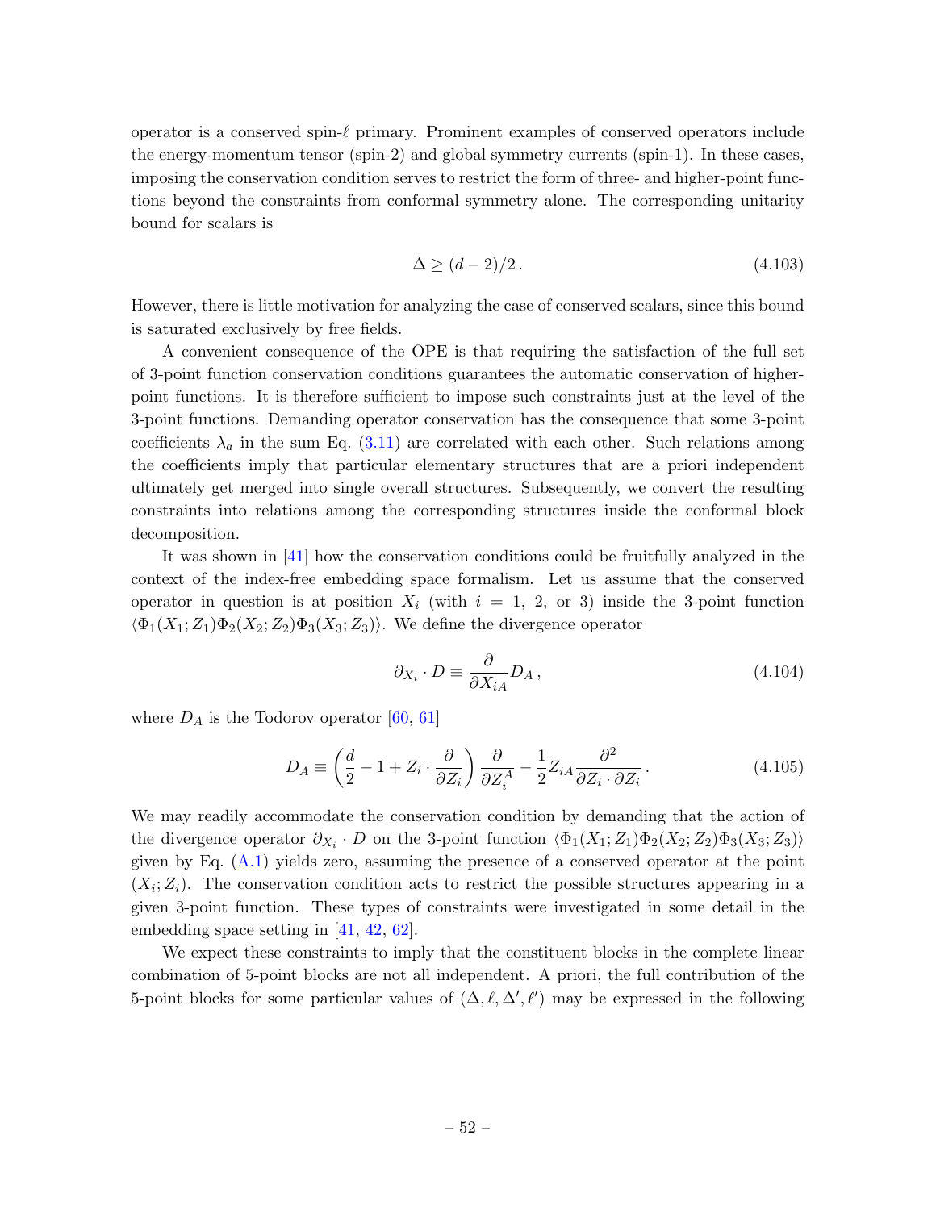operator is a conserved spin-$\ell$ primary. Prominent examples of conserved operators include the energy-momentum tensor (spin-2) and global symmetry currents (spin-1). In these cases, imposing the conservation condition serves to restrict the form of three- and higher-point functions beyond the constraints from conformal symmetry alone. The corresponding unitarity bound for scalars is

$$\Delta \geq (d-2)/2\,. \tag{4.103}$$

However, there is little motivation for analyzing the case of conserved scalars, since this bound is saturated exclusively by free fields.

A convenient consequence of the OPE is that requiring the satisfaction of the full set of 3-point function conservation conditions guarantees the automatic conservation of higher-point functions. It is therefore sufficient to impose such constraints just at the level of the 3-point functions. Demanding operator conservation has the consequence that some 3-point coefficients $\lambda_a$ in the sum Eq. (3.11) are correlated with each other. Such relations among the coefficients imply that particular elementary structures that are a priori independent ultimately get merged into single overall structures. Subsequently, we convert the resulting constraints into relations among the corresponding structures inside the conformal block decomposition.

It was shown in [41] how the conservation conditions could be fruitfully analyzed in the context of the index-free embedding space formalism. Let us assume that the conserved operator in question is at position $X_i$ (with $i = 1$, 2, or 3) inside the 3-point function $\langle \Phi_1(X_1; Z_1)\Phi_2(X_2; Z_2)\Phi_3(X_3; Z_3)\rangle$. We define the divergence operator

$$\partial_{X_i} \cdot D \equiv \frac{\partial}{\partial X_{iA}} D_A\,, \tag{4.104}$$

where $D_A$ is the Todorov operator [60, 61]

$$D_A \equiv \left(\frac{d}{2} - 1 + Z_i \cdot \frac{\partial}{\partial Z_i}\right)\frac{\partial}{\partial Z_i^A} - \frac{1}{2} Z_{iA} \frac{\partial^2}{\partial Z_i \cdot \partial Z_i}\,. \tag{4.105}$$

We may readily accommodate the conservation condition by demanding that the action of the divergence operator $\partial_{X_i} \cdot D$ on the 3-point function $\langle \Phi_1(X_1; Z_1)\Phi_2(X_2; Z_2)\Phi_3(X_3; Z_3)\rangle$ given by Eq. (A.1) yields zero, assuming the presence of a conserved operator at the point $(X_i; Z_i)$. The conservation condition acts to restrict the possible structures appearing in a given 3-point function. These types of constraints were investigated in some detail in the embedding space setting in [41, 42, 62].

We expect these constraints to imply that the constituent blocks in the complete linear combination of 5-point blocks are not all independent. A priori, the full contribution of the 5-point blocks for some particular values of $(\Delta, \ell, \Delta', \ell')$ may be expressed in the following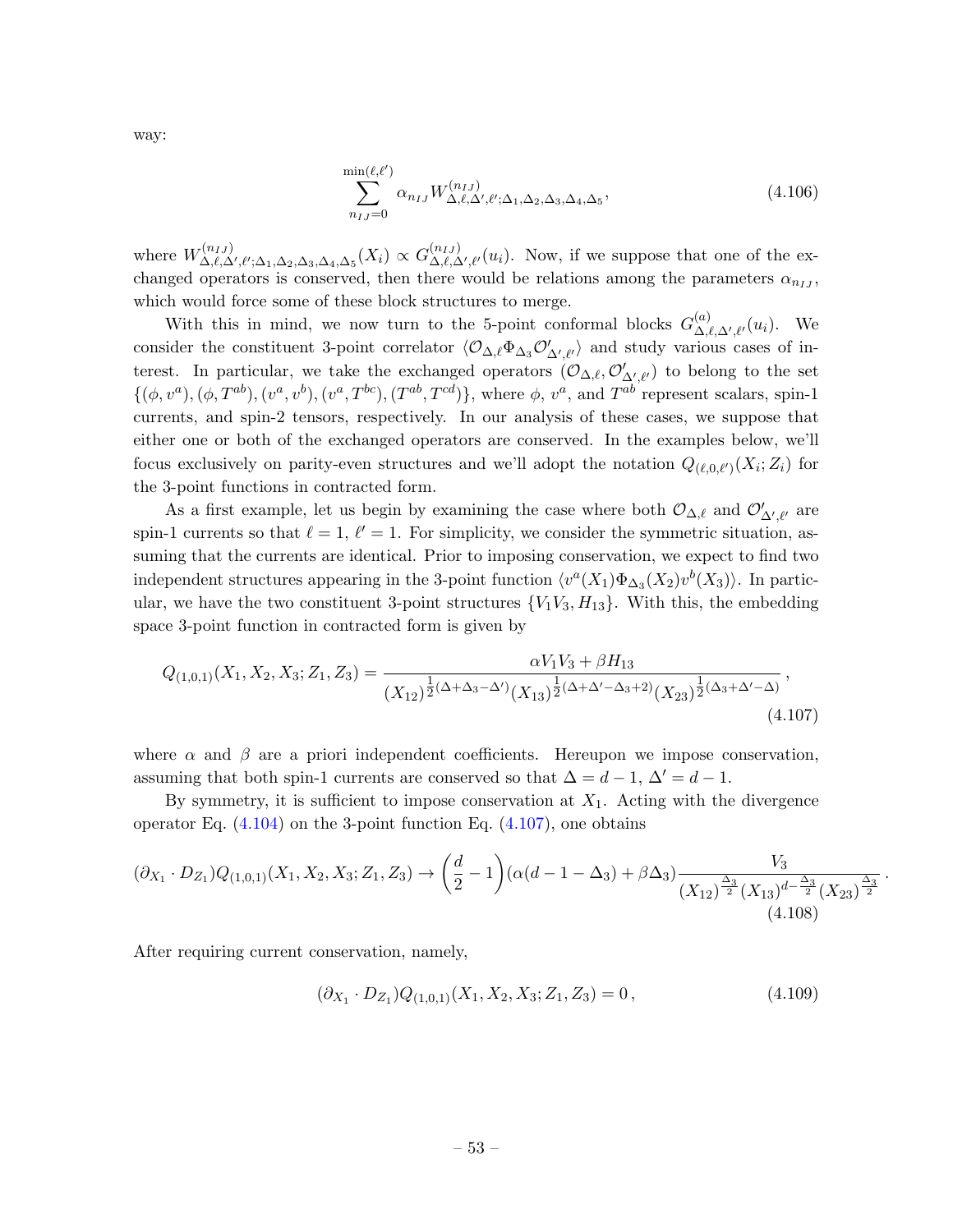way:

$$\sum_{n_{IJ}=0}^{\min(\ell,\ell')} \alpha_{n_{IJ}} W^{(n_{IJ})}_{\Delta,\ell,\Delta',\ell';\Delta_1,\Delta_2,\Delta_3,\Delta_4,\Delta_5}, \tag{4.106}$$

where $W^{(n_{IJ})}_{\Delta,\ell,\Delta',\ell';\Delta_1,\Delta_2,\Delta_3,\Delta_4,\Delta_5}(X_i) \propto G^{(n_{IJ})}_{\Delta,\ell,\Delta',\ell'}(u_i)$. Now, if we suppose that one of the exchanged operators is conserved, then there would be relations among the parameters $\alpha_{n_{IJ}}$, which would force some of these block structures to merge.

With this in mind, we now turn to the 5-point conformal blocks $G^{(a)}_{\Delta,\ell,\Delta',\ell'}(u_i)$. We consider the constituent 3-point correlator $\langle \mathcal{O}_{\Delta,\ell} \Phi_{\Delta_3} \mathcal{O}'_{\Delta',\ell'} \rangle$ and study various cases of interest. In particular, we take the exchanged operators $(\mathcal{O}_{\Delta,\ell}, \mathcal{O}'_{\Delta',\ell'})$ to belong to the set $\{(\phi, v^a), (\phi, T^{ab}), (v^a, v^b), (v^a, T^{bc}), (T^{ab}, T^{cd})\}$, where $\phi$, $v^a$, and $T^{ab}$ represent scalars, spin-1 currents, and spin-2 tensors, respectively. In our analysis of these cases, we suppose that either one or both of the exchanged operators are conserved. In the examples below, we'll focus exclusively on parity-even structures and we'll adopt the notation $Q_{(\ell,0,\ell')}(X_i; Z_i)$ for the 3-point functions in contracted form.

As a first example, let us begin by examining the case where both $\mathcal{O}_{\Delta,\ell}$ and $\mathcal{O}'_{\Delta',\ell'}$ are spin-1 currents so that $\ell = 1$, $\ell' = 1$. For simplicity, we consider the symmetric situation, assuming that the currents are identical. Prior to imposing conservation, we expect to find two independent structures appearing in the 3-point function $\langle v^a(X_1) \Phi_{\Delta_3}(X_2) v^b(X_3) \rangle$. In particular, we have the two constituent 3-point structures $\{V_1 V_3, H_{13}\}$. With this, the embedding space 3-point function in contracted form is given by

$$Q_{(1,0,1)}(X_1, X_2, X_3; Z_1, Z_3) = \frac{\alpha V_1 V_3 + \beta H_{13}}{(X_{12})^{\frac{1}{2}(\Delta+\Delta_3-\Delta')} (X_{13})^{\frac{1}{2}(\Delta+\Delta'-\Delta_3+2)} (X_{23})^{\frac{1}{2}(\Delta_3+\Delta'-\Delta)}}, \tag{4.107}$$

where $\alpha$ and $\beta$ are a priori independent coefficients. Hereupon we impose conservation, assuming that both spin-1 currents are conserved so that $\Delta = d-1$, $\Delta' = d-1$.

By symmetry, it is sufficient to impose conservation at $X_1$. Acting with the divergence operator Eq. (4.104) on the 3-point function Eq. (4.107), one obtains

$$(\partial_{X_1} \cdot D_{Z_1}) Q_{(1,0,1)}(X_1, X_2, X_3; Z_1, Z_3) \to \left(\frac{d}{2} - 1\right)(\alpha(d-1-\Delta_3) + \beta \Delta_3) \frac{V_3}{(X_{12})^{\frac{\Delta_3}{2}} (X_{13})^{d-\frac{\Delta_3}{2}} (X_{23})^{\frac{\Delta_3}{2}}}. \tag{4.108}$$

After requiring current conservation, namely,

$$(\partial_{X_1} \cdot D_{Z_1}) Q_{(1,0,1)}(X_1, X_2, X_3; Z_1, Z_3) = 0, \tag{4.109}$$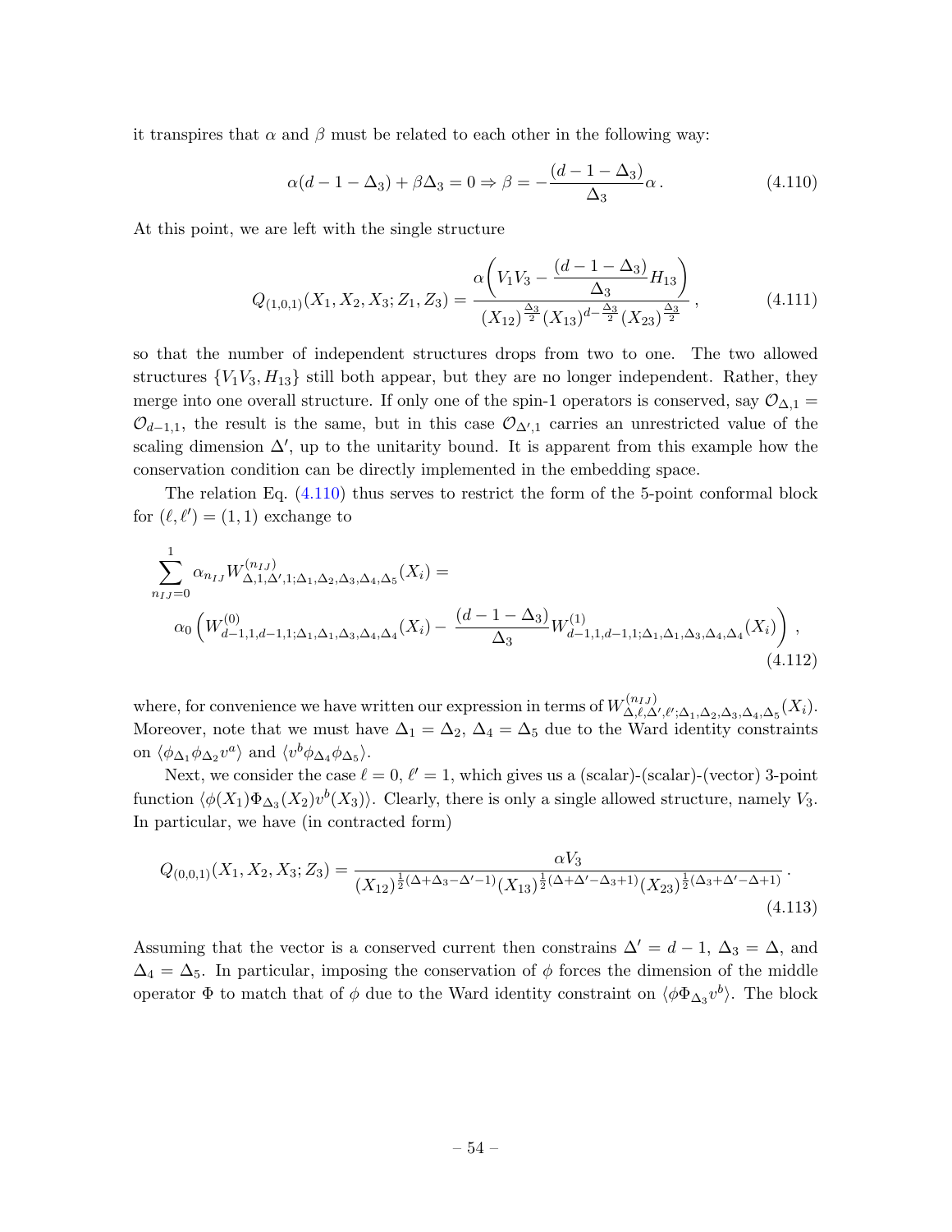it transpires that $\alpha$ and $\beta$ must be related to each other in the following way:

$$\alpha(d-1-\Delta_3)+\beta\Delta_3=0 \Rightarrow \beta=-\frac{(d-1-\Delta_3)}{\Delta_3}\alpha\,. \tag{4.110}$$

At this point, we are left with the single structure

$$Q_{(1,0,1)}(X_1,X_2,X_3;Z_1,Z_3)=\frac{\alpha\left(V_1V_3-\dfrac{(d-1-\Delta_3)}{\Delta_3}H_{13}\right)}{(X_{12})^{\frac{\Delta_3}{2}}(X_{13})^{d-\frac{\Delta_3}{2}}(X_{23})^{\frac{\Delta_3}{2}}}\,, \tag{4.111}$$

so that the number of independent structures drops from two to one. The two allowed structures $\{V_1V_3, H_{13}\}$ still both appear, but they are no longer independent. Rather, they merge into one overall structure. If only one of the spin-1 operators is conserved, say $\mathcal{O}_{\Delta,1}=\mathcal{O}_{d-1,1}$, the result is the same, but in this case $\mathcal{O}_{\Delta',1}$ carries an unrestricted value of the scaling dimension $\Delta'$, up to the unitarity bound. It is apparent from this example how the conservation condition can be directly implemented in the embedding space.

The relation Eq. (4.110) thus serves to restrict the form of the 5-point conformal block for $(\ell,\ell')=(1,1)$ exchange to

$$\begin{aligned}&\sum_{n_{IJ}=0}^{1}\alpha_{n_{IJ}}W^{(n_{IJ})}_{\Delta,1,\Delta',1;\Delta_1,\Delta_2,\Delta_3,\Delta_4,\Delta_5}(X_i)=\\&\qquad\alpha_0\left(W^{(0)}_{d-1,1,d-1,1;\Delta_1,\Delta_1,\Delta_3,\Delta_4,\Delta_4}(X_i)-\frac{(d-1-\Delta_3)}{\Delta_3}W^{(1)}_{d-1,1,d-1,1;\Delta_1,\Delta_1,\Delta_3,\Delta_4,\Delta_4}(X_i)\right)\,,\end{aligned} \tag{4.112}$$

where, for convenience we have written our expression in terms of $W^{(n_{IJ})}_{\Delta,\ell,\Delta',\ell';\Delta_1,\Delta_2,\Delta_3,\Delta_4,\Delta_5}(X_i)$. Moreover, note that we must have $\Delta_1=\Delta_2$, $\Delta_4=\Delta_5$ due to the Ward identity constraints on $\langle\phi_{\Delta_1}\phi_{\Delta_2}v^a\rangle$ and $\langle v^b\phi_{\Delta_4}\phi_{\Delta_5}\rangle$.

Next, we consider the case $\ell=0$, $\ell'=1$, which gives us a (scalar)-(scalar)-(vector) 3-point function $\langle\phi(X_1)\Phi_{\Delta_3}(X_2)v^b(X_3)\rangle$. Clearly, there is only a single allowed structure, namely $V_3$. In particular, we have (in contracted form)

$$Q_{(0,0,1)}(X_1,X_2,X_3;Z_3)=\frac{\alpha V_3}{(X_{12})^{\frac{1}{2}(\Delta+\Delta_3-\Delta'-1)}(X_{13})^{\frac{1}{2}(\Delta+\Delta'-\Delta_3+1)}(X_{23})^{\frac{1}{2}(\Delta_3+\Delta'-\Delta+1)}}\,. \tag{4.113}$$

Assuming that the vector is a conserved current then constrains $\Delta'=d-1$, $\Delta_3=\Delta$, and $\Delta_4=\Delta_5$. In particular, imposing the conservation of $\phi$ forces the dimension of the middle operator $\Phi$ to match that of $\phi$ due to the Ward identity constraint on $\langle\phi\Phi_{\Delta_3}v^b\rangle$. The block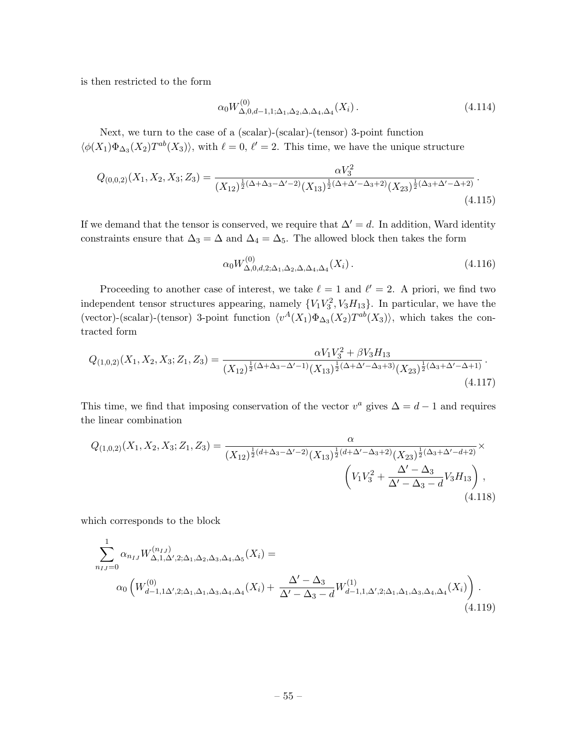is then restricted to the form

$$\alpha_0 W^{(0)}_{\Delta,0,d-1,1;\Delta_1,\Delta_2,\Delta,\Delta_4,\Delta_4}(X_i)\,. \tag{4.114}$$

Next, we turn to the case of a (scalar)-(scalar)-(tensor) 3-point function $\langle\phi(X_1)\Phi_{\Delta_3}(X_2)T^{ab}(X_3)\rangle$, with $\ell=0$, $\ell'=2$. This time, we have the unique structure

$$Q_{(0,0,2)}(X_1,X_2,X_3;Z_3)=\frac{\alpha V_3^2}{(X_{12})^{\frac{1}{2}(\Delta+\Delta_3-\Delta'-2)}(X_{13})^{\frac{1}{2}(\Delta+\Delta'-\Delta_3+2)}(X_{23})^{\frac{1}{2}(\Delta_3+\Delta'-\Delta+2)}}\,. \tag{4.115}$$

If we demand that the tensor is conserved, we require that $\Delta'=d$. In addition, Ward identity constraints ensure that $\Delta_3=\Delta$ and $\Delta_4=\Delta_5$. The allowed block then takes the form

$$\alpha_0 W^{(0)}_{\Delta,0,d,2;\Delta_1,\Delta_2,\Delta,\Delta_4,\Delta_4}(X_i)\,. \tag{4.116}$$

Proceeding to another case of interest, we take $\ell=1$ and $\ell'=2$. A priori, we find two independent tensor structures appearing, namely $\{V_1V_3^2, V_3H_{13}\}$. In particular, we have the (vector)-(scalar)-(tensor) 3-point function $\langle v^A(X_1)\Phi_{\Delta_3}(X_2)T^{ab}(X_3)\rangle$, which takes the contracted form

$$Q_{(1,0,2)}(X_1,X_2,X_3;Z_1,Z_3)=\frac{\alpha V_1V_3^2+\beta V_3H_{13}}{(X_{12})^{\frac{1}{2}(\Delta+\Delta_3-\Delta'-1)}(X_{13})^{\frac{1}{2}(\Delta+\Delta'-\Delta_3+3)}(X_{23})^{\frac{1}{2}(\Delta_3+\Delta'-\Delta+1)}}\,. \tag{4.117}$$

This time, we find that imposing conservation of the vector $v^a$ gives $\Delta=d-1$ and requires the linear combination

$$\begin{aligned}Q_{(1,0,2)}(X_1,X_2,X_3;Z_1,Z_3)=&\frac{\alpha}{(X_{12})^{\frac{1}{2}(d+\Delta_3-\Delta'-2)}(X_{13})^{\frac{1}{2}(d+\Delta'-\Delta_3+2)}(X_{23})^{\frac{1}{2}(\Delta_3+\Delta'-d+2)}}\times\\&\left(V_1V_3^2+\frac{\Delta'-\Delta_3}{\Delta'-\Delta_3-d}V_3H_{13}\right)\,,\end{aligned} \tag{4.118}$$

which corresponds to the block

$$\begin{aligned}&\sum_{n_{IJ}=0}^{1}\alpha_{n_{IJ}}W^{(n_{IJ})}_{\Delta,1,\Delta',2;\Delta_1,\Delta_2,\Delta_3,\Delta_4,\Delta_5}(X_i)=\\&\qquad\alpha_0\left(W^{(0)}_{d-1,1\Delta',2;\Delta_1,\Delta_1,\Delta_3,\Delta_4,\Delta_4}(X_i)+\frac{\Delta'-\Delta_3}{\Delta'-\Delta_3-d}W^{(1)}_{d-1,1,\Delta',2;\Delta_1,\Delta_1,\Delta_3,\Delta_4,\Delta_4}(X_i)\right)\,.\end{aligned} \tag{4.119}$$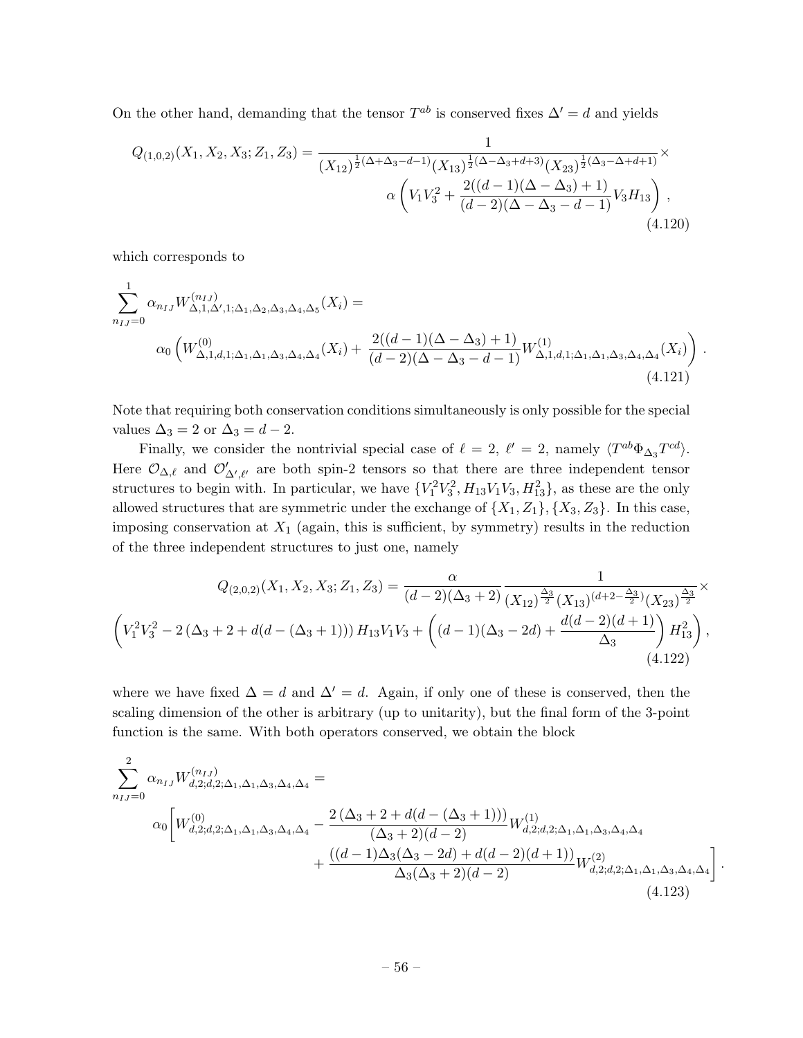On the other hand, demanding that the tensor $T^{ab}$ is conserved fixes $\Delta' = d$ and yields

$$
Q_{(1,0,2)}(X_1, X_2, X_3; Z_1, Z_3) = \frac{1}{(X_{12})^{\frac{1}{2}(\Delta+\Delta_3-d-1)}(X_{13})^{\frac{1}{2}(\Delta-\Delta_3+d+3)}(X_{23})^{\frac{1}{2}(\Delta_3-\Delta+d+1)}} \times \alpha\left(V_1V_3^2 + \frac{2((d-1)(\Delta-\Delta_3)+1)}{(d-2)(\Delta-\Delta_3-d-1)}V_3H_{13}\right), \tag{4.120}
$$

which corresponds to

$$
\sum_{n_{IJ}=0}^{1} \alpha_{n_{IJ}} W^{(n_{IJ})}_{\Delta,1,\Delta',1;\Delta_1,\Delta_2,\Delta_3,\Delta_4,\Delta_5}(X_i) = \alpha_0\left(W^{(0)}_{\Delta,1,d,1;\Delta_1,\Delta_1,\Delta_3,\Delta_4,\Delta_4}(X_i) + \frac{2((d-1)(\Delta-\Delta_3)+1)}{(d-2)(\Delta-\Delta_3-d-1)}W^{(1)}_{\Delta,1,d,1;\Delta_1,\Delta_1,\Delta_3,\Delta_4,\Delta_4}(X_i)\right). \tag{4.121}
$$

Note that requiring both conservation conditions simultaneously is only possible for the special values $\Delta_3 = 2$ or $\Delta_3 = d-2$.

Finally, we consider the nontrivial special case of $\ell = 2$, $\ell' = 2$, namely $\langle T^{ab}\Phi_{\Delta_3}T^{cd}\rangle$. Here $\mathcal{O}_{\Delta,\ell}$ and $\mathcal{O}'_{\Delta',\ell'}$ are both spin-2 tensors so that there are three independent tensor structures to begin with. In particular, we have $\{V_1^2V_3^2, H_{13}V_1V_3, H_{13}^2\}$, as these are the only allowed structures that are symmetric under the exchange of $\{X_1, Z_1\}, \{X_3, Z_3\}$. In this case, imposing conservation at $X_1$ (again, this is sufficient, by symmetry) results in the reduction of the three independent structures to just one, namely

$$
Q_{(2,0,2)}(X_1, X_2, X_3; Z_1, Z_3) = \frac{\alpha}{(d-2)(\Delta_3+2)} \frac{1}{(X_{12})^{\frac{\Delta_3}{2}}(X_{13})^{(d+2-\frac{\Delta_3}{2})}(X_{23})^{\frac{\Delta_3}{2}}} \times \left(V_1^2V_3^2 - 2\left(\Delta_3+2+d(d-(\Delta_3+1))\right)H_{13}V_1V_3 + \left((d-1)(\Delta_3-2d) + \frac{d(d-2)(d+1)}{\Delta_3}\right)H_{13}^2\right), \tag{4.122}
$$

where we have fixed $\Delta = d$ and $\Delta' = d$. Again, if only one of these is conserved, then the scaling dimension of the other is arbitrary (up to unitarity), but the final form of the 3-point function is the same. With both operators conserved, we obtain the block

$$
\sum_{n_{IJ}=0}^{2} \alpha_{n_{IJ}} W^{(n_{IJ})}_{d,2;d,2;\Delta_1,\Delta_1,\Delta_3,\Delta_4,\Delta_4} = \alpha_0\Bigg[W^{(0)}_{d,2;d,2;\Delta_1,\Delta_1,\Delta_3,\Delta_4,\Delta_4} - \frac{2\left(\Delta_3+2+d(d-(\Delta_3+1))\right)}{(\Delta_3+2)(d-2)}W^{(1)}_{d,2;d,2;\Delta_1,\Delta_1,\Delta_3,\Delta_4,\Delta_4} + \frac{((d-1)\Delta_3(\Delta_3-2d)+d(d-2)(d+1))}{\Delta_3(\Delta_3+2)(d-2)}W^{(2)}_{d,2;d,2;\Delta_1,\Delta_1,\Delta_3,\Delta_4,\Delta_4}\Bigg]. \tag{4.123}
$$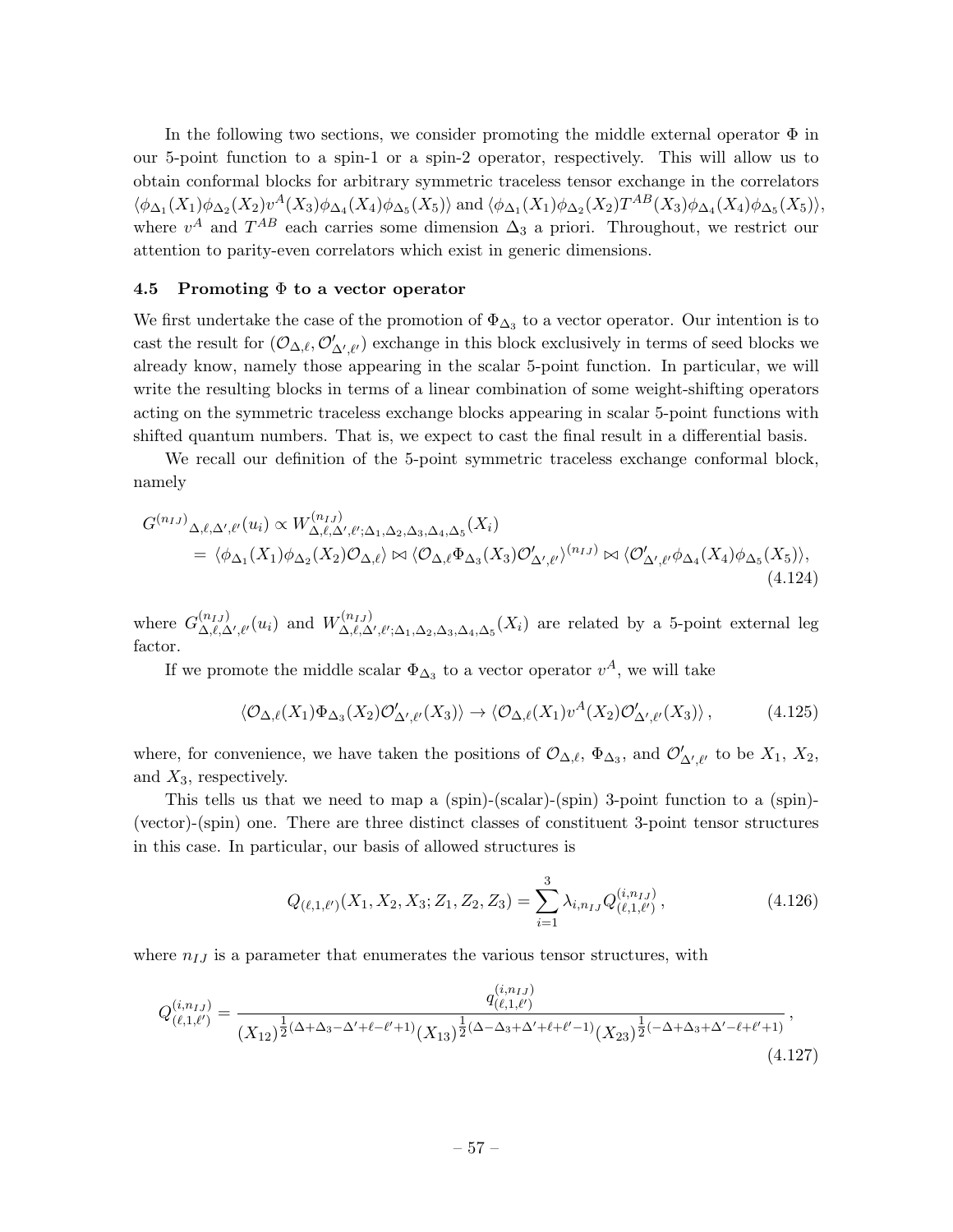In the following two sections, we consider promoting the middle external operator $\Phi$ in our 5-point function to a spin-1 or a spin-2 operator, respectively. This will allow us to obtain conformal blocks for arbitrary symmetric traceless tensor exchange in the correlators $\langle\phi_{\Delta_1}(X_1)\phi_{\Delta_2}(X_2)v^A(X_3)\phi_{\Delta_4}(X_4)\phi_{\Delta_5}(X_5)\rangle$ and $\langle\phi_{\Delta_1}(X_1)\phi_{\Delta_2}(X_2)T^{AB}(X_3)\phi_{\Delta_4}(X_4)\phi_{\Delta_5}(X_5)\rangle$, where $v^A$ and $T^{AB}$ each carries some dimension $\Delta_3$ a priori. Throughout, we restrict our attention to parity-even correlators which exist in generic dimensions.

### 4.5 Promoting $\Phi$ to a vector operator

We first undertake the case of the promotion of $\Phi_{\Delta_3}$ to a vector operator. Our intention is to cast the result for $(\mathcal{O}_{\Delta,\ell}, \mathcal{O}'_{\Delta',\ell'})$ exchange in this block exclusively in terms of seed blocks we already know, namely those appearing in the scalar 5-point function. In particular, we will write the resulting blocks in terms of a linear combination of some weight-shifting operators acting on the symmetric traceless exchange blocks appearing in scalar 5-point functions with shifted quantum numbers. That is, we expect to cast the final result in a differential basis.

We recall our definition of the 5-point symmetric traceless exchange conformal block, namely

$$
\begin{aligned}
G^{(n_{IJ})}{}_{\Delta,\ell,\Delta',\ell'}(u_i) &\propto W^{(n_{IJ})}_{\Delta,\ell,\Delta',\ell';\Delta_1,\Delta_2,\Delta_3,\Delta_4,\Delta_5}(X_i) \\
&= \langle\phi_{\Delta_1}(X_1)\phi_{\Delta_2}(X_2)\mathcal{O}_{\Delta,\ell}\rangle \bowtie \langle\mathcal{O}_{\Delta,\ell}\Phi_{\Delta_3}(X_3)\mathcal{O}'_{\Delta',\ell'}\rangle^{(n_{IJ})} \bowtie \langle\mathcal{O}'_{\Delta',\ell'}\phi_{\Delta_4}(X_4)\phi_{\Delta_5}(X_5)\rangle,
\end{aligned}
\tag{4.124}
$$

where $G^{(n_{IJ})}_{\Delta,\ell,\Delta',\ell'}(u_i)$ and $W^{(n_{IJ})}_{\Delta,\ell,\Delta',\ell';\Delta_1,\Delta_2,\Delta_3,\Delta_4,\Delta_5}(X_i)$ are related by a 5-point external leg factor.

If we promote the middle scalar $\Phi_{\Delta_3}$ to a vector operator $v^A$, we will take

$$
\langle\mathcal{O}_{\Delta,\ell}(X_1)\Phi_{\Delta_3}(X_2)\mathcal{O}'_{\Delta',\ell'}(X_3)\rangle \to \langle\mathcal{O}_{\Delta,\ell}(X_1)v^A(X_2)\mathcal{O}'_{\Delta',\ell'}(X_3)\rangle\,, \tag{4.125}
$$

where, for convenience, we have taken the positions of $\mathcal{O}_{\Delta,\ell}$, $\Phi_{\Delta_3}$, and $\mathcal{O}'_{\Delta',\ell'}$ to be $X_1$, $X_2$, and $X_3$, respectively.

This tells us that we need to map a (spin)-(scalar)-(spin) 3-point function to a (spin)-(vector)-(spin) one. There are three distinct classes of constituent 3-point tensor structures in this case. In particular, our basis of allowed structures is

$$
Q_{(\ell,1,\ell')}(X_1,X_2,X_3;Z_1,Z_2,Z_3) = \sum_{i=1}^{3}\lambda_{i,n_{IJ}}Q^{(i,n_{IJ})}_{(\ell,1,\ell')}\,, \tag{4.126}
$$

where $n_{IJ}$ is a parameter that enumerates the various tensor structures, with

$$
Q^{(i,n_{IJ})}_{(\ell,1,\ell')} = \frac{q^{(i,n_{IJ})}_{(\ell,1,\ell')}}{(X_{12})^{\frac{1}{2}(\Delta+\Delta_3-\Delta'+\ell-\ell'+1)}(X_{13})^{\frac{1}{2}(\Delta-\Delta_3+\Delta'+\ell+\ell'-1)}(X_{23})^{\frac{1}{2}(-\Delta+\Delta_3+\Delta'-\ell+\ell'+1)}}\,,
\tag{4.127}
$$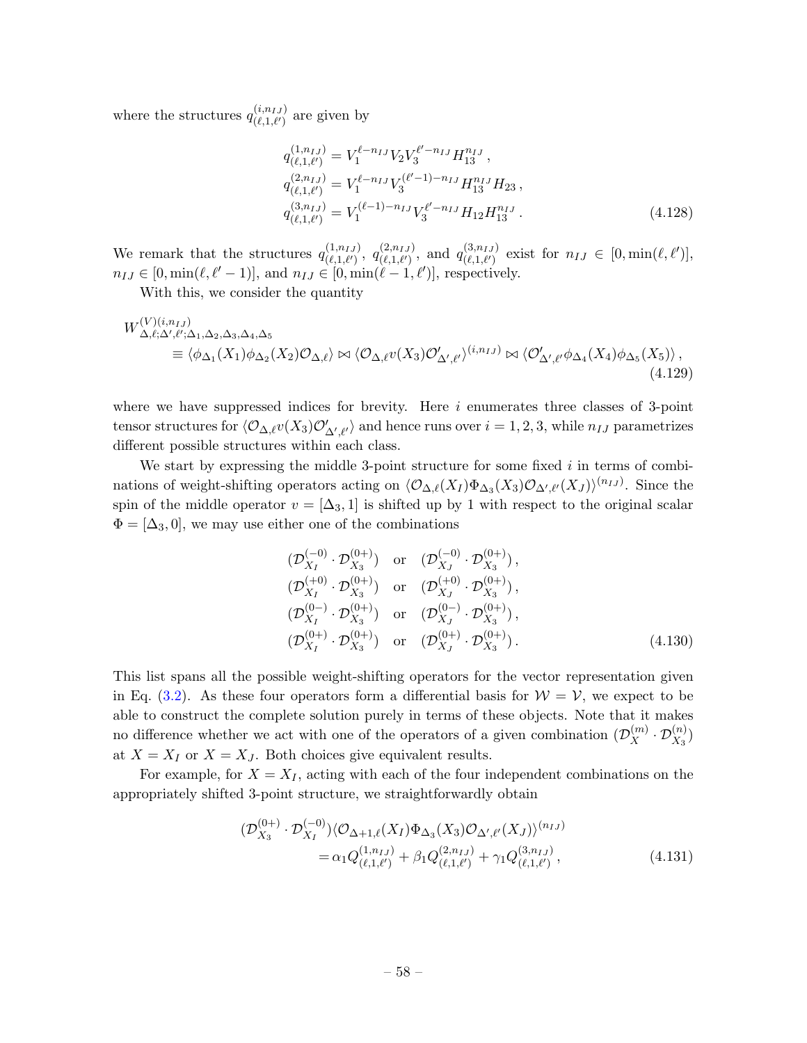where the structures $q^{(i,n_{IJ})}_{(\ell,1,\ell')}$ are given by

$$
\begin{aligned}
q^{(1,n_{IJ})}_{(\ell,1,\ell')} &= V_1^{\ell-n_{IJ}} V_2 V_3^{\ell'-n_{IJ}} H_{13}^{n_{IJ}}\,,\\
q^{(2,n_{IJ})}_{(\ell,1,\ell')} &= V_1^{\ell-n_{IJ}} V_3^{(\ell'-1)-n_{IJ}} H_{13}^{n_{IJ}} H_{23}\,,\\
q^{(3,n_{IJ})}_{(\ell,1,\ell')} &= V_1^{(\ell-1)-n_{IJ}} V_3^{\ell'-n_{IJ}} H_{12} H_{13}^{n_{IJ}}\,.
\end{aligned}
\tag{4.128}
$$

We remark that the structures $q^{(1,n_{IJ})}_{(\ell,1,\ell')}$, $q^{(2,n_{IJ})}_{(\ell,1,\ell')}$, and $q^{(3,n_{IJ})}_{(\ell,1,\ell')}$ exist for $n_{IJ} \in [0, \min(\ell,\ell')]$, $n_{IJ} \in [0, \min(\ell,\ell'-1)]$, and $n_{IJ} \in [0, \min(\ell-1,\ell')]$, respectively.

With this, we consider the quantity

$$
\begin{aligned}
&W^{(V)(i,n_{IJ})}_{\Delta,\ell;\Delta',\ell';\Delta_1,\Delta_2,\Delta_3,\Delta_4,\Delta_5}\\
&\qquad \equiv \langle \phi_{\Delta_1}(X_1)\phi_{\Delta_2}(X_2)\mathcal{O}_{\Delta,\ell}\rangle \bowtie \langle \mathcal{O}_{\Delta,\ell} v(X_3) \mathcal{O}'_{\Delta',\ell'}\rangle^{(i,n_{IJ})} \bowtie \langle \mathcal{O}'_{\Delta',\ell'}\phi_{\Delta_4}(X_4)\phi_{\Delta_5}(X_5)\rangle\,,
\end{aligned}
\tag{4.129}
$$

where we have suppressed indices for brevity. Here $i$ enumerates three classes of 3-point tensor structures for $\langle \mathcal{O}_{\Delta,\ell} v(X_3) \mathcal{O}'_{\Delta',\ell'}\rangle$ and hence runs over $i = 1,2,3$, while $n_{IJ}$ parametrizes different possible structures within each class.

We start by expressing the middle 3-point structure for some fixed $i$ in terms of combinations of weight-shifting operators acting on $\langle \mathcal{O}_{\Delta,\ell}(X_I)\Phi_{\Delta_3}(X_3)\mathcal{O}_{\Delta',\ell'}(X_J)\rangle^{(n_{IJ})}$. Since the spin of the middle operator $v = [\Delta_3, 1]$ is shifted up by 1 with respect to the original scalar $\Phi = [\Delta_3, 0]$, we may use either one of the combinations

$$
\begin{aligned}
&(\mathcal{D}^{(-0)}_{X_I}\cdot \mathcal{D}^{(0+)}_{X_3}) \quad \text{or} \quad (\mathcal{D}^{(-0)}_{X_J}\cdot \mathcal{D}^{(0+)}_{X_3})\,,\\
&(\mathcal{D}^{(+0)}_{X_I}\cdot \mathcal{D}^{(0+)}_{X_3}) \quad \text{or} \quad (\mathcal{D}^{(+0)}_{X_J}\cdot \mathcal{D}^{(0+)}_{X_3})\,,\\
&(\mathcal{D}^{(0-)}_{X_I}\cdot \mathcal{D}^{(0+)}_{X_3}) \quad \text{or} \quad (\mathcal{D}^{(0-)}_{X_J}\cdot \mathcal{D}^{(0+)}_{X_3})\,,\\
&(\mathcal{D}^{(0+)}_{X_I}\cdot \mathcal{D}^{(0+)}_{X_3}) \quad \text{or} \quad (\mathcal{D}^{(0+)}_{X_J}\cdot \mathcal{D}^{(0+)}_{X_3})\,.
\end{aligned}
\tag{4.130}
$$

This list spans all the possible weight-shifting operators for the vector representation given in Eq. (3.2). As these four operators form a differential basis for $\mathcal{W} = \mathcal{V}$, we expect to be able to construct the complete solution purely in terms of these objects. Note that it makes no difference whether we act with one of the operators of a given combination $(\mathcal{D}^{(m)}_{X}\cdot \mathcal{D}^{(n)}_{X_3})$ at $X = X_I$ or $X = X_J$. Both choices give equivalent results.

For example, for $X = X_I$, acting with each of the four independent combinations on the appropriately shifted 3-point structure, we straightforwardly obtain

$$
\begin{aligned}
&(\mathcal{D}^{(0+)}_{X_3}\cdot \mathcal{D}^{(-0)}_{X_I})\langle \mathcal{O}_{\Delta+1,\ell}(X_I)\Phi_{\Delta_3}(X_3)\mathcal{O}_{\Delta',\ell'}(X_J)\rangle^{(n_{IJ})}\\
&\qquad = \alpha_1 Q^{(1,n_{IJ})}_{(\ell,1,\ell')} + \beta_1 Q^{(2,n_{IJ})}_{(\ell,1,\ell')} + \gamma_1 Q^{(3,n_{IJ})}_{(\ell,1,\ell')}\,,
\end{aligned}
\tag{4.131}
$$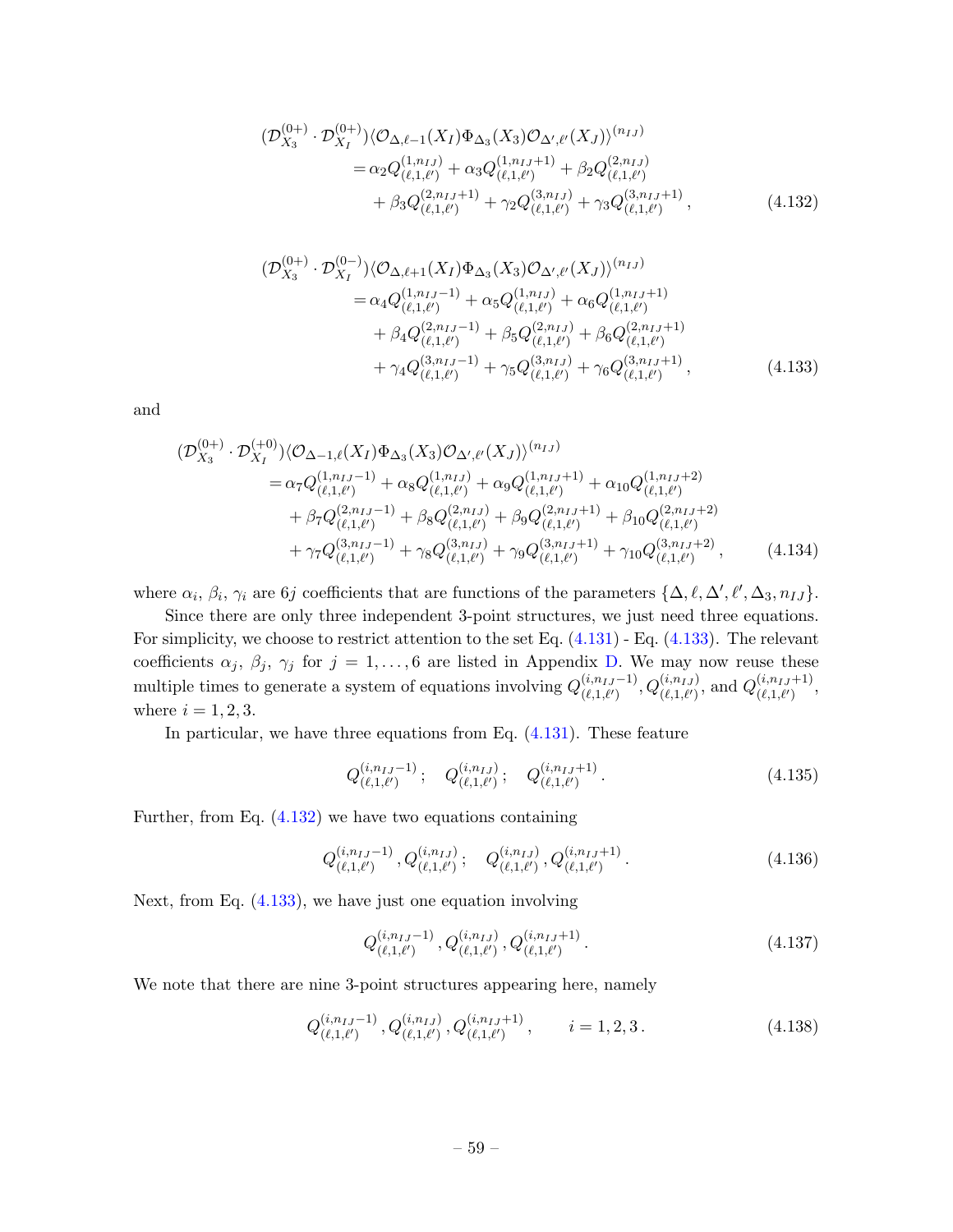$$
\begin{aligned}
(\mathcal{D}^{(0+)}_{X_3} \cdot \mathcal{D}^{(0+)}_{X_I}) &\langle \mathcal{O}_{\Delta,\ell-1}(X_I)\Phi_{\Delta_3}(X_3)\mathcal{O}_{\Delta',\ell'}(X_J)\rangle^{(n_{IJ})} \\
&= \alpha_2 Q^{(1,n_{IJ})}_{(\ell,1,\ell')} + \alpha_3 Q^{(1,n_{IJ}+1)}_{(\ell,1,\ell')} + \beta_2 Q^{(2,n_{IJ})}_{(\ell,1,\ell')} \\
&\quad + \beta_3 Q^{(2,n_{IJ}+1)}_{(\ell,1,\ell')} + \gamma_2 Q^{(3,n_{IJ})}_{(\ell,1,\ell')} + \gamma_3 Q^{(3,n_{IJ}+1)}_{(\ell,1,\ell')}\,,
\end{aligned}
\tag{4.132}
$$

$$
\begin{aligned}
(\mathcal{D}^{(0+)}_{X_3} \cdot \mathcal{D}^{(0-)}_{X_I}) &\langle \mathcal{O}_{\Delta,\ell+1}(X_I)\Phi_{\Delta_3}(X_3)\mathcal{O}_{\Delta',\ell'}(X_J)\rangle^{(n_{IJ})} \\
&= \alpha_4 Q^{(1,n_{IJ}-1)}_{(\ell,1,\ell')} + \alpha_5 Q^{(1,n_{IJ})}_{(\ell,1,\ell')} + \alpha_6 Q^{(1,n_{IJ}+1)}_{(\ell,1,\ell')} \\
&\quad + \beta_4 Q^{(2,n_{IJ}-1)}_{(\ell,1,\ell')} + \beta_5 Q^{(2,n_{IJ})}_{(\ell,1,\ell')} + \beta_6 Q^{(2,n_{IJ}+1)}_{(\ell,1,\ell')} \\
&\quad + \gamma_4 Q^{(3,n_{IJ}-1)}_{(\ell,1,\ell')} + \gamma_5 Q^{(3,n_{IJ})}_{(\ell,1,\ell')} + \gamma_6 Q^{(3,n_{IJ}+1)}_{(\ell,1,\ell')}\,,
\end{aligned}
\tag{4.133}
$$

and

$$
\begin{aligned}
(\mathcal{D}^{(0+)}_{X_3} \cdot \mathcal{D}^{(+0)}_{X_I}) &\langle \mathcal{O}_{\Delta-1,\ell}(X_I)\Phi_{\Delta_3}(X_3)\mathcal{O}_{\Delta',\ell'}(X_J)\rangle^{(n_{IJ})} \\
&= \alpha_7 Q^{(1,n_{IJ}-1)}_{(\ell,1,\ell')} + \alpha_8 Q^{(1,n_{IJ})}_{(\ell,1,\ell')} + \alpha_9 Q^{(1,n_{IJ}+1)}_{(\ell,1,\ell')} + \alpha_{10} Q^{(1,n_{IJ}+2)}_{(\ell,1,\ell')} \\
&\quad + \beta_7 Q^{(2,n_{IJ}-1)}_{(\ell,1,\ell')} + \beta_8 Q^{(2,n_{IJ})}_{(\ell,1,\ell')} + \beta_9 Q^{(2,n_{IJ}+1)}_{(\ell,1,\ell')} + \beta_{10} Q^{(2,n_{IJ}+2)}_{(\ell,1,\ell')} \\
&\quad + \gamma_7 Q^{(3,n_{IJ}-1)}_{(\ell,1,\ell')} + \gamma_8 Q^{(3,n_{IJ})}_{(\ell,1,\ell')} + \gamma_9 Q^{(3,n_{IJ}+1)}_{(\ell,1,\ell')} + \gamma_{10} Q^{(3,n_{IJ}+2)}_{(\ell,1,\ell')}\,,
\end{aligned}
\tag{4.134}
$$

where $\alpha_i$, $\beta_i$, $\gamma_i$ are $6j$ coefficients that are functions of the parameters $\{\Delta, \ell, \Delta', \ell', \Delta_3, n_{IJ}\}$.

Since there are only three independent 3-point structures, we just need three equations. For simplicity, we choose to restrict attention to the set Eq. (4.131) - Eq. (4.133). The relevant coefficients $\alpha_j$, $\beta_j$, $\gamma_j$ for $j = 1, \ldots, 6$ are listed in Appendix D. We may now reuse these multiple times to generate a system of equations involving $Q^{(i,n_{IJ}-1)}_{(\ell,1,\ell')}, Q^{(i,n_{IJ})}_{(\ell,1,\ell')}$, and $Q^{(i,n_{IJ}+1)}_{(\ell,1,\ell')}$, where $i = 1, 2, 3$.

In particular, we have three equations from Eq. (4.131). These feature

$$
Q^{(i,n_{IJ}-1)}_{(\ell,1,\ell')}\,; \quad Q^{(i,n_{IJ})}_{(\ell,1,\ell')}\,; \quad Q^{(i,n_{IJ}+1)}_{(\ell,1,\ell')}\,.
\tag{4.135}
$$

Further, from Eq. (4.132) we have two equations containing

$$
Q^{(i,n_{IJ}-1)}_{(\ell,1,\ell')}, Q^{(i,n_{IJ})}_{(\ell,1,\ell')}\,; \quad Q^{(i,n_{IJ})}_{(\ell,1,\ell')}, Q^{(i,n_{IJ}+1)}_{(\ell,1,\ell')}\,.
\tag{4.136}
$$

Next, from Eq. (4.133), we have just one equation involving

$$
Q^{(i,n_{IJ}-1)}_{(\ell,1,\ell')}, Q^{(i,n_{IJ})}_{(\ell,1,\ell')}, Q^{(i,n_{IJ}+1)}_{(\ell,1,\ell')}\,.
\tag{4.137}
$$

We note that there are nine 3-point structures appearing here, namely

$$
Q^{(i,n_{IJ}-1)}_{(\ell,1,\ell')}, Q^{(i,n_{IJ})}_{(\ell,1,\ell')}, Q^{(i,n_{IJ}+1)}_{(\ell,1,\ell')}\,, \qquad i = 1, 2, 3\,.
\tag{4.138}
$$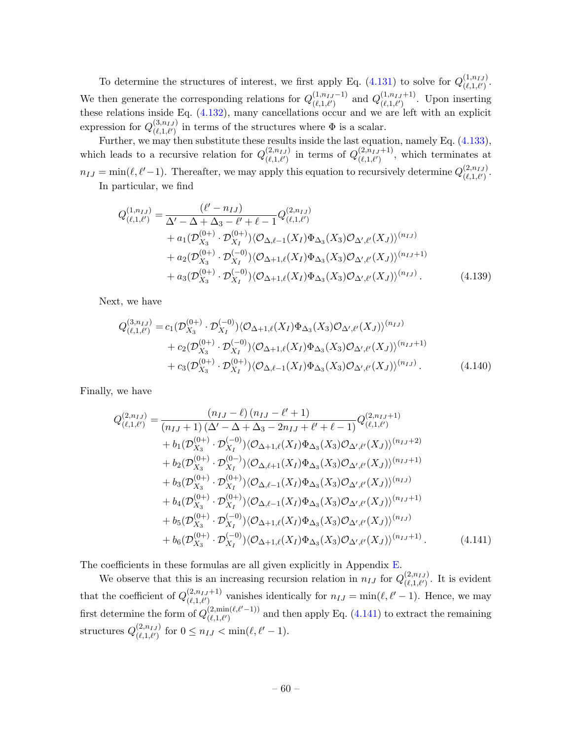To determine the structures of interest, we first apply Eq. (4.131) to solve for $Q_{(\ell,1,\ell')}^{(1,n_{IJ})}$. We then generate the corresponding relations for $Q_{(\ell,1,\ell')}^{(1,n_{IJ}-1)}$ and $Q_{(\ell,1,\ell')}^{(1,n_{IJ}+1)}$. Upon inserting these relations inside Eq. (4.132), many cancellations occur and we are left with an explicit expression for $Q_{(\ell,1,\ell')}^{(3,n_{IJ})}$ in terms of the structures where $\Phi$ is a scalar.

Further, we may then substitute these results inside the last equation, namely Eq. (4.133), which leads to a recursive relation for $Q_{(\ell,1,\ell')}^{(2,n_{IJ})}$ in terms of $Q_{(\ell,1,\ell')}^{(2,n_{IJ}+1)}$, which terminates at $n_{IJ} = \min(\ell, \ell'-1)$. Thereafter, we may apply this equation to recursively determine $Q_{(\ell,1,\ell')}^{(2,n_{IJ})}$.

In particular, we find

$$
\begin{aligned}
Q_{(\ell,1,\ell')}^{(1,n_{IJ})} = {} & \frac{(\ell' - n_{IJ})}{\Delta' - \Delta + \Delta_3 - \ell' + \ell - 1} Q_{(\ell,1,\ell')}^{(2,n_{IJ})} \\
& + a_1 (\mathcal{D}_{X_3}^{(0+)} \cdot \mathcal{D}_{X_I}^{(0+)}) \langle \mathcal{O}_{\Delta,\ell-1}(X_I) \Phi_{\Delta_3}(X_3) \mathcal{O}_{\Delta',\ell'}(X_J) \rangle^{(n_{IJ})} \\
& + a_2 (\mathcal{D}_{X_3}^{(0+)} \cdot \mathcal{D}_{X_I}^{(-0)}) \langle \mathcal{O}_{\Delta+1,\ell}(X_I) \Phi_{\Delta_3}(X_3) \mathcal{O}_{\Delta',\ell'}(X_J) \rangle^{(n_{IJ}+1)} \\
& + a_3 (\mathcal{D}_{X_3}^{(0+)} \cdot \mathcal{D}_{X_I}^{(-0)}) \langle \mathcal{O}_{\Delta+1,\ell}(X_I) \Phi_{\Delta_3}(X_3) \mathcal{O}_{\Delta',\ell'}(X_J) \rangle^{(n_{IJ})} .
\end{aligned}
\tag{4.139}
$$

Next, we have

$$
\begin{aligned}
Q_{(\ell,1,\ell')}^{(3,n_{IJ})} = {} & c_1 (\mathcal{D}_{X_3}^{(0+)} \cdot \mathcal{D}_{X_I}^{(-0)}) \langle \mathcal{O}_{\Delta+1,\ell}(X_I) \Phi_{\Delta_3}(X_3) \mathcal{O}_{\Delta',\ell'}(X_J) \rangle^{(n_{IJ})} \\
& + c_2 (\mathcal{D}_{X_3}^{(0+)} \cdot \mathcal{D}_{X_I}^{(-0)}) \langle \mathcal{O}_{\Delta+1,\ell}(X_I) \Phi_{\Delta_3}(X_3) \mathcal{O}_{\Delta',\ell'}(X_J) \rangle^{(n_{IJ}+1)} \\
& + c_3 (\mathcal{D}_{X_3}^{(0+)} \cdot \mathcal{D}_{X_I}^{(0+)}) \langle \mathcal{O}_{\Delta,\ell-1}(X_I) \Phi_{\Delta_3}(X_3) \mathcal{O}_{\Delta',\ell'}(X_J) \rangle^{(n_{IJ})} .
\end{aligned}
\tag{4.140}
$$

Finally, we have

$$
\begin{aligned}
Q_{(\ell,1,\ell')}^{(2,n_{IJ})} = {} & \frac{(n_{IJ} - \ell)\,(n_{IJ} - \ell' + 1)}{(n_{IJ} + 1)\,(\Delta' - \Delta + \Delta_3 - 2n_{IJ} + \ell' + \ell - 1)} Q_{(\ell,1,\ell')}^{(2,n_{IJ}+1)} \\
& + b_1 (\mathcal{D}_{X_3}^{(0+)} \cdot \mathcal{D}_{X_I}^{(-0)}) \langle \mathcal{O}_{\Delta+1,\ell}(X_I) \Phi_{\Delta_3}(X_3) \mathcal{O}_{\Delta',\ell'}(X_J) \rangle^{(n_{IJ}+2)} \\
& + b_2 (\mathcal{D}_{X_3}^{(0+)} \cdot \mathcal{D}_{X_I}^{(0-)}) \langle \mathcal{O}_{\Delta,\ell+1}(X_I) \Phi_{\Delta_3}(X_3) \mathcal{O}_{\Delta',\ell'}(X_J) \rangle^{(n_{IJ}+1)} \\
& + b_3 (\mathcal{D}_{X_3}^{(0+)} \cdot \mathcal{D}_{X_I}^{(0+)}) \langle \mathcal{O}_{\Delta,\ell-1}(X_I) \Phi_{\Delta_3}(X_3) \mathcal{O}_{\Delta',\ell'}(X_J) \rangle^{(n_{IJ})} \\
& + b_4 (\mathcal{D}_{X_3}^{(0+)} \cdot \mathcal{D}_{X_I}^{(0+)}) \langle \mathcal{O}_{\Delta,\ell-1}(X_I) \Phi_{\Delta_3}(X_3) \mathcal{O}_{\Delta',\ell'}(X_J) \rangle^{(n_{IJ}+1)} \\
& + b_5 (\mathcal{D}_{X_3}^{(0+)} \cdot \mathcal{D}_{X_I}^{(-0)}) \langle \mathcal{O}_{\Delta+1,\ell}(X_I) \Phi_{\Delta_3}(X_3) \mathcal{O}_{\Delta',\ell'}(X_J) \rangle^{(n_{IJ})} \\
& + b_6 (\mathcal{D}_{X_3}^{(0+)} \cdot \mathcal{D}_{X_I}^{(-0)}) \langle \mathcal{O}_{\Delta+1,\ell}(X_I) \Phi_{\Delta_3}(X_3) \mathcal{O}_{\Delta',\ell'}(X_J) \rangle^{(n_{IJ}+1)} .
\end{aligned}
\tag{4.141}
$$

The coefficients in these formulas are all given explicitly in Appendix E.

We observe that this is an increasing recursion relation in $n_{IJ}$ for $Q_{(\ell,1,\ell')}^{(2,n_{IJ})}$. It is evident that the coefficient of $Q_{(\ell,1,\ell')}^{(2,n_{IJ}+1)}$ vanishes identically for $n_{IJ} = \min(\ell, \ell'-1)$. Hence, we may first determine the form of $Q_{(\ell,1,\ell')}^{(2,\min(\ell,\ell'-1))}$ and then apply Eq. (4.141) to extract the remaining structures $Q_{(\ell,1,\ell')}^{(2,n_{IJ})}$ for $0 \le n_{IJ} < \min(\ell, \ell'-1)$.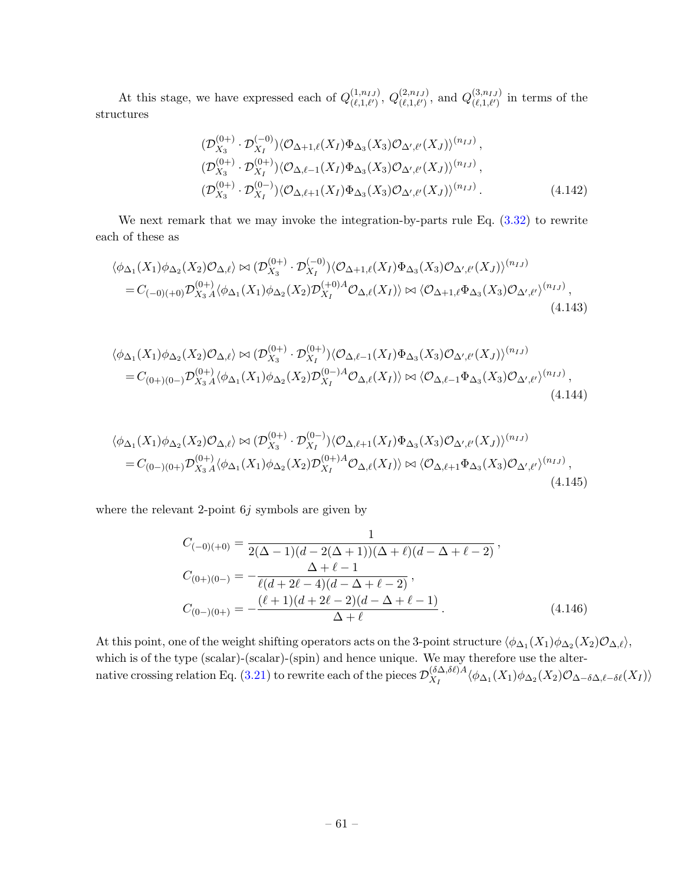At this stage, we have expressed each of $Q^{(1,n_{IJ})}_{(\ell,1,\ell')}$, $Q^{(2,n_{IJ})}_{(\ell,1,\ell')}$, and $Q^{(3,n_{IJ})}_{(\ell,1,\ell')}$ in terms of the structures

$$
\begin{aligned}
&(\mathcal{D}^{(0+)}_{X_3}\cdot\mathcal{D}^{(-0)}_{X_I})\langle\mathcal{O}_{\Delta+1,\ell}(X_I)\Phi_{\Delta_3}(X_3)\mathcal{O}_{\Delta',\ell'}(X_J)\rangle^{(n_{IJ})}\,,\\
&(\mathcal{D}^{(0+)}_{X_3}\cdot\mathcal{D}^{(0+)}_{X_I})\langle\mathcal{O}_{\Delta,\ell-1}(X_I)\Phi_{\Delta_3}(X_3)\mathcal{O}_{\Delta',\ell'}(X_J)\rangle^{(n_{IJ})}\,,\\
&(\mathcal{D}^{(0+)}_{X_3}\cdot\mathcal{D}^{(0-)}_{X_I})\langle\mathcal{O}_{\Delta,\ell+1}(X_I)\Phi_{\Delta_3}(X_3)\mathcal{O}_{\Delta',\ell'}(X_J)\rangle^{(n_{IJ})}\,.
\end{aligned}
\tag{4.142}
$$

We next remark that we may invoke the integration-by-parts rule Eq. (3.32) to rewrite each of these as

$$
\begin{aligned}
&\langle\phi_{\Delta_1}(X_1)\phi_{\Delta_2}(X_2)\mathcal{O}_{\Delta,\ell}\rangle\bowtie(\mathcal{D}^{(0+)}_{X_3}\cdot\mathcal{D}^{(-0)}_{X_I})\langle\mathcal{O}_{\Delta+1,\ell}(X_I)\Phi_{\Delta_3}(X_3)\mathcal{O}_{\Delta',\ell'}(X_J)\rangle^{(n_{IJ})}\\
&=C_{(-0)(+0)}\mathcal{D}^{(0+)}_{X_3\,A}\langle\phi_{\Delta_1}(X_1)\phi_{\Delta_2}(X_2)\mathcal{D}^{(+0)A}_{X_I}\mathcal{O}_{\Delta,\ell}(X_I)\rangle\bowtie\langle\mathcal{O}_{\Delta+1,\ell}\Phi_{\Delta_3}(X_3)\mathcal{O}_{\Delta',\ell'}\rangle^{(n_{IJ})}\,,
\end{aligned}
\tag{4.143}
$$

$$
\begin{aligned}
&\langle\phi_{\Delta_1}(X_1)\phi_{\Delta_2}(X_2)\mathcal{O}_{\Delta,\ell}\rangle\bowtie(\mathcal{D}^{(0+)}_{X_3}\cdot\mathcal{D}^{(0+)}_{X_I})\langle\mathcal{O}_{\Delta,\ell-1}(X_I)\Phi_{\Delta_3}(X_3)\mathcal{O}_{\Delta',\ell'}(X_J)\rangle^{(n_{IJ})}\\
&=C_{(0+)(0-)}\mathcal{D}^{(0+)}_{X_3\,A}\langle\phi_{\Delta_1}(X_1)\phi_{\Delta_2}(X_2)\mathcal{D}^{(0-)A}_{X_I}\mathcal{O}_{\Delta,\ell}(X_I)\rangle\bowtie\langle\mathcal{O}_{\Delta,\ell-1}\Phi_{\Delta_3}(X_3)\mathcal{O}_{\Delta',\ell'}\rangle^{(n_{IJ})}\,,
\end{aligned}
\tag{4.144}
$$

$$
\begin{aligned}
&\langle\phi_{\Delta_1}(X_1)\phi_{\Delta_2}(X_2)\mathcal{O}_{\Delta,\ell}\rangle\bowtie(\mathcal{D}^{(0+)}_{X_3}\cdot\mathcal{D}^{(0-)}_{X_I})\langle\mathcal{O}_{\Delta,\ell+1}(X_I)\Phi_{\Delta_3}(X_3)\mathcal{O}_{\Delta',\ell'}(X_J)\rangle^{(n_{IJ})}\\
&=C_{(0-)(0+)}\mathcal{D}^{(0+)}_{X_3\,A}\langle\phi_{\Delta_1}(X_1)\phi_{\Delta_2}(X_2)\mathcal{D}^{(0+)A}_{X_I}\mathcal{O}_{\Delta,\ell}(X_I)\rangle\bowtie\langle\mathcal{O}_{\Delta,\ell+1}\Phi_{\Delta_3}(X_3)\mathcal{O}_{\Delta',\ell'}\rangle^{(n_{IJ})}\,,
\end{aligned}
\tag{4.145}
$$

where the relevant 2-point $6j$ symbols are given by

$$
\begin{aligned}
C_{(-0)(+0)}&=\frac{1}{2(\Delta-1)(d-2(\Delta+1))(\Delta+\ell)(d-\Delta+\ell-2)}\,,\\
C_{(0+)(0-)}&=-\frac{\Delta+\ell-1}{\ell(d+2\ell-4)(d-\Delta+\ell-2)}\,,\\
C_{(0-)(0+)}&=-\frac{(\ell+1)(d+2\ell-2)(d-\Delta+\ell-1)}{\Delta+\ell}\,.
\end{aligned}
\tag{4.146}
$$

At this point, one of the weight shifting operators acts on the 3-point structure $\langle\phi_{\Delta_1}(X_1)\phi_{\Delta_2}(X_2)\mathcal{O}_{\Delta,\ell}\rangle$, which is of the type (scalar)-(scalar)-(spin) and hence unique. We may therefore use the alternative crossing relation Eq. (3.21) to rewrite each of the pieces $\mathcal{D}^{(\delta\Delta,\delta\ell)A}_{X_I}\langle\phi_{\Delta_1}(X_1)\phi_{\Delta_2}(X_2)\mathcal{O}_{\Delta-\delta\Delta,\ell-\delta\ell}(X_I)\rangle$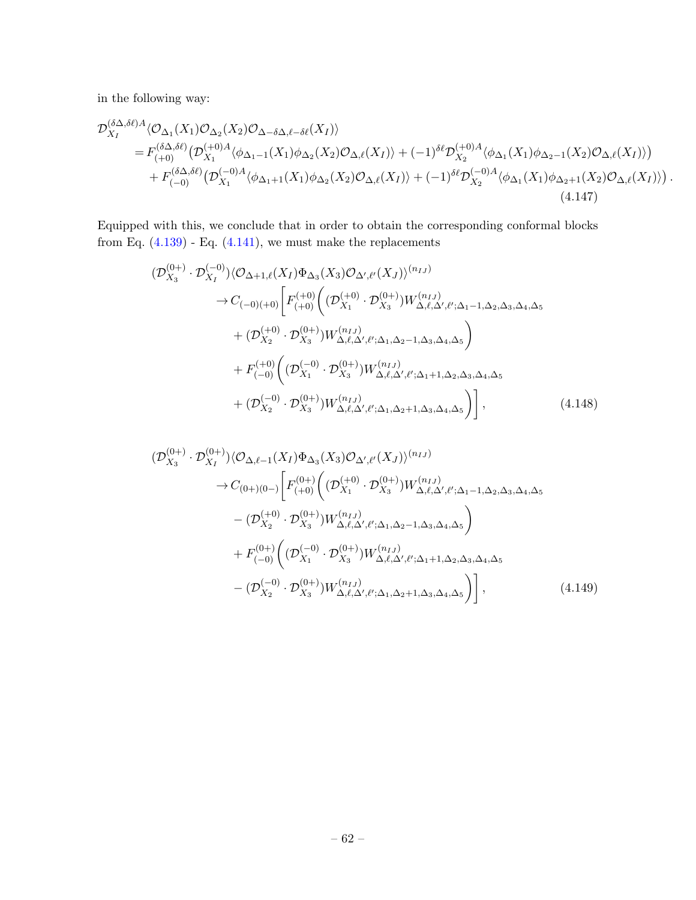in the following way:

$$
\begin{aligned}
&\mathcal{D}_{X_I}^{(\delta\Delta,\delta\ell)A}\langle\mathcal{O}_{\Delta_1}(X_1)\mathcal{O}_{\Delta_2}(X_2)\mathcal{O}_{\Delta-\delta\Delta,\ell-\delta\ell}(X_I)\rangle \\
&\quad = F_{(+0)}^{(\delta\Delta,\delta\ell)}\big(\mathcal{D}_{X_1}^{(+0)A}\langle\phi_{\Delta_1-1}(X_1)\phi_{\Delta_2}(X_2)\mathcal{O}_{\Delta,\ell}(X_I)\rangle + (-1)^{\delta\ell}\mathcal{D}_{X_2}^{(+0)A}\langle\phi_{\Delta_1}(X_1)\phi_{\Delta_2-1}(X_2)\mathcal{O}_{\Delta,\ell}(X_I)\rangle\big) \\
&\quad\quad + F_{(-0)}^{(\delta\Delta,\delta\ell)}\big(\mathcal{D}_{X_1}^{(-0)A}\langle\phi_{\Delta_1+1}(X_1)\phi_{\Delta_2}(X_2)\mathcal{O}_{\Delta,\ell}(X_I)\rangle + (-1)^{\delta\ell}\mathcal{D}_{X_2}^{(-0)A}\langle\phi_{\Delta_1}(X_1)\phi_{\Delta_2+1}(X_2)\mathcal{O}_{\Delta,\ell}(X_I)\rangle\big)\,.
\end{aligned}
\tag{4.147}
$$

Equipped with this, we conclude that in order to obtain the corresponding conformal blocks from Eq. (4.139) - Eq. (4.141), we must make the replacements

$$
\begin{aligned}
&(\mathcal{D}_{X_3}^{(0+)}\cdot\mathcal{D}_{X_I}^{(-0)})\langle\mathcal{O}_{\Delta+1,\ell}(X_I)\Phi_{\Delta_3}(X_3)\mathcal{O}_{\Delta',\ell'}(X_J)\rangle^{(n_{IJ})} \\
&\quad\to C_{(-0)(+0)}\Bigg[F_{(+0)}^{(+0)}\bigg((\mathcal{D}_{X_1}^{(+0)}\cdot\mathcal{D}_{X_3}^{(0+)})W^{(n_{IJ})}_{\Delta,\ell,\Delta',\ell';\Delta_1-1,\Delta_2,\Delta_3,\Delta_4,\Delta_5} \\
&\qquad + (\mathcal{D}_{X_2}^{(+0)}\cdot\mathcal{D}_{X_3}^{(0+)})W^{(n_{IJ})}_{\Delta,\ell,\Delta',\ell';\Delta_1,\Delta_2-1,\Delta_3,\Delta_4,\Delta_5}\bigg) \\
&\qquad + F_{(-0)}^{(+0)}\bigg((\mathcal{D}_{X_1}^{(-0)}\cdot\mathcal{D}_{X_3}^{(0+)})W^{(n_{IJ})}_{\Delta,\ell,\Delta',\ell';\Delta_1+1,\Delta_2,\Delta_3,\Delta_4,\Delta_5} \\
&\qquad + (\mathcal{D}_{X_2}^{(-0)}\cdot\mathcal{D}_{X_3}^{(0+)})W^{(n_{IJ})}_{\Delta,\ell,\Delta',\ell';\Delta_1,\Delta_2+1,\Delta_3,\Delta_4,\Delta_5}\bigg)\Bigg],
\end{aligned}
\tag{4.148}
$$

$$
\begin{aligned}
&(\mathcal{D}_{X_3}^{(0+)}\cdot\mathcal{D}_{X_I}^{(0+)})\langle\mathcal{O}_{\Delta,\ell-1}(X_I)\Phi_{\Delta_3}(X_3)\mathcal{O}_{\Delta',\ell'}(X_J)\rangle^{(n_{IJ})} \\
&\quad\to C_{(0+)(0-)}\Bigg[F_{(+0)}^{(0+)}\bigg((\mathcal{D}_{X_1}^{(+0)}\cdot\mathcal{D}_{X_3}^{(0+)})W^{(n_{IJ})}_{\Delta,\ell,\Delta',\ell';\Delta_1-1,\Delta_2,\Delta_3,\Delta_4,\Delta_5} \\
&\qquad - (\mathcal{D}_{X_2}^{(+0)}\cdot\mathcal{D}_{X_3}^{(0+)})W^{(n_{IJ})}_{\Delta,\ell,\Delta',\ell';\Delta_1,\Delta_2-1,\Delta_3,\Delta_4,\Delta_5}\bigg) \\
&\qquad + F_{(-0)}^{(0+)}\bigg((\mathcal{D}_{X_1}^{(-0)}\cdot\mathcal{D}_{X_3}^{(0+)})W^{(n_{IJ})}_{\Delta,\ell,\Delta',\ell';\Delta_1+1,\Delta_2,\Delta_3,\Delta_4,\Delta_5} \\
&\qquad - (\mathcal{D}_{X_2}^{(-0)}\cdot\mathcal{D}_{X_3}^{(0+)})W^{(n_{IJ})}_{\Delta,\ell,\Delta',\ell';\Delta_1,\Delta_2+1,\Delta_3,\Delta_4,\Delta_5}\bigg)\Bigg],
\end{aligned}
\tag{4.149}
$$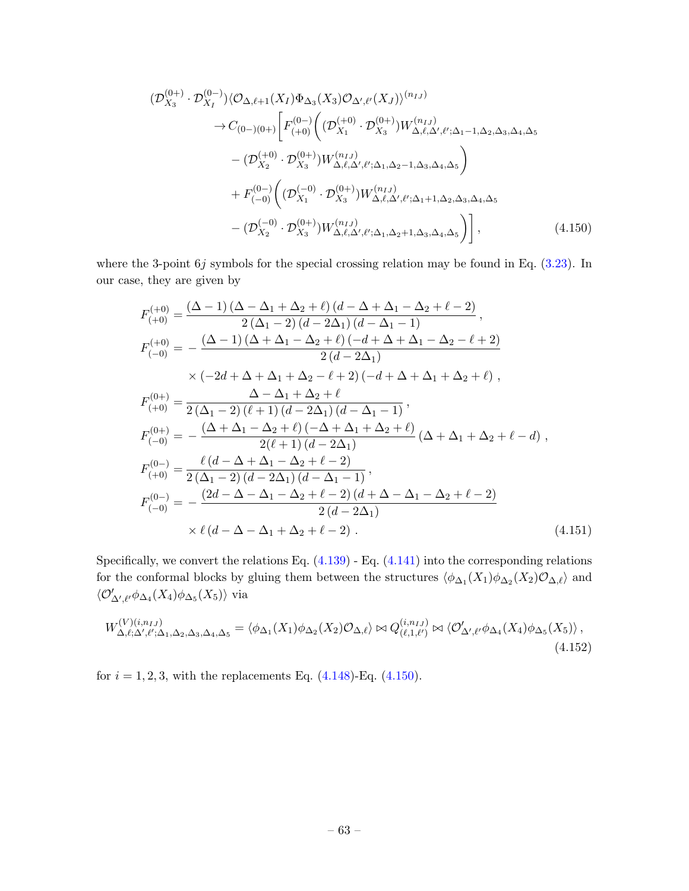$$
\begin{aligned}
(\mathcal{D}_{X_3}^{(0+)} \cdot \mathcal{D}_{X_I}^{(0-)}) &\langle \mathcal{O}_{\Delta,\ell+1}(X_I) \Phi_{\Delta_3}(X_3) \mathcal{O}_{\Delta',\ell'}(X_J)\rangle^{(n_{IJ})} \\
&\to C_{(0-)(0+)} \Bigg[ F_{(+0)}^{(0-)} \bigg( (\mathcal{D}_{X_1}^{(+0)} \cdot \mathcal{D}_{X_3}^{(0+)}) W^{(n_{IJ})}_{\Delta,\ell,\Delta',\ell';\Delta_1-1,\Delta_2,\Delta_3,\Delta_4,\Delta_5} \\
&\quad - (\mathcal{D}_{X_2}^{(+0)} \cdot \mathcal{D}_{X_3}^{(0+)}) W^{(n_{IJ})}_{\Delta,\ell,\Delta',\ell';\Delta_1,\Delta_2-1,\Delta_3,\Delta_4,\Delta_5} \bigg) \\
&\quad + F_{(-0)}^{(0-)} \bigg( (\mathcal{D}_{X_1}^{(-0)} \cdot \mathcal{D}_{X_3}^{(0+)}) W^{(n_{IJ})}_{\Delta,\ell,\Delta',\ell';\Delta_1+1,\Delta_2,\Delta_3,\Delta_4,\Delta_5} \\
&\quad - (\mathcal{D}_{X_2}^{(-0)} \cdot \mathcal{D}_{X_3}^{(0+)}) W^{(n_{IJ})}_{\Delta,\ell,\Delta',\ell';\Delta_1,\Delta_2+1,\Delta_3,\Delta_4,\Delta_5} \bigg) \Bigg] ,
\end{aligned}
\tag{4.150}
$$

where the 3-point $6j$ symbols for the special crossing relation may be found in Eq. (3.23). In our case, they are given by

$$
\begin{aligned}
F_{(+0)}^{(+0)} &= \frac{(\Delta-1)(\Delta-\Delta_1+\Delta_2+\ell)(d-\Delta+\Delta_1-\Delta_2+\ell-2)}{2(\Delta_1-2)(d-2\Delta_1)(d-\Delta_1-1)} , \\
F_{(-0)}^{(+0)} &= -\frac{(\Delta-1)(\Delta+\Delta_1-\Delta_2+\ell)(-d+\Delta+\Delta_1-\Delta_2-\ell+2)}{2(d-2\Delta_1)} \\
&\quad \times (-2d+\Delta+\Delta_1+\Delta_2-\ell+2)(-d+\Delta+\Delta_1+\Delta_2+\ell) , \\
F_{(+0)}^{(0+)} &= \frac{\Delta-\Delta_1+\Delta_2+\ell}{2(\Delta_1-2)(\ell+1)(d-2\Delta_1)(d-\Delta_1-1)} , \\
F_{(-0)}^{(0+)} &= -\frac{(\Delta+\Delta_1-\Delta_2+\ell)(-\Delta+\Delta_1+\Delta_2+\ell)}{2(\ell+1)(d-2\Delta_1)}(\Delta+\Delta_1+\Delta_2+\ell-d) , \\
F_{(+0)}^{(0-)} &= \frac{\ell(d-\Delta+\Delta_1-\Delta_2+\ell-2)}{2(\Delta_1-2)(d-2\Delta_1)(d-\Delta_1-1)} , \\
F_{(-0)}^{(0-)} &= -\frac{(2d-\Delta-\Delta_1-\Delta_2+\ell-2)(d+\Delta-\Delta_1-\Delta_2+\ell-2)}{2(d-2\Delta_1)} \\
&\quad \times \ell(d-\Delta-\Delta_1+\Delta_2+\ell-2) .
\end{aligned}
\tag{4.151}
$$

Specifically, we convert the relations Eq. (4.139) - Eq. (4.141) into the corresponding relations for the conformal blocks by gluing them between the structures $\langle \phi_{\Delta_1}(X_1)\phi_{\Delta_2}(X_2)\mathcal{O}_{\Delta,\ell}\rangle$ and $\langle \mathcal{O}'_{\Delta',\ell'}\phi_{\Delta_4}(X_4)\phi_{\Delta_5}(X_5)\rangle$ via

$$
W^{(V)(i,n_{IJ})}_{\Delta,\ell;\Delta',\ell';\Delta_1,\Delta_2,\Delta_3,\Delta_4,\Delta_5} = \langle \phi_{\Delta_1}(X_1)\phi_{\Delta_2}(X_2)\mathcal{O}_{\Delta,\ell}\rangle \bowtie Q^{(i,n_{IJ})}_{(\ell,1,\ell')} \bowtie \langle \mathcal{O}'_{\Delta',\ell'}\phi_{\Delta_4}(X_4)\phi_{\Delta_5}(X_5)\rangle ,
\tag{4.152}
$$

for $i = 1, 2, 3$, with the replacements Eq. (4.148)-Eq. (4.150).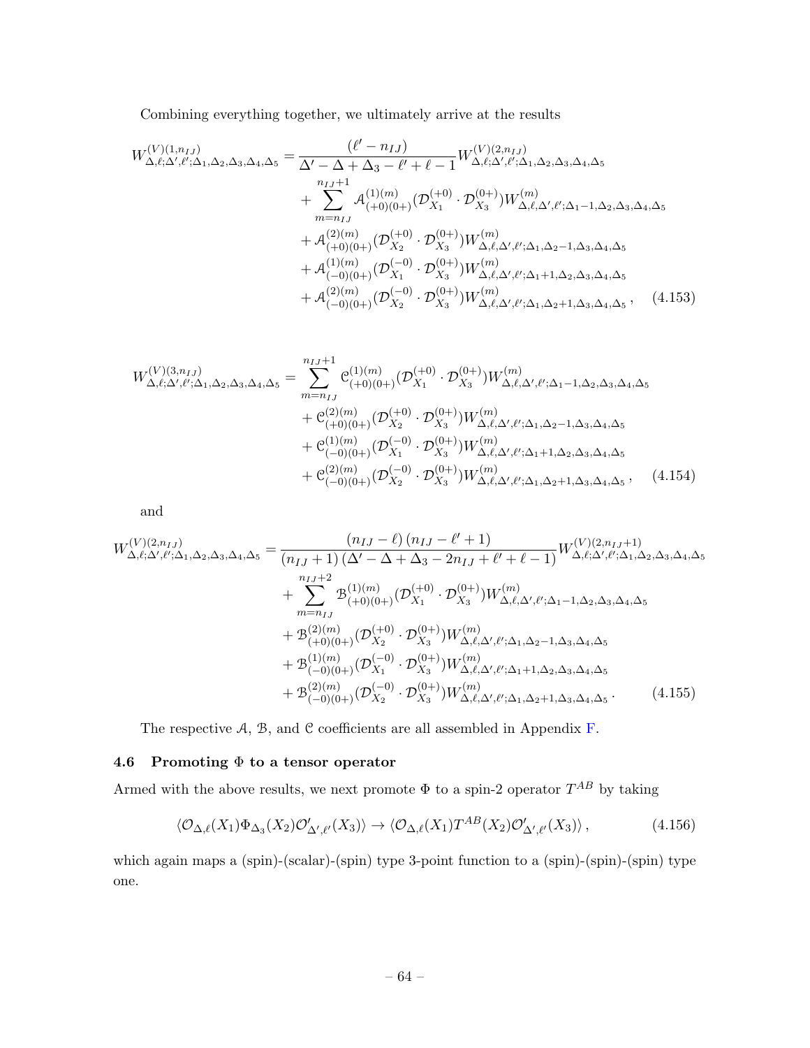Combining everything together, we ultimately arrive at the results

$$
\begin{aligned}
W^{(V)(1,n_{IJ})}_{\Delta,\ell;\Delta',\ell';\Delta_1,\Delta_2,\Delta_3,\Delta_4,\Delta_5} =& \frac{(\ell' - n_{IJ})}{\Delta' - \Delta + \Delta_3 - \ell' + \ell - 1} W^{(V)(2,n_{IJ})}_{\Delta,\ell;\Delta',\ell';\Delta_1,\Delta_2,\Delta_3,\Delta_4,\Delta_5} \\
&+ \sum_{m=n_{IJ}}^{n_{IJ}+1} \mathcal{A}^{(1)(m)}_{(+0)(0+)} (\mathcal{D}^{(+0)}_{X_1} \cdot \mathcal{D}^{(0+)}_{X_3}) W^{(m)}_{\Delta,\ell,\Delta',\ell';\Delta_1-1,\Delta_2,\Delta_3,\Delta_4,\Delta_5} \\
&+ \mathcal{A}^{(2)(m)}_{(+0)(0+)} (\mathcal{D}^{(+0)}_{X_2} \cdot \mathcal{D}^{(0+)}_{X_3}) W^{(m)}_{\Delta,\ell,\Delta',\ell';\Delta_1,\Delta_2-1,\Delta_3,\Delta_4,\Delta_5} \\
&+ \mathcal{A}^{(1)(m)}_{(-0)(0+)} (\mathcal{D}^{(-0)}_{X_1} \cdot \mathcal{D}^{(0+)}_{X_3}) W^{(m)}_{\Delta,\ell,\Delta',\ell';\Delta_1+1,\Delta_2,\Delta_3,\Delta_4,\Delta_5} \\
&+ \mathcal{A}^{(2)(m)}_{(-0)(0+)} (\mathcal{D}^{(-0)}_{X_2} \cdot \mathcal{D}^{(0+)}_{X_3}) W^{(m)}_{\Delta,\ell,\Delta',\ell';\Delta_1,\Delta_2+1,\Delta_3,\Delta_4,\Delta_5} \,, \qquad (4.153)
\end{aligned}
$$

$$
\begin{aligned}
W^{(V)(3,n_{IJ})}_{\Delta,\ell;\Delta',\ell';\Delta_1,\Delta_2,\Delta_3,\Delta_4,\Delta_5} =& \sum_{m=n_{IJ}}^{n_{IJ}+1} \mathcal{C}^{(1)(m)}_{(+0)(0+)} (\mathcal{D}^{(+0)}_{X_1} \cdot \mathcal{D}^{(0+)}_{X_3}) W^{(m)}_{\Delta,\ell,\Delta',\ell';\Delta_1-1,\Delta_2,\Delta_3,\Delta_4,\Delta_5} \\
&+ \mathcal{C}^{(2)(m)}_{(+0)(0+)} (\mathcal{D}^{(+0)}_{X_2} \cdot \mathcal{D}^{(0+)}_{X_3}) W^{(m)}_{\Delta,\ell,\Delta',\ell';\Delta_1,\Delta_2-1,\Delta_3,\Delta_4,\Delta_5} \\
&+ \mathcal{C}^{(1)(m)}_{(-0)(0+)} (\mathcal{D}^{(-0)}_{X_1} \cdot \mathcal{D}^{(0+)}_{X_3}) W^{(m)}_{\Delta,\ell,\Delta',\ell';\Delta_1+1,\Delta_2,\Delta_3,\Delta_4,\Delta_5} \\
&+ \mathcal{C}^{(2)(m)}_{(-0)(0+)} (\mathcal{D}^{(-0)}_{X_2} \cdot \mathcal{D}^{(0+)}_{X_3}) W^{(m)}_{\Delta,\ell,\Delta',\ell';\Delta_1,\Delta_2+1,\Delta_3,\Delta_4,\Delta_5} \,, \qquad (4.154)
\end{aligned}
$$

and

$$
\begin{aligned}
W^{(V)(2,n_{IJ})}_{\Delta,\ell;\Delta',\ell';\Delta_1,\Delta_2,\Delta_3,\Delta_4,\Delta_5} =& \frac{(n_{IJ} - \ell)\,(n_{IJ} - \ell' + 1)}{(n_{IJ}+1)\,(\Delta' - \Delta + \Delta_3 - 2n_{IJ} + \ell' + \ell - 1)} W^{(V)(2,n_{IJ}+1)}_{\Delta,\ell;\Delta',\ell';\Delta_1,\Delta_2,\Delta_3,\Delta_4,\Delta_5} \\
&+ \sum_{m=n_{IJ}}^{n_{IJ}+2} \mathcal{B}^{(1)(m)}_{(+0)(0+)} (\mathcal{D}^{(+0)}_{X_1} \cdot \mathcal{D}^{(0+)}_{X_3}) W^{(m)}_{\Delta,\ell,\Delta',\ell';\Delta_1-1,\Delta_2,\Delta_3,\Delta_4,\Delta_5} \\
&+ \mathcal{B}^{(2)(m)}_{(+0)(0+)} (\mathcal{D}^{(+0)}_{X_2} \cdot \mathcal{D}^{(0+)}_{X_3}) W^{(m)}_{\Delta,\ell,\Delta',\ell';\Delta_1,\Delta_2-1,\Delta_3,\Delta_4,\Delta_5} \\
&+ \mathcal{B}^{(1)(m)}_{(-0)(0+)} (\mathcal{D}^{(-0)}_{X_1} \cdot \mathcal{D}^{(0+)}_{X_3}) W^{(m)}_{\Delta,\ell,\Delta',\ell';\Delta_1+1,\Delta_2,\Delta_3,\Delta_4,\Delta_5} \\
&+ \mathcal{B}^{(2)(m)}_{(-0)(0+)} (\mathcal{D}^{(-0)}_{X_2} \cdot \mathcal{D}^{(0+)}_{X_3}) W^{(m)}_{\Delta,\ell,\Delta',\ell';\Delta_1,\Delta_2+1,\Delta_3,\Delta_4,\Delta_5} \,. \qquad (4.155)
\end{aligned}
$$

The respective $\mathcal{A}$, $\mathcal{B}$, and $\mathcal{C}$ coefficients are all assembled in Appendix F.

### 4.6 Promoting $\Phi$ to a tensor operator

Armed with the above results, we next promote $\Phi$ to a spin-2 operator $T^{AB}$ by taking

$$
\langle \mathcal{O}_{\Delta,\ell}(X_1) \Phi_{\Delta_3}(X_2) \mathcal{O}'_{\Delta',\ell'}(X_3) \rangle \to \langle \mathcal{O}_{\Delta,\ell}(X_1) T^{AB}(X_2) \mathcal{O}'_{\Delta',\ell'}(X_3) \rangle \,, \qquad (4.156)
$$

which again maps a (spin)-(scalar)-(spin) type 3-point function to a (spin)-(spin)-(spin) type one.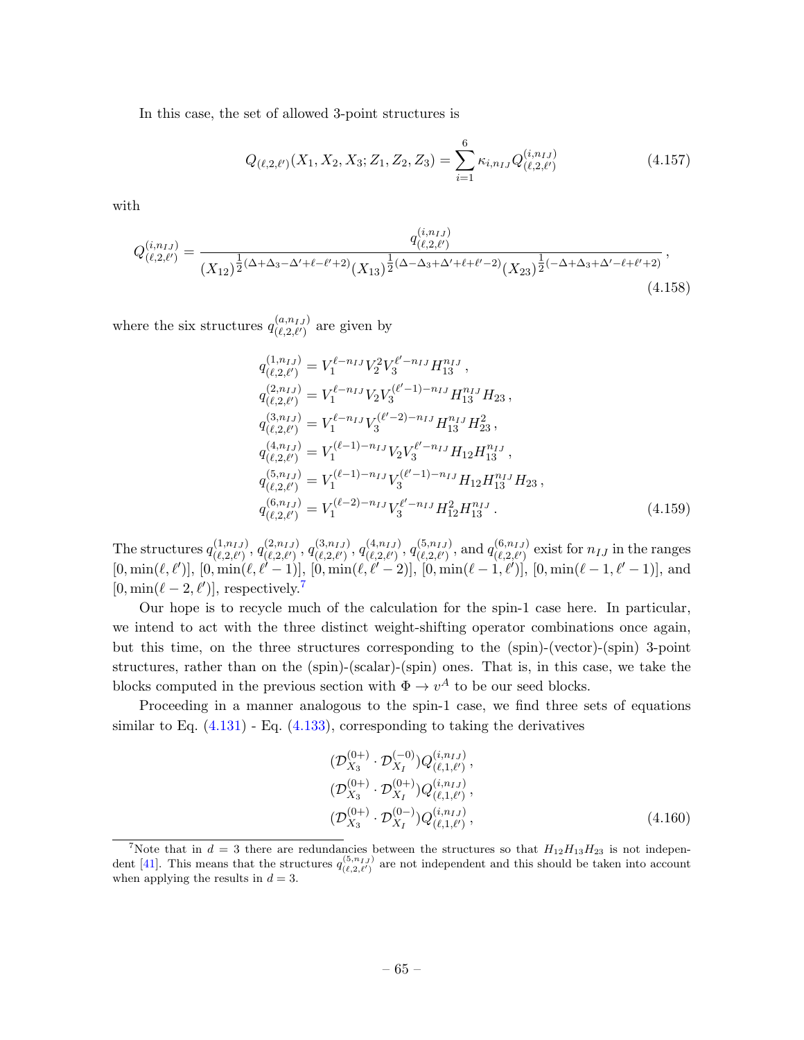In this case, the set of allowed 3-point structures is

$$Q_{(\ell,2,\ell')}(X_1, X_2, X_3; Z_1, Z_2, Z_3) = \sum_{i=1}^{6} \kappa_{i,n_{IJ}} Q^{(i,n_{IJ})}_{(\ell,2,\ell')} \tag{4.157}$$

with

$$Q^{(i,n_{IJ})}_{(\ell,2,\ell')} = \frac{q^{(i,n_{IJ})}_{(\ell,2,\ell')}}{(X_{12})^{\frac{1}{2}(\Delta+\Delta_3-\Delta'+\ell-\ell'+2)}(X_{13})^{\frac{1}{2}(\Delta-\Delta_3+\Delta'+\ell+\ell'-2)}(X_{23})^{\frac{1}{2}(-\Delta+\Delta_3+\Delta'-\ell+\ell'+2)}}\,, \tag{4.158}$$

where the six structures $q^{(a,n_{IJ})}_{(\ell,2,\ell')}$ are given by

$$\begin{aligned}
q^{(1,n_{IJ})}_{(\ell,2,\ell')} &= V_1^{\ell-n_{IJ}} V_2^2 V_3^{\ell'-n_{IJ}} H_{13}^{n_{IJ}}\,,\\
q^{(2,n_{IJ})}_{(\ell,2,\ell')} &= V_1^{\ell-n_{IJ}} V_2 V_3^{(\ell'-1)-n_{IJ}} H_{13}^{n_{IJ}} H_{23}\,,\\
q^{(3,n_{IJ})}_{(\ell,2,\ell')} &= V_1^{\ell-n_{IJ}} V_3^{(\ell'-2)-n_{IJ}} H_{13}^{n_{IJ}} H_{23}^2\,,\\
q^{(4,n_{IJ})}_{(\ell,2,\ell')} &= V_1^{(\ell-1)-n_{IJ}} V_2 V_3^{\ell'-n_{IJ}} H_{12} H_{13}^{n_{IJ}}\,,\\
q^{(5,n_{IJ})}_{(\ell,2,\ell')} &= V_1^{(\ell-1)-n_{IJ}} V_3^{(\ell'-1)-n_{IJ}} H_{12} H_{13}^{n_{IJ}} H_{23}\,,\\
q^{(6,n_{IJ})}_{(\ell,2,\ell')} &= V_1^{(\ell-2)-n_{IJ}} V_3^{\ell'-n_{IJ}} H_{12}^2 H_{13}^{n_{IJ}}\,.
\end{aligned} \tag{4.159}$$

The structures $q^{(1,n_{IJ})}_{(\ell,2,\ell')}$, $q^{(2,n_{IJ})}_{(\ell,2,\ell')}$, $q^{(3,n_{IJ})}_{(\ell,2,\ell')}$, $q^{(4,n_{IJ})}_{(\ell,2,\ell')}$, $q^{(5,n_{IJ})}_{(\ell,2,\ell')}$, and $q^{(6,n_{IJ})}_{(\ell,2,\ell')}$ exist for $n_{IJ}$ in the ranges $[0, \min(\ell, \ell')]$, $[0, \min(\ell, \ell'-1)]$, $[0, \min(\ell, \ell'-2)]$, $[0, \min(\ell-1, \ell')]$, $[0, \min(\ell-1, \ell'-1)]$, and $[0, \min(\ell-2, \ell')]$, respectively.[7]

Our hope is to recycle much of the calculation for the spin-1 case here. In particular, we intend to act with the three distinct weight-shifting operator combinations once again, but this time, on the three structures corresponding to the (spin)-(vector)-(spin) 3-point structures, rather than on the (spin)-(scalar)-(spin) ones. That is, in this case, we take the blocks computed in the previous section with $\Phi \to v^A$ to be our seed blocks.

Proceeding in a manner analogous to the spin-1 case, we find three sets of equations similar to Eq. (4.131) - Eq. (4.133), corresponding to taking the derivatives

$$\begin{aligned}
&(\mathcal{D}^{(0+)}_{X_3} \cdot \mathcal{D}^{(-0)}_{X_I}) Q^{(i,n_{IJ})}_{(\ell,1,\ell')}\,,\\
&(\mathcal{D}^{(0+)}_{X_3} \cdot \mathcal{D}^{(0+)}_{X_I}) Q^{(i,n_{IJ})}_{(\ell,1,\ell')}\,,\\
&(\mathcal{D}^{(0+)}_{X_3} \cdot \mathcal{D}^{(0-)}_{X_I}) Q^{(i,n_{IJ})}_{(\ell,1,\ell')}\,,
\end{aligned} \tag{4.160}$$

[7] Note that in $d = 3$ there are redundancies between the structures so that $H_{12}H_{13}H_{23}$ is not independent [41]. This means that the structures $q^{(5,n_{IJ})}_{(\ell,2,\ell')}$ are not independent and this should be taken into account when applying the results in $d = 3$.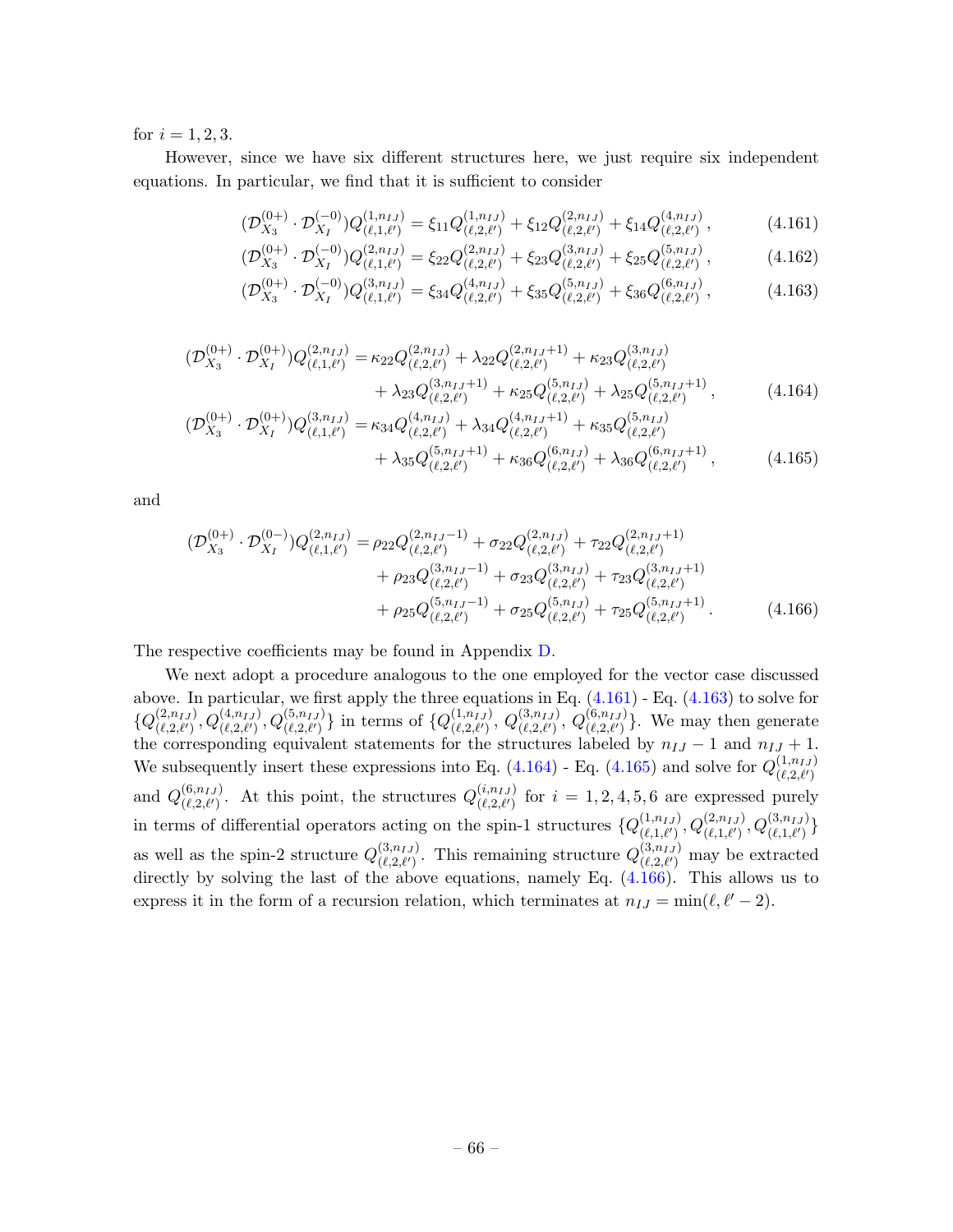for $i = 1, 2, 3$.

However, since we have six different structures here, we just require six independent equations. In particular, we find that it is sufficient to consider

$$(\mathcal{D}_{X_3}^{(0+)} \cdot \mathcal{D}_{X_I}^{(-0)})Q_{(\ell,1,\ell')}^{(1,n_{IJ})} = \xi_{11} Q_{(\ell,2,\ell')}^{(1,n_{IJ})} + \xi_{12} Q_{(\ell,2,\ell')}^{(2,n_{IJ})} + \xi_{14} Q_{(\ell,2,\ell')}^{(4,n_{IJ})}\,, \tag{4.161}$$

$$(\mathcal{D}_{X_3}^{(0+)} \cdot \mathcal{D}_{X_I}^{(-0)})Q_{(\ell,1,\ell')}^{(2,n_{IJ})} = \xi_{22} Q_{(\ell,2,\ell')}^{(2,n_{IJ})} + \xi_{23} Q_{(\ell,2,\ell')}^{(3,n_{IJ})} + \xi_{25} Q_{(\ell,2,\ell')}^{(5,n_{IJ})}\,, \tag{4.162}$$

$$(\mathcal{D}_{X_3}^{(0+)} \cdot \mathcal{D}_{X_I}^{(-0)})Q_{(\ell,1,\ell')}^{(3,n_{IJ})} = \xi_{34} Q_{(\ell,2,\ell')}^{(4,n_{IJ})} + \xi_{35} Q_{(\ell,2,\ell')}^{(5,n_{IJ})} + \xi_{36} Q_{(\ell,2,\ell')}^{(6,n_{IJ})}\,, \tag{4.163}$$

$$\begin{aligned}(\mathcal{D}_{X_3}^{(0+)} \cdot \mathcal{D}_{X_I}^{(0+)})Q_{(\ell,1,\ell')}^{(2,n_{IJ})} =\,& \kappa_{22} Q_{(\ell,2,\ell')}^{(2,n_{IJ})} + \lambda_{22} Q_{(\ell,2,\ell')}^{(2,n_{IJ}+1)} + \kappa_{23} Q_{(\ell,2,\ell')}^{(3,n_{IJ})} \\ &+ \lambda_{23} Q_{(\ell,2,\ell')}^{(3,n_{IJ}+1)} + \kappa_{25} Q_{(\ell,2,\ell')}^{(5,n_{IJ})} + \lambda_{25} Q_{(\ell,2,\ell')}^{(5,n_{IJ}+1)}\,,\end{aligned} \tag{4.164}$$

$$\begin{aligned}(\mathcal{D}_{X_3}^{(0+)} \cdot \mathcal{D}_{X_I}^{(0+)})Q_{(\ell,1,\ell')}^{(3,n_{IJ})} =\,& \kappa_{34} Q_{(\ell,2,\ell')}^{(4,n_{IJ})} + \lambda_{34} Q_{(\ell,2,\ell')}^{(4,n_{IJ}+1)} + \kappa_{35} Q_{(\ell,2,\ell')}^{(5,n_{IJ})} \\ &+ \lambda_{35} Q_{(\ell,2,\ell')}^{(5,n_{IJ}+1)} + \kappa_{36} Q_{(\ell,2,\ell')}^{(6,n_{IJ})} + \lambda_{36} Q_{(\ell,2,\ell')}^{(6,n_{IJ}+1)}\,,\end{aligned} \tag{4.165}$$

and

$$\begin{aligned}(\mathcal{D}_{X_3}^{(0+)} \cdot \mathcal{D}_{X_I}^{(0-)})Q_{(\ell,1,\ell')}^{(2,n_{IJ})} =\,& \rho_{22} Q_{(\ell,2,\ell')}^{(2,n_{IJ}-1)} + \sigma_{22} Q_{(\ell,2,\ell')}^{(2,n_{IJ})} + \tau_{22} Q_{(\ell,2,\ell')}^{(2,n_{IJ}+1)} \\ &+ \rho_{23} Q_{(\ell,2,\ell')}^{(3,n_{IJ}-1)} + \sigma_{23} Q_{(\ell,2,\ell')}^{(3,n_{IJ})} + \tau_{23} Q_{(\ell,2,\ell')}^{(3,n_{IJ}+1)} \\ &+ \rho_{25} Q_{(\ell,2,\ell')}^{(5,n_{IJ}-1)} + \sigma_{25} Q_{(\ell,2,\ell')}^{(5,n_{IJ})} + \tau_{25} Q_{(\ell,2,\ell')}^{(5,n_{IJ}+1)}\,.\end{aligned} \tag{4.166}$$

The respective coefficients may be found in Appendix D.

We next adopt a procedure analogous to the one employed for the vector case discussed above. In particular, we first apply the three equations in Eq. (4.161) - Eq. (4.163) to solve for $\{Q_{(\ell,2,\ell')}^{(2,n_{IJ})}, Q_{(\ell,2,\ell')}^{(4,n_{IJ})}, Q_{(\ell,2,\ell')}^{(5,n_{IJ})}\}$ in terms of $\{Q_{(\ell,2,\ell')}^{(1,n_{IJ})}, Q_{(\ell,2,\ell')}^{(3,n_{IJ})}, Q_{(\ell,2,\ell')}^{(6,n_{IJ})}\}$. We may then generate the corresponding equivalent statements for the structures labeled by $n_{IJ}-1$ and $n_{IJ}+1$. We subsequently insert these expressions into Eq. (4.164) - Eq. (4.165) and solve for $Q_{(\ell,2,\ell')}^{(1,n_{IJ})}$ and $Q_{(\ell,2,\ell')}^{(6,n_{IJ})}$. At this point, the structures $Q_{(\ell,2,\ell')}^{(i,n_{IJ})}$ for $i = 1, 2, 4, 5, 6$ are expressed purely in terms of differential operators acting on the spin-1 structures $\{Q_{(\ell,1,\ell')}^{(1,n_{IJ})}, Q_{(\ell,1,\ell')}^{(2,n_{IJ})}, Q_{(\ell,1,\ell')}^{(3,n_{IJ})}\}$ as well as the spin-2 structure $Q_{(\ell,2,\ell')}^{(3,n_{IJ})}$. This remaining structure $Q_{(\ell,2,\ell')}^{(3,n_{IJ})}$ may be extracted directly by solving the last of the above equations, namely Eq. (4.166). This allows us to express it in the form of a recursion relation, which terminates at $n_{IJ} = \min(\ell, \ell'-2)$.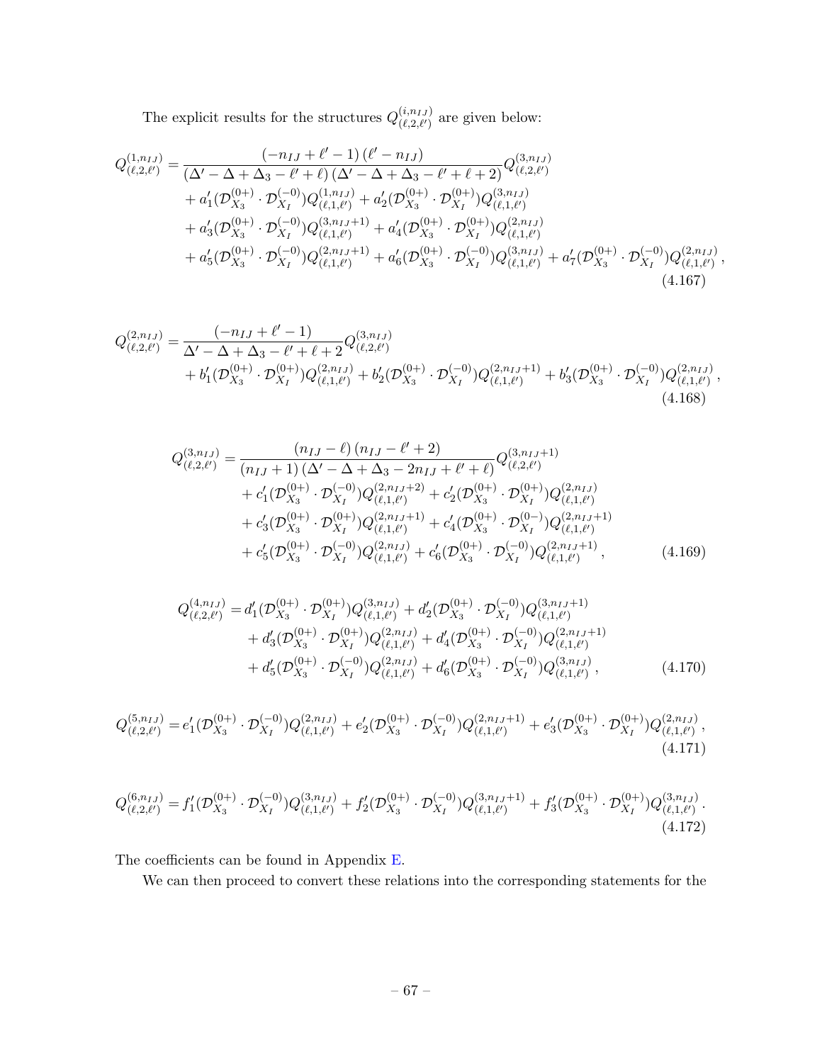The explicit results for the structures $Q^{(i,n_{IJ})}_{(\ell,2,\ell')}$ are given below:

$$
\begin{aligned}
Q^{(1,n_{IJ})}_{(\ell,2,\ell')} =& \frac{(-n_{IJ}+\ell'-1)(\ell'-n_{IJ})}{(\Delta'-\Delta+\Delta_3-\ell'+\ell)(\Delta'-\Delta+\Delta_3-\ell'+\ell+2)} Q^{(3,n_{IJ})}_{(\ell,2,\ell')} \\
&+ a'_1(\mathcal{D}^{(0+)}_{X_3}\cdot\mathcal{D}^{(-0)}_{X_I}) Q^{(1,n_{IJ})}_{(\ell,1,\ell')} + a'_2(\mathcal{D}^{(0+)}_{X_3}\cdot\mathcal{D}^{(0+)}_{X_I}) Q^{(3,n_{IJ})}_{(\ell,1,\ell')} \\
&+ a'_3(\mathcal{D}^{(0+)}_{X_3}\cdot\mathcal{D}^{(-0)}_{X_I}) Q^{(3,n_{IJ}+1)}_{(\ell,1,\ell')} + a'_4(\mathcal{D}^{(0+)}_{X_3}\cdot\mathcal{D}^{(0+)}_{X_I}) Q^{(2,n_{IJ})}_{(\ell,1,\ell')} \\
&+ a'_5(\mathcal{D}^{(0+)}_{X_3}\cdot\mathcal{D}^{(-0)}_{X_I}) Q^{(2,n_{IJ}+1)}_{(\ell,1,\ell')} + a'_6(\mathcal{D}^{(0+)}_{X_3}\cdot\mathcal{D}^{(-0)}_{X_I}) Q^{(3,n_{IJ})}_{(\ell,1,\ell')} + a'_7(\mathcal{D}^{(0+)}_{X_3}\cdot\mathcal{D}^{(-0)}_{X_I}) Q^{(2,n_{IJ})}_{(\ell,1,\ell')}\,,
\end{aligned}
\tag{4.167}
$$

$$
\begin{aligned}
Q^{(2,n_{IJ})}_{(\ell,2,\ell')} =& \frac{(-n_{IJ}+\ell'-1)}{\Delta'-\Delta+\Delta_3-\ell'+\ell+2} Q^{(3,n_{IJ})}_{(\ell,2,\ell')} \\
&+ b'_1(\mathcal{D}^{(0+)}_{X_3}\cdot\mathcal{D}^{(0+)}_{X_I}) Q^{(2,n_{IJ})}_{(\ell,1,\ell')} + b'_2(\mathcal{D}^{(0+)}_{X_3}\cdot\mathcal{D}^{(-0)}_{X_I}) Q^{(2,n_{IJ}+1)}_{(\ell,1,\ell')} + b'_3(\mathcal{D}^{(0+)}_{X_3}\cdot\mathcal{D}^{(-0)}_{X_I}) Q^{(2,n_{IJ})}_{(\ell,1,\ell')}\,,
\end{aligned}
\tag{4.168}
$$

$$
\begin{aligned}
Q^{(3,n_{IJ})}_{(\ell,2,\ell')} =& \frac{(n_{IJ}-\ell)(n_{IJ}-\ell'+2)}{(n_{IJ}+1)(\Delta'-\Delta+\Delta_3-2n_{IJ}+\ell'+\ell)} Q^{(3,n_{IJ}+1)}_{(\ell,2,\ell')} \\
&+ c'_1(\mathcal{D}^{(0+)}_{X_3}\cdot\mathcal{D}^{(-0)}_{X_I}) Q^{(2,n_{IJ}+2)}_{(\ell,1,\ell')} + c'_2(\mathcal{D}^{(0+)}_{X_3}\cdot\mathcal{D}^{(0+)}_{X_I}) Q^{(2,n_{IJ})}_{(\ell,1,\ell')} \\
&+ c'_3(\mathcal{D}^{(0+)}_{X_3}\cdot\mathcal{D}^{(0+)}_{X_I}) Q^{(2,n_{IJ}+1)}_{(\ell,1,\ell')} + c'_4(\mathcal{D}^{(0+)}_{X_3}\cdot\mathcal{D}^{(0-)}_{X_I}) Q^{(2,n_{IJ}+1)}_{(\ell,1,\ell')} \\
&+ c'_5(\mathcal{D}^{(0+)}_{X_3}\cdot\mathcal{D}^{(-0)}_{X_I}) Q^{(2,n_{IJ})}_{(\ell,1,\ell')} + c'_6(\mathcal{D}^{(0+)}_{X_3}\cdot\mathcal{D}^{(-0)}_{X_I}) Q^{(2,n_{IJ}+1)}_{(\ell,1,\ell')}\,,
\end{aligned}
\tag{4.169}
$$

$$
\begin{aligned}
Q^{(4,n_{IJ})}_{(\ell,2,\ell')} =& d'_1(\mathcal{D}^{(0+)}_{X_3}\cdot\mathcal{D}^{(0+)}_{X_I}) Q^{(3,n_{IJ})}_{(\ell,1,\ell')} + d'_2(\mathcal{D}^{(0+)}_{X_3}\cdot\mathcal{D}^{(-0)}_{X_I}) Q^{(3,n_{IJ}+1)}_{(\ell,1,\ell')} \\
&+ d'_3(\mathcal{D}^{(0+)}_{X_3}\cdot\mathcal{D}^{(0+)}_{X_I}) Q^{(2,n_{IJ})}_{(\ell,1,\ell')} + d'_4(\mathcal{D}^{(0+)}_{X_3}\cdot\mathcal{D}^{(-0)}_{X_I}) Q^{(2,n_{IJ}+1)}_{(\ell,1,\ell')} \\
&+ d'_5(\mathcal{D}^{(0+)}_{X_3}\cdot\mathcal{D}^{(-0)}_{X_I}) Q^{(2,n_{IJ})}_{(\ell,1,\ell')} + d'_6(\mathcal{D}^{(0+)}_{X_3}\cdot\mathcal{D}^{(-0)}_{X_I}) Q^{(3,n_{IJ})}_{(\ell,1,\ell')}\,,
\end{aligned}
\tag{4.170}
$$

$$
Q^{(5,n_{IJ})}_{(\ell,2,\ell')} = e'_1(\mathcal{D}^{(0+)}_{X_3}\cdot\mathcal{D}^{(-0)}_{X_I}) Q^{(2,n_{IJ})}_{(\ell,1,\ell')} + e'_2(\mathcal{D}^{(0+)}_{X_3}\cdot\mathcal{D}^{(-0)}_{X_I}) Q^{(2,n_{IJ}+1)}_{(\ell,1,\ell')} + e'_3(\mathcal{D}^{(0+)}_{X_3}\cdot\mathcal{D}^{(0+)}_{X_I}) Q^{(2,n_{IJ})}_{(\ell,1,\ell')}\,,
\tag{4.171}
$$

$$
Q^{(6,n_{IJ})}_{(\ell,2,\ell')} = f'_1(\mathcal{D}^{(0+)}_{X_3}\cdot\mathcal{D}^{(-0)}_{X_I}) Q^{(3,n_{IJ})}_{(\ell,1,\ell')} + f'_2(\mathcal{D}^{(0+)}_{X_3}\cdot\mathcal{D}^{(-0)}_{X_I}) Q^{(3,n_{IJ}+1)}_{(\ell,1,\ell')} + f'_3(\mathcal{D}^{(0+)}_{X_3}\cdot\mathcal{D}^{(0+)}_{X_I}) Q^{(3,n_{IJ})}_{(\ell,1,\ell')}\,.
\tag{4.172}
$$

The coefficients can be found in Appendix E.

We can then proceed to convert these relations into the corresponding statements for the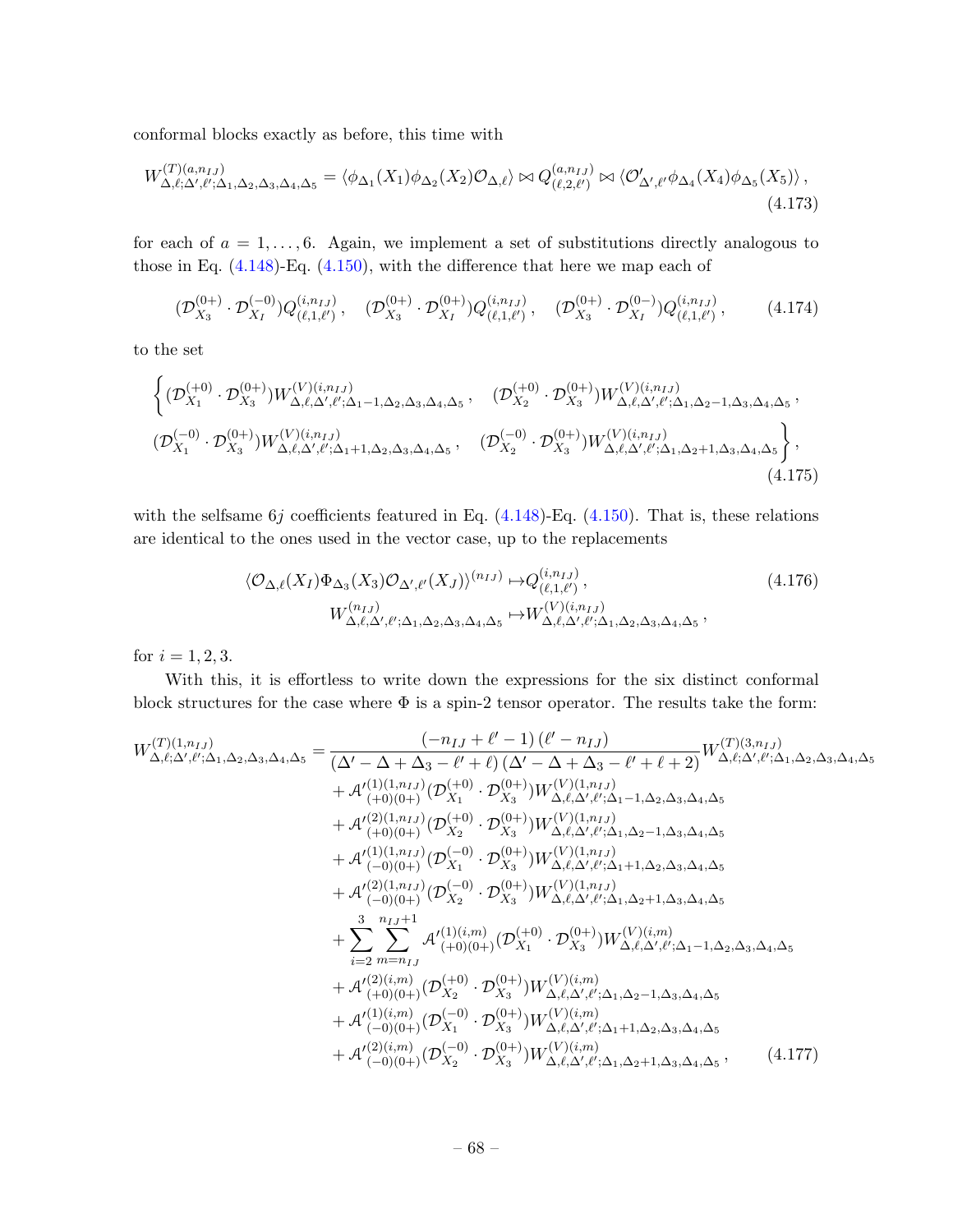conformal blocks exactly as before, this time with

$$W^{(T)(a,n_{IJ})}_{\Delta,\ell;\Delta',\ell';\Delta_1,\Delta_2,\Delta_3,\Delta_4,\Delta_5} = \langle \phi_{\Delta_1}(X_1)\phi_{\Delta_2}(X_2)\mathcal{O}_{\Delta,\ell}\rangle \bowtie Q^{(a,n_{IJ})}_{(\ell,2,\ell')} \bowtie \langle \mathcal{O}'_{\Delta',\ell'}\phi_{\Delta_4}(X_4)\phi_{\Delta_5}(X_5)\rangle\,, \tag{4.173}$$

for each of $a = 1,\ldots,6$. Again, we implement a set of substitutions directly analogous to those in Eq. (4.148)-Eq. (4.150), with the difference that here we map each of

$$(\mathcal{D}^{(0+)}_{X_3}\cdot\mathcal{D}^{(-0)}_{X_I})Q^{(i,n_{IJ})}_{(\ell,1,\ell')}\,,\quad (\mathcal{D}^{(0+)}_{X_3}\cdot\mathcal{D}^{(0+)}_{X_I})Q^{(i,n_{IJ})}_{(\ell,1,\ell')}\,,\quad (\mathcal{D}^{(0+)}_{X_3}\cdot\mathcal{D}^{(0-)}_{X_I})Q^{(i,n_{IJ})}_{(\ell,1,\ell')}\,, \tag{4.174}$$

to the set

$$\begin{aligned}\Big\{&(\mathcal{D}^{(+0)}_{X_1}\cdot\mathcal{D}^{(0+)}_{X_3})W^{(V)(i,n_{IJ})}_{\Delta,\ell,\Delta',\ell';\Delta_1-1,\Delta_2,\Delta_3,\Delta_4,\Delta_5}\,,\quad (\mathcal{D}^{(+0)}_{X_2}\cdot\mathcal{D}^{(0+)}_{X_3})W^{(V)(i,n_{IJ})}_{\Delta,\ell,\Delta',\ell';\Delta_1,\Delta_2-1,\Delta_3,\Delta_4,\Delta_5}\,,\\ &(\mathcal{D}^{(-0)}_{X_1}\cdot\mathcal{D}^{(0+)}_{X_3})W^{(V)(i,n_{IJ})}_{\Delta,\ell,\Delta',\ell';\Delta_1+1,\Delta_2,\Delta_3,\Delta_4,\Delta_5}\,,\quad (\mathcal{D}^{(-0)}_{X_2}\cdot\mathcal{D}^{(0+)}_{X_3})W^{(V)(i,n_{IJ})}_{\Delta,\ell,\Delta',\ell';\Delta_1,\Delta_2+1,\Delta_3,\Delta_4,\Delta_5}\Big\}\,,\end{aligned} \tag{4.175}$$

with the selfsame $6j$ coefficients featured in Eq. (4.148)-Eq. (4.150). That is, these relations are identical to the ones used in the vector case, up to the replacements

$$\begin{aligned}\langle \mathcal{O}_{\Delta,\ell}(X_I)\Phi_{\Delta_3}(X_3)\mathcal{O}_{\Delta',\ell'}(X_J)\rangle^{(n_{IJ})} &\mapsto Q^{(i,n_{IJ})}_{(\ell,1,\ell')}\,,\\ W^{(n_{IJ})}_{\Delta,\ell,\Delta',\ell';\Delta_1,\Delta_2,\Delta_3,\Delta_4,\Delta_5} &\mapsto W^{(V)(i,n_{IJ})}_{\Delta,\ell,\Delta',\ell';\Delta_1,\Delta_2,\Delta_3,\Delta_4,\Delta_5}\,,\end{aligned} \tag{4.176}$$

for $i = 1,2,3$.

With this, it is effortless to write down the expressions for the six distinct conformal block structures for the case where $\Phi$ is a spin-2 tensor operator. The results take the form:

$$\begin{aligned}W^{(T)(1,n_{IJ})}_{\Delta,\ell;\Delta',\ell';\Delta_1,\Delta_2,\Delta_3,\Delta_4,\Delta_5} =& \frac{(-n_{IJ}+\ell'-1)(\ell'-n_{IJ})}{(\Delta'-\Delta+\Delta_3-\ell'+\ell)(\Delta'-\Delta+\Delta_3-\ell'+\ell+2)}W^{(T)(3,n_{IJ})}_{\Delta,\ell;\Delta',\ell';\Delta_1,\Delta_2,\Delta_3,\Delta_4,\Delta_5}\\ &+\mathcal{A}'^{(1)(1,n_{IJ})}_{(+0)(0+)}(\mathcal{D}^{(+0)}_{X_1}\cdot\mathcal{D}^{(0+)}_{X_3})W^{(V)(1,n_{IJ})}_{\Delta,\ell,\Delta',\ell';\Delta_1-1,\Delta_2,\Delta_3,\Delta_4,\Delta_5}\\ &+\mathcal{A}'^{(2)(1,n_{IJ})}_{(+0)(0+)}(\mathcal{D}^{(+0)}_{X_2}\cdot\mathcal{D}^{(0+)}_{X_3})W^{(V)(1,n_{IJ})}_{\Delta,\ell,\Delta',\ell';\Delta_1,\Delta_2-1,\Delta_3,\Delta_4,\Delta_5}\\ &+\mathcal{A}'^{(1)(1,n_{IJ})}_{(-0)(0+)}(\mathcal{D}^{(-0)}_{X_1}\cdot\mathcal{D}^{(0+)}_{X_3})W^{(V)(1,n_{IJ})}_{\Delta,\ell,\Delta',\ell';\Delta_1+1,\Delta_2,\Delta_3,\Delta_4,\Delta_5}\\ &+\mathcal{A}'^{(2)(1,n_{IJ})}_{(-0)(0+)}(\mathcal{D}^{(-0)}_{X_2}\cdot\mathcal{D}^{(0+)}_{X_3})W^{(V)(1,n_{IJ})}_{\Delta,\ell,\Delta',\ell';\Delta_1,\Delta_2+1,\Delta_3,\Delta_4,\Delta_5}\\ &+\sum_{i=2}^{3}\sum_{m=n_{IJ}}^{n_{IJ}+1}\mathcal{A}'^{(1)(i,m)}_{(+0)(0+)}(\mathcal{D}^{(+0)}_{X_1}\cdot\mathcal{D}^{(0+)}_{X_3})W^{(V)(i,m)}_{\Delta,\ell,\Delta',\ell';\Delta_1-1,\Delta_2,\Delta_3,\Delta_4,\Delta_5}\\ &+\mathcal{A}'^{(2)(i,m)}_{(+0)(0+)}(\mathcal{D}^{(+0)}_{X_2}\cdot\mathcal{D}^{(0+)}_{X_3})W^{(V)(i,m)}_{\Delta,\ell,\Delta',\ell';\Delta_1,\Delta_2-1,\Delta_3,\Delta_4,\Delta_5}\\ &+\mathcal{A}'^{(1)(i,m)}_{(-0)(0+)}(\mathcal{D}^{(-0)}_{X_1}\cdot\mathcal{D}^{(0+)}_{X_3})W^{(V)(i,m)}_{\Delta,\ell,\Delta',\ell';\Delta_1+1,\Delta_2,\Delta_3,\Delta_4,\Delta_5}\\ &+\mathcal{A}'^{(2)(i,m)}_{(-0)(0+)}(\mathcal{D}^{(-0)}_{X_2}\cdot\mathcal{D}^{(0+)}_{X_3})W^{(V)(i,m)}_{\Delta,\ell,\Delta',\ell';\Delta_1,\Delta_2+1,\Delta_3,\Delta_4,\Delta_5}\,,\end{aligned} \tag{4.177}$$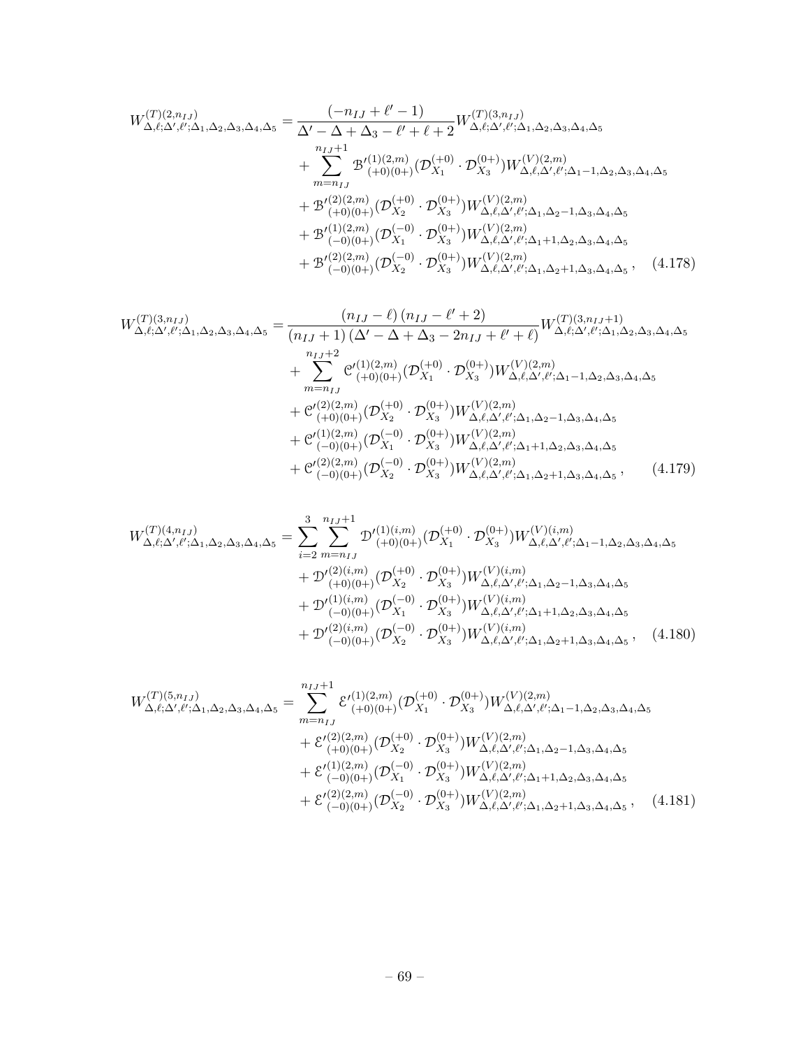$$
\begin{aligned}
W^{(T)(2,n_{IJ})}_{\Delta,\ell;\Delta',\ell';\Delta_1,\Delta_2,\Delta_3,\Delta_4,\Delta_5} = & \frac{(-n_{IJ}+\ell'-1)}{\Delta'-\Delta+\Delta_3-\ell'+\ell+2} W^{(T)(3,n_{IJ})}_{\Delta,\ell;\Delta',\ell';\Delta_1,\Delta_2,\Delta_3,\Delta_4,\Delta_5} \\
& + \sum_{m=n_{IJ}}^{n_{IJ}+1} \mathcal{B}'^{(1)(2,m)}_{(+0)(0+)} (\mathcal{D}^{(+0)}_{X_1} \cdot \mathcal{D}^{(0+)}_{X_3}) W^{(V)(2,m)}_{\Delta,\ell,\Delta',\ell';\Delta_1-1,\Delta_2,\Delta_3,\Delta_4,\Delta_5} \\
& + \mathcal{B}'^{(2)(2,m)}_{(+0)(0+)} (\mathcal{D}^{(+0)}_{X_2} \cdot \mathcal{D}^{(0+)}_{X_3}) W^{(V)(2,m)}_{\Delta,\ell,\Delta',\ell';\Delta_1,\Delta_2-1,\Delta_3,\Delta_4,\Delta_5} \\
& + \mathcal{B}'^{(1)(2,m)}_{(-0)(0+)} (\mathcal{D}^{(-0)}_{X_1} \cdot \mathcal{D}^{(0+)}_{X_3}) W^{(V)(2,m)}_{\Delta,\ell,\Delta',\ell';\Delta_1+1,\Delta_2,\Delta_3,\Delta_4,\Delta_5} \\
& + \mathcal{B}'^{(2)(2,m)}_{(-0)(0+)} (\mathcal{D}^{(-0)}_{X_2} \cdot \mathcal{D}^{(0+)}_{X_3}) W^{(V)(2,m)}_{\Delta,\ell,\Delta',\ell';\Delta_1,\Delta_2+1,\Delta_3,\Delta_4,\Delta_5} \,, \qquad (4.178)
\end{aligned}
$$

$$
\begin{aligned}
W^{(T)(3,n_{IJ})}_{\Delta,\ell;\Delta',\ell';\Delta_1,\Delta_2,\Delta_3,\Delta_4,\Delta_5} = & \frac{(n_{IJ}-\ell)\,(n_{IJ}-\ell'+2)}{(n_{IJ}+1)\,(\Delta'-\Delta+\Delta_3-2n_{IJ}+\ell'+\ell)} W^{(T)(3,n_{IJ}+1)}_{\Delta,\ell;\Delta',\ell';\Delta_1,\Delta_2,\Delta_3,\Delta_4,\Delta_5} \\
& + \sum_{m=n_{IJ}}^{n_{IJ}+2} \mathcal{C}'^{(1)(2,m)}_{(+0)(0+)} (\mathcal{D}^{(+0)}_{X_1} \cdot \mathcal{D}^{(0+)}_{X_3}) W^{(V)(2,m)}_{\Delta,\ell,\Delta',\ell';\Delta_1-1,\Delta_2,\Delta_3,\Delta_4,\Delta_5} \\
& + \mathcal{C}'^{(2)(2,m)}_{(+0)(0+)} (\mathcal{D}^{(+0)}_{X_2} \cdot \mathcal{D}^{(0+)}_{X_3}) W^{(V)(2,m)}_{\Delta,\ell,\Delta',\ell';\Delta_1,\Delta_2-1,\Delta_3,\Delta_4,\Delta_5} \\
& + \mathcal{C}'^{(1)(2,m)}_{(-0)(0+)} (\mathcal{D}^{(-0)}_{X_1} \cdot \mathcal{D}^{(0+)}_{X_3}) W^{(V)(2,m)}_{\Delta,\ell,\Delta',\ell';\Delta_1+1,\Delta_2,\Delta_3,\Delta_4,\Delta_5} \\
& + \mathcal{C}'^{(2)(2,m)}_{(-0)(0+)} (\mathcal{D}^{(-0)}_{X_2} \cdot \mathcal{D}^{(0+)}_{X_3}) W^{(V)(2,m)}_{\Delta,\ell,\Delta',\ell';\Delta_1,\Delta_2+1,\Delta_3,\Delta_4,\Delta_5} \,, \qquad (4.179)
\end{aligned}
$$

$$
\begin{aligned}
W^{(T)(4,n_{IJ})}_{\Delta,\ell;\Delta',\ell';\Delta_1,\Delta_2,\Delta_3,\Delta_4,\Delta_5} = & \sum_{i=2}^{3} \sum_{m=n_{IJ}}^{n_{IJ}+1} \mathcal{D}'^{(1)(i,m)}_{(+0)(0+)} (\mathcal{D}^{(+0)}_{X_1} \cdot \mathcal{D}^{(0+)}_{X_3}) W^{(V)(i,m)}_{\Delta,\ell,\Delta',\ell';\Delta_1-1,\Delta_2,\Delta_3,\Delta_4,\Delta_5} \\
& + \mathcal{D}'^{(2)(i,m)}_{(+0)(0+)} (\mathcal{D}^{(+0)}_{X_2} \cdot \mathcal{D}^{(0+)}_{X_3}) W^{(V)(i,m)}_{\Delta,\ell,\Delta',\ell';\Delta_1,\Delta_2-1,\Delta_3,\Delta_4,\Delta_5} \\
& + \mathcal{D}'^{(1)(i,m)}_{(-0)(0+)} (\mathcal{D}^{(-0)}_{X_1} \cdot \mathcal{D}^{(0+)}_{X_3}) W^{(V)(i,m)}_{\Delta,\ell,\Delta',\ell';\Delta_1+1,\Delta_2,\Delta_3,\Delta_4,\Delta_5} \\
& + \mathcal{D}'^{(2)(i,m)}_{(-0)(0+)} (\mathcal{D}^{(-0)}_{X_2} \cdot \mathcal{D}^{(0+)}_{X_3}) W^{(V)(i,m)}_{\Delta,\ell,\Delta',\ell';\Delta_1,\Delta_2+1,\Delta_3,\Delta_4,\Delta_5} \,, \qquad (4.180)
\end{aligned}
$$

$$
\begin{aligned}
W^{(T)(5,n_{IJ})}_{\Delta,\ell;\Delta',\ell';\Delta_1,\Delta_2,\Delta_3,\Delta_4,\Delta_5} = & \sum_{m=n_{IJ}}^{n_{IJ}+1} \mathcal{E}'^{(1)(2,m)}_{(+0)(0+)} (\mathcal{D}^{(+0)}_{X_1} \cdot \mathcal{D}^{(0+)}_{X_3}) W^{(V)(2,m)}_{\Delta,\ell,\Delta',\ell';\Delta_1-1,\Delta_2,\Delta_3,\Delta_4,\Delta_5} \\
& + \mathcal{E}'^{(2)(2,m)}_{(+0)(0+)} (\mathcal{D}^{(+0)}_{X_2} \cdot \mathcal{D}^{(0+)}_{X_3}) W^{(V)(2,m)}_{\Delta,\ell,\Delta',\ell';\Delta_1,\Delta_2-1,\Delta_3,\Delta_4,\Delta_5} \\
& + \mathcal{E}'^{(1)(2,m)}_{(-0)(0+)} (\mathcal{D}^{(-0)}_{X_1} \cdot \mathcal{D}^{(0+)}_{X_3}) W^{(V)(2,m)}_{\Delta,\ell,\Delta',\ell';\Delta_1+1,\Delta_2,\Delta_3,\Delta_4,\Delta_5} \\
& + \mathcal{E}'^{(2)(2,m)}_{(-0)(0+)} (\mathcal{D}^{(-0)}_{X_2} \cdot \mathcal{D}^{(0+)}_{X_3}) W^{(V)(2,m)}_{\Delta,\ell,\Delta',\ell';\Delta_1,\Delta_2+1,\Delta_3,\Delta_4,\Delta_5} \,, \qquad (4.181)
\end{aligned}
$$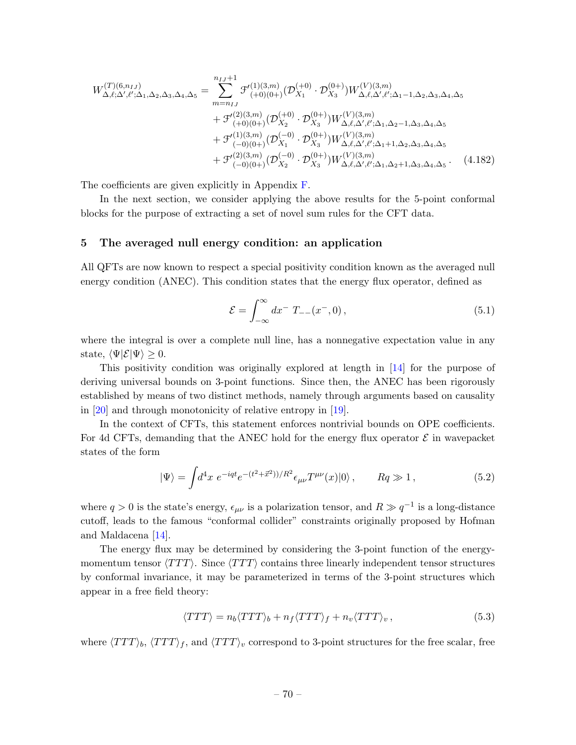$$
\begin{aligned}
W^{(T)(6,n_{IJ})}_{\Delta,\ell;\Delta',\ell';\Delta_1,\Delta_2,\Delta_3,\Delta_4,\Delta_5} = \sum_{m=n_{IJ}}^{n_{IJ}+1} & \mathcal{F}'^{(1)(3,m)}_{(+0)(0+)}(\mathcal{D}^{(+0)}_{X_1}\cdot\mathcal{D}^{(0+)}_{X_3})W^{(V)(3,m)}_{\Delta,\ell,\Delta',\ell';\Delta_1-1,\Delta_2,\Delta_3,\Delta_4,\Delta_5} \\
&+\mathcal{F}'^{(2)(3,m)}_{(+0)(0+)}(\mathcal{D}^{(+0)}_{X_2}\cdot\mathcal{D}^{(0+)}_{X_3})W^{(V)(3,m)}_{\Delta,\ell,\Delta',\ell';\Delta_1,\Delta_2-1,\Delta_3,\Delta_4,\Delta_5} \\
&+\mathcal{F}'^{(1)(3,m)}_{(-0)(0+)}(\mathcal{D}^{(-0)}_{X_1}\cdot\mathcal{D}^{(0+)}_{X_3})W^{(V)(3,m)}_{\Delta,\ell,\Delta',\ell';\Delta_1+1,\Delta_2,\Delta_3,\Delta_4,\Delta_5} \\
&+\mathcal{F}'^{(2)(3,m)}_{(-0)(0+)}(\mathcal{D}^{(-0)}_{X_2}\cdot\mathcal{D}^{(0+)}_{X_3})W^{(V)(3,m)}_{\Delta,\ell,\Delta',\ell';\Delta_1,\Delta_2+1,\Delta_3,\Delta_4,\Delta_5}\,. \qquad (4.182)
\end{aligned}
$$

The coefficients are given explicitly in Appendix F.

In the next section, we consider applying the above results for the 5-point conformal blocks for the purpose of extracting a set of novel sum rules for the CFT data.

## 5 The averaged null energy condition: an application

All QFTs are now known to respect a special positivity condition known as the averaged null energy condition (ANEC). This condition states that the energy flux operator, defined as

$$
\mathcal{E} = \int_{-\infty}^{\infty} dx^- \; T_{--}(x^-,0)\,, \tag{5.1}
$$

where the integral is over a complete null line, has a nonnegative expectation value in any state, $\langle\Psi|\mathcal{E}|\Psi\rangle \geq 0$.

This positivity condition was originally explored at length in [14] for the purpose of deriving universal bounds on 3-point functions. Since then, the ANEC has been rigorously established by means of two distinct methods, namely through arguments based on causality in [20] and through monotonicity of relative entropy in [19].

In the context of CFTs, this statement enforces nontrivial bounds on OPE coefficients. For 4d CFTs, demanding that the ANEC hold for the energy flux operator $\mathcal{E}$ in wavepacket states of the form

$$
|\Psi\rangle = \int d^4x\; e^{-iqt}e^{-(t^2+\vec{x}^2))/R^2}\epsilon_{\mu\nu}T^{\mu\nu}(x)|0\rangle\,, \qquad Rq \gg 1\,, \tag{5.2}
$$

where $q>0$ is the state's energy, $\epsilon_{\mu\nu}$ is a polarization tensor, and $R \gg q^{-1}$ is a long-distance cutoff, leads to the famous "conformal collider" constraints originally proposed by Hofman and Maldacena [14].

The energy flux may be determined by considering the 3-point function of the energy-momentum tensor $\langle TTT\rangle$. Since $\langle TTT\rangle$ contains three linearly independent tensor structures by conformal invariance, it may be parameterized in terms of the 3-point structures which appear in a free field theory:

$$
\langle TTT\rangle = n_b\langle TTT\rangle_b + n_f\langle TTT\rangle_f + n_v\langle TTT\rangle_v\,, \tag{5.3}
$$

where $\langle TTT\rangle_b$, $\langle TTT\rangle_f$, and $\langle TTT\rangle_v$ correspond to 3-point structures for the free scalar, free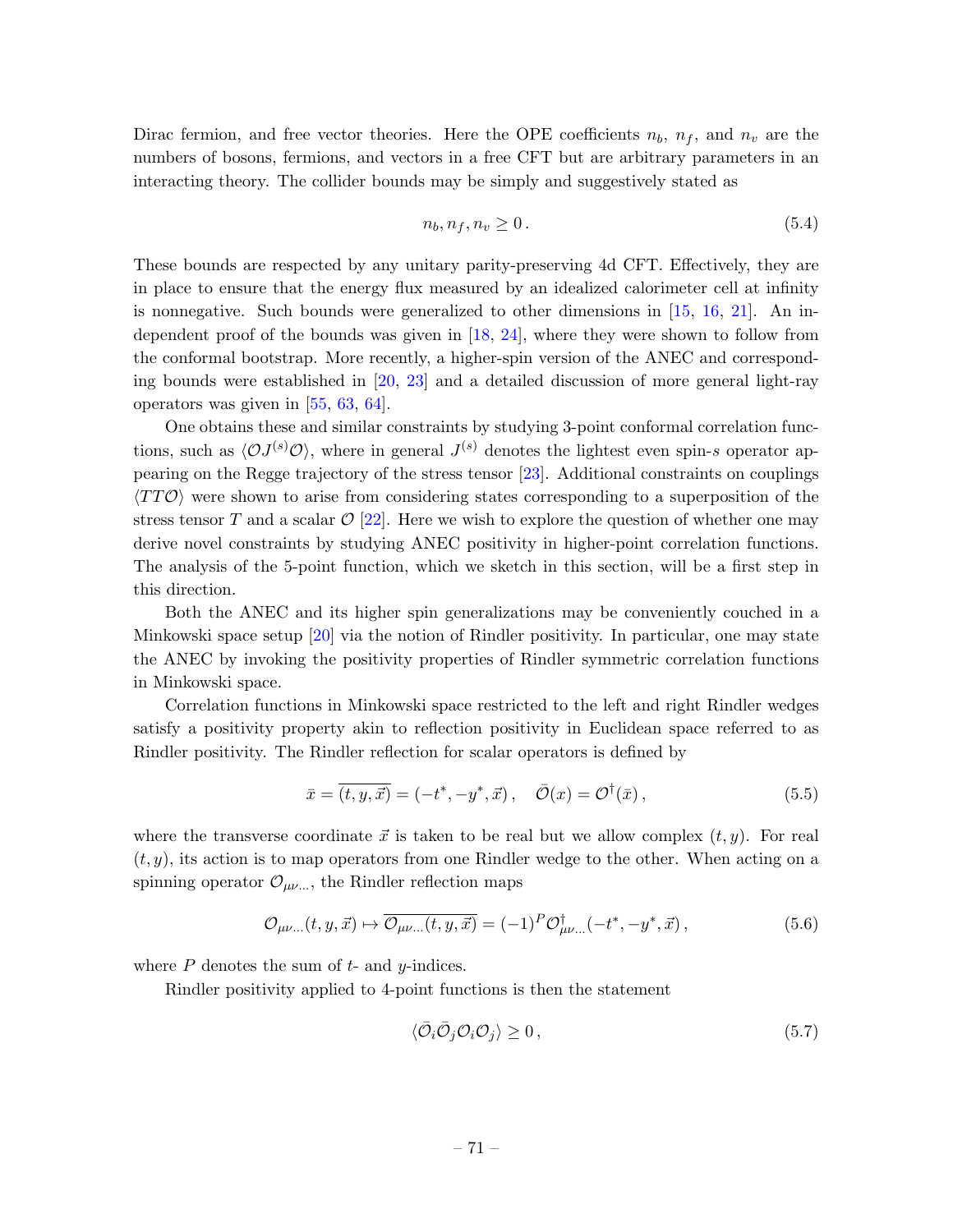Dirac fermion, and free vector theories. Here the OPE coefficients $n_b$, $n_f$, and $n_v$ are the numbers of bosons, fermions, and vectors in a free CFT but are arbitrary parameters in an interacting theory. The collider bounds may be simply and suggestively stated as

$$n_b, n_f, n_v \geq 0 \,. \tag{5.4}$$

These bounds are respected by any unitary parity-preserving 4d CFT. Effectively, they are in place to ensure that the energy flux measured by an idealized calorimeter cell at infinity is nonnegative. Such bounds were generalized to other dimensions in [15, 16, 21]. An independent proof of the bounds was given in [18, 24], where they were shown to follow from the conformal bootstrap. More recently, a higher-spin version of the ANEC and corresponding bounds were established in [20, 23] and a detailed discussion of more general light-ray operators was given in [55, 63, 64].

One obtains these and similar constraints by studying 3-point conformal correlation functions, such as $\langle \mathcal{O} J^{(s)} \mathcal{O} \rangle$, where in general $J^{(s)}$ denotes the lightest even spin-$s$ operator appearing on the Regge trajectory of the stress tensor [23]. Additional constraints on couplings $\langle TT\mathcal{O} \rangle$ were shown to arise from considering states corresponding to a superposition of the stress tensor $T$ and a scalar $\mathcal{O}$ [22]. Here we wish to explore the question of whether one may derive novel constraints by studying ANEC positivity in higher-point correlation functions. The analysis of the 5-point function, which we sketch in this section, will be a first step in this direction.

Both the ANEC and its higher spin generalizations may be conveniently couched in a Minkowski space setup [20] via the notion of Rindler positivity. In particular, one may state the ANEC by invoking the positivity properties of Rindler symmetric correlation functions in Minkowski space.

Correlation functions in Minkowski space restricted to the left and right Rindler wedges satisfy a positivity property akin to reflection positivity in Euclidean space referred to as Rindler positivity. The Rindler reflection for scalar operators is defined by

$$\bar{x} = \overline{(t, y, \vec{x})} = (-t^*, -y^*, \vec{x}) \,, \quad \bar{\mathcal{O}}(x) = \mathcal{O}^\dagger(\bar{x}) \,, \tag{5.5}$$

where the transverse coordinate $\vec{x}$ is taken to be real but we allow complex $(t, y)$. For real $(t, y)$, its action is to map operators from one Rindler wedge to the other. When acting on a spinning operator $\mathcal{O}_{\mu\nu\ldots}$, the Rindler reflection maps

$$\mathcal{O}_{\mu\nu\ldots}(t, y, \vec{x}) \mapsto \overline{\mathcal{O}_{\mu\nu\ldots}(t, y, \vec{x})} = (-1)^P \mathcal{O}^\dagger_{\mu\nu\ldots}(-t^*, -y^*, \vec{x}) \,, \tag{5.6}$$

where $P$ denotes the sum of $t$- and $y$-indices.

Rindler positivity applied to 4-point functions is then the statement

$$\langle \bar{\mathcal{O}}_i \bar{\mathcal{O}}_j \mathcal{O}_i \mathcal{O}_j \rangle \geq 0 \,, \tag{5.7}$$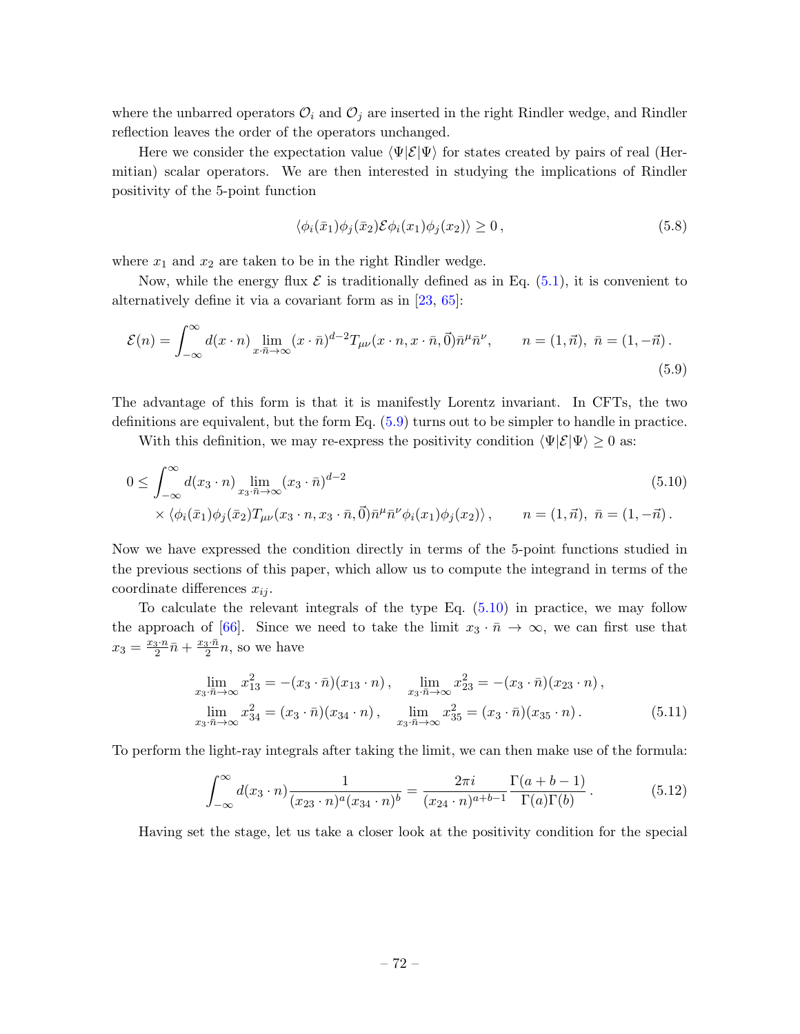where the unbarred operators $\mathcal{O}_i$ and $\mathcal{O}_j$ are inserted in the right Rindler wedge, and Rindler reflection leaves the order of the operators unchanged.

Here we consider the expectation value $\langle \Psi|\mathcal{E}|\Psi\rangle$ for states created by pairs of real (Hermitian) scalar operators. We are then interested in studying the implications of Rindler positivity of the 5-point function

$$\langle \phi_i(\bar{x}_1)\phi_j(\bar{x}_2)\mathcal{E}\phi_i(x_1)\phi_j(x_2)\rangle \geq 0\,, \tag{5.8}$$

where $x_1$ and $x_2$ are taken to be in the right Rindler wedge.

Now, while the energy flux $\mathcal{E}$ is traditionally defined as in Eq. (5.1), it is convenient to alternatively define it via a covariant form as in [23, 65]:

$$\mathcal{E}(n) = \int_{-\infty}^{\infty} d(x\cdot n) \lim_{x\cdot\bar{n}\to\infty} (x\cdot\bar{n})^{d-2} T_{\mu\nu}(x\cdot n, x\cdot\bar{n}, \vec{0})\bar{n}^{\mu}\bar{n}^{\nu}, \qquad n=(1,\vec{n}),\ \bar{n}=(1,-\vec{n})\,. \tag{5.9}$$

The advantage of this form is that it is manifestly Lorentz invariant. In CFTs, the two definitions are equivalent, but the form Eq. (5.9) turns out to be simpler to handle in practice.

With this definition, we may re-express the positivity condition $\langle\Psi|\mathcal{E}|\Psi\rangle \geq 0$ as:

$$\begin{aligned} 0 \leq & \int_{-\infty}^{\infty} d(x_3\cdot n) \lim_{x_3\cdot\bar{n}\to\infty}(x_3\cdot\bar{n})^{d-2} \\ & \times \langle \phi_i(\bar{x}_1)\phi_j(\bar{x}_2)T_{\mu\nu}(x_3\cdot n, x_3\cdot\bar{n},\vec{0})\bar{n}^{\mu}\bar{n}^{\nu}\phi_i(x_1)\phi_j(x_2)\rangle\,, \qquad n=(1,\vec{n}),\ \bar{n}=(1,-\vec{n})\,. \end{aligned} \tag{5.10}$$

Now we have expressed the condition directly in terms of the 5-point functions studied in the previous sections of this paper, which allow us to compute the integrand in terms of the coordinate differences $x_{ij}$.

To calculate the relevant integrals of the type Eq. (5.10) in practice, we may follow the approach of [66]. Since we need to take the limit $x_3\cdot\bar{n}\to\infty$, we can first use that $x_3 = \frac{x_3\cdot n}{2}\bar{n} + \frac{x_3\cdot\bar{n}}{2}n$, so we have

$$\begin{aligned} \lim_{x_3\cdot\bar{n}\to\infty} x_{13}^2 &= -(x_3\cdot\bar{n})(x_{13}\cdot n)\,, \qquad \lim_{x_3\cdot\bar{n}\to\infty} x_{23}^2 = -(x_3\cdot\bar{n})(x_{23}\cdot n)\,, \\ \lim_{x_3\cdot\bar{n}\to\infty} x_{34}^2 &= (x_3\cdot\bar{n})(x_{34}\cdot n)\,, \qquad \lim_{x_3\cdot\bar{n}\to\infty} x_{35}^2 = (x_3\cdot\bar{n})(x_{35}\cdot n)\,. \end{aligned} \tag{5.11}$$

To perform the light-ray integrals after taking the limit, we can then make use of the formula:

$$\int_{-\infty}^{\infty} d(x_3\cdot n)\frac{1}{(x_{23}\cdot n)^a (x_{34}\cdot n)^b} = \frac{2\pi i}{(x_{24}\cdot n)^{a+b-1}}\frac{\Gamma(a+b-1)}{\Gamma(a)\Gamma(b)}\,. \tag{5.12}$$

Having set the stage, let us take a closer look at the positivity condition for the special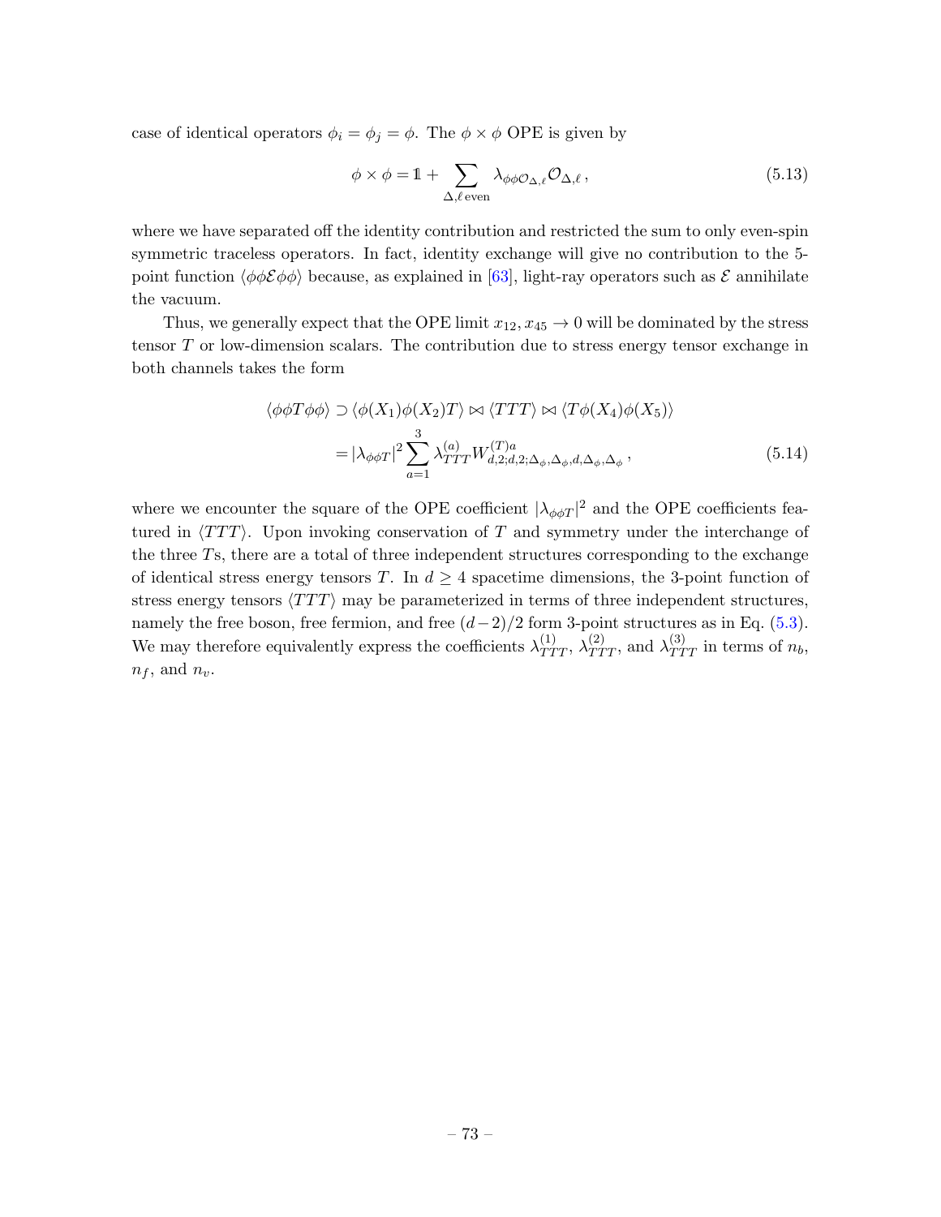case of identical operators $\phi_i = \phi_j = \phi$. The $\phi \times \phi$ OPE is given by

$$\phi \times \phi = \mathbb{1} + \sum_{\Delta, \ell \,\text{even}} \lambda_{\phi\phi\mathcal{O}_{\Delta,\ell}} \mathcal{O}_{\Delta,\ell}\,, \tag{5.13}$$

where we have separated off the identity contribution and restricted the sum to only even-spin symmetric traceless operators. In fact, identity exchange will give no contribution to the 5-point function $\langle \phi\phi\mathcal{E}\phi\phi\rangle$ because, as explained in [63], light-ray operators such as $\mathcal{E}$ annihilate the vacuum.

Thus, we generally expect that the OPE limit $x_{12}, x_{45} \to 0$ will be dominated by the stress tensor $T$ or low-dimension scalars. The contribution due to stress energy tensor exchange in both channels takes the form

$$\begin{aligned}
\langle \phi\phi T\phi\phi\rangle &\supset \langle \phi(X_1)\phi(X_2)T\rangle \bowtie \langle TTT\rangle \bowtie \langle T\phi(X_4)\phi(X_5)\rangle \\
&= |\lambda_{\phi\phi T}|^2 \sum_{a=1}^{3} \lambda_{TTT}^{(a)} W^{(T)a}_{d,2;d,2;\Delta_\phi,\Delta_\phi,d,\Delta_\phi,\Delta_\phi}\,,
\end{aligned} \tag{5.14}$$

where we encounter the square of the OPE coefficient $|\lambda_{\phi\phi T}|^2$ and the OPE coefficients featured in $\langle TTT\rangle$. Upon invoking conservation of $T$ and symmetry under the interchange of the three $T$s, there are a total of three independent structures corresponding to the exchange of identical stress energy tensors $T$. In $d \geq 4$ spacetime dimensions, the 3-point function of stress energy tensors $\langle TTT\rangle$ may be parameterized in terms of three independent structures, namely the free boson, free fermion, and free $(d-2)/2$ form 3-point structures as in Eq. (5.3). We may therefore equivalently express the coefficients $\lambda_{TTT}^{(1)}$, $\lambda_{TTT}^{(2)}$, and $\lambda_{TTT}^{(3)}$ in terms of $n_b$, $n_f$, and $n_v$.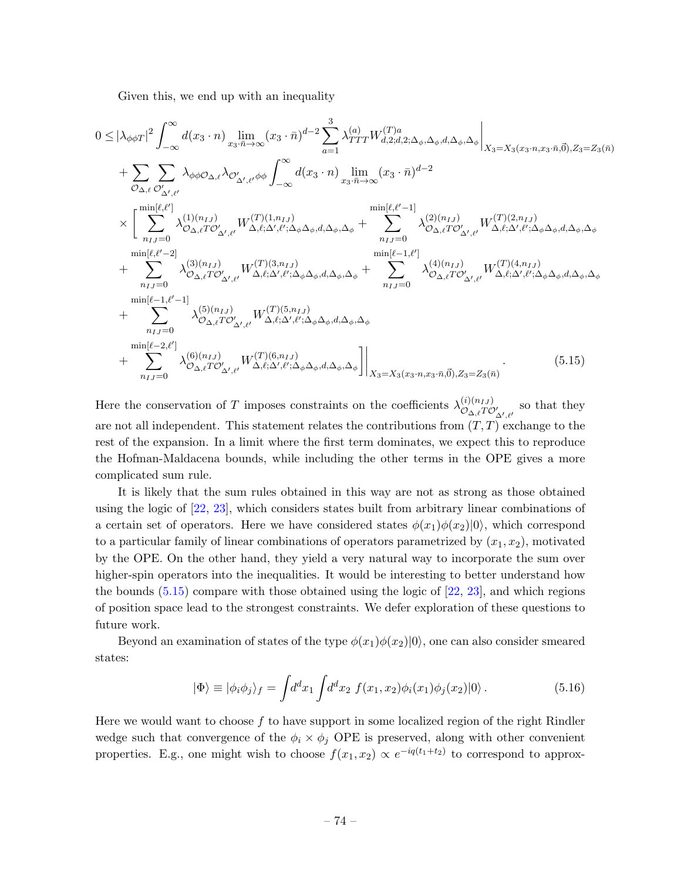Given this, we end up with an inequality

$$
\begin{aligned}
0 \leq\ & |\lambda_{\phi\phi T}|^2 \int_{-\infty}^{\infty} d(x_3\cdot n) \lim_{x_3\cdot\bar{n}\to\infty} (x_3\cdot\bar{n})^{d-2} \sum_{a=1}^{3} \lambda^{(a)}_{TTT} W^{(T)a}_{d,2;d,2;\Delta_\phi,\Delta_\phi,d,\Delta_\phi,\Delta_\phi}\Big|_{X_3=X_3(x_3\cdot n, x_3\cdot\bar{n},\vec{0}),Z_3=Z_3(\bar{n})} \\
&+ \sum_{\mathcal{O}_{\Delta,\ell}} \sum_{\mathcal{O}'_{\Delta',\ell'}} \lambda_{\phi\phi\mathcal{O}_{\Delta,\ell}} \lambda_{\mathcal{O}'_{\Delta',\ell'}\phi\phi} \int_{-\infty}^{\infty} d(x_3\cdot n) \lim_{x_3\cdot\bar{n}\to\infty} (x_3\cdot\bar{n})^{d-2} \\
&\times \Bigg[ \sum_{n_{IJ}=0}^{\min[\ell,\ell']} \lambda^{(1)(n_{IJ})}_{\mathcal{O}_{\Delta,\ell}T\mathcal{O}'_{\Delta',\ell'}} W^{(T)(1,n_{IJ})}_{\Delta,\ell;\Delta',\ell';\Delta_\phi\Delta_\phi,d,\Delta_\phi,\Delta_\phi} + \sum_{n_{IJ}=0}^{\min[\ell,\ell'-1]} \lambda^{(2)(n_{IJ})}_{\mathcal{O}_{\Delta,\ell}T\mathcal{O}'_{\Delta',\ell'}} W^{(T)(2,n_{IJ})}_{\Delta,\ell;\Delta',\ell';\Delta_\phi\Delta_\phi,d,\Delta_\phi,\Delta_\phi} \\
&+ \sum_{n_{IJ}=0}^{\min[\ell,\ell'-2]} \lambda^{(3)(n_{IJ})}_{\mathcal{O}_{\Delta,\ell}T\mathcal{O}'_{\Delta',\ell'}} W^{(T)(3,n_{IJ})}_{\Delta,\ell;\Delta',\ell';\Delta_\phi\Delta_\phi,d,\Delta_\phi,\Delta_\phi} + \sum_{n_{IJ}=0}^{\min[\ell-1,\ell']} \lambda^{(4)(n_{IJ})}_{\mathcal{O}_{\Delta,\ell}T\mathcal{O}'_{\Delta',\ell'}} W^{(T)(4,n_{IJ})}_{\Delta,\ell;\Delta',\ell';\Delta_\phi\Delta_\phi,d,\Delta_\phi,\Delta_\phi} \\
&+ \sum_{n_{IJ}=0}^{\min[\ell-1,\ell'-1]} \lambda^{(5)(n_{IJ})}_{\mathcal{O}_{\Delta,\ell}T\mathcal{O}'_{\Delta',\ell'}} W^{(T)(5,n_{IJ})}_{\Delta,\ell;\Delta',\ell';\Delta_\phi\Delta_\phi,d,\Delta_\phi,\Delta_\phi} \\
&+ \sum_{n_{IJ}=0}^{\min[\ell-2,\ell']} \lambda^{(6)(n_{IJ})}_{\mathcal{O}_{\Delta,\ell}T\mathcal{O}'_{\Delta',\ell'}} W^{(T)(6,n_{IJ})}_{\Delta,\ell;\Delta',\ell';\Delta_\phi\Delta_\phi,d,\Delta_\phi,\Delta_\phi} \Bigg]\Bigg|_{X_3=X_3(x_3\cdot n, x_3\cdot\bar{n},\vec{0}),Z_3=Z_3(\bar{n})} .
\end{aligned}
\tag{5.15}
$$

Here the conservation of $T$ imposes constraints on the coefficients $\lambda^{(i)(n_{IJ})}_{\mathcal{O}_{\Delta,\ell}T\mathcal{O}'_{\Delta',\ell'}}$ so that they are not all independent. This statement relates the contributions from $(T,T)$ exchange to the rest of the expansion. In a limit where the first term dominates, we expect this to reproduce the Hofman-Maldacena bounds, while including the other terms in the OPE gives a more complicated sum rule.

It is likely that the sum rules obtained in this way are not as strong as those obtained using the logic of [22, 23], which considers states built from arbitrary linear combinations of a certain set of operators. Here we have considered states $\phi(x_1)\phi(x_2)|0\rangle$, which correspond to a particular family of linear combinations of operators parametrized by $(x_1, x_2)$, motivated by the OPE. On the other hand, they yield a very natural way to incorporate the sum over higher-spin operators into the inequalities. It would be interesting to better understand how the bounds (5.15) compare with those obtained using the logic of [22, 23], and which regions of position space lead to the strongest constraints. We defer exploration of these questions to future work.

Beyond an examination of states of the type $\phi(x_1)\phi(x_2)|0\rangle$, one can also consider smeared states:

$$
|\Phi\rangle \equiv |\phi_i\phi_j\rangle_f = \int d^dx_1 \int d^dx_2\ f(x_1,x_2)\phi_i(x_1)\phi_j(x_2)|0\rangle\,. \tag{5.16}
$$

Here we would want to choose $f$ to have support in some localized region of the right Rindler wedge such that convergence of the $\phi_i \times \phi_j$ OPE is preserved, along with other convenient properties. E.g., one might wish to choose $f(x_1,x_2) \propto e^{-iq(t_1+t_2)}$ to correspond to approx-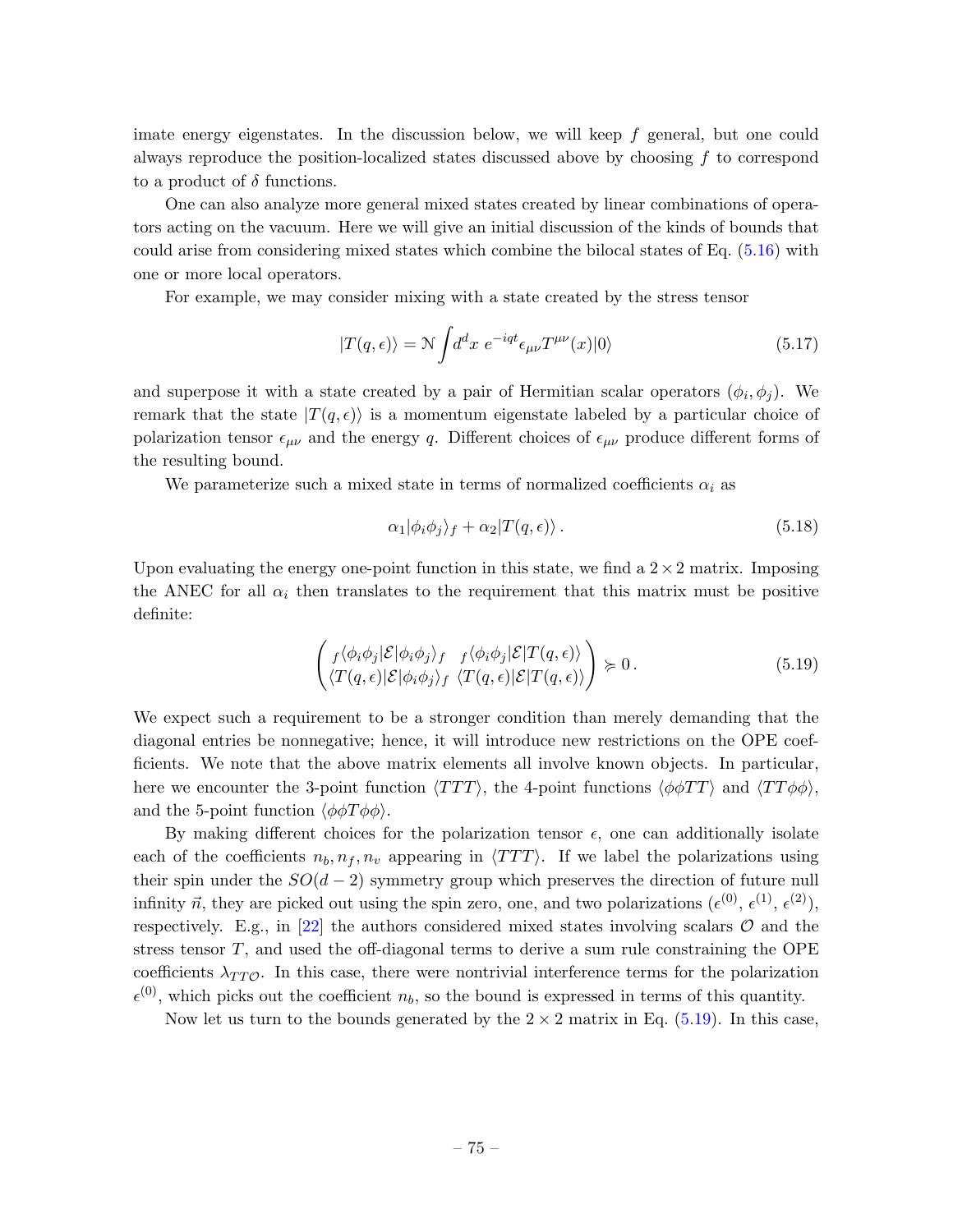imate energy eigenstates. In the discussion below, we will keep $f$ general, but one could always reproduce the position-localized states discussed above by choosing $f$ to correspond to a product of $\delta$ functions.

One can also analyze more general mixed states created by linear combinations of operators acting on the vacuum. Here we will give an initial discussion of the kinds of bounds that could arise from considering mixed states which combine the bilocal states of Eq. (5.16) with one or more local operators.

For example, we may consider mixing with a state created by the stress tensor

$$|T(q,\epsilon)\rangle = \mathcal{N} \int d^d x \; e^{-iqt} \epsilon_{\mu\nu} T^{\mu\nu}(x) |0\rangle \tag{5.17}$$

and superpose it with a state created by a pair of Hermitian scalar operators $(\phi_i, \phi_j)$. We remark that the state $|T(q,\epsilon)\rangle$ is a momentum eigenstate labeled by a particular choice of polarization tensor $\epsilon_{\mu\nu}$ and the energy $q$. Different choices of $\epsilon_{\mu\nu}$ produce different forms of the resulting bound.

We parameterize such a mixed state in terms of normalized coefficients $\alpha_i$ as

$$\alpha_1 |\phi_i \phi_j\rangle_f + \alpha_2 |T(q,\epsilon)\rangle \, . \tag{5.18}$$

Upon evaluating the energy one-point function in this state, we find a $2 \times 2$ matrix. Imposing the ANEC for all $\alpha_i$ then translates to the requirement that this matrix must be positive definite:

$$\begin{pmatrix} {}_f\langle \phi_i \phi_j | \mathcal{E} | \phi_i \phi_j \rangle_f & {}_f\langle \phi_i \phi_j | \mathcal{E} | T(q,\epsilon)\rangle \\ \langle T(q,\epsilon) | \mathcal{E} | \phi_i \phi_j \rangle_f & \langle T(q,\epsilon) | \mathcal{E} | T(q,\epsilon)\rangle \end{pmatrix} \succcurlyeq 0 \, . \tag{5.19}$$

We expect such a requirement to be a stronger condition than merely demanding that the diagonal entries be nonnegative; hence, it will introduce new restrictions on the OPE coefficients. We note that the above matrix elements all involve known objects. In particular, here we encounter the 3-point function $\langle TTT \rangle$, the 4-point functions $\langle \phi\phi TT \rangle$ and $\langle TT\phi\phi \rangle$, and the 5-point function $\langle \phi\phi T \phi\phi \rangle$.

By making different choices for the polarization tensor $\epsilon$, one can additionally isolate each of the coefficients $n_b, n_f, n_v$ appearing in $\langle TTT \rangle$. If we label the polarizations using their spin under the $SO(d-2)$ symmetry group which preserves the direction of future null infinity $\vec{n}$, they are picked out using the spin zero, one, and two polarizations ($\epsilon^{(0)}$, $\epsilon^{(1)}$, $\epsilon^{(2)}$), respectively. E.g., in [22] the authors considered mixed states involving scalars $\mathcal{O}$ and the stress tensor $T$, and used the off-diagonal terms to derive a sum rule constraining the OPE coefficients $\lambda_{TT\mathcal{O}}$. In this case, there were nontrivial interference terms for the polarization $\epsilon^{(0)}$, which picks out the coefficient $n_b$, so the bound is expressed in terms of this quantity.

Now let us turn to the bounds generated by the $2 \times 2$ matrix in Eq. (5.19). In this case,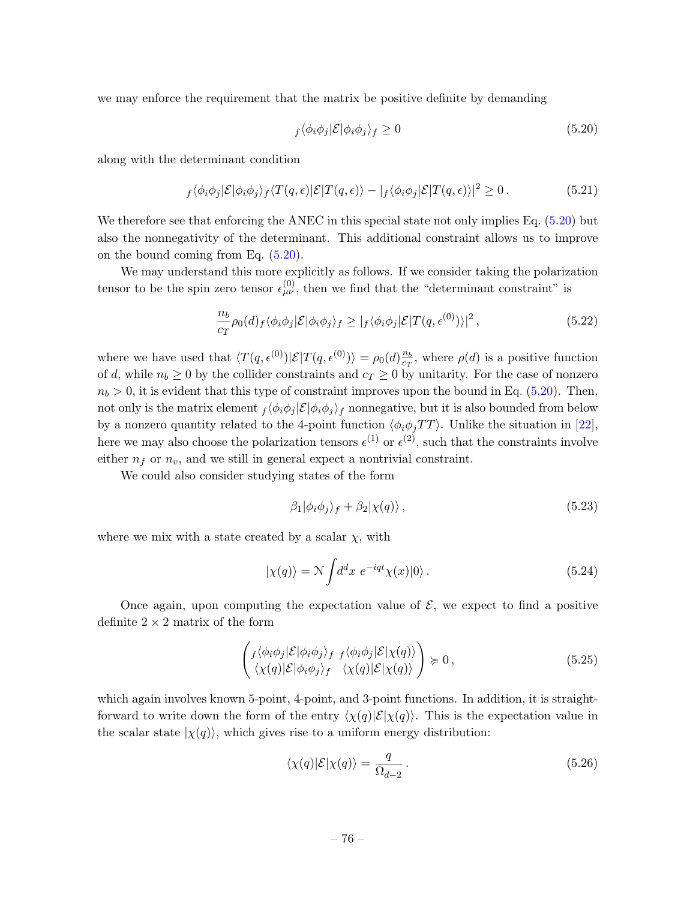we may enforce the requirement that the matrix be positive definite by demanding

$$
{}_f\langle \phi_i \phi_j | \mathcal{E} | \phi_i \phi_j \rangle_f \geq 0 \tag{5.20}
$$

along with the determinant condition

$$
{}_f\langle \phi_i \phi_j | \mathcal{E} | \phi_i \phi_j \rangle_f \langle T(q,\epsilon) | \mathcal{E} | T(q,\epsilon) \rangle - |{}_f\langle \phi_i \phi_j | \mathcal{E} | T(q,\epsilon) \rangle|^2 \geq 0 \,. \tag{5.21}
$$

We therefore see that enforcing the ANEC in this special state not only implies Eq. (5.20) but also the nonnegativity of the determinant. This additional constraint allows us to improve on the bound coming from Eq. (5.20).

We may understand this more explicitly as follows. If we consider taking the polarization tensor to be the spin zero tensor $\epsilon^{(0)}_{\mu\nu}$, then we find that the "determinant constraint" is

$$
\frac{n_b}{c_T} \rho_0(d) {}_f\langle \phi_i \phi_j | \mathcal{E} | \phi_i \phi_j \rangle_f \geq |{}_f\langle \phi_i \phi_j | \mathcal{E} | T(q, \epsilon^{(0)}) \rangle|^2 \,, \tag{5.22}
$$

where we have used that $\langle T(q,\epsilon^{(0)}) | \mathcal{E} | T(q,\epsilon^{(0)}) \rangle = \rho_0(d) \frac{n_b}{c_T}$, where $\rho(d)$ is a positive function of $d$, while $n_b \geq 0$ by the collider constraints and $c_T \geq 0$ by unitarity. For the case of nonzero $n_b > 0$, it is evident that this type of constraint improves upon the bound in Eq. (5.20). Then, not only is the matrix element ${}_f\langle \phi_i \phi_j | \mathcal{E} | \phi_i \phi_j \rangle_f$ nonnegative, but it is also bounded from below by a nonzero quantity related to the 4-point function $\langle \phi_i \phi_j T T \rangle$. Unlike the situation in [22], here we may also choose the polarization tensors $\epsilon^{(1)}$ or $\epsilon^{(2)}$, such that the constraints involve either $n_f$ or $n_v$, and we still in general expect a nontrivial constraint.

We could also consider studying states of the form

$$
\beta_1 | \phi_i \phi_j \rangle_f + \beta_2 | \chi(q) \rangle \,, \tag{5.23}
$$

where we mix with a state created by a scalar $\chi$, with

$$
| \chi(q) \rangle = \mathcal{N} \int d^d x \; e^{-iqt} \chi(x) | 0 \rangle \,. \tag{5.24}
$$

Once again, upon computing the expectation value of $\mathcal{E}$, we expect to find a positive definite $2 \times 2$ matrix of the form

$$
\begin{pmatrix} {}_f\langle \phi_i \phi_j | \mathcal{E} | \phi_i \phi_j \rangle_f & {}_f\langle \phi_i \phi_j | \mathcal{E} | \chi(q) \rangle \\ \langle \chi(q) | \mathcal{E} | \phi_i \phi_j \rangle_f & \langle \chi(q) | \mathcal{E} | \chi(q) \rangle \end{pmatrix} \succcurlyeq 0 \,, \tag{5.25}
$$

which again involves known 5-point, 4-point, and 3-point functions. In addition, it is straightforward to write down the form of the entry $\langle \chi(q) | \mathcal{E} | \chi(q) \rangle$. This is the expectation value in the scalar state $|\chi(q)\rangle$, which gives rise to a uniform energy distribution:

$$
\langle \chi(q) | \mathcal{E} | \chi(q) \rangle = \frac{q}{\Omega_{d-2}} \,. \tag{5.26}
$$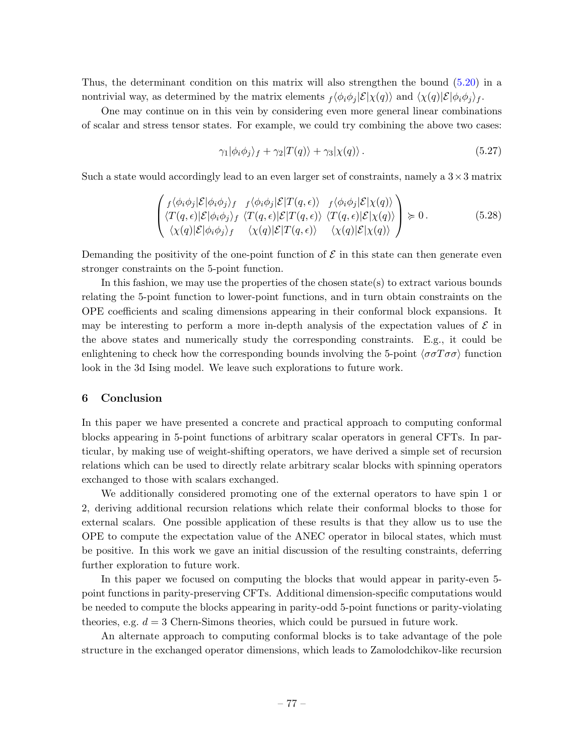Thus, the determinant condition on this matrix will also strengthen the bound (5.20) in a nontrivial way, as determined by the matrix elements ${}_f\langle\phi_i\phi_j|\mathcal{E}|\chi(q)\rangle$ and $\langle\chi(q)|\mathcal{E}|\phi_i\phi_j\rangle_f$.

One may continue on in this vein by considering even more general linear combinations of scalar and stress tensor states. For example, we could try combining the above two cases:

$$\gamma_1|\phi_i\phi_j\rangle_f + \gamma_2|T(q)\rangle + \gamma_3|\chi(q)\rangle\,. \tag{5.27}$$

Such a state would accordingly lead to an even larger set of constraints, namely a $3\times 3$ matrix

$$\begin{pmatrix} {}_f\langle\phi_i\phi_j|\mathcal{E}|\phi_i\phi_j\rangle_f & {}_f\langle\phi_i\phi_j|\mathcal{E}|T(q,\epsilon)\rangle & {}_f\langle\phi_i\phi_j|\mathcal{E}|\chi(q)\rangle \\ \langle T(q,\epsilon)|\mathcal{E}|\phi_i\phi_j\rangle_f & \langle T(q,\epsilon)|\mathcal{E}|T(q,\epsilon)\rangle & \langle T(q,\epsilon)|\mathcal{E}|\chi(q)\rangle \\ \langle\chi(q)|\mathcal{E}|\phi_i\phi_j\rangle_f & \langle\chi(q)|\mathcal{E}|T(q,\epsilon)\rangle & \langle\chi(q)|\mathcal{E}|\chi(q)\rangle \end{pmatrix} \succcurlyeq 0\,. \tag{5.28}$$

Demanding the positivity of the one-point function of $\mathcal{E}$ in this state can then generate even stronger constraints on the 5-point function.

In this fashion, we may use the properties of the chosen state(s) to extract various bounds relating the 5-point function to lower-point functions, and in turn obtain constraints on the OPE coefficients and scaling dimensions appearing in their conformal block expansions. It may be interesting to perform a more in-depth analysis of the expectation values of $\mathcal{E}$ in the above states and numerically study the corresponding constraints. E.g., it could be enlightening to check how the corresponding bounds involving the 5-point $\langle\sigma\sigma T\sigma\sigma\rangle$ function look in the 3d Ising model. We leave such explorations to future work.

## 6 Conclusion

In this paper we have presented a concrete and practical approach to computing conformal blocks appearing in 5-point functions of arbitrary scalar operators in general CFTs. In particular, by making use of weight-shifting operators, we have derived a simple set of recursion relations which can be used to directly relate arbitrary scalar blocks with spinning operators exchanged to those with scalars exchanged.

We additionally considered promoting one of the external operators to have spin 1 or 2, deriving additional recursion relations which relate their conformal blocks to those for external scalars. One possible application of these results is that they allow us to use the OPE to compute the expectation value of the ANEC operator in bilocal states, which must be positive. In this work we gave an initial discussion of the resulting constraints, deferring further exploration to future work.

In this paper we focused on computing the blocks that would appear in parity-even 5-point functions in parity-preserving CFTs. Additional dimension-specific computations would be needed to compute the blocks appearing in parity-odd 5-point functions or parity-violating theories, e.g. $d = 3$ Chern-Simons theories, which could be pursued in future work.

An alternate approach to computing conformal blocks is to take advantage of the pole structure in the exchanged operator dimensions, which leads to Zamolodchikov-like recursion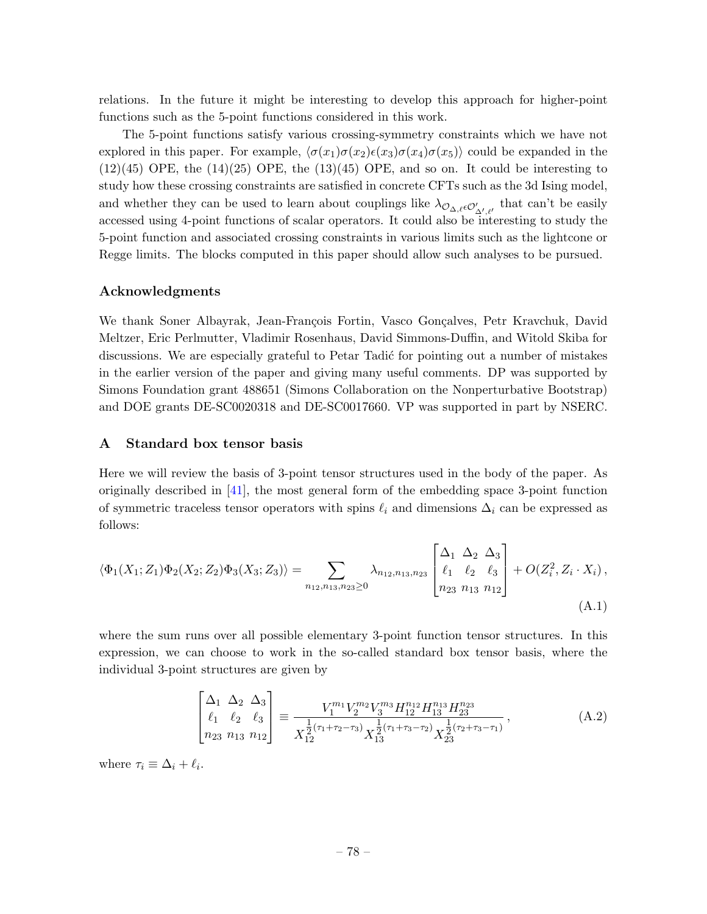relations. In the future it might be interesting to develop this approach for higher-point functions such as the 5-point functions considered in this work.

The 5-point functions satisfy various crossing-symmetry constraints which we have not explored in this paper. For example, $\langle\sigma(x_1)\sigma(x_2)\epsilon(x_3)\sigma(x_4)\sigma(x_5)\rangle$ could be expanded in the (12)(45) OPE, the (14)(25) OPE, the (13)(45) OPE, and so on. It could be interesting to study how these crossing constraints are satisfied in concrete CFTs such as the 3d Ising model, and whether they can be used to learn about couplings like $\lambda_{\mathcal{O}_{\Delta,\ell}\epsilon\mathcal{O}'_{\Delta',\ell'}}$ that can't be easily accessed using 4-point functions of scalar operators. It could also be interesting to study the 5-point function and associated crossing constraints in various limits such as the lightcone or Regge limits. The blocks computed in this paper should allow such analyses to be pursued.

### Acknowledgments

We thank Soner Albayrak, Jean-François Fortin, Vasco Gonçalves, Petr Kravchuk, David Meltzer, Eric Perlmutter, Vladimir Rosenhaus, David Simmons-Duffin, and Witold Skiba for discussions. We are especially grateful to Petar Tadić for pointing out a number of mistakes in the earlier version of the paper and giving many useful comments. DP was supported by Simons Foundation grant 488651 (Simons Collaboration on the Nonperturbative Bootstrap) and DOE grants DE-SC0020318 and DE-SC0017660. VP was supported in part by NSERC.

## A Standard box tensor basis

Here we will review the basis of 3-point tensor structures used in the body of the paper. As originally described in [41], the most general form of the embedding space 3-point function of symmetric traceless tensor operators with spins $\ell_i$ and dimensions $\Delta_i$ can be expressed as follows:

$$\langle\Phi_1(X_1;Z_1)\Phi_2(X_2;Z_2)\Phi_3(X_3;Z_3)\rangle = \sum_{n_{12},n_{13},n_{23}\geq 0} \lambda_{n_{12},n_{13},n_{23}} \begin{bmatrix} \Delta_1 & \Delta_2 & \Delta_3 \\ \ell_1 & \ell_2 & \ell_3 \\ n_{23} & n_{13} & n_{12} \end{bmatrix} + O(Z_i^2, Z_i\cdot X_i)\,, \tag{A.1}$$

where the sum runs over all possible elementary 3-point function tensor structures. In this expression, we can choose to work in the so-called standard box tensor basis, where the individual 3-point structures are given by

$$\begin{bmatrix} \Delta_1 & \Delta_2 & \Delta_3 \\ \ell_1 & \ell_2 & \ell_3 \\ n_{23} & n_{13} & n_{12} \end{bmatrix} \equiv \frac{V_1^{m_1}V_2^{m_2}V_3^{m_3}H_{12}^{n_{12}}H_{13}^{n_{13}}H_{23}^{n_{23}}}{X_{12}^{\frac{1}{2}(\tau_1+\tau_2-\tau_3)}X_{13}^{\frac{1}{2}(\tau_1+\tau_3-\tau_2)}X_{23}^{\frac{1}{2}(\tau_2+\tau_3-\tau_1)}}\,, \tag{A.2}$$

where $\tau_i \equiv \Delta_i + \ell_i$.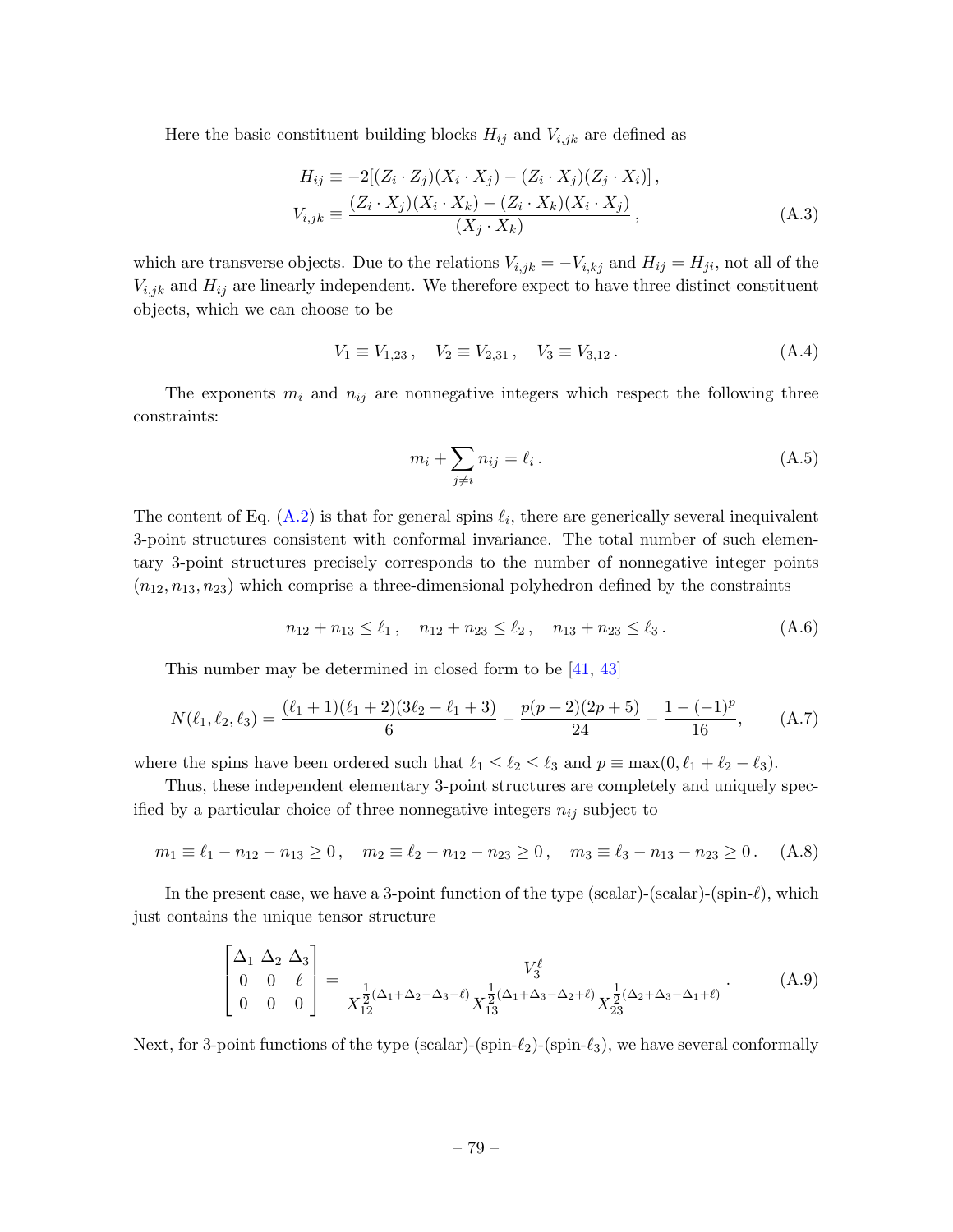Here the basic constituent building blocks $H_{ij}$ and $V_{i,jk}$ are defined as

$$
\begin{aligned}
H_{ij} &\equiv -2[(Z_i \cdot Z_j)(X_i \cdot X_j) - (Z_i \cdot X_j)(Z_j \cdot X_i)]\,, \\
V_{i,jk} &\equiv \frac{(Z_i \cdot X_j)(X_i \cdot X_k) - (Z_i \cdot X_k)(X_i \cdot X_j)}{(X_j \cdot X_k)}\,,
\end{aligned} \tag{A.3}
$$

which are transverse objects. Due to the relations $V_{i,jk} = -V_{i,kj}$ and $H_{ij} = H_{ji}$, not all of the $V_{i,jk}$ and $H_{ij}$ are linearly independent. We therefore expect to have three distinct constituent objects, which we can choose to be

$$
V_1 \equiv V_{1,23}\,, \quad V_2 \equiv V_{2,31}\,, \quad V_3 \equiv V_{3,12}\,. \tag{A.4}
$$

The exponents $m_i$ and $n_{ij}$ are nonnegative integers which respect the following three constraints:

$$
m_i + \sum_{j \neq i} n_{ij} = \ell_i\,. \tag{A.5}
$$

The content of Eq. (A.2) is that for general spins $\ell_i$, there are generically several inequivalent 3-point structures consistent with conformal invariance. The total number of such elementary 3-point structures precisely corresponds to the number of nonnegative integer points $(n_{12}, n_{13}, n_{23})$ which comprise a three-dimensional polyhedron defined by the constraints

$$
n_{12} + n_{13} \leq \ell_1\,, \quad n_{12} + n_{23} \leq \ell_2\,, \quad n_{13} + n_{23} \leq \ell_3\,. \tag{A.6}
$$

This number may be determined in closed form to be [41, 43]

$$
N(\ell_1, \ell_2, \ell_3) = \frac{(\ell_1 + 1)(\ell_1 + 2)(3\ell_2 - \ell_1 + 3)}{6} - \frac{p(p+2)(2p+5)}{24} - \frac{1 - (-1)^p}{16}, \tag{A.7}
$$

where the spins have been ordered such that $\ell_1 \leq \ell_2 \leq \ell_3$ and $p \equiv \max(0, \ell_1 + \ell_2 - \ell_3)$.

Thus, these independent elementary 3-point structures are completely and uniquely specified by a particular choice of three nonnegative integers $n_{ij}$ subject to

$$
m_1 \equiv \ell_1 - n_{12} - n_{13} \geq 0\,, \quad m_2 \equiv \ell_2 - n_{12} - n_{23} \geq 0\,, \quad m_3 \equiv \ell_3 - n_{13} - n_{23} \geq 0\,. \tag{A.8}
$$

In the present case, we have a 3-point function of the type (scalar)-(scalar)-(spin-$\ell$), which just contains the unique tensor structure

$$
\begin{bmatrix} \Delta_1 & \Delta_2 & \Delta_3 \\ 0 & 0 & \ell \\ 0 & 0 & 0 \end{bmatrix} = \frac{V_3^\ell}{X_{12}^{\frac{1}{2}(\Delta_1 + \Delta_2 - \Delta_3 - \ell)} X_{13}^{\frac{1}{2}(\Delta_1 + \Delta_3 - \Delta_2 + \ell)} X_{23}^{\frac{1}{2}(\Delta_2 + \Delta_3 - \Delta_1 + \ell)}}\,. \tag{A.9}
$$

Next, for 3-point functions of the type (scalar)-(spin-$\ell_2$)-(spin-$\ell_3$), we have several conformally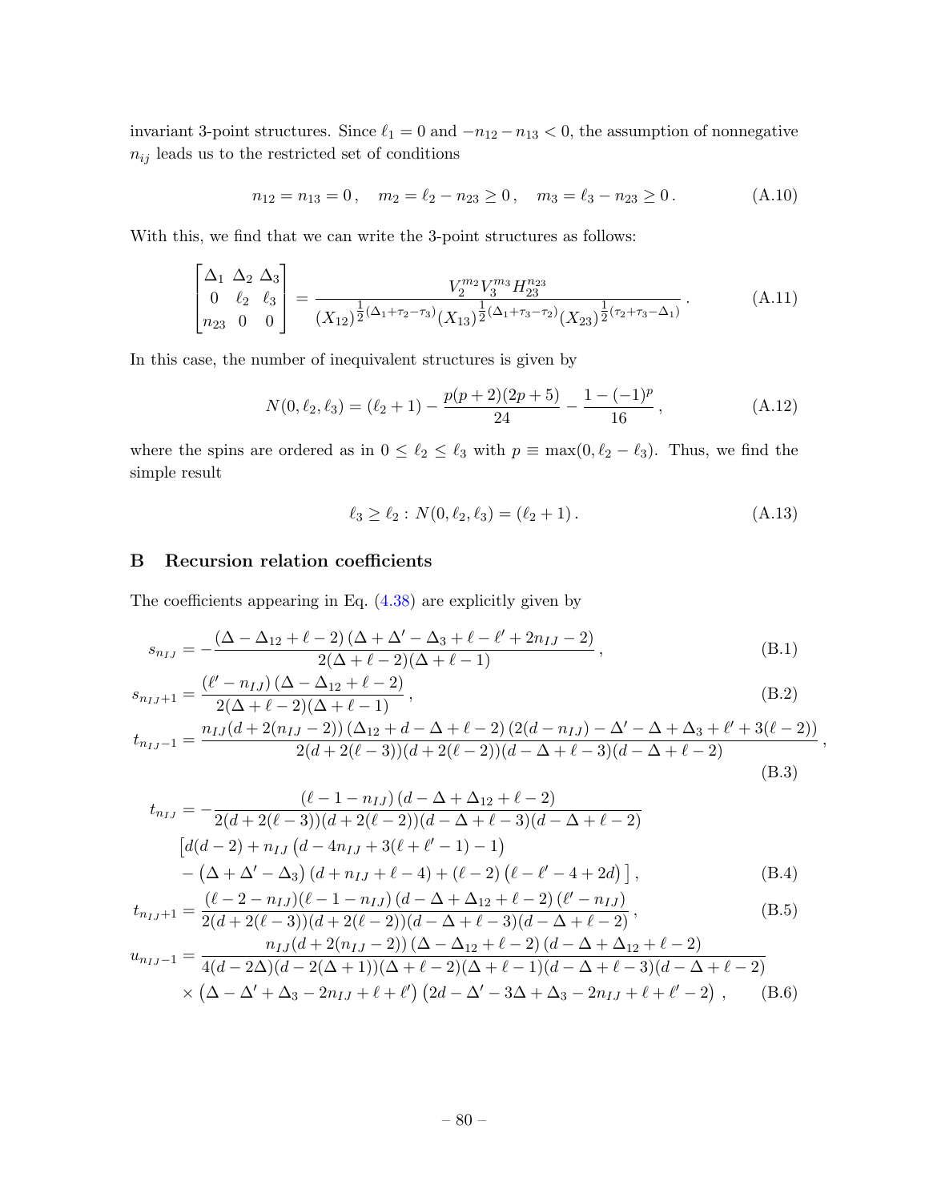invariant 3-point structures. Since $\ell_1 = 0$ and $-n_{12} - n_{13} < 0$, the assumption of nonnegative $n_{ij}$ leads us to the restricted set of conditions

$$n_{12} = n_{13} = 0\,, \quad m_2 = \ell_2 - n_{23} \geq 0\,, \quad m_3 = \ell_3 - n_{23} \geq 0\,. \tag{A.10}$$

With this, we find that we can write the 3-point structures as follows:

$$\begin{bmatrix} \Delta_1 & \Delta_2 & \Delta_3 \\ 0 & \ell_2 & \ell_3 \\ n_{23} & 0 & 0 \end{bmatrix} = \frac{V_2^{m_2} V_3^{m_3} H_{23}^{n_{23}}}{(X_{12})^{\frac{1}{2}(\Delta_1+\tau_2-\tau_3)}(X_{13})^{\frac{1}{2}(\Delta_1+\tau_3-\tau_2)}(X_{23})^{\frac{1}{2}(\tau_2+\tau_3-\Delta_1)}}\,. \tag{A.11}$$

In this case, the number of inequivalent structures is given by

$$N(0,\ell_2,\ell_3) = (\ell_2+1) - \frac{p(p+2)(2p+5)}{24} - \frac{1-(-1)^p}{16}\,, \tag{A.12}$$

where the spins are ordered as in $0 \leq \ell_2 \leq \ell_3$ with $p \equiv \max(0, \ell_2 - \ell_3)$. Thus, we find the simple result

$$\ell_3 \geq \ell_2 : N(0,\ell_2,\ell_3) = (\ell_2+1)\,. \tag{A.13}$$

## B Recursion relation coefficients

The coefficients appearing in Eq. (4.38) are explicitly given by

$$s_{n_{IJ}} = -\frac{(\Delta - \Delta_{12} + \ell - 2)\,(\Delta + \Delta' - \Delta_3 + \ell - \ell' + 2n_{IJ} - 2)}{2(\Delta+\ell-2)(\Delta+\ell-1)}\,, \tag{B.1}$$

$$s_{n_{IJ}+1} = \frac{(\ell' - n_{IJ})\,(\Delta - \Delta_{12} + \ell - 2)}{2(\Delta+\ell-2)(\Delta+\ell-1)}\,, \tag{B.2}$$

$$t_{n_{IJ}-1} = \frac{n_{IJ}(d+2(n_{IJ}-2))\,(\Delta_{12}+d-\Delta+\ell-2)\,(2(d-n_{IJ})-\Delta'-\Delta+\Delta_3+\ell'+3(\ell-2))}{2(d+2(\ell-3))(d+2(\ell-2))(d-\Delta+\ell-3)(d-\Delta+\ell-2)}\,, \tag{B.3}$$

$$\begin{aligned} t_{n_{IJ}} = &-\frac{(\ell-1-n_{IJ})\,(d-\Delta+\Delta_{12}+\ell-2)}{2(d+2(\ell-3))(d+2(\ell-2))(d-\Delta+\ell-3)(d-\Delta+\ell-2)} \\ &\big[d(d-2) + n_{IJ}\left(d - 4n_{IJ} + 3(\ell+\ell'-1) - 1\right) \\ &- \left(\Delta+\Delta'-\Delta_3\right)(d+n_{IJ}+\ell-4) + (\ell-2)\left(\ell-\ell'-4+2d\right)\big]\,, \end{aligned} \tag{B.4}$$

$$t_{n_{IJ}+1} = \frac{(\ell-2-n_{IJ})(\ell-1-n_{IJ})\,(d-\Delta+\Delta_{12}+\ell-2)\,(\ell'-n_{IJ})}{2(d+2(\ell-3))(d+2(\ell-2))(d-\Delta+\ell-3)(d-\Delta+\ell-2)}\,, \tag{B.5}$$

$$\begin{aligned} u_{n_{IJ}-1} = &\frac{n_{IJ}(d+2(n_{IJ}-2))\,(\Delta-\Delta_{12}+\ell-2)\,(d-\Delta+\Delta_{12}+\ell-2)}{4(d-2\Delta)(d-2(\Delta+1))(\Delta+\ell-2)(\Delta+\ell-1)(d-\Delta+\ell-3)(d-\Delta+\ell-2)} \\ &\times \left(\Delta-\Delta'+\Delta_3-2n_{IJ}+\ell+\ell'\right)\left(2d-\Delta'-3\Delta+\Delta_3-2n_{IJ}+\ell+\ell'-2\right)\,, \end{aligned} \tag{B.6}$$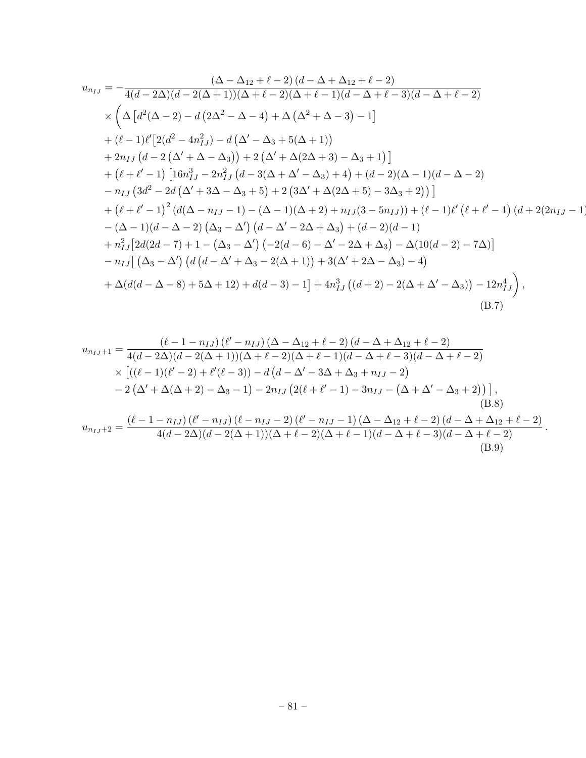$$
\begin{aligned}
u_{n_{IJ}} = &-\frac{\left(\Delta-\Delta_{12}+\ell-2\right)\left(d-\Delta+\Delta_{12}+\ell-2\right)}{4(d-2\Delta)(d-2(\Delta+1))(\Delta+\ell-2)(\Delta+\ell-1)(d-\Delta+\ell-3)(d-\Delta+\ell-2)} \\
&\times\Bigg(\Delta\left[d^2(\Delta-2)-d\left(2\Delta^2-\Delta-4\right)+\Delta\left(\Delta^2+\Delta-3\right)-1\right] \\
&+(\ell-1)\ell'\big[2(d^2-4n_{IJ}^2)-d\left(\Delta'-\Delta_3+5(\Delta+1)\right) \\
&+2n_{IJ}\left(d-2\left(\Delta'+\Delta-\Delta_3\right)\right)+2\left(\Delta'+\Delta(2\Delta+3)-\Delta_3+1\right)\big] \\
&+\left(\ell+\ell'-1\right)\left[16n_{IJ}^3-2n_{IJ}^2\left(d-3(\Delta+\Delta'-\Delta_3)+4\right)+(d-2)(\Delta-1)(d-\Delta-2)\right. \\
&\left.-n_{IJ}\left(3d^2-2d\left(\Delta'+3\Delta-\Delta_3+5\right)+2\left(3\Delta'+\Delta(2\Delta+5)-3\Delta_3+2\right)\right)\right] \\
&+\left(\ell+\ell'-1\right)^2\left(d(\Delta-n_{IJ}-1)-(\Delta-1)(\Delta+2)+n_{IJ}(3-5n_{IJ})\right)+(\ell-1)\ell'\left(\ell+\ell'-1\right)(d+2(2n_{IJ}-1) \\
&-(\Delta-1)(d-\Delta-2)\left(\Delta_3-\Delta'\right)\left(d-\Delta'-2\Delta+\Delta_3\right)+(d-2)(d-1) \\
&+n_{IJ}^2\big[2d(2d-7)+1-\left(\Delta_3-\Delta'\right)\left(-2(d-6)-\Delta'-2\Delta+\Delta_3\right)-\Delta(10(d-2)-7\Delta)\big] \\
&-n_{IJ}\big[\left(\Delta_3-\Delta'\right)\left(d\left(d-\Delta'+\Delta_3-2(\Delta+1)\right)+3(\Delta'+2\Delta-\Delta_3)-4\right) \\
&+\Delta(d(d-\Delta-8)+5\Delta+12)+d(d-3)-1\big]+4n_{IJ}^3\left((d+2)-2(\Delta+\Delta'-\Delta_3)\right)-12n_{IJ}^4\Bigg),
\end{aligned}
\tag{B.7}
$$

$$
\begin{aligned}
u_{n_{IJ}+1} = &\frac{\left(\ell-1-n_{IJ}\right)\left(\ell'-n_{IJ}\right)\left(\Delta-\Delta_{12}+\ell-2\right)\left(d-\Delta+\Delta_{12}+\ell-2\right)}{4(d-2\Delta)(d-2(\Delta+1))(\Delta+\ell-2)(\Delta+\ell-1)(d-\Delta+\ell-3)(d-\Delta+\ell-2)} \\
&\times\big[((\ell-1)(\ell'-2)+\ell'(\ell-3))-d\left(d-\Delta'-3\Delta+\Delta_3+n_{IJ}-2\right) \\
&-2\left(\Delta'+\Delta(\Delta+2)-\Delta_3-1\right)-2n_{IJ}\left(2(\ell+\ell'-1)-3n_{IJ}-\left(\Delta+\Delta'-\Delta_3+2\right)\right)\big],
\end{aligned}
\tag{B.8}
$$

$$
u_{n_{IJ}+2} = \frac{\left(\ell-1-n_{IJ}\right)\left(\ell'-n_{IJ}\right)\left(\ell-n_{IJ}-2\right)\left(\ell'-n_{IJ}-1\right)\left(\Delta-\Delta_{12}+\ell-2\right)\left(d-\Delta+\Delta_{12}+\ell-2\right)}{4(d-2\Delta)(d-2(\Delta+1))(\Delta+\ell-2)(\Delta+\ell-1)(d-\Delta+\ell-3)(d-\Delta+\ell-2)}.
\tag{B.9}
$$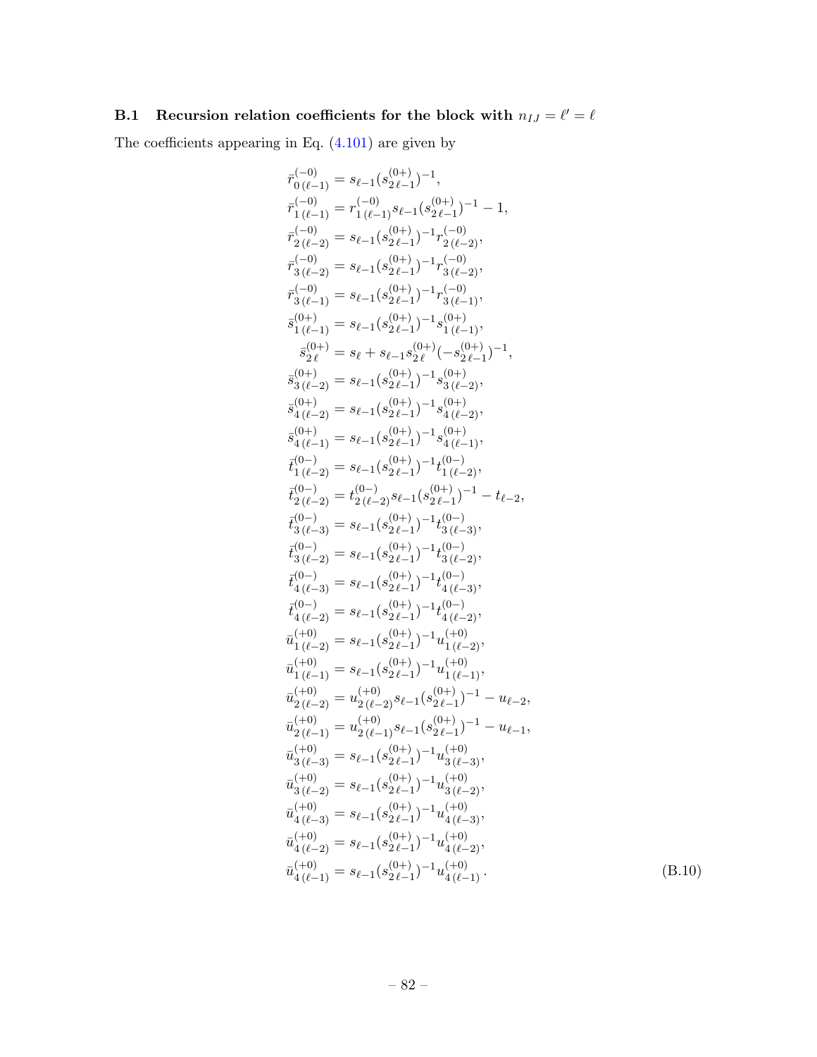### B.1 Recursion relation coefficients for the block with $n_{IJ} = \ell' = \ell$

The coefficients appearing in Eq. (4.101) are given by

$$
\begin{aligned}
\bar{r}^{(-0)}_{0\,(\ell-1)} &= s_{\ell-1}(s^{(0+)}_{2\,\ell-1})^{-1}, \\
\bar{r}^{(-0)}_{1\,(\ell-1)} &= r^{(-0)}_{1\,(\ell-1)} s_{\ell-1}(s^{(0+)}_{2\,\ell-1})^{-1} - 1, \\
\bar{r}^{(-0)}_{2\,(\ell-2)} &= s_{\ell-1}(s^{(0+)}_{2\,\ell-1})^{-1} r^{(-0)}_{2\,(\ell-2)}, \\
\bar{r}^{(-0)}_{3\,(\ell-2)} &= s_{\ell-1}(s^{(0+)}_{2\,\ell-1})^{-1} r^{(-0)}_{3\,(\ell-2)}, \\
\bar{r}^{(-0)}_{3\,(\ell-1)} &= s_{\ell-1}(s^{(0+)}_{2\,\ell-1})^{-1} r^{(-0)}_{3\,(\ell-1)}, \\
\bar{s}^{(0+)}_{1\,(\ell-1)} &= s_{\ell-1}(s^{(0+)}_{2\,\ell-1})^{-1} s^{(0+)}_{1\,(\ell-1)}, \\
\bar{s}^{(0+)}_{2\,\ell} &= s_{\ell} + s_{\ell-1} s^{(0+)}_{2\,\ell}(-s^{(0+)}_{2\,\ell-1})^{-1}, \\
\bar{s}^{(0+)}_{3\,(\ell-2)} &= s_{\ell-1}(s^{(0+)}_{2\,\ell-1})^{-1} s^{(0+)}_{3\,(\ell-2)}, \\
\bar{s}^{(0+)}_{4\,(\ell-2)} &= s_{\ell-1}(s^{(0+)}_{2\,\ell-1})^{-1} s^{(0+)}_{4\,(\ell-2)}, \\
\bar{s}^{(0+)}_{4\,(\ell-1)} &= s_{\ell-1}(s^{(0+)}_{2\,\ell-1})^{-1} s^{(0+)}_{4\,(\ell-1)}, \\
\bar{t}^{(0-)}_{1\,(\ell-2)} &= s_{\ell-1}(s^{(0+)}_{2\,\ell-1})^{-1} t^{(0-)}_{1\,(\ell-2)}, \\
\bar{t}^{(0-)}_{2\,(\ell-2)} &= t^{(0-)}_{2\,(\ell-2)} s_{\ell-1}(s^{(0+)}_{2\,\ell-1})^{-1} - t_{\ell-2}, \\
\bar{t}^{(0-)}_{3\,(\ell-3)} &= s_{\ell-1}(s^{(0+)}_{2\,\ell-1})^{-1} t^{(0-)}_{3\,(\ell-3)}, \\
\bar{t}^{(0-)}_{3\,(\ell-2)} &= s_{\ell-1}(s^{(0+)}_{2\,\ell-1})^{-1} t^{(0-)}_{3\,(\ell-2)}, \\
\bar{t}^{(0-)}_{4\,(\ell-3)} &= s_{\ell-1}(s^{(0+)}_{2\,\ell-1})^{-1} t^{(0-)}_{4\,(\ell-3)}, \\
\bar{t}^{(0-)}_{4\,(\ell-2)} &= s_{\ell-1}(s^{(0+)}_{2\,\ell-1})^{-1} t^{(0-)}_{4\,(\ell-2)}, \\
\bar{u}^{(+0)}_{1\,(\ell-2)} &= s_{\ell-1}(s^{(0+)}_{2\,\ell-1})^{-1} u^{(+0)}_{1\,(\ell-2)}, \\
\bar{u}^{(+0)}_{1\,(\ell-1)} &= s_{\ell-1}(s^{(0+)}_{2\,\ell-1})^{-1} u^{(+0)}_{1\,(\ell-1)}, \\
\bar{u}^{(+0)}_{2\,(\ell-2)} &= u^{(+0)}_{2\,(\ell-2)} s_{\ell-1}(s^{(0+)}_{2\,\ell-1})^{-1} - u_{\ell-2}, \\
\bar{u}^{(+0)}_{2\,(\ell-1)} &= u^{(+0)}_{2\,(\ell-1)} s_{\ell-1}(s^{(0+)}_{2\,\ell-1})^{-1} - u_{\ell-1}, \\
\bar{u}^{(+0)}_{3\,(\ell-3)} &= s_{\ell-1}(s^{(0+)}_{2\,\ell-1})^{-1} u^{(+0)}_{3\,(\ell-3)}, \\
\bar{u}^{(+0)}_{3\,(\ell-2)} &= s_{\ell-1}(s^{(0+)}_{2\,\ell-1})^{-1} u^{(+0)}_{3\,(\ell-2)}, \\
\bar{u}^{(+0)}_{4\,(\ell-3)} &= s_{\ell-1}(s^{(0+)}_{2\,\ell-1})^{-1} u^{(+0)}_{4\,(\ell-3)}, \\
\bar{u}^{(+0)}_{4\,(\ell-2)} &= s_{\ell-1}(s^{(0+)}_{2\,\ell-1})^{-1} u^{(+0)}_{4\,(\ell-2)}, \\
\bar{u}^{(+0)}_{4\,(\ell-1)} &= s_{\ell-1}(s^{(0+)}_{2\,\ell-1})^{-1} u^{(+0)}_{4\,(\ell-1)}\,.
\end{aligned}
\tag{B.10}
$$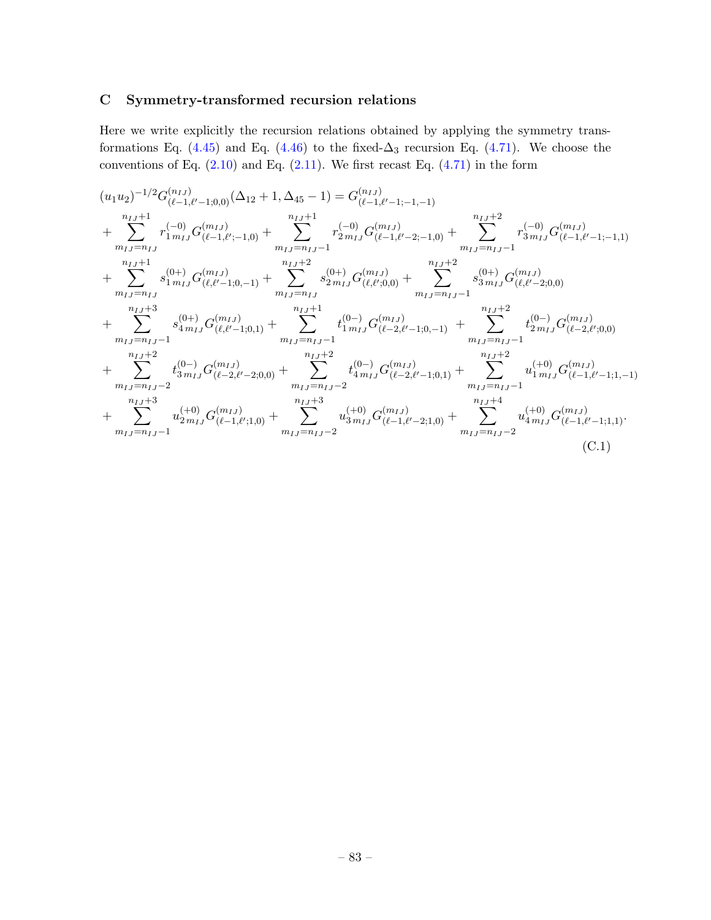## C Symmetry-transformed recursion relations

Here we write explicitly the recursion relations obtained by applying the symmetry transformations Eq. (4.45) and Eq. (4.46) to the fixed-$\Delta_3$ recursion Eq. (4.71). We choose the conventions of Eq. (2.10) and Eq. (2.11). We first recast Eq. (4.71) in the form

$$
\begin{aligned}
&(u_1u_2)^{-1/2}G^{(n_{IJ})}_{(\ell-1,\ell'-1;0,0)}(\Delta_{12}+1,\Delta_{45}-1) = G^{(n_{IJ})}_{(\ell-1,\ell'-1;-1,-1)}\\
&+\sum_{m_{IJ}=n_{IJ}}^{n_{IJ}+1} r^{(-0)}_{1\,m_{IJ}}G^{(m_{IJ})}_{(\ell-1,\ell';-1,0)} + \sum_{m_{IJ}=n_{IJ}-1}^{n_{IJ}+1} r^{(-0)}_{2\,m_{IJ}}G^{(m_{IJ})}_{(\ell-1,\ell'-2;-1,0)} + \sum_{m_{IJ}=n_{IJ}-1}^{n_{IJ}+2} r^{(-0)}_{3\,m_{IJ}}G^{(m_{IJ})}_{(\ell-1,\ell'-1;-1,1)}\\
&+\sum_{m_{IJ}=n_{IJ}}^{n_{IJ}+1} s^{(0+)}_{1\,m_{IJ}}G^{(m_{IJ})}_{(\ell,\ell'-1;0,-1)} + \sum_{m_{IJ}=n_{IJ}}^{n_{IJ}+2} s^{(0+)}_{2\,m_{IJ}}G^{(m_{IJ})}_{(\ell,\ell';0,0)} + \sum_{m_{IJ}=n_{IJ}-1}^{n_{IJ}+2} s^{(0+)}_{3\,m_{IJ}}G^{(m_{IJ})}_{(\ell,\ell'-2;0,0)}\\
&+\sum_{m_{IJ}=n_{IJ}-1}^{n_{IJ}+3} s^{(0+)}_{4\,m_{IJ}}G^{(m_{IJ})}_{(\ell,\ell'-1;0,1)} + \sum_{m_{IJ}=n_{IJ}-1}^{n_{IJ}+1} t^{(0-)}_{1\,m_{IJ}}G^{(m_{IJ})}_{(\ell-2,\ell'-1;0,-1)} + \sum_{m_{IJ}=n_{IJ}-1}^{n_{IJ}+2} t^{(0-)}_{2\,m_{IJ}}G^{(m_{IJ})}_{(\ell-2,\ell';0,0)}\\
&+\sum_{m_{IJ}=n_{IJ}-2}^{n_{IJ}+2} t^{(0-)}_{3\,m_{IJ}}G^{(m_{IJ})}_{(\ell-2,\ell'-2;0,0)} + \sum_{m_{IJ}=n_{IJ}-2}^{n_{IJ}+2} t^{(0-)}_{4\,m_{IJ}}G^{(m_{IJ})}_{(\ell-2,\ell'-1;0,1)} + \sum_{m_{IJ}=n_{IJ}-1}^{n_{IJ}+2} u^{(+0)}_{1\,m_{IJ}}G^{(m_{IJ})}_{(\ell-1,\ell'-1;1,-1)}\\
&+\sum_{m_{IJ}=n_{IJ}-1}^{n_{IJ}+3} u^{(+0)}_{2\,m_{IJ}}G^{(m_{IJ})}_{(\ell-1,\ell';1,0)} + \sum_{m_{IJ}=n_{IJ}-2}^{n_{IJ}+3} u^{(+0)}_{3\,m_{IJ}}G^{(m_{IJ})}_{(\ell-1,\ell'-2;1,0)} + \sum_{m_{IJ}=n_{IJ}-2}^{n_{IJ}+4} u^{(+0)}_{4\,m_{IJ}}G^{(m_{IJ})}_{(\ell-1,\ell'-1;1,1)}.
\end{aligned}
\tag{C.1}
$$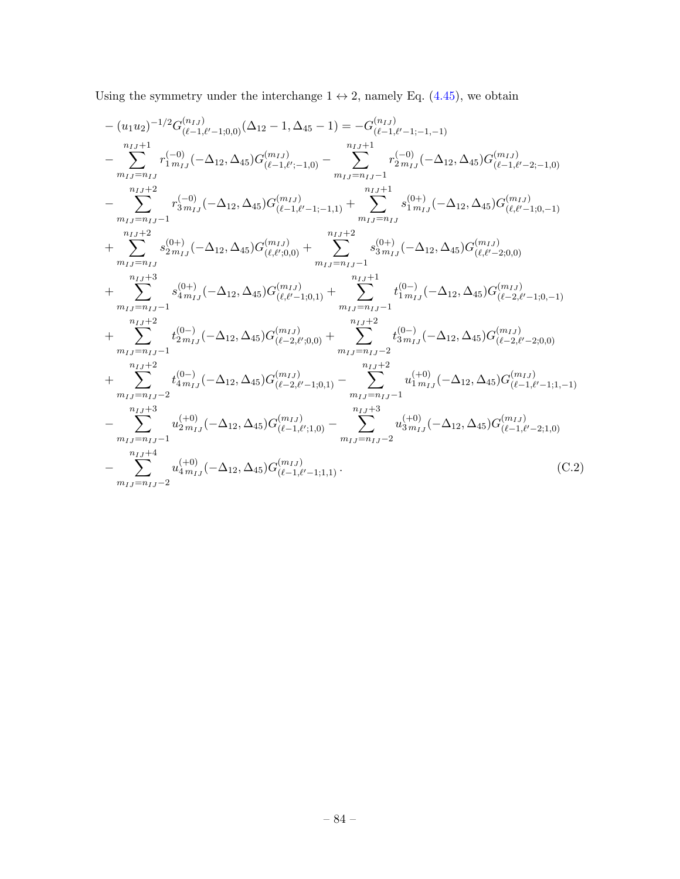Using the symmetry under the interchange $1 \leftrightarrow 2$, namely Eq. (4.45), we obtain

$$
\begin{aligned}
&-(u_1u_2)^{-1/2}G^{(n_{IJ})}_{(\ell-1,\ell'-1;0,0)}(\Delta_{12}-1,\Delta_{45}-1) = -G^{(n_{IJ})}_{(\ell-1,\ell'-1;-1,-1)} \\
&-\sum_{m_{IJ}=n_{IJ}}^{n_{IJ}+1} r^{(-0)}_{1\,m_{IJ}}(-\Delta_{12},\Delta_{45})G^{(m_{IJ})}_{(\ell-1,\ell';-1,0)} - \sum_{m_{IJ}=n_{IJ}-1}^{n_{IJ}+1} r^{(-0)}_{2\,m_{IJ}}(-\Delta_{12},\Delta_{45})G^{(m_{IJ})}_{(\ell-1,\ell'-2;-1,0)} \\
&-\sum_{m_{IJ}=n_{IJ}-1}^{n_{IJ}+2} r^{(-0)}_{3\,m_{IJ}}(-\Delta_{12},\Delta_{45})G^{(m_{IJ})}_{(\ell-1,\ell'-1;-1,1)} + \sum_{m_{IJ}=n_{IJ}}^{n_{IJ}+1} s^{(0+)}_{1\,m_{IJ}}(-\Delta_{12},\Delta_{45})G^{(m_{IJ})}_{(\ell,\ell'-1;0,-1)} \\
&+\sum_{m_{IJ}=n_{IJ}}^{n_{IJ}+2} s^{(0+)}_{2\,m_{IJ}}(-\Delta_{12},\Delta_{45})G^{(m_{IJ})}_{(\ell,\ell';0,0)} + \sum_{m_{IJ}=n_{IJ}-1}^{n_{IJ}+2} s^{(0+)}_{3\,m_{IJ}}(-\Delta_{12},\Delta_{45})G^{(m_{IJ})}_{(\ell,\ell'-2;0,0)} \\
&+\sum_{m_{IJ}=n_{IJ}-1}^{n_{IJ}+3} s^{(0+)}_{4\,m_{IJ}}(-\Delta_{12},\Delta_{45})G^{(m_{IJ})}_{(\ell,\ell'-1;0,1)} + \sum_{m_{IJ}=n_{IJ}-1}^{n_{IJ}+1} t^{(0-)}_{1\,m_{IJ}}(-\Delta_{12},\Delta_{45})G^{(m_{IJ})}_{(\ell-2,\ell'-1;0,-1)} \\
&+\sum_{m_{IJ}=n_{IJ}-1}^{n_{IJ}+2} t^{(0-)}_{2\,m_{IJ}}(-\Delta_{12},\Delta_{45})G^{(m_{IJ})}_{(\ell-2,\ell';0,0)} + \sum_{m_{IJ}=n_{IJ}-2}^{n_{IJ}+2} t^{(0-)}_{3\,m_{IJ}}(-\Delta_{12},\Delta_{45})G^{(m_{IJ})}_{(\ell-2,\ell'-2;0,0)} \\
&+\sum_{m_{IJ}=n_{IJ}-2}^{n_{IJ}+2} t^{(0-)}_{4\,m_{IJ}}(-\Delta_{12},\Delta_{45})G^{(m_{IJ})}_{(\ell-2,\ell'-1;0,1)} - \sum_{m_{IJ}=n_{IJ}-1}^{n_{IJ}+2} u^{(+0)}_{1\,m_{IJ}}(-\Delta_{12},\Delta_{45})G^{(m_{IJ})}_{(\ell-1,\ell'-1;1,-1)} \\
&-\sum_{m_{IJ}=n_{IJ}-1}^{n_{IJ}+3} u^{(+0)}_{2\,m_{IJ}}(-\Delta_{12},\Delta_{45})G^{(m_{IJ})}_{(\ell-1,\ell';1,0)} - \sum_{m_{IJ}=n_{IJ}-2}^{n_{IJ}+3} u^{(+0)}_{3\,m_{IJ}}(-\Delta_{12},\Delta_{45})G^{(m_{IJ})}_{(\ell-1,\ell'-2;1,0)} \\
&-\sum_{m_{IJ}=n_{IJ}-2}^{n_{IJ}+4} u^{(+0)}_{4\,m_{IJ}}(-\Delta_{12},\Delta_{45})G^{(m_{IJ})}_{(\ell-1,\ell'-1;1,1)}\,. 
\end{aligned}
\tag{C.2}
$$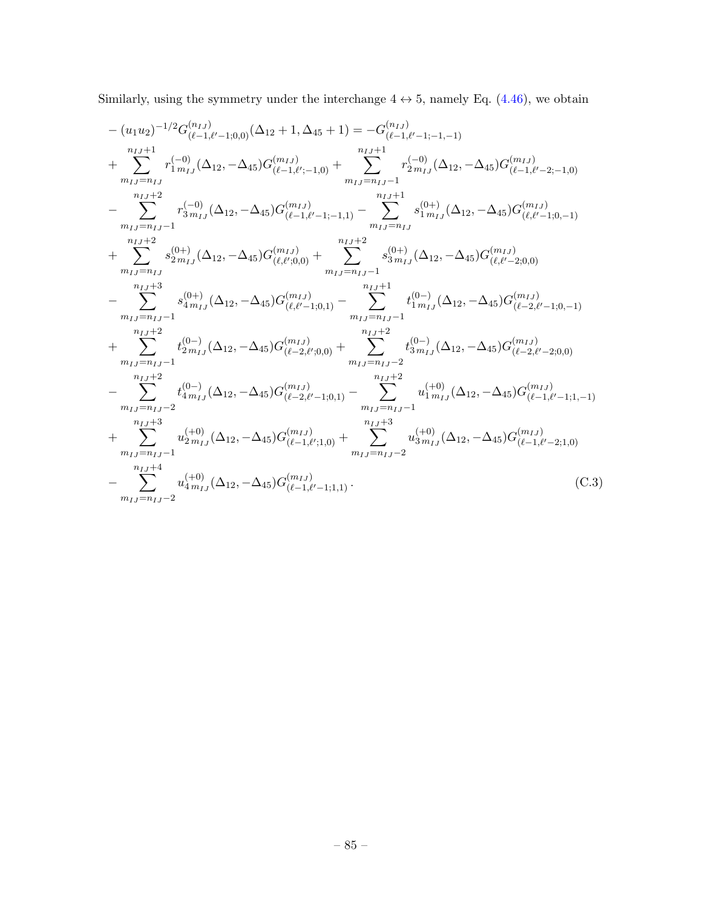Similarly, using the symmetry under the interchange $4 \leftrightarrow 5$, namely Eq. (4.46), we obtain

$$
\begin{aligned}
&-(u_1u_2)^{-1/2}G^{(n_{IJ})}_{(\ell-1,\ell'-1;0,0)}(\Delta_{12}+1,\Delta_{45}+1) = -G^{(n_{IJ})}_{(\ell-1,\ell'-1;-1,-1)} \\
&+\sum_{m_{IJ}=n_{IJ}}^{n_{IJ}+1} r^{(-0)}_{1\,m_{IJ}}(\Delta_{12},-\Delta_{45})G^{(m_{IJ})}_{(\ell-1,\ell';-1,0)} + \sum_{m_{IJ}=n_{IJ}-1}^{n_{IJ}+1} r^{(-0)}_{2\,m_{IJ}}(\Delta_{12},-\Delta_{45})G^{(m_{IJ})}_{(\ell-1,\ell'-2;-1,0)} \\
&-\sum_{m_{IJ}=n_{IJ}-1}^{n_{IJ}+2} r^{(-0)}_{3\,m_{IJ}}(\Delta_{12},-\Delta_{45})G^{(m_{IJ})}_{(\ell-1,\ell'-1;-1,1)} - \sum_{m_{IJ}=n_{IJ}}^{n_{IJ}+1} s^{(0+)}_{1\,m_{IJ}}(\Delta_{12},-\Delta_{45})G^{(m_{IJ})}_{(\ell,\ell'-1;0,-1)} \\
&+\sum_{m_{IJ}=n_{IJ}}^{n_{IJ}+2} s^{(0+)}_{2\,m_{IJ}}(\Delta_{12},-\Delta_{45})G^{(m_{IJ})}_{(\ell,\ell';0,0)} + \sum_{m_{IJ}=n_{IJ}-1}^{n_{IJ}+2} s^{(0+)}_{3\,m_{IJ}}(\Delta_{12},-\Delta_{45})G^{(m_{IJ})}_{(\ell,\ell'-2;0,0)} \\
&-\sum_{m_{IJ}=n_{IJ}-1}^{n_{IJ}+3} s^{(0+)}_{4\,m_{IJ}}(\Delta_{12},-\Delta_{45})G^{(m_{IJ})}_{(\ell,\ell'-1;0,1)} - \sum_{m_{IJ}=n_{IJ}-1}^{n_{IJ}+1} t^{(0-)}_{1\,m_{IJ}}(\Delta_{12},-\Delta_{45})G^{(m_{IJ})}_{(\ell-2,\ell'-1;0,-1)} \\
&+\sum_{m_{IJ}=n_{IJ}-1}^{n_{IJ}+2} t^{(0-)}_{2\,m_{IJ}}(\Delta_{12},-\Delta_{45})G^{(m_{IJ})}_{(\ell-2,\ell';0,0)} + \sum_{m_{IJ}=n_{IJ}-2}^{n_{IJ}+2} t^{(0-)}_{3\,m_{IJ}}(\Delta_{12},-\Delta_{45})G^{(m_{IJ})}_{(\ell-2,\ell'-2;0,0)} \\
&-\sum_{m_{IJ}=n_{IJ}-2}^{n_{IJ}+2} t^{(0-)}_{4\,m_{IJ}}(\Delta_{12},-\Delta_{45})G^{(m_{IJ})}_{(\ell-2,\ell'-1;0,1)} - \sum_{m_{IJ}=n_{IJ}-1}^{n_{IJ}+2} u^{(+0)}_{1\,m_{IJ}}(\Delta_{12},-\Delta_{45})G^{(m_{IJ})}_{(\ell-1,\ell'-1;1,-1)} \\
&+\sum_{m_{IJ}=n_{IJ}-1}^{n_{IJ}+3} u^{(+0)}_{2\,m_{IJ}}(\Delta_{12},-\Delta_{45})G^{(m_{IJ})}_{(\ell-1,\ell';1,0)} + \sum_{m_{IJ}=n_{IJ}-2}^{n_{IJ}+3} u^{(+0)}_{3\,m_{IJ}}(\Delta_{12},-\Delta_{45})G^{(m_{IJ})}_{(\ell-1,\ell'-2;1,0)} \\
&-\sum_{m_{IJ}=n_{IJ}-2}^{n_{IJ}+4} u^{(+0)}_{4\,m_{IJ}}(\Delta_{12},-\Delta_{45})G^{(m_{IJ})}_{(\ell-1,\ell'-1;1,1)}\,.
\end{aligned}
\tag{C.3}
$$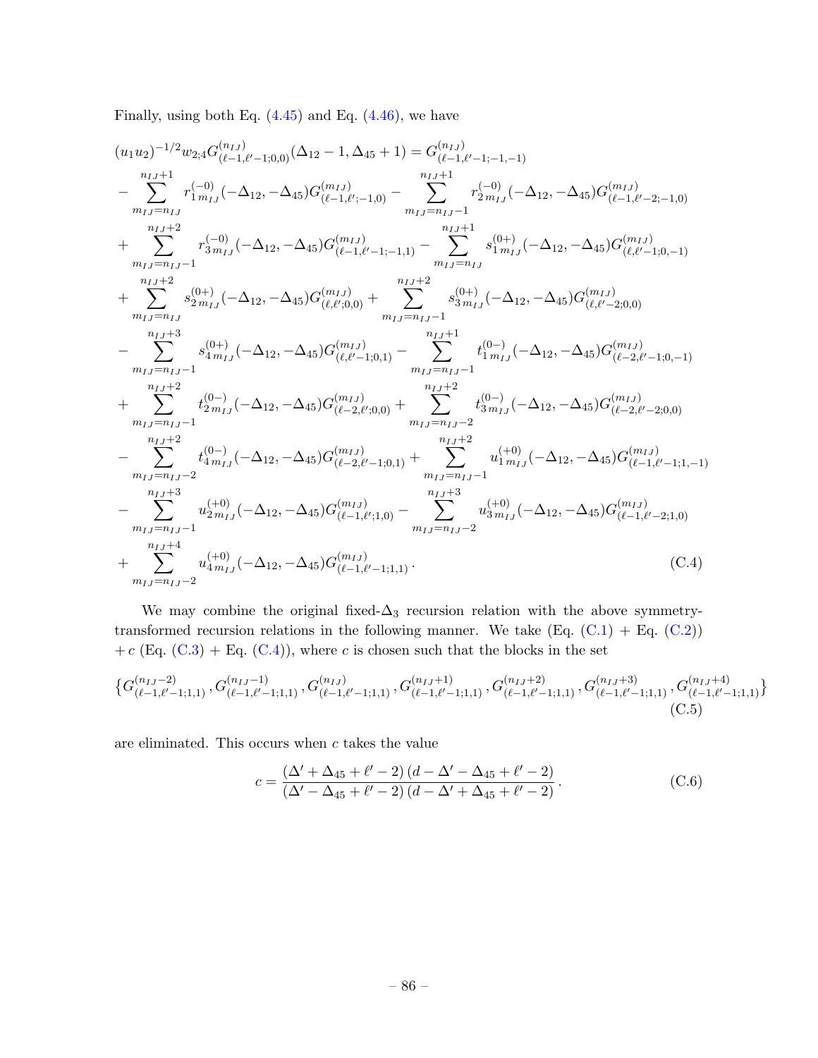Finally, using both Eq. (4.45) and Eq. (4.46), we have

$$
\begin{aligned}
&(u_1u_2)^{-1/2}w_{2;4}G^{(n_{IJ})}_{(\ell-1,\ell'-1;0,0)}(\Delta_{12}-1,\Delta_{45}+1) = G^{(n_{IJ})}_{(\ell-1,\ell'-1;-1,-1)} \\
&-\sum_{m_{IJ}=n_{IJ}}^{n_{IJ}+1} r^{(-0)}_{1\,m_{IJ}}(-\Delta_{12},-\Delta_{45})G^{(m_{IJ})}_{(\ell-1,\ell';-1,0)} - \sum_{m_{IJ}=n_{IJ}-1}^{n_{IJ}+1} r^{(-0)}_{2\,m_{IJ}}(-\Delta_{12},-\Delta_{45})G^{(m_{IJ})}_{(\ell-1,\ell'-2;-1,0)} \\
&+\sum_{m_{IJ}=n_{IJ}-1}^{n_{IJ}+2} r^{(-0)}_{3\,m_{IJ}}(-\Delta_{12},-\Delta_{45})G^{(m_{IJ})}_{(\ell-1,\ell'-1;-1,1)} - \sum_{m_{IJ}=n_{IJ}}^{n_{IJ}+1} s^{(0+)}_{1\,m_{IJ}}(-\Delta_{12},-\Delta_{45})G^{(m_{IJ})}_{(\ell,\ell'-1;0,-1)} \\
&+\sum_{m_{IJ}=n_{IJ}}^{n_{IJ}+2} s^{(0+)}_{2\,m_{IJ}}(-\Delta_{12},-\Delta_{45})G^{(m_{IJ})}_{(\ell,\ell';0,0)} + \sum_{m_{IJ}=n_{IJ}-1}^{n_{IJ}+2} s^{(0+)}_{3\,m_{IJ}}(-\Delta_{12},-\Delta_{45})G^{(m_{IJ})}_{(\ell,\ell'-2;0,0)} \\
&-\sum_{m_{IJ}=n_{IJ}-1}^{n_{IJ}+3} s^{(0+)}_{4\,m_{IJ}}(-\Delta_{12},-\Delta_{45})G^{(m_{IJ})}_{(\ell,\ell'-1;0,1)} - \sum_{m_{IJ}=n_{IJ}-1}^{n_{IJ}+1} t^{(0-)}_{1\,m_{IJ}}(-\Delta_{12},-\Delta_{45})G^{(m_{IJ})}_{(\ell-2,\ell'-1;0,-1)} \\
&+\sum_{m_{IJ}=n_{IJ}-1}^{n_{IJ}+2} t^{(0-)}_{2\,m_{IJ}}(-\Delta_{12},-\Delta_{45})G^{(m_{IJ})}_{(\ell-2,\ell';0,0)} + \sum_{m_{IJ}=n_{IJ}-2}^{n_{IJ}+2} t^{(0-)}_{3\,m_{IJ}}(-\Delta_{12},-\Delta_{45})G^{(m_{IJ})}_{(\ell-2,\ell'-2;0,0)} \\
&-\sum_{m_{IJ}=n_{IJ}-2}^{n_{IJ}+2} t^{(0-)}_{4\,m_{IJ}}(-\Delta_{12},-\Delta_{45})G^{(m_{IJ})}_{(\ell-2,\ell'-1;0,1)} + \sum_{m_{IJ}=n_{IJ}-1}^{n_{IJ}+2} u^{(+0)}_{1\,m_{IJ}}(-\Delta_{12},-\Delta_{45})G^{(m_{IJ})}_{(\ell-1,\ell'-1;1,-1)} \\
&-\sum_{m_{IJ}=n_{IJ}-1}^{n_{IJ}+3} u^{(+0)}_{2\,m_{IJ}}(-\Delta_{12},-\Delta_{45})G^{(m_{IJ})}_{(\ell-1,\ell';1,0)} - \sum_{m_{IJ}=n_{IJ}-2}^{n_{IJ}+3} u^{(+0)}_{3\,m_{IJ}}(-\Delta_{12},-\Delta_{45})G^{(m_{IJ})}_{(\ell-1,\ell'-2;1,0)} \\
&+\sum_{m_{IJ}=n_{IJ}-2}^{n_{IJ}+4} u^{(+0)}_{4\,m_{IJ}}(-\Delta_{12},-\Delta_{45})G^{(m_{IJ})}_{(\ell-1,\ell'-1;1,1)}\,.
\end{aligned} \tag{C.4}
$$

We may combine the original fixed-$\Delta_3$ recursion relation with the above symmetry-transformed recursion relations in the following manner. We take (Eq. (C.1) + Eq. (C.2)) $+\,c$ (Eq. (C.3) + Eq. (C.4)), where $c$ is chosen such that the blocks in the set

$$
\{G^{(n_{IJ}-2)}_{(\ell-1,\ell'-1;1,1)}, G^{(n_{IJ}-1)}_{(\ell-1,\ell'-1;1,1)}, G^{(n_{IJ})}_{(\ell-1,\ell'-1;1,1)}, G^{(n_{IJ}+1)}_{(\ell-1,\ell'-1;1,1)}, G^{(n_{IJ}+2)}_{(\ell-1,\ell'-1;1,1)}, G^{(n_{IJ}+3)}_{(\ell-1,\ell'-1;1,1)}, G^{(n_{IJ}+4)}_{(\ell-1,\ell'-1;1,1)}\} \tag{C.5}
$$

are eliminated. This occurs when $c$ takes the value

$$
c = \frac{(\Delta' + \Delta_{45} + \ell' - 2)\,(d - \Delta' - \Delta_{45} + \ell' - 2)}{(\Delta' - \Delta_{45} + \ell' - 2)\,(d - \Delta' + \Delta_{45} + \ell' - 2)}\,. \tag{C.6}
$$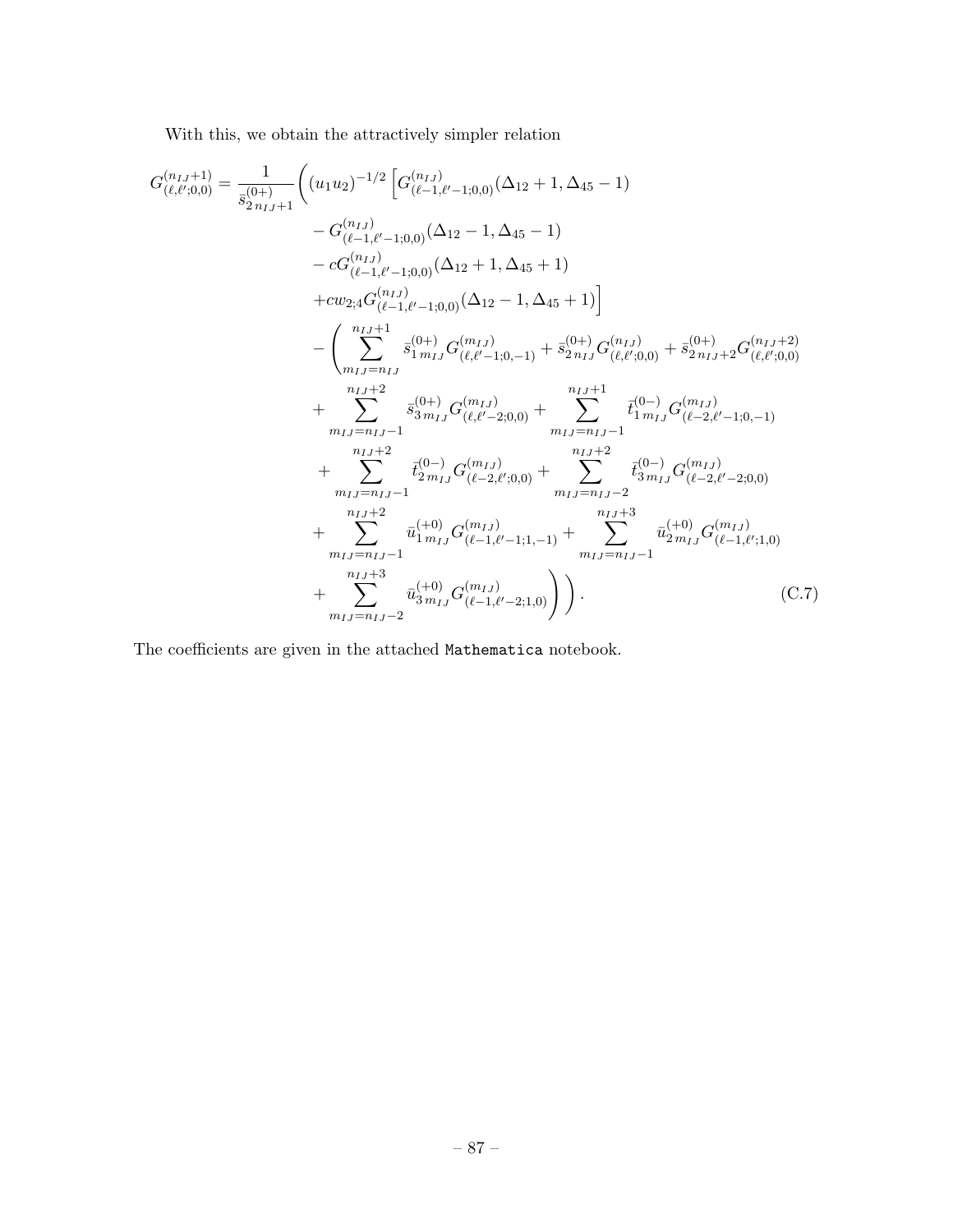With this, we obtain the attractively simpler relation

$$
\begin{aligned}
G^{(n_{IJ}+1)}_{(\ell,\ell';0,0)} = \frac{1}{\bar{s}^{(0+)}_{2\,n_{IJ}+1}} \Bigg( & (u_1 u_2)^{-1/2} \Big[ G^{(n_{IJ})}_{(\ell-1,\ell'-1;0,0)}(\Delta_{12}+1, \Delta_{45}-1) \\
& - G^{(n_{IJ})}_{(\ell-1,\ell'-1;0,0)}(\Delta_{12}-1, \Delta_{45}-1) \\
& - c G^{(n_{IJ})}_{(\ell-1,\ell'-1;0,0)}(\Delta_{12}+1, \Delta_{45}+1) \\
& + c w_{2;4} G^{(n_{IJ})}_{(\ell-1,\ell'-1;0,0)}(\Delta_{12}-1, \Delta_{45}+1) \Big] \\
& - \Bigg( \sum_{m_{IJ}=n_{IJ}}^{n_{IJ}+1} \bar{s}^{(0+)}_{1\,m_{IJ}} G^{(m_{IJ})}_{(\ell,\ell'-1;0,-1)} + \bar{s}^{(0+)}_{2\,n_{IJ}} G^{(n_{IJ})}_{(\ell,\ell';0,0)} + \bar{s}^{(0+)}_{2\,n_{IJ}+2} G^{(n_{IJ}+2)}_{(\ell,\ell';0,0)} \\
& + \sum_{m_{IJ}=n_{IJ}-1}^{n_{IJ}+2} \bar{s}^{(0+)}_{3\,m_{IJ}} G^{(m_{IJ})}_{(\ell,\ell'-2;0,0)} + \sum_{m_{IJ}=n_{IJ}-1}^{n_{IJ}+1} \bar{t}^{(0-)}_{1\,m_{IJ}} G^{(m_{IJ})}_{(\ell-2,\ell'-1;0,-1)} \\
& + \sum_{m_{IJ}=n_{IJ}-1}^{n_{IJ}+2} \bar{t}^{(0-)}_{2\,m_{IJ}} G^{(m_{IJ})}_{(\ell-2,\ell';0,0)} + \sum_{m_{IJ}=n_{IJ}-2}^{n_{IJ}+2} \bar{t}^{(0-)}_{3\,m_{IJ}} G^{(m_{IJ})}_{(\ell-2,\ell'-2;0,0)} \\
& + \sum_{m_{IJ}=n_{IJ}-1}^{n_{IJ}+2} \bar{u}^{(+0)}_{1\,m_{IJ}} G^{(m_{IJ})}_{(\ell-1,\ell'-1;1,-1)} + \sum_{m_{IJ}=n_{IJ}-1}^{n_{IJ}+3} \bar{u}^{(+0)}_{2\,m_{IJ}} G^{(m_{IJ})}_{(\ell-1,\ell';1,0)} \\
& + \sum_{m_{IJ}=n_{IJ}-2}^{n_{IJ}+3} \bar{u}^{(+0)}_{3\,m_{IJ}} G^{(m_{IJ})}_{(\ell-1,\ell'-2;1,0)} \Bigg) \Bigg). 
\end{aligned}
\tag{C.7}
$$

The coefficients are given in the attached `Mathematica` notebook.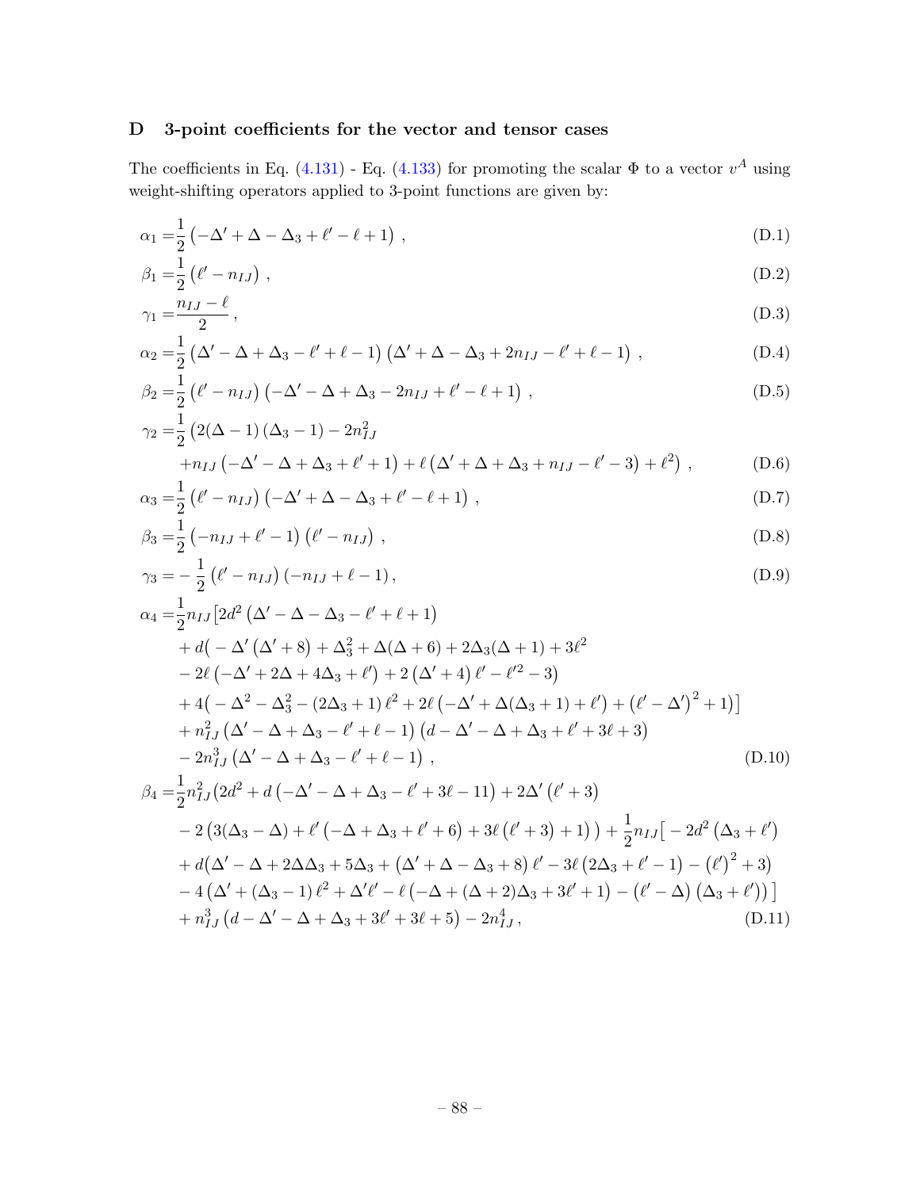## D 3-point coefficients for the vector and tensor cases

The coefficients in Eq. (4.131) - Eq. (4.133) for promoting the scalar $\Phi$ to a vector $v^A$ using weight-shifting operators applied to 3-point functions are given by:

$$\alpha_1 = \frac{1}{2}\left(-\Delta' + \Delta - \Delta_3 + \ell' - \ell + 1\right)\,, \tag{D.1}$$

$$\beta_1 = \frac{1}{2}\left(\ell' - n_{IJ}\right)\,, \tag{D.2}$$

$$\gamma_1 = \frac{n_{IJ} - \ell}{2}\,, \tag{D.3}$$

$$\alpha_2 = \frac{1}{2}\left(\Delta' - \Delta + \Delta_3 - \ell' + \ell - 1\right)\left(\Delta' + \Delta - \Delta_3 + 2n_{IJ} - \ell' + \ell - 1\right)\,, \tag{D.4}$$

$$\beta_2 = \frac{1}{2}\left(\ell' - n_{IJ}\right)\left(-\Delta' - \Delta + \Delta_3 - 2n_{IJ} + \ell' - \ell + 1\right)\,, \tag{D.5}$$

$$\begin{aligned}\gamma_2 = &\frac{1}{2}\big(2(\Delta - 1)\left(\Delta_3 - 1\right) - 2n_{IJ}^2 \\ &+ n_{IJ}\left(-\Delta' - \Delta + \Delta_3 + \ell' + 1\right) + \ell\left(\Delta' + \Delta + \Delta_3 + n_{IJ} - \ell' - 3\right) + \ell^2\big)\,,\end{aligned} \tag{D.6}$$

$$\alpha_3 = \frac{1}{2}\left(\ell' - n_{IJ}\right)\left(-\Delta' + \Delta - \Delta_3 + \ell' - \ell + 1\right)\,, \tag{D.7}$$

$$\beta_3 = \frac{1}{2}\left(-n_{IJ} + \ell' - 1\right)\left(\ell' - n_{IJ}\right)\,, \tag{D.8}$$

$$\gamma_3 = -\frac{1}{2}\left(\ell' - n_{IJ}\right)\left(-n_{IJ} + \ell - 1\right), \tag{D.9}$$

$$\begin{aligned}\alpha_4 = &\frac{1}{2}n_{IJ}\big[2d^2\left(\Delta' - \Delta - \Delta_3 - \ell' + \ell + 1\right) \\ &+ d\big(-\Delta'\left(\Delta' + 8\right) + \Delta_3^2 + \Delta(\Delta + 6) + 2\Delta_3(\Delta + 1) + 3\ell^2 \\ &- 2\ell\left(-\Delta' + 2\Delta + 4\Delta_3 + \ell'\right) + 2\left(\Delta' + 4\right)\ell' - \ell'^2 - 3\big) \\ &+ 4\big(-\Delta^2 - \Delta_3^2 - (2\Delta_3 + 1)\ell^2 + 2\ell\left(-\Delta' + \Delta(\Delta_3 + 1) + \ell'\right) + \left(\ell' - \Delta'\right)^2 + 1\big)\big] \\ &+ n_{IJ}^2\left(\Delta' - \Delta + \Delta_3 - \ell' + \ell - 1\right)\left(d - \Delta' - \Delta + \Delta_3 + \ell' + 3\ell + 3\right) \\ &- 2n_{IJ}^3\left(\Delta' - \Delta + \Delta_3 - \ell' + \ell - 1\right)\,,\end{aligned} \tag{D.10}$$

$$\begin{aligned}\beta_4 = &\frac{1}{2}n_{IJ}^2\big(2d^2 + d\left(-\Delta' - \Delta + \Delta_3 - \ell' + 3\ell - 11\right) + 2\Delta'\left(\ell' + 3\right) \\ &- 2\left(3(\Delta_3 - \Delta) + \ell'\left(-\Delta + \Delta_3 + \ell' + 6\right) + 3\ell\left(\ell' + 3\right) + 1\right)\big) + \frac{1}{2}n_{IJ}\big[-2d^2\left(\Delta_3 + \ell'\right) \\ &+ d\big(\Delta' - \Delta + 2\Delta\Delta_3 + 5\Delta_3 + \left(\Delta' + \Delta - \Delta_3 + 8\right)\ell' - 3\ell\left(2\Delta_3 + \ell' - 1\right) - \left(\ell'\right)^2 + 3\big) \\ &- 4\left(\Delta' + (\Delta_3 - 1)\ell^2 + \Delta'\ell' - \ell\left(-\Delta + (\Delta + 2)\Delta_3 + 3\ell' + 1\right) - \left(\ell' - \Delta\right)\left(\Delta_3 + \ell'\right)\right)\big] \\ &+ n_{IJ}^3\left(d - \Delta' - \Delta + \Delta_3 + 3\ell' + 3\ell + 5\right) - 2n_{IJ}^4\,,\end{aligned} \tag{D.11}$$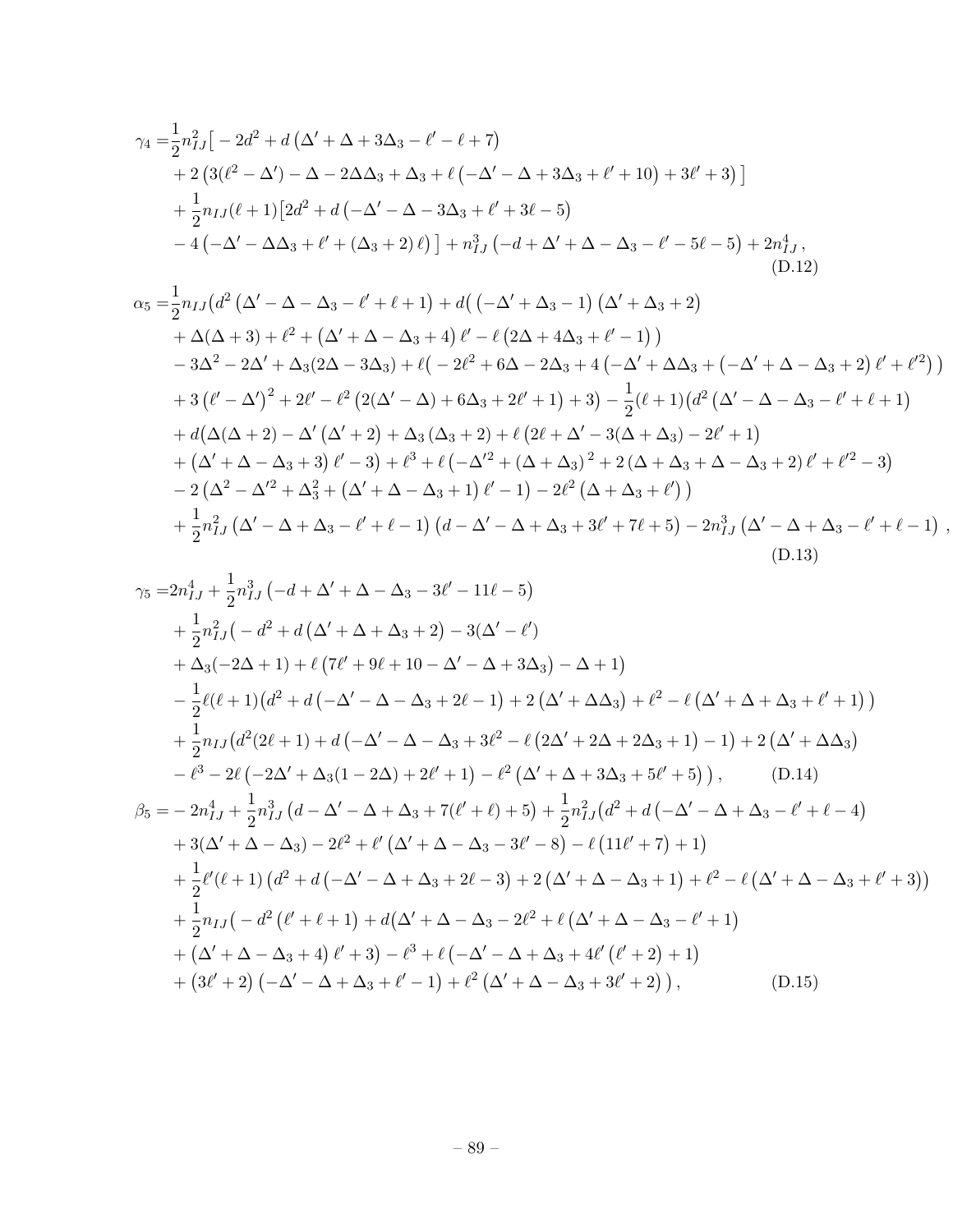$$
\begin{aligned}
\gamma_4 =& \frac{1}{2}n_{IJ}^2\big[ -2d^2 + d\left(\Delta' + \Delta + 3\Delta_3 - \ell' - \ell + 7\right) \\
&+ 2\left(3(\ell^2 - \Delta') - \Delta - 2\Delta\Delta_3 + \Delta_3 + \ell\left(-\Delta' - \Delta + 3\Delta_3 + \ell' + 10\right) + 3\ell' + 3\right)\big] \\
&+ \frac{1}{2}n_{IJ}(\ell+1)\big[2d^2 + d\left(-\Delta' - \Delta - 3\Delta_3 + \ell' + 3\ell - 5\right) \\
&- 4\left(-\Delta' - \Delta\Delta_3 + \ell' + \left(\Delta_3 + 2\right)\ell\right)\big] + n_{IJ}^3\left(-d + \Delta' + \Delta - \Delta_3 - \ell' - 5\ell - 5\right) + 2n_{IJ}^4\,,
\end{aligned}
\tag{D.12}
$$

$$
\begin{aligned}
\alpha_5 =& \frac{1}{2}n_{IJ}\big(d^2\left(\Delta' - \Delta - \Delta_3 - \ell' + \ell + 1\right) + d\big(\left(-\Delta' + \Delta_3 - 1\right)\left(\Delta' + \Delta_3 + 2\right) \\
&+ \Delta(\Delta+3) + \ell^2 + \left(\Delta' + \Delta - \Delta_3 + 4\right)\ell' - \ell\left(2\Delta + 4\Delta_3 + \ell' - 1\right)\big) \\
&- 3\Delta^2 - 2\Delta' + \Delta_3(2\Delta - 3\Delta_3) + \ell\big(-2\ell^2 + 6\Delta - 2\Delta_3 + 4\left(-\Delta' + \Delta\Delta_3 + \left(-\Delta' + \Delta - \Delta_3 + 2\right)\ell' + \ell'^2\right)\big) \\
&+ 3\left(\ell' - \Delta'\right)^2 + 2\ell' - \ell^2\left(2(\Delta' - \Delta) + 6\Delta_3 + 2\ell' + 1\right) + 3\big) - \frac{1}{2}(\ell+1)\big(d^2\left(\Delta' - \Delta - \Delta_3 - \ell' + \ell + 1\right) \\
&+ d\big(\Delta(\Delta+2) - \Delta'\left(\Delta' + 2\right) + \Delta_3\left(\Delta_3 + 2\right) + \ell\left(2\ell + \Delta' - 3(\Delta + \Delta_3) - 2\ell' + 1\right) \\
&+ \left(\Delta' + \Delta - \Delta_3 + 3\right)\ell' - 3\big) + \ell^3 + \ell\left(-\Delta'^2 + (\Delta + \Delta_3)^2 + 2\left(\Delta + \Delta_3 + \Delta - \Delta_3 + 2\right)\ell' + \ell'^2 - 3\right) \\
&- 2\left(\Delta^2 - \Delta'^2 + \Delta_3^2 + \left(\Delta' + \Delta - \Delta_3 + 1\right)\ell' - 1\right) - 2\ell^2\left(\Delta + \Delta_3 + \ell'\right)\big) \\
&+ \frac{1}{2}n_{IJ}^2\left(\Delta' - \Delta + \Delta_3 - \ell' + \ell - 1\right)\left(d - \Delta' - \Delta + \Delta_3 + 3\ell' + 7\ell + 5\right) - 2n_{IJ}^3\left(\Delta' - \Delta + \Delta_3 - \ell' + \ell - 1\right)\,,
\end{aligned}
\tag{D.13}
$$

$$
\begin{aligned}
\gamma_5 =& 2n_{IJ}^4 + \frac{1}{2}n_{IJ}^3\left(-d + \Delta' + \Delta - \Delta_3 - 3\ell' - 11\ell - 5\right) \\
&+ \frac{1}{2}n_{IJ}^2\big( -d^2 + d\left(\Delta' + \Delta + \Delta_3 + 2\right) - 3(\Delta' - \ell') \\
&+ \Delta_3(-2\Delta + 1) + \ell\left(7\ell' + 9\ell + 10 - \Delta' - \Delta + 3\Delta_3\right) - \Delta + 1\big) \\
&- \frac{1}{2}\ell(\ell+1)\big(d^2 + d\left(-\Delta' - \Delta - \Delta_3 + 2\ell - 1\right) + 2\left(\Delta' + \Delta\Delta_3\right) + \ell^2 - \ell\left(\Delta' + \Delta + \Delta_3 + \ell' + 1\right)\big) \\
&+ \frac{1}{2}n_{IJ}\big(d^2(2\ell+1) + d\left(-\Delta' - \Delta - \Delta_3 + 3\ell^2 - \ell\left(2\Delta' + 2\Delta + 2\Delta_3 + 1\right) - 1\right) + 2\left(\Delta' + \Delta\Delta_3\right) \\
&- \ell^3 - 2\ell\left(-2\Delta' + \Delta_3(1 - 2\Delta) + 2\ell' + 1\right) - \ell^2\left(\Delta' + \Delta + 3\Delta_3 + 5\ell' + 5\right)\big)\,,
\end{aligned}
\tag{D.14}
$$

$$
\begin{aligned}
\beta_5 =& -2n_{IJ}^4 + \frac{1}{2}n_{IJ}^3\left(d - \Delta' - \Delta + \Delta_3 + 7(\ell' + \ell) + 5\right) + \frac{1}{2}n_{IJ}^2\big(d^2 + d\left(-\Delta' - \Delta + \Delta_3 - \ell' + \ell - 4\right) \\
&+ 3(\Delta' + \Delta - \Delta_3) - 2\ell^2 + \ell'\left(\Delta' + \Delta - \Delta_3 - 3\ell' - 8\right) - \ell\left(11\ell' + 7\right) + 1\big) \\
&+ \frac{1}{2}\ell'(\ell+1)\left(d^2 + d\left(-\Delta' - \Delta + \Delta_3 + 2\ell - 3\right) + 2\left(\Delta' + \Delta - \Delta_3 + 1\right) + \ell^2 - \ell\left(\Delta' + \Delta - \Delta_3 + \ell' + 3\right)\right) \\
&+ \frac{1}{2}n_{IJ}\big( -d^2\left(\ell' + \ell + 1\right) + d\big(\Delta' + \Delta - \Delta_3 - 2\ell^2 + \ell\left(\Delta' + \Delta - \Delta_3 - \ell' + 1\right) \\
&+ \left(\Delta' + \Delta - \Delta_3 + 4\right)\ell' + 3\big) - \ell^3 + \ell\left(-\Delta' - \Delta + \Delta_3 + 4\ell'\left(\ell' + 2\right) + 1\right) \\
&+ \left(3\ell' + 2\right)\left(-\Delta' - \Delta + \Delta_3 + \ell' - 1\right) + \ell^2\left(\Delta' + \Delta - \Delta_3 + 3\ell' + 2\right)\big)\,,
\end{aligned}
\tag{D.15}
$$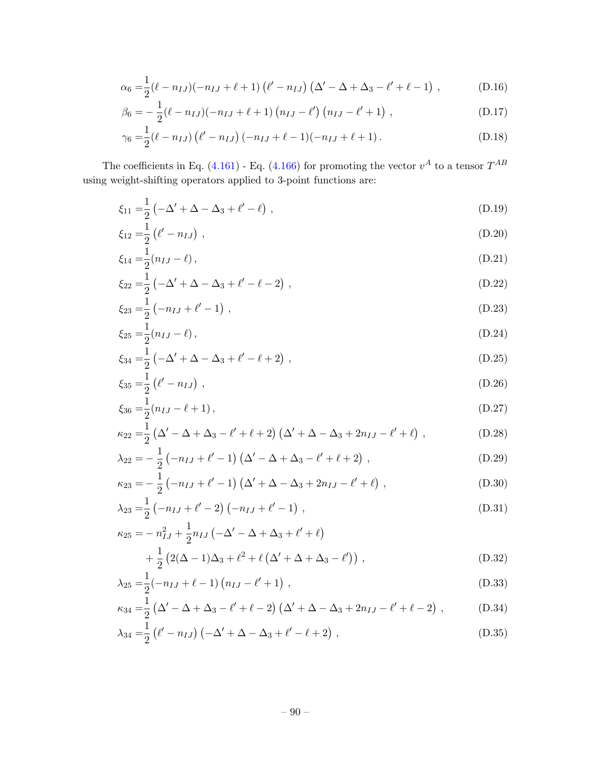$$\alpha_6 = \frac{1}{2}(\ell - n_{IJ})(-n_{IJ} + \ell + 1)\left(\ell' - n_{IJ}\right)\left(\Delta' - \Delta + \Delta_3 - \ell' + \ell - 1\right) , \tag{D.16}$$

$$\beta_6 = -\frac{1}{2}(\ell - n_{IJ})(-n_{IJ} + \ell + 1)\left(n_{IJ} - \ell'\right)\left(n_{IJ} - \ell' + 1\right) , \tag{D.17}$$

$$\gamma_6 = \frac{1}{2}(\ell - n_{IJ})\left(\ell' - n_{IJ}\right)(-n_{IJ} + \ell - 1)(-n_{IJ} + \ell + 1) . \tag{D.18}$$

The coefficients in Eq. (4.161) - Eq. (4.166) for promoting the vector $v^A$ to a tensor $T^{AB}$ using weight-shifting operators applied to 3-point functions are:

$$\xi_{11} = \frac{1}{2}\left(-\Delta' + \Delta - \Delta_3 + \ell' - \ell\right) , \tag{D.19}$$

$$\xi_{12} = \frac{1}{2}\left(\ell' - n_{IJ}\right) , \tag{D.20}$$

$$\xi_{14} = \frac{1}{2}(n_{IJ} - \ell) , \tag{D.21}$$

$$\xi_{22} = \frac{1}{2}\left(-\Delta' + \Delta - \Delta_3 + \ell' - \ell - 2\right) , \tag{D.22}$$

$$\xi_{23} = \frac{1}{2}\left(-n_{IJ} + \ell' - 1\right) , \tag{D.23}$$

$$\xi_{25} = \frac{1}{2}(n_{IJ} - \ell) , \tag{D.24}$$

$$\xi_{34} = \frac{1}{2}\left(-\Delta' + \Delta - \Delta_3 + \ell' - \ell + 2\right) , \tag{D.25}$$

$$\xi_{35} = \frac{1}{2}\left(\ell' - n_{IJ}\right) , \tag{D.26}$$

$$\xi_{36} = \frac{1}{2}(n_{IJ} - \ell + 1) , \tag{D.27}$$

$$\kappa_{22} = \frac{1}{2}\left(\Delta' - \Delta + \Delta_3 - \ell' + \ell + 2\right)\left(\Delta' + \Delta - \Delta_3 + 2n_{IJ} - \ell' + \ell\right) , \tag{D.28}$$

$$\lambda_{22} = -\frac{1}{2}\left(-n_{IJ} + \ell' - 1\right)\left(\Delta' - \Delta + \Delta_3 - \ell' + \ell + 2\right) , \tag{D.29}$$

$$\kappa_{23} = -\frac{1}{2}\left(-n_{IJ} + \ell' - 1\right)\left(\Delta' + \Delta - \Delta_3 + 2n_{IJ} - \ell' + \ell\right) , \tag{D.30}$$

$$\lambda_{23} = \frac{1}{2}\left(-n_{IJ} + \ell' - 2\right)\left(-n_{IJ} + \ell' - 1\right) , \tag{D.31}$$

$$\begin{aligned}\kappa_{25} = & -n_{IJ}^2 + \frac{1}{2}n_{IJ}\left(-\Delta' - \Delta + \Delta_3 + \ell' + \ell\right) \\ & + \frac{1}{2}\left(2(\Delta - 1)\Delta_3 + \ell^2 + \ell\left(\Delta' + \Delta + \Delta_3 - \ell'\right)\right) ,\end{aligned} \tag{D.32}$$

$$\lambda_{25} = \frac{1}{2}(-n_{IJ} + \ell - 1)\left(n_{IJ} - \ell' + 1\right) , \tag{D.33}$$

$$\kappa_{34} = \frac{1}{2}\left(\Delta' - \Delta + \Delta_3 - \ell' + \ell - 2\right)\left(\Delta' + \Delta - \Delta_3 + 2n_{IJ} - \ell' + \ell - 2\right) , \tag{D.34}$$

$$\lambda_{34} = \frac{1}{2}\left(\ell' - n_{IJ}\right)\left(-\Delta' + \Delta - \Delta_3 + \ell' - \ell + 2\right) , \tag{D.35}$$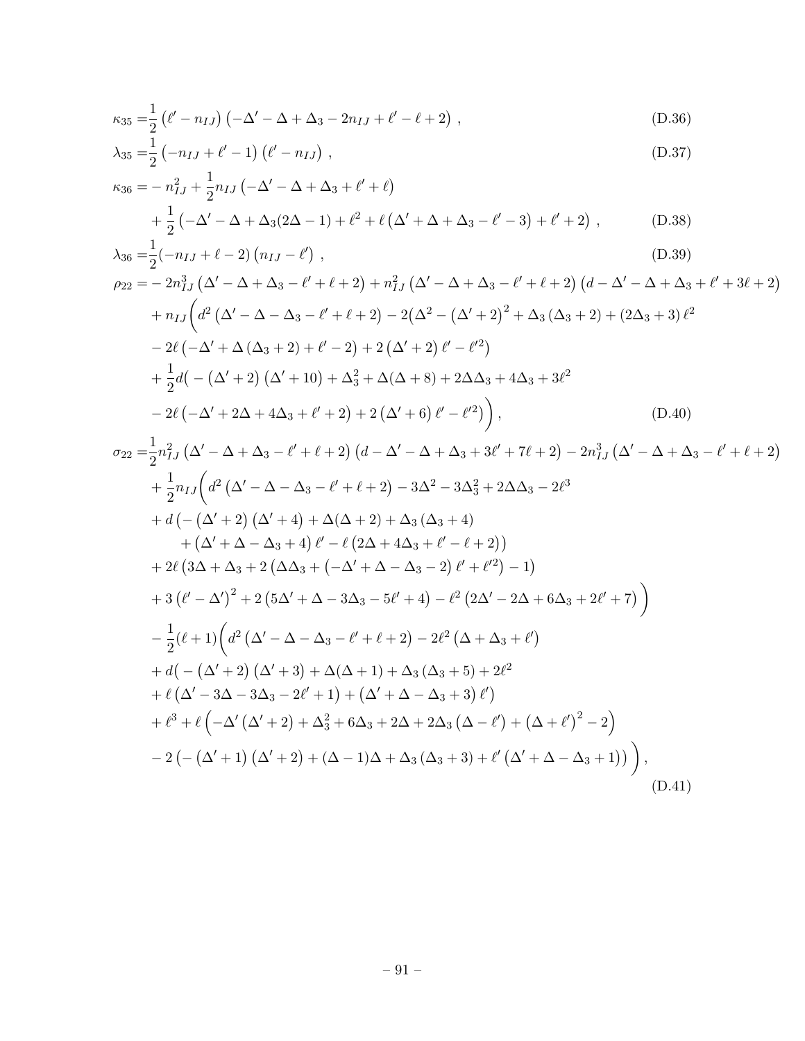$$\kappa_{35} =\frac{1}{2}\left(\ell' - n_{IJ}\right)\left(-\Delta' - \Delta + \Delta_3 - 2n_{IJ} + \ell' - \ell + 2\right) , \tag{D.36}$$

$$\lambda_{35} =\frac{1}{2}\left(-n_{IJ} + \ell' - 1\right)\left(\ell' - n_{IJ}\right) , \tag{D.37}$$

$$\begin{aligned}\kappa_{36} =& - n_{IJ}^2 + \frac{1}{2}n_{IJ}\left(-\Delta' - \Delta + \Delta_3 + \ell' + \ell\right) \\ &+ \frac{1}{2}\left(-\Delta' - \Delta + \Delta_3(2\Delta - 1) + \ell^2 + \ell\left(\Delta' + \Delta + \Delta_3 - \ell' - 3\right) + \ell' + 2\right) ,\end{aligned} \tag{D.38}$$

$$\lambda_{36} =\frac{1}{2}(-n_{IJ} + \ell - 2)\left(n_{IJ} - \ell'\right) , \tag{D.39}$$

$$\begin{aligned}\rho_{22} =& -2n_{IJ}^3\left(\Delta' - \Delta + \Delta_3 - \ell' + \ell + 2\right) + n_{IJ}^2\left(\Delta' - \Delta + \Delta_3 - \ell' + \ell + 2\right)\left(d - \Delta' - \Delta + \Delta_3 + \ell' + 3\ell + 2\right) \\ &+ n_{IJ}\bigg(d^2\left(\Delta' - \Delta - \Delta_3 - \ell' + \ell + 2\right) - 2\big(\Delta^2 - \left(\Delta' + 2\right)^2 + \Delta_3\left(\Delta_3 + 2\right) + \left(2\Delta_3 + 3\right)\ell^2 \\ &- 2\ell\left(-\Delta' + \Delta\left(\Delta_3 + 2\right) + \ell' - 2\right) + 2\left(\Delta' + 2\right)\ell' - \ell'^2\big) \\ &+ \frac{1}{2}d\big( - \left(\Delta' + 2\right)\left(\Delta' + 10\right) + \Delta_3^2 + \Delta(\Delta + 8) + 2\Delta\Delta_3 + 4\Delta_3 + 3\ell^2 \\ &- 2\ell\left(-\Delta' + 2\Delta + 4\Delta_3 + \ell' + 2\right) + 2\left(\Delta' + 6\right)\ell' - \ell'^2\big)\bigg) ,\end{aligned} \tag{D.40}$$

$$\begin{aligned}\sigma_{22} =& \frac{1}{2}n_{IJ}^2\left(\Delta' - \Delta + \Delta_3 - \ell' + \ell + 2\right)\left(d - \Delta' - \Delta + \Delta_3 + 3\ell' + 7\ell + 2\right) - 2n_{IJ}^3\left(\Delta' - \Delta + \Delta_3 - \ell' + \ell + 2\right) \\ &+ \frac{1}{2}n_{IJ}\bigg(d^2\left(\Delta' - \Delta - \Delta_3 - \ell' + \ell + 2\right) - 3\Delta^2 - 3\Delta_3^2 + 2\Delta\Delta_3 - 2\ell^3 \\ &+ d\left( - \left(\Delta' + 2\right)\left(\Delta' + 4\right) + \Delta(\Delta + 2) + \Delta_3\left(\Delta_3 + 4\right)\right. \\ &\qquad \left. + \left(\Delta' + \Delta - \Delta_3 + 4\right)\ell' - \ell\left(2\Delta + 4\Delta_3 + \ell' - \ell + 2\right)\right) \\ &+ 2\ell\left(3\Delta + \Delta_3 + 2\left(\Delta\Delta_3 + \left(-\Delta' + \Delta - \Delta_3 - 2\right)\ell' + \ell'^2\right) - 1\right) \\ &+ 3\left(\ell' - \Delta'\right)^2 + 2\left(5\Delta' + \Delta - 3\Delta_3 - 5\ell' + 4\right) - \ell^2\left(2\Delta' - 2\Delta + 6\Delta_3 + 2\ell' + 7\right)\bigg) \\ &- \frac{1}{2}(\ell + 1)\bigg(d^2\left(\Delta' - \Delta - \Delta_3 - \ell' + \ell + 2\right) - 2\ell^2\left(\Delta + \Delta_3 + \ell'\right) \\ &+ d\big( - \left(\Delta' + 2\right)\left(\Delta' + 3\right) + \Delta(\Delta + 1) + \Delta_3\left(\Delta_3 + 5\right) + 2\ell^2 \\ &+ \ell\left(\Delta' - 3\Delta - 3\Delta_3 - 2\ell' + 1\right) + \left(\Delta' + \Delta - \Delta_3 + 3\right)\ell'\big) \\ &+ \ell^3 + \ell\left(-\Delta'\left(\Delta' + 2\right) + \Delta_3^2 + 6\Delta_3 + 2\Delta + 2\Delta_3\left(\Delta - \ell'\right) + \left(\Delta + \ell'\right)^2 - 2\right) \\ &- 2\left(-\left(\Delta' + 1\right)\left(\Delta' + 2\right) + (\Delta - 1)\Delta + \Delta_3\left(\Delta_3 + 3\right) + \ell'\left(\Delta' + \Delta - \Delta_3 + 1\right)\right)\bigg) ,\end{aligned} \tag{D.41}$$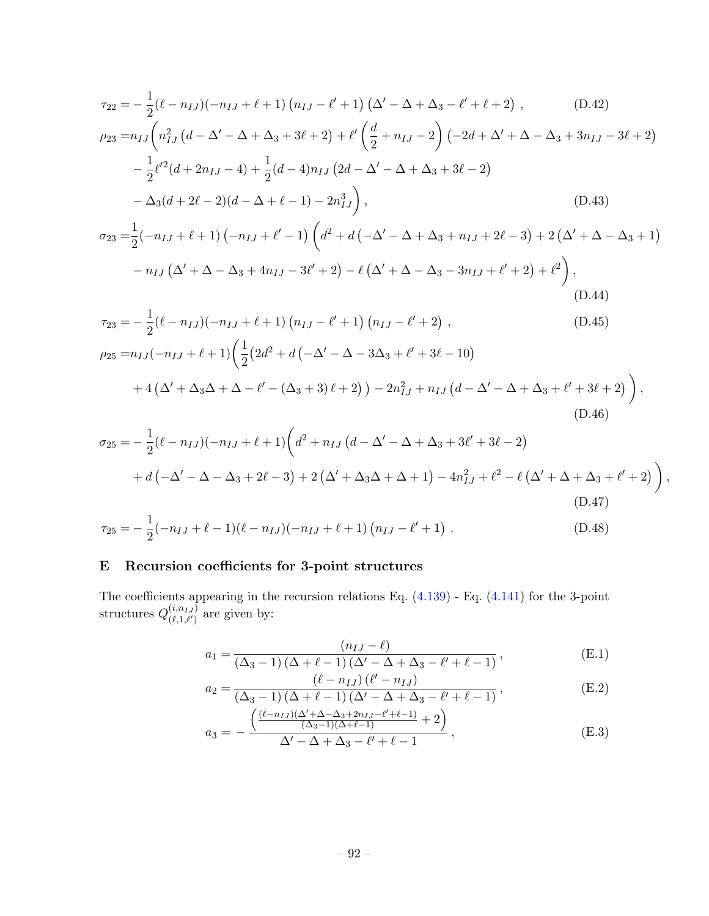$$\tau_{22} =-\frac{1}{2}(\ell-n_{IJ})(-n_{IJ}+\ell+1)\left(n_{IJ}-\ell'+1\right)\left(\Delta'-\Delta+\Delta_3-\ell'+\ell+2\right)\,, \tag{D.42}$$

$$\begin{aligned}\rho_{23} =&n_{IJ}\bigg(n_{IJ}^2\left(d-\Delta'-\Delta+\Delta_3+3\ell+2\right)+\ell'\left(\frac{d}{2}+n_{IJ}-2\right)\left(-2d+\Delta'+\Delta-\Delta_3+3n_{IJ}-3\ell+2\right)\\ &-\frac{1}{2}\ell'^2(d+2n_{IJ}-4)+\frac{1}{2}(d-4)n_{IJ}\left(2d-\Delta'-\Delta+\Delta_3+3\ell-2\right)\\ &-\Delta_3(d+2\ell-2)(d-\Delta+\ell-1)-2n_{IJ}^3\bigg)\,,\end{aligned} \tag{D.43}$$

$$\begin{aligned}\sigma_{23} =&\frac{1}{2}(-n_{IJ}+\ell+1)\left(-n_{IJ}+\ell'-1\right)\bigg(d^2+d\left(-\Delta'-\Delta+\Delta_3+n_{IJ}+2\ell-3\right)+2\left(\Delta'+\Delta-\Delta_3+1\right)\\ &-n_{IJ}\left(\Delta'+\Delta-\Delta_3+4n_{IJ}-3\ell'+2\right)-\ell\left(\Delta'+\Delta-\Delta_3-3n_{IJ}+\ell'+2\right)+\ell^2\bigg)\,,\end{aligned} \tag{D.44}$$

$$\tau_{23} =-\frac{1}{2}(\ell-n_{IJ})(-n_{IJ}+\ell+1)\left(n_{IJ}-\ell'+1\right)\left(n_{IJ}-\ell'+2\right)\,, \tag{D.45}$$

$$\begin{aligned}\rho_{25} =&n_{IJ}(-n_{IJ}+\ell+1)\bigg(\frac{1}{2}\big(2d^2+d\left(-\Delta'-\Delta-3\Delta_3+\ell'+3\ell-10\right)\\ &+4\left(\Delta'+\Delta_3\Delta+\Delta-\ell'-(\Delta_3+3)\,\ell+2\right)\big)-2n_{IJ}^2+n_{IJ}\left(d-\Delta'-\Delta+\Delta_3+\ell'+3\ell+2\right)\bigg)\,,\end{aligned} \tag{D.46}$$

$$\begin{aligned}\sigma_{25} =&-\frac{1}{2}(\ell-n_{IJ})(-n_{IJ}+\ell+1)\bigg(d^2+n_{IJ}\left(d-\Delta'-\Delta+\Delta_3+3\ell'+3\ell-2\right)\\ &+d\left(-\Delta'-\Delta-\Delta_3+2\ell-3\right)+2\left(\Delta'+\Delta_3\Delta+\Delta+1\right)-4n_{IJ}^2+\ell^2-\ell\left(\Delta'+\Delta+\Delta_3+\ell'+2\right)\bigg)\,,\end{aligned} \tag{D.47}$$

$$\tau_{25} =-\frac{1}{2}(-n_{IJ}+\ell-1)(\ell-n_{IJ})(-n_{IJ}+\ell+1)\left(n_{IJ}-\ell'+1\right)\,. \tag{D.48}$$

## E Recursion coefficients for 3-point structures

The coefficients appearing in the recursion relations Eq. (4.139) - Eq. (4.141) for the 3-point structures $Q^{(i,n_{IJ})}_{(\ell,1,\ell')}$ are given by:

$$a_1 = \frac{(n_{IJ}-\ell)}{(\Delta_3-1)\left(\Delta+\ell-1\right)\left(\Delta'-\Delta+\Delta_3-\ell'+\ell-1\right)}\,, \tag{E.1}$$

$$a_2 = \frac{(\ell-n_{IJ})\left(\ell'-n_{IJ}\right)}{(\Delta_3-1)\left(\Delta+\ell-1\right)\left(\Delta'-\Delta+\Delta_3-\ell'+\ell-1\right)}\,, \tag{E.2}$$

$$a_3 = -\frac{\left(\frac{(\ell-n_{IJ})(\Delta'+\Delta-\Delta_3+2n_{IJ}-\ell'+\ell-1)}{(\Delta_3-1)(\Delta+\ell-1)}+2\right)}{\Delta'-\Delta+\Delta_3-\ell'+\ell-1}\,, \tag{E.3}$$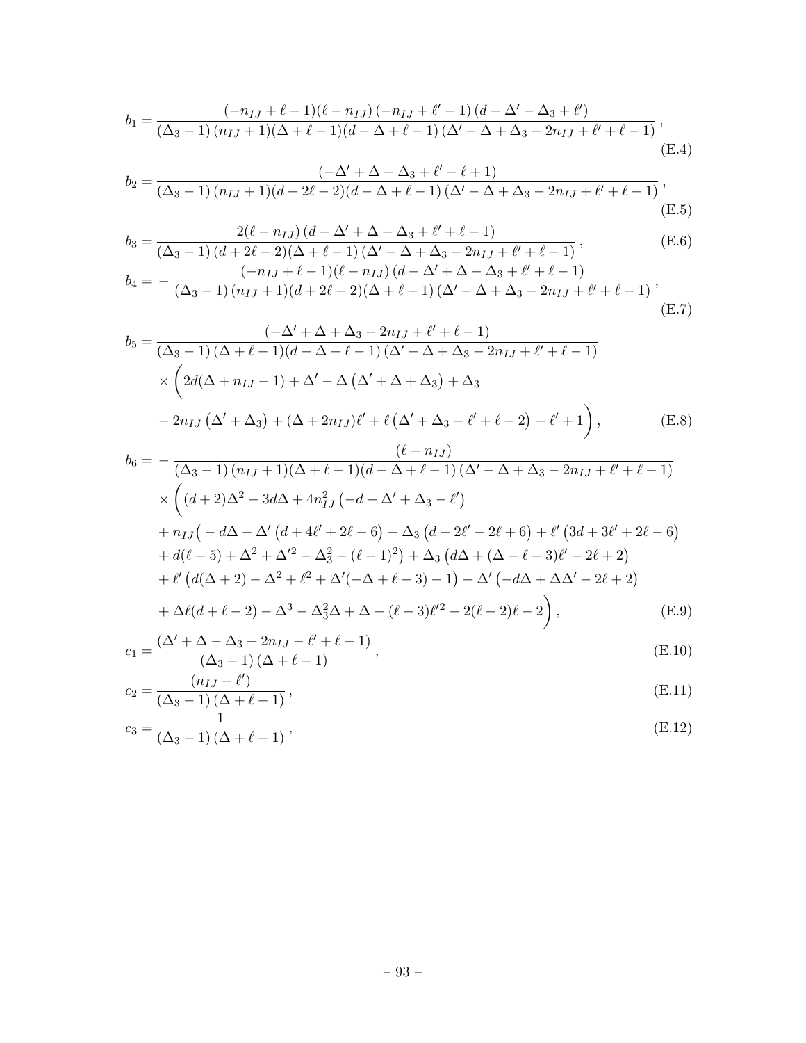$$b_1 = \frac{(-n_{IJ}+\ell-1)(\ell-n_{IJ})\left(-n_{IJ}+\ell'-1\right)\left(d-\Delta'-\Delta_3+\ell'\right)}{\left(\Delta_3-1\right)\left(n_{IJ}+1\right)(\Delta+\ell-1)(d-\Delta+\ell-1)\left(\Delta'-\Delta+\Delta_3-2n_{IJ}+\ell'+\ell-1\right)}\,, \tag{E.4}$$

$$b_2 = \frac{\left(-\Delta'+\Delta-\Delta_3+\ell'-\ell+1\right)}{\left(\Delta_3-1\right)\left(n_{IJ}+1\right)(d+2\ell-2)(d-\Delta+\ell-1)\left(\Delta'-\Delta+\Delta_3-2n_{IJ}+\ell'+\ell-1\right)}\,, \tag{E.5}$$

$$b_3 = \frac{2(\ell-n_{IJ})\left(d-\Delta'+\Delta-\Delta_3+\ell'+\ell-1\right)}{\left(\Delta_3-1\right)(d+2\ell-2)(\Delta+\ell-1)\left(\Delta'-\Delta+\Delta_3-2n_{IJ}+\ell'+\ell-1\right)}\,, \tag{E.6}$$

$$b_4 = -\frac{(-n_{IJ}+\ell-1)(\ell-n_{IJ})\left(d-\Delta'+\Delta-\Delta_3+\ell'+\ell-1\right)}{\left(\Delta_3-1\right)\left(n_{IJ}+1\right)(d+2\ell-2)(\Delta+\ell-1)\left(\Delta'-\Delta+\Delta_3-2n_{IJ}+\ell'+\ell-1\right)}\,, \tag{E.7}$$

$$\begin{aligned}
b_5 = &\frac{\left(-\Delta'+\Delta+\Delta_3-2n_{IJ}+\ell'+\ell-1\right)}{\left(\Delta_3-1\right)(\Delta+\ell-1)(d-\Delta+\ell-1)\left(\Delta'-\Delta+\Delta_3-2n_{IJ}+\ell'+\ell-1\right)}\\
&\times\bigg(2d(\Delta+n_{IJ}-1)+\Delta'-\Delta\left(\Delta'+\Delta+\Delta_3\right)+\Delta_3\\
&-2n_{IJ}\left(\Delta'+\Delta_3\right)+(\Delta+2n_{IJ})\ell'+\ell\left(\Delta'+\Delta_3-\ell'+\ell-2\right)-\ell'+1\bigg)\,,
\end{aligned} \tag{E.8}$$

$$\begin{aligned}
b_6 = &-\frac{(\ell-n_{IJ})}{\left(\Delta_3-1\right)\left(n_{IJ}+1\right)(\Delta+\ell-1)(d-\Delta+\ell-1)\left(\Delta'-\Delta+\Delta_3-2n_{IJ}+\ell'+\ell-1\right)}\\
&\times\bigg((d+2)\Delta^2-3d\Delta+4n_{IJ}^2\left(-d+\Delta'+\Delta_3-\ell'\right)\\
&+n_{IJ}\big(-d\Delta-\Delta'\left(d+4\ell'+2\ell-6\right)+\Delta_3\left(d-2\ell'-2\ell+6\right)+\ell'\left(3d+3\ell'+2\ell-6\right)\\
&+d(\ell-5)+\Delta^2+\Delta'^2-\Delta_3^2-(\ell-1)^2\big)+\Delta_3\left(d\Delta+(\Delta+\ell-3)\ell'-2\ell+2\right)\\
&+\ell'\left(d(\Delta+2)-\Delta^2+\ell^2+\Delta'(-\Delta+\ell-3)-1\right)+\Delta'\left(-d\Delta+\Delta\Delta'-2\ell+2\right)\\
&+\Delta\ell(d+\ell-2)-\Delta^3-\Delta_3^2\Delta+\Delta-(\ell-3)\ell'^2-2(\ell-2)\ell-2\bigg)\,,
\end{aligned} \tag{E.9}$$

$$c_1 = \frac{\left(\Delta'+\Delta-\Delta_3+2n_{IJ}-\ell'+\ell-1\right)}{\left(\Delta_3-1\right)(\Delta+\ell-1)}\,, \tag{E.10}$$

$$c_2 = \frac{(n_{IJ}-\ell')}{\left(\Delta_3-1\right)(\Delta+\ell-1)}\,, \tag{E.11}$$

$$c_3 = \frac{1}{\left(\Delta_3-1\right)(\Delta+\ell-1)}\,, \tag{E.12}$$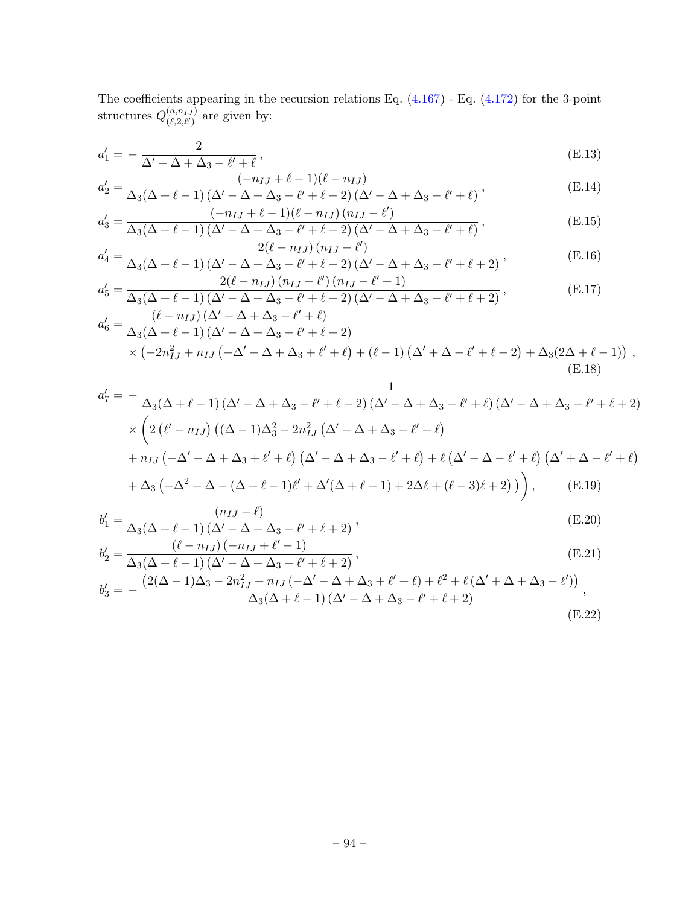The coefficients appearing in the recursion relations Eq. (4.167) - Eq. (4.172) for the 3-point structures $Q^{(a,n_{IJ})}_{(\ell,2,\ell')}$ are given by:

$$a'_1 = -\frac{2}{\Delta' - \Delta + \Delta_3 - \ell' + \ell}\,, \tag{E.13}$$

$$a'_2 = \frac{(-n_{IJ}+\ell-1)(\ell-n_{IJ})}{\Delta_3(\Delta+\ell-1)\left(\Delta'-\Delta+\Delta_3-\ell'+\ell-2\right)\left(\Delta'-\Delta+\Delta_3-\ell'+\ell\right)}\,, \tag{E.14}$$

$$a'_3 = \frac{(-n_{IJ}+\ell-1)(\ell-n_{IJ})\left(n_{IJ}-\ell'\right)}{\Delta_3(\Delta+\ell-1)\left(\Delta'-\Delta+\Delta_3-\ell'+\ell-2\right)\left(\Delta'-\Delta+\Delta_3-\ell'+\ell\right)}\,, \tag{E.15}$$

$$a'_4 = \frac{2(\ell-n_{IJ})\left(n_{IJ}-\ell'\right)}{\Delta_3(\Delta+\ell-1)\left(\Delta'-\Delta+\Delta_3-\ell'+\ell-2\right)\left(\Delta'-\Delta+\Delta_3-\ell'+\ell+2\right)}\,, \tag{E.16}$$

$$a'_5 = \frac{2(\ell-n_{IJ})\left(n_{IJ}-\ell'\right)\left(n_{IJ}-\ell'+1\right)}{\Delta_3(\Delta+\ell-1)\left(\Delta'-\Delta+\Delta_3-\ell'+\ell-2\right)\left(\Delta'-\Delta+\Delta_3-\ell'+\ell+2\right)}\,, \tag{E.17}$$

$$\begin{aligned} a'_6 = {} & \frac{(\ell-n_{IJ})\left(\Delta'-\Delta+\Delta_3-\ell'+\ell\right)}{\Delta_3(\Delta+\ell-1)\left(\Delta'-\Delta+\Delta_3-\ell'+\ell-2\right)} \\ & \times\left(-2n_{IJ}^2+n_{IJ}\left(-\Delta'-\Delta+\Delta_3+\ell'+\ell\right)+(\ell-1)\left(\Delta'+\Delta-\ell'+\ell-2\right)+\Delta_3(2\Delta+\ell-1)\right)\,, \end{aligned} \tag{E.18}$$

$$\begin{aligned} a'_7 = {} & -\frac{1}{\Delta_3(\Delta+\ell-1)\left(\Delta'-\Delta+\Delta_3-\ell'+\ell-2\right)\left(\Delta'-\Delta+\Delta_3-\ell'+\ell\right)\left(\Delta'-\Delta+\Delta_3-\ell'+\ell+2\right)} \\ & \times\Bigg(2\left(\ell'-n_{IJ}\right)\Big((\Delta-1)\Delta_3^2-2n_{IJ}^2\left(\Delta'-\Delta+\Delta_3-\ell'+\ell\right) \\ & +n_{IJ}\left(-\Delta'-\Delta+\Delta_3+\ell'+\ell\right)\left(\Delta'-\Delta+\Delta_3-\ell'+\ell\right)+\ell\left(\Delta'-\Delta-\ell'+\ell\right)\left(\Delta'+\Delta-\ell'+\ell\right) \\ & +\Delta_3\left(-\Delta^2-\Delta-(\Delta+\ell-1)\ell'+\Delta'(\Delta+\ell-1)+2\Delta\ell+(\ell-3)\ell+2\right)\Big)\Bigg)\,, \end{aligned} \tag{E.19}$$

$$b'_1 = \frac{(n_{IJ}-\ell)}{\Delta_3(\Delta+\ell-1)\left(\Delta'-\Delta+\Delta_3-\ell'+\ell+2\right)}\,, \tag{E.20}$$

$$b'_2 = \frac{(\ell-n_{IJ})\left(-n_{IJ}+\ell'-1\right)}{\Delta_3(\Delta+\ell-1)\left(\Delta'-\Delta+\Delta_3-\ell'+\ell+2\right)}\,, \tag{E.21}$$

$$b'_3 = -\frac{\left(2(\Delta-1)\Delta_3-2n_{IJ}^2+n_{IJ}\left(-\Delta'-\Delta+\Delta_3+\ell'+\ell\right)+\ell^2+\ell\left(\Delta'+\Delta+\Delta_3-\ell'\right)\right)}{\Delta_3(\Delta+\ell-1)\left(\Delta'-\Delta+\Delta_3-\ell'+\ell+2\right)}\,, \tag{E.22}$$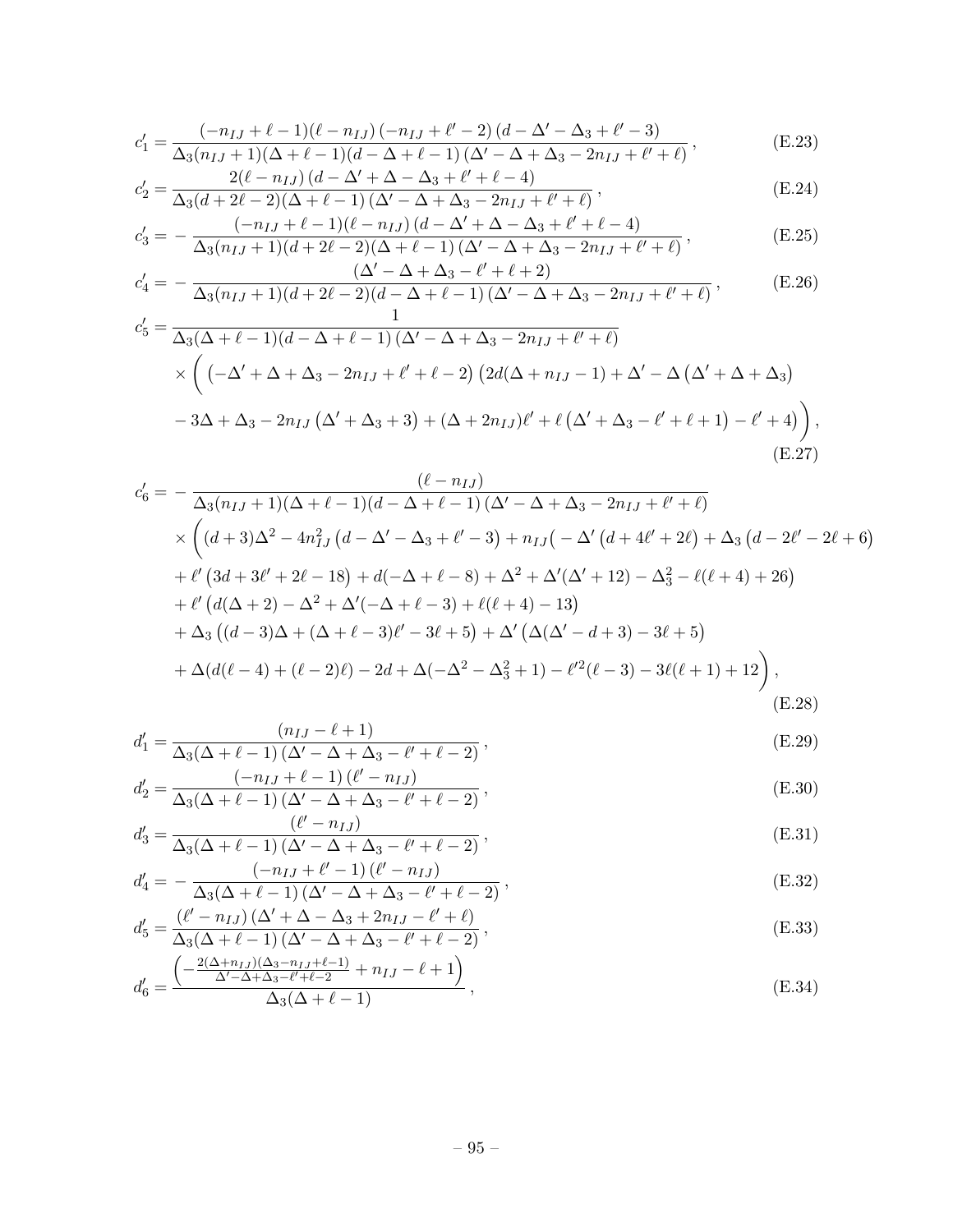$$c_1' = \frac{(-n_{IJ}+\ell-1)(\ell-n_{IJ})\left(-n_{IJ}+\ell'-2\right)\left(d-\Delta'-\Delta_3+\ell'-3\right)}{\Delta_3(n_{IJ}+1)(\Delta+\ell-1)(d-\Delta+\ell-1)\left(\Delta'-\Delta+\Delta_3-2n_{IJ}+\ell'+\ell\right)}\,, \tag{E.23}$$

$$c_2' = \frac{2(\ell-n_{IJ})\left(d-\Delta'+\Delta-\Delta_3+\ell'+\ell-4\right)}{\Delta_3(d+2\ell-2)(\Delta+\ell-1)\left(\Delta'-\Delta+\Delta_3-2n_{IJ}+\ell'+\ell\right)}\,, \tag{E.24}$$

$$c_3' = -\frac{(-n_{IJ}+\ell-1)(\ell-n_{IJ})\left(d-\Delta'+\Delta-\Delta_3+\ell'+\ell-4\right)}{\Delta_3(n_{IJ}+1)(d+2\ell-2)(\Delta+\ell-1)\left(\Delta'-\Delta+\Delta_3-2n_{IJ}+\ell'+\ell\right)}\,, \tag{E.25}$$

$$c_4' = -\frac{\left(\Delta'-\Delta+\Delta_3-\ell'+\ell+2\right)}{\Delta_3(n_{IJ}+1)(d+2\ell-2)(d-\Delta+\ell-1)\left(\Delta'-\Delta+\Delta_3-2n_{IJ}+\ell'+\ell\right)}\,, \tag{E.26}$$

$$\begin{aligned} c_5' = {} & \frac{1}{\Delta_3(\Delta+\ell-1)(d-\Delta+\ell-1)\left(\Delta'-\Delta+\Delta_3-2n_{IJ}+\ell'+\ell\right)} \\ & \times\Bigg(\left(-\Delta'+\Delta+\Delta_3-2n_{IJ}+\ell'+\ell-2\right)\left(2d(\Delta+n_{IJ}-1)+\Delta'-\Delta\left(\Delta'+\Delta+\Delta_3\right)\right. \\ & \left.-3\Delta+\Delta_3-2n_{IJ}\left(\Delta'+\Delta_3+3\right)+(\Delta+2n_{IJ})\ell'+\ell\left(\Delta'+\Delta_3-\ell'+\ell+1\right)-\ell'+4\right)\Bigg)\,, \end{aligned} \tag{E.27}$$

$$\begin{aligned} c_6' = {} & -\frac{(\ell-n_{IJ})}{\Delta_3(n_{IJ}+1)(\Delta+\ell-1)(d-\Delta+\ell-1)\left(\Delta'-\Delta+\Delta_3-2n_{IJ}+\ell'+\ell\right)} \\ & \times\Bigg((d+3)\Delta^2-4n_{IJ}^2\left(d-\Delta'-\Delta_3+\ell'-3\right)+n_{IJ}\big(-\Delta'\left(d+4\ell'+2\ell\right)+\Delta_3\left(d-2\ell'-2\ell+6\right) \\ & +\ell'\left(3d+3\ell'+2\ell-18\right)+d(-\Delta+\ell-8)+\Delta^2+\Delta'(\Delta'+12)-\Delta_3^2-\ell(\ell+4)+26\big) \\ & +\ell'\left(d(\Delta+2)-\Delta^2+\Delta'(-\Delta+\ell-3)+\ell(\ell+4)-13\right) \\ & +\Delta_3\left((d-3)\Delta+(\Delta+\ell-3)\ell'-3\ell+5\right)+\Delta'\left(\Delta(\Delta'-d+3)-3\ell+5\right) \\ & +\Delta(d(\ell-4)+(\ell-2)\ell)-2d+\Delta(-\Delta^2-\Delta_3^2+1)-\ell'^2(\ell-3)-3\ell(\ell+1)+12\Bigg)\,, \end{aligned} \tag{E.28}$$

$$d_1' = \frac{(n_{IJ}-\ell+1)}{\Delta_3(\Delta+\ell-1)\left(\Delta'-\Delta+\Delta_3-\ell'+\ell-2\right)}\,, \tag{E.29}$$

$$d_2' = \frac{\left(-n_{IJ}+\ell-1\right)\left(\ell'-n_{IJ}\right)}{\Delta_3(\Delta+\ell-1)\left(\Delta'-\Delta+\Delta_3-\ell'+\ell-2\right)}\,, \tag{E.30}$$

$$d_3' = \frac{\left(\ell'-n_{IJ}\right)}{\Delta_3(\Delta+\ell-1)\left(\Delta'-\Delta+\Delta_3-\ell'+\ell-2\right)}\,, \tag{E.31}$$

$$d_4' = -\frac{\left(-n_{IJ}+\ell'-1\right)\left(\ell'-n_{IJ}\right)}{\Delta_3(\Delta+\ell-1)\left(\Delta'-\Delta+\Delta_3-\ell'+\ell-2\right)}\,, \tag{E.32}$$

$$d_5' = \frac{\left(\ell'-n_{IJ}\right)\left(\Delta'+\Delta-\Delta_3+2n_{IJ}-\ell'+\ell\right)}{\Delta_3(\Delta+\ell-1)\left(\Delta'-\Delta+\Delta_3-\ell'+\ell-2\right)}\,, \tag{E.33}$$

$$d_6' = \frac{\left(-\frac{2(\Delta+n_{IJ})(\Delta_3-n_{IJ}+\ell-1)}{\Delta'-\Delta+\Delta_3-\ell'+\ell-2}+n_{IJ}-\ell+1\right)}{\Delta_3(\Delta+\ell-1)}\,, \tag{E.34}$$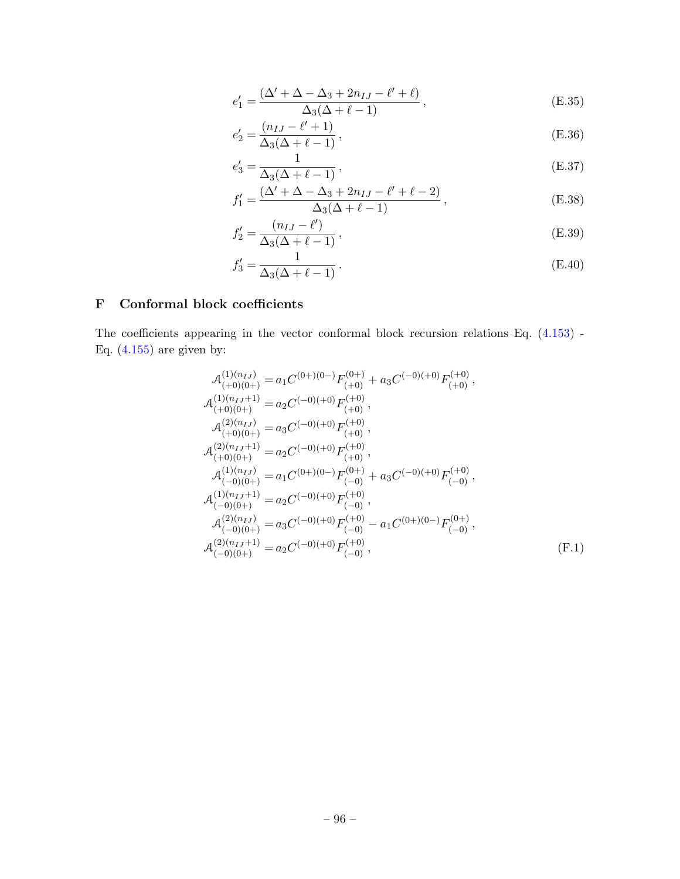$$e'_1 = \frac{(\Delta' + \Delta - \Delta_3 + 2n_{IJ} - \ell' + \ell)}{\Delta_3(\Delta + \ell - 1)}\,, \tag{E.35}$$

$$e'_2 = \frac{(n_{IJ} - \ell' + 1)}{\Delta_3(\Delta + \ell - 1)}\,, \tag{E.36}$$

$$e'_3 = \frac{1}{\Delta_3(\Delta + \ell - 1)}\,, \tag{E.37}$$

$$f'_1 = \frac{(\Delta' + \Delta - \Delta_3 + 2n_{IJ} - \ell' + \ell - 2)}{\Delta_3(\Delta + \ell - 1)}\,, \tag{E.38}$$

$$f'_2 = \frac{(n_{IJ} - \ell')}{\Delta_3(\Delta + \ell - 1)}\,, \tag{E.39}$$

$$f'_3 = \frac{1}{\Delta_3(\Delta + \ell - 1)}\,. \tag{E.40}$$

# F Conformal block coefficients

The coefficients appearing in the vector conformal block recursion relations Eq. (4.153) - Eq. (4.155) are given by:

$$\begin{aligned}
\mathcal{A}^{(1)(n_{IJ})}_{(+0)(0+)} &= a_1 C^{(0+)(0-)} F^{(0+)}_{(+0)} + a_3 C^{(-0)(+0)} F^{(+0)}_{(+0)}\,, \\
\mathcal{A}^{(1)(n_{IJ}+1)}_{(+0)(0+)} &= a_2 C^{(-0)(+0)} F^{(+0)}_{(+0)}\,, \\
\mathcal{A}^{(2)(n_{IJ})}_{(+0)(0+)} &= a_3 C^{(-0)(+0)} F^{(+0)}_{(+0)}\,, \\
\mathcal{A}^{(2)(n_{IJ}+1)}_{(+0)(0+)} &= a_2 C^{(-0)(+0)} F^{(+0)}_{(+0)}\,, \\
\mathcal{A}^{(1)(n_{IJ})}_{(-0)(0+)} &= a_1 C^{(0+)(0-)} F^{(0+)}_{(-0)} + a_3 C^{(-0)(+0)} F^{(+0)}_{(-0)}\,, \\
\mathcal{A}^{(1)(n_{IJ}+1)}_{(-0)(0+)} &= a_2 C^{(-0)(+0)} F^{(+0)}_{(-0)}\,, \\
\mathcal{A}^{(2)(n_{IJ})}_{(-0)(0+)} &= a_3 C^{(-0)(+0)} F^{(+0)}_{(-0)} - a_1 C^{(0+)(0-)} F^{(0+)}_{(-0)}\,, \\
\mathcal{A}^{(2)(n_{IJ}+1)}_{(-0)(0+)} &= a_2 C^{(-0)(+0)} F^{(+0)}_{(-0)}\,,
\end{aligned} \tag{F.1}$$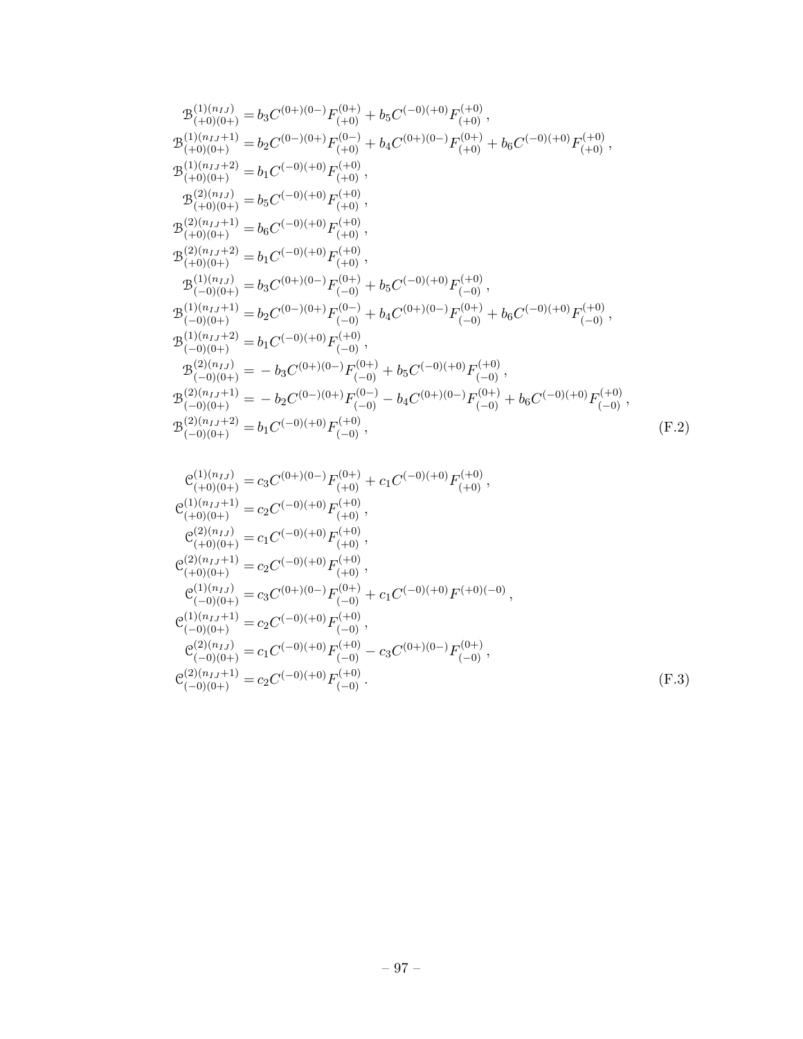$$
\begin{aligned}
\mathcal{B}^{(1)(n_{IJ})}_{(+0)(0+)} &= b_3 C^{(0+)(0-)} F^{(0+)}_{(+0)} + b_5 C^{(-0)(+0)} F^{(+0)}_{(+0)}\,, \\
\mathcal{B}^{(1)(n_{IJ}+1)}_{(+0)(0+)} &= b_2 C^{(0-)(0+)} F^{(0-)}_{(+0)} + b_4 C^{(0+)(0-)} F^{(0+)}_{(+0)} + b_6 C^{(-0)(+0)} F^{(+0)}_{(+0)}\,, \\
\mathcal{B}^{(1)(n_{IJ}+2)}_{(+0)(0+)} &= b_1 C^{(-0)(+0)} F^{(+0)}_{(+0)}\,, \\
\mathcal{B}^{(2)(n_{IJ})}_{(+0)(0+)} &= b_5 C^{(-0)(+0)} F^{(+0)}_{(+0)}\,, \\
\mathcal{B}^{(2)(n_{IJ}+1)}_{(+0)(0+)} &= b_6 C^{(-0)(+0)} F^{(+0)}_{(+0)}\,, \\
\mathcal{B}^{(2)(n_{IJ}+2)}_{(+0)(0+)} &= b_1 C^{(-0)(+0)} F^{(+0)}_{(+0)}\,, \\
\mathcal{B}^{(1)(n_{IJ})}_{(-0)(0+)} &= b_3 C^{(0+)(0-)} F^{(0+)}_{(-0)} + b_5 C^{(-0)(+0)} F^{(+0)}_{(-0)}\,, \\
\mathcal{B}^{(1)(n_{IJ}+1)}_{(-0)(0+)} &= b_2 C^{(0-)(0+)} F^{(0-)}_{(-0)} + b_4 C^{(0+)(0-)} F^{(0+)}_{(-0)} + b_6 C^{(-0)(+0)} F^{(+0)}_{(-0)}\,, \\
\mathcal{B}^{(1)(n_{IJ}+2)}_{(-0)(0+)} &= b_1 C^{(-0)(+0)} F^{(+0)}_{(-0)}\,, \\
\mathcal{B}^{(2)(n_{IJ})}_{(-0)(0+)} &= -\, b_3 C^{(0+)(0-)} F^{(0+)}_{(-0)} + b_5 C^{(-0)(+0)} F^{(+0)}_{(-0)}\,, \\
\mathcal{B}^{(2)(n_{IJ}+1)}_{(-0)(0+)} &= -\, b_2 C^{(0-)(0+)} F^{(0-)}_{(-0)} - b_4 C^{(0+)(0-)} F^{(0+)}_{(-0)} + b_6 C^{(-0)(+0)} F^{(+0)}_{(-0)}\,, \\
\mathcal{B}^{(2)(n_{IJ}+2)}_{(-0)(0+)} &= b_1 C^{(-0)(+0)} F^{(+0)}_{(-0)}\,,
\end{aligned}
\tag{F.2}
$$

$$
\begin{aligned}
\mathcal{C}^{(1)(n_{IJ})}_{(+0)(0+)} &= c_3 C^{(0+)(0-)} F^{(0+)}_{(+0)} + c_1 C^{(-0)(+0)} F^{(+0)}_{(+0)}\,, \\
\mathcal{C}^{(1)(n_{IJ}+1)}_{(+0)(0+)} &= c_2 C^{(-0)(+0)} F^{(+0)}_{(+0)}\,, \\
\mathcal{C}^{(2)(n_{IJ})}_{(+0)(0+)} &= c_1 C^{(-0)(+0)} F^{(+0)}_{(+0)}\,, \\
\mathcal{C}^{(2)(n_{IJ}+1)}_{(+0)(0+)} &= c_2 C^{(-0)(+0)} F^{(+0)}_{(+0)}\,, \\
\mathcal{C}^{(1)(n_{IJ})}_{(-0)(0+)} &= c_3 C^{(0+)(0-)} F^{(0+)}_{(-0)} + c_1 C^{(-0)(+0)} F^{(+0)(-0)}\,, \\
\mathcal{C}^{(1)(n_{IJ}+1)}_{(-0)(0+)} &= c_2 C^{(-0)(+0)} F^{(+0)}_{(-0)}\,, \\
\mathcal{C}^{(2)(n_{IJ})}_{(-0)(0+)} &= c_1 C^{(-0)(+0)} F^{(+0)}_{(-0)} - c_3 C^{(0+)(0-)} F^{(0+)}_{(-0)}\,, \\
\mathcal{C}^{(2)(n_{IJ}+1)}_{(-0)(0+)} &= c_2 C^{(-0)(+0)} F^{(+0)}_{(-0)}\,.
\end{aligned}
\tag{F.3}
$$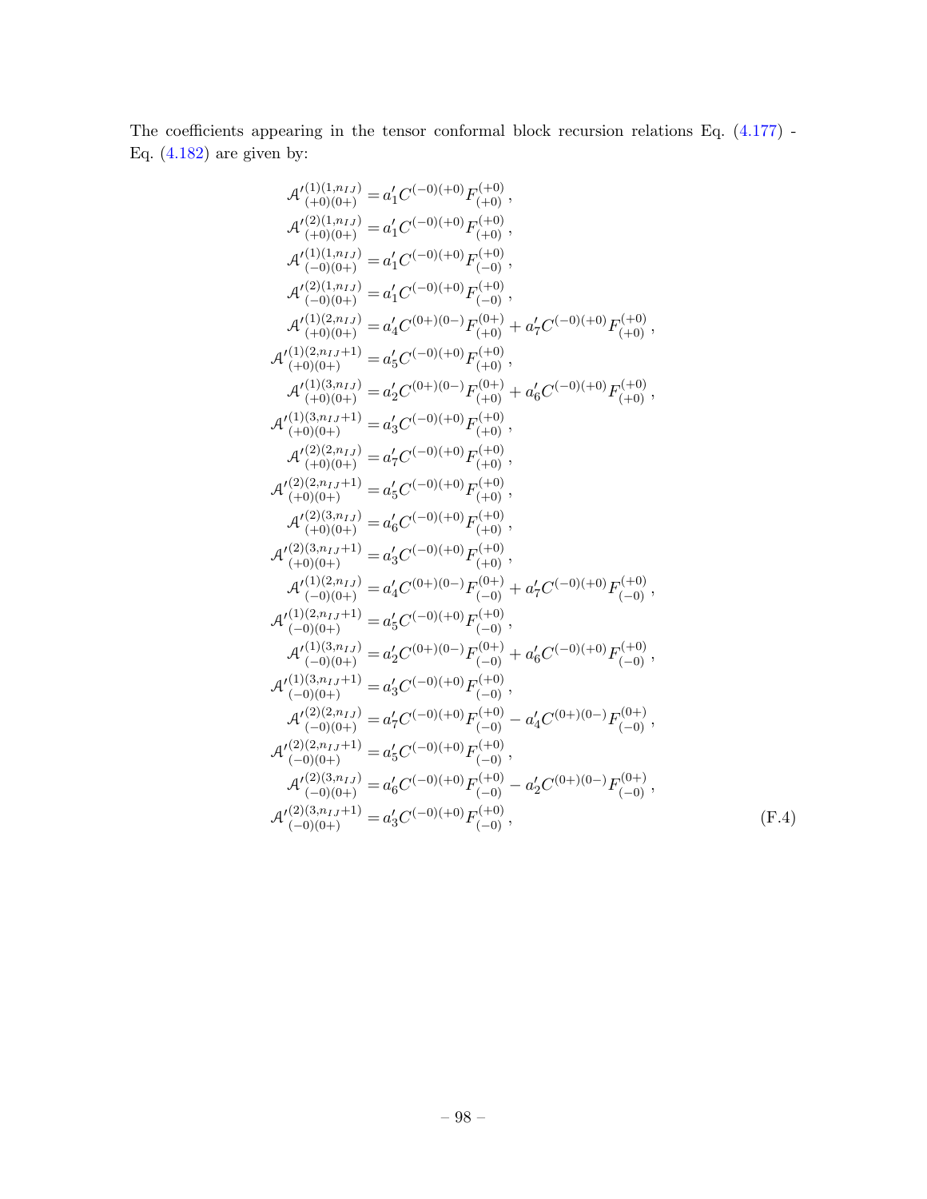The coefficients appearing in the tensor conformal block recursion relations Eq. (4.177) - Eq. (4.182) are given by:

$$
\begin{aligned}
{\mathcal{A}'}^{(1)(1,n_{IJ})}_{(+0)(0+)} &= a'_1 C^{(-0)(+0)} F^{(+0)}_{(+0)}\,, \\
{\mathcal{A}'}^{(2)(1,n_{IJ})}_{(+0)(0+)} &= a'_1 C^{(-0)(+0)} F^{(+0)}_{(+0)}\,, \\
{\mathcal{A}'}^{(1)(1,n_{IJ})}_{(-0)(0+)} &= a'_1 C^{(-0)(+0)} F^{(+0)}_{(-0)}\,, \\
{\mathcal{A}'}^{(2)(1,n_{IJ})}_{(-0)(0+)} &= a'_1 C^{(-0)(+0)} F^{(+0)}_{(-0)}\,, \\
{\mathcal{A}'}^{(1)(2,n_{IJ})}_{(+0)(0+)} &= a'_4 C^{(0+)(0-)} F^{(0+)}_{(+0)} + a'_7 C^{(-0)(+0)} F^{(+0)}_{(+0)}\,, \\
{\mathcal{A}'}^{(1)(2,n_{IJ}+1)}_{(+0)(0+)} &= a'_5 C^{(-0)(+0)} F^{(+0)}_{(+0)}\,, \\
{\mathcal{A}'}^{(1)(3,n_{IJ})}_{(+0)(0+)} &= a'_2 C^{(0+)(0-)} F^{(0+)}_{(+0)} + a'_6 C^{(-0)(+0)} F^{(+0)}_{(+0)}\,, \\
{\mathcal{A}'}^{(1)(3,n_{IJ}+1)}_{(+0)(0+)} &= a'_3 C^{(-0)(+0)} F^{(+0)}_{(+0)}\,, \\
{\mathcal{A}'}^{(2)(2,n_{IJ})}_{(+0)(0+)} &= a'_7 C^{(-0)(+0)} F^{(+0)}_{(+0)}\,, \\
{\mathcal{A}'}^{(2)(2,n_{IJ}+1)}_{(+0)(0+)} &= a'_5 C^{(-0)(+0)} F^{(+0)}_{(+0)}\,, \\
{\mathcal{A}'}^{(2)(3,n_{IJ})}_{(+0)(0+)} &= a'_6 C^{(-0)(+0)} F^{(+0)}_{(+0)}\,, \\
{\mathcal{A}'}^{(2)(3,n_{IJ}+1)}_{(+0)(0+)} &= a'_3 C^{(-0)(+0)} F^{(+0)}_{(+0)}\,, \\
{\mathcal{A}'}^{(1)(2,n_{IJ})}_{(-0)(0+)} &= a'_4 C^{(0+)(0-)} F^{(0+)}_{(-0)} + a'_7 C^{(-0)(+0)} F^{(+0)}_{(-0)}\,, \\
{\mathcal{A}'}^{(1)(2,n_{IJ}+1)}_{(-0)(0+)} &= a'_5 C^{(-0)(+0)} F^{(+0)}_{(-0)}\,, \\
{\mathcal{A}'}^{(1)(3,n_{IJ})}_{(-0)(0+)} &= a'_2 C^{(0+)(0-)} F^{(0+)}_{(-0)} + a'_6 C^{(-0)(+0)} F^{(+0)}_{(-0)}\,, \\
{\mathcal{A}'}^{(1)(3,n_{IJ}+1)}_{(-0)(0+)} &= a'_3 C^{(-0)(+0)} F^{(+0)}_{(-0)}\,, \\
{\mathcal{A}'}^{(2)(2,n_{IJ})}_{(-0)(0+)} &= a'_7 C^{(-0)(+0)} F^{(+0)}_{(-0)} - a'_4 C^{(0+)(0-)} F^{(0+)}_{(-0)}\,, \\
{\mathcal{A}'}^{(2)(2,n_{IJ}+1)}_{(-0)(0+)} &= a'_5 C^{(-0)(+0)} F^{(+0)}_{(-0)}\,, \\
{\mathcal{A}'}^{(2)(3,n_{IJ})}_{(-0)(0+)} &= a'_6 C^{(-0)(+0)} F^{(+0)}_{(-0)} - a'_2 C^{(0+)(0-)} F^{(0+)}_{(-0)}\,, \\
{\mathcal{A}'}^{(2)(3,n_{IJ}+1)}_{(-0)(0+)} &= a'_3 C^{(-0)(+0)} F^{(+0)}_{(-0)}\,,
\end{aligned}
\tag{F.4}
$$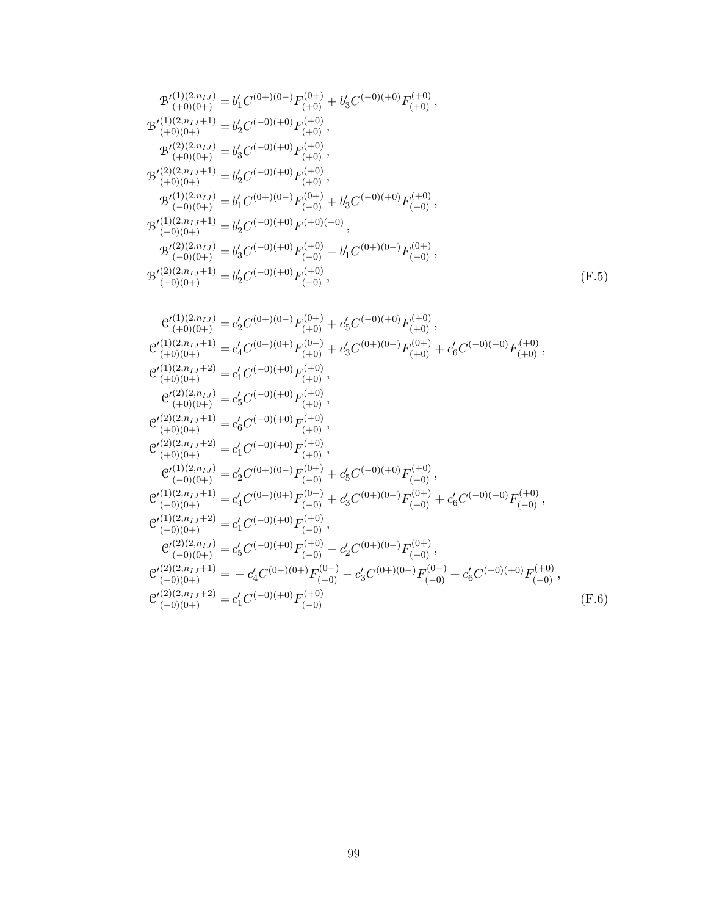$$
\begin{aligned}
\mathcal{B}'^{(1)(2,n_{IJ})}_{(+0)(0+)} &= b'_1 C^{(0+)(0-)} F^{(0+)}_{(+0)} + b'_3 C^{(-0)(+0)} F^{(+0)}_{(+0)}\,,\\
\mathcal{B}'^{(1)(2,n_{IJ}+1)}_{(+0)(0+)} &= b'_2 C^{(-0)(+0)} F^{(+0)}_{(+0)}\,,\\
\mathcal{B}'^{(2)(2,n_{IJ})}_{(+0)(0+)} &= b'_3 C^{(-0)(+0)} F^{(+0)}_{(+0)}\,,\\
\mathcal{B}'^{(2)(2,n_{IJ}+1)}_{(+0)(0+)} &= b'_2 C^{(-0)(+0)} F^{(+0)}_{(+0)}\,,\\
\mathcal{B}'^{(1)(2,n_{IJ})}_{(-0)(0+)} &= b'_1 C^{(0+)(0-)} F^{(0+)}_{(-0)} + b'_3 C^{(-0)(+0)} F^{(+0)}_{(-0)}\,,\\
\mathcal{B}'^{(1)(2,n_{IJ}+1)}_{(-0)(0+)} &= b'_2 C^{(-0)(+0)} F^{(+0)(-0)}\,,\\
\mathcal{B}'^{(2)(2,n_{IJ})}_{(-0)(0+)} &= b'_3 C^{(-0)(+0)} F^{(+0)}_{(-0)} - b'_1 C^{(0+)(0-)} F^{(0+)}_{(-0)}\,,\\
\mathcal{B}'^{(2)(2,n_{IJ}+1)}_{(-0)(0+)} &= b'_2 C^{(-0)(+0)} F^{(+0)}_{(-0)}\,,
\end{aligned}
\tag{F.5}
$$

$$
\begin{aligned}
\mathcal{C}'^{(1)(2,n_{IJ})}_{(+0)(0+)} &= c'_2 C^{(0+)(0-)} F^{(0+)}_{(+0)} + c'_5 C^{(-0)(+0)} F^{(+0)}_{(+0)}\,,\\
\mathcal{C}'^{(1)(2,n_{IJ}+1)}_{(+0)(0+)} &= c'_4 C^{(0-)(0+)} F^{(0-)}_{(+0)} + c'_3 C^{(0+)(0-)} F^{(0+)}_{(+0)} + c'_6 C^{(-0)(+0)} F^{(+0)}_{(+0)}\,,\\
\mathcal{C}'^{(1)(2,n_{IJ}+2)}_{(+0)(0+)} &= c'_1 C^{(-0)(+0)} F^{(+0)}_{(+0)}\,,\\
\mathcal{C}'^{(2)(2,n_{IJ})}_{(+0)(0+)} &= c'_5 C^{(-0)(+0)} F^{(+0)}_{(+0)}\,,\\
\mathcal{C}'^{(2)(2,n_{IJ}+1)}_{(+0)(0+)} &= c'_6 C^{(-0)(+0)} F^{(+0)}_{(+0)}\,,\\
\mathcal{C}'^{(2)(2,n_{IJ}+2)}_{(+0)(0+)} &= c'_1 C^{(-0)(+0)} F^{(+0)}_{(+0)}\,,\\
\mathcal{C}'^{(1)(2,n_{IJ})}_{(-0)(0+)} &= c'_2 C^{(0+)(0-)} F^{(0+)}_{(-0)} + c'_5 C^{(-0)(+0)} F^{(+0)}_{(-0)}\,,\\
\mathcal{C}'^{(1)(2,n_{IJ}+1)}_{(-0)(0+)} &= c'_4 C^{(0-)(0+)} F^{(0-)}_{(-0)} + c'_3 C^{(0+)(0-)} F^{(0+)}_{(-0)} + c'_6 C^{(-0)(+0)} F^{(+0)}_{(-0)}\,,\\
\mathcal{C}'^{(1)(2,n_{IJ}+2)}_{(-0)(0+)} &= c'_1 C^{(-0)(+0)} F^{(+0)}_{(-0)}\,,\\
\mathcal{C}'^{(2)(2,n_{IJ})}_{(-0)(0+)} &= c'_5 C^{(-0)(+0)} F^{(+0)}_{(-0)} - c'_2 C^{(0+)(0-)} F^{(0+)}_{(-0)}\,,\\
\mathcal{C}'^{(2)(2,n_{IJ}+1)}_{(-0)(0+)} &= -c'_4 C^{(0-)(0+)} F^{(0-)}_{(-0)} - c'_3 C^{(0+)(0-)} F^{(0+)}_{(-0)} + c'_6 C^{(-0)(+0)} F^{(+0)}_{(-0)}\,,\\
\mathcal{C}'^{(2)(2,n_{IJ}+2)}_{(-0)(0+)} &= c'_1 C^{(-0)(+0)} F^{(+0)}_{(-0)}
\end{aligned}
\tag{F.6}
$$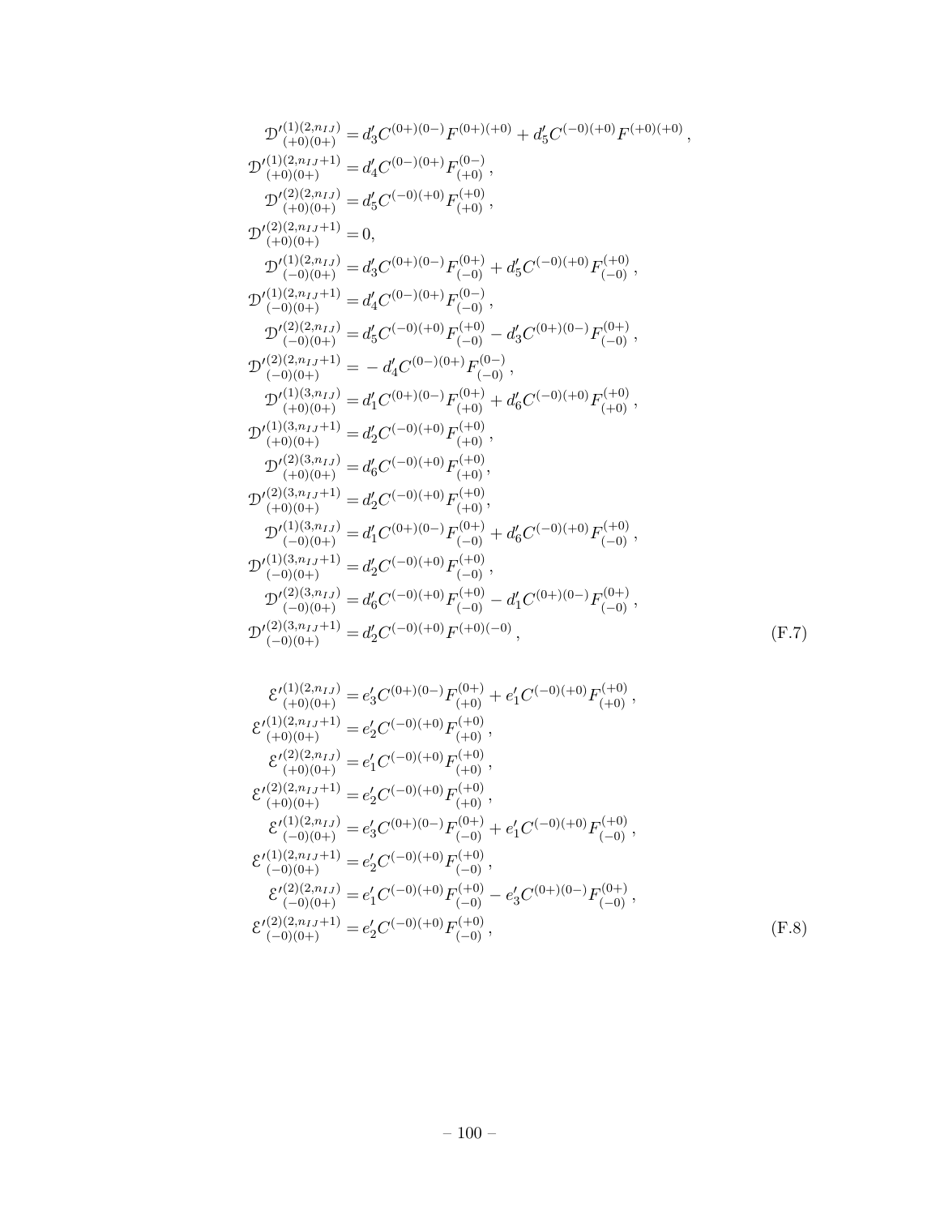$$
\begin{aligned}
\mathcal{D}'^{(1)(2,n_{IJ})}_{(+0)(0+)} &= d'_3 C^{(0+)(0-)} F^{(0+)(+0)} + d'_5 C^{(-0)(+0)} F^{(+0)(+0)}\,,\\
\mathcal{D}'^{(1)(2,n_{IJ}+1)}_{(+0)(0+)} &= d'_4 C^{(0-)(0+)} F^{(0-)}_{(+0)}\,,\\
\mathcal{D}'^{(2)(2,n_{IJ})}_{(+0)(0+)} &= d'_5 C^{(-0)(+0)} F^{(+0)}_{(+0)}\,,\\
\mathcal{D}'^{(2)(2,n_{IJ}+1)}_{(+0)(0+)} &= 0,\\
\mathcal{D}'^{(1)(2,n_{IJ})}_{(-0)(0+)} &= d'_3 C^{(0+)(0-)} F^{(0+)}_{(-0)} + d'_5 C^{(-0)(+0)} F^{(+0)}_{(-0)}\,,\\
\mathcal{D}'^{(1)(2,n_{IJ}+1)}_{(-0)(0+)} &= d'_4 C^{(0-)(0+)} F^{(0-)}_{(-0)}\,,\\
\mathcal{D}'^{(2)(2,n_{IJ})}_{(-0)(0+)} &= d'_5 C^{(-0)(+0)} F^{(+0)}_{(-0)} - d'_3 C^{(0+)(0-)} F^{(0+)}_{(-0)}\,,\\
\mathcal{D}'^{(2)(2,n_{IJ}+1)}_{(-0)(0+)} &= -\, d'_4 C^{(0-)(0+)} F^{(0-)}_{(-0)}\,,\\
\mathcal{D}'^{(1)(3,n_{IJ})}_{(+0)(0+)} &= d'_1 C^{(0+)(0-)} F^{(0+)}_{(+0)} + d'_6 C^{(-0)(+0)} F^{(+0)}_{(+0)}\,,\\
\mathcal{D}'^{(1)(3,n_{IJ}+1)}_{(+0)(0+)} &= d'_2 C^{(-0)(+0)} F^{(+0)}_{(+0)}\,,\\
\mathcal{D}'^{(2)(3,n_{IJ})}_{(+0)(0+)} &= d'_6 C^{(-0)(+0)} F^{(+0)}_{(+0)},\\
\mathcal{D}'^{(2)(3,n_{IJ}+1)}_{(+0)(0+)} &= d'_2 C^{(-0)(+0)} F^{(+0)}_{(+0)},\\
\mathcal{D}'^{(1)(3,n_{IJ})}_{(-0)(0+)} &= d'_1 C^{(0+)(0-)} F^{(0+)}_{(-0)} + d'_6 C^{(-0)(+0)} F^{(+0)}_{(-0)}\,,\\
\mathcal{D}'^{(1)(3,n_{IJ}+1)}_{(-0)(0+)} &= d'_2 C^{(-0)(+0)} F^{(+0)}_{(-0)}\,,\\
\mathcal{D}'^{(2)(3,n_{IJ})}_{(-0)(0+)} &= d'_6 C^{(-0)(+0)} F^{(+0)}_{(-0)} - d'_1 C^{(0+)(0-)} F^{(0+)}_{(-0)}\,,\\
\mathcal{D}'^{(2)(3,n_{IJ}+1)}_{(-0)(0+)} &= d'_2 C^{(-0)(+0)} F^{(+0)(-0)}\,,
\end{aligned}
\tag{F.7}
$$

$$
\begin{aligned}
\mathcal{E}'^{(1)(2,n_{IJ})}_{(+0)(0+)} &= e'_3 C^{(0+)(0-)} F^{(0+)}_{(+0)} + e'_1 C^{(-0)(+0)} F^{(+0)}_{(+0)}\,,\\
\mathcal{E}'^{(1)(2,n_{IJ}+1)}_{(+0)(0+)} &= e'_2 C^{(-0)(+0)} F^{(+0)}_{(+0)}\,,\\
\mathcal{E}'^{(2)(2,n_{IJ})}_{(+0)(0+)} &= e'_1 C^{(-0)(+0)} F^{(+0)}_{(+0)}\,,\\
\mathcal{E}'^{(2)(2,n_{IJ}+1)}_{(+0)(0+)} &= e'_2 C^{(-0)(+0)} F^{(+0)}_{(+0)}\,,\\
\mathcal{E}'^{(1)(2,n_{IJ})}_{(-0)(0+)} &= e'_3 C^{(0+)(0-)} F^{(0+)}_{(-0)} + e'_1 C^{(-0)(+0)} F^{(+0)}_{(-0)}\,,\\
\mathcal{E}'^{(1)(2,n_{IJ}+1)}_{(-0)(0+)} &= e'_2 C^{(-0)(+0)} F^{(+0)}_{(-0)}\,,\\
\mathcal{E}'^{(2)(2,n_{IJ})}_{(-0)(0+)} &= e'_1 C^{(-0)(+0)} F^{(+0)}_{(-0)} - e'_3 C^{(0+)(0-)} F^{(0+)}_{(-0)}\,,\\
\mathcal{E}'^{(2)(2,n_{IJ}+1)}_{(-0)(0+)} &= e'_2 C^{(-0)(+0)} F^{(+0)}_{(-0)}\,,
\end{aligned}
\tag{F.8}
$$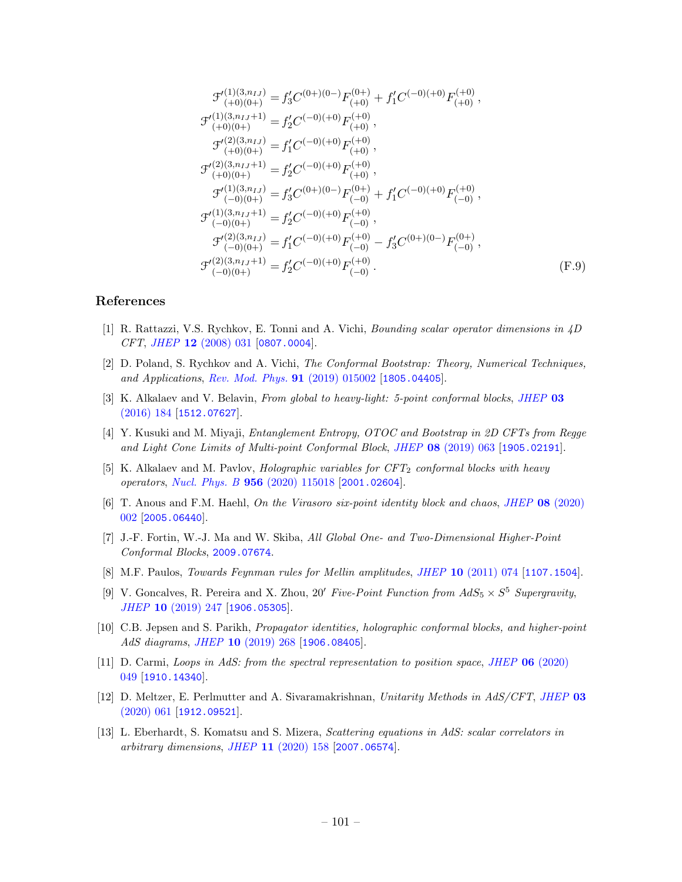$$
\begin{aligned}
\mathcal{F}'^{(1)(3,n_{IJ})}_{(+0)(0+)} &= f_3' C^{(0+)(0-)} F^{(0+)}_{(+0)} + f_1' C^{(-0)(+0)} F^{(+0)}_{(+0)}\,, \\
\mathcal{F}'^{(1)(3,n_{IJ}+1)}_{(+0)(0+)} &= f_2' C^{(-0)(+0)} F^{(+0)}_{(+0)}\,, \\
\mathcal{F}'^{(2)(3,n_{IJ})}_{(+0)(0+)} &= f_1' C^{(-0)(+0)} F^{(+0)}_{(+0)}\,, \\
\mathcal{F}'^{(2)(3,n_{IJ}+1)}_{(+0)(0+)} &= f_2' C^{(-0)(+0)} F^{(+0)}_{(+0)}\,, \\
\mathcal{F}'^{(1)(3,n_{IJ})}_{(-0)(0+)} &= f_3' C^{(0+)(0-)} F^{(0+)}_{(-0)} + f_1' C^{(-0)(+0)} F^{(+0)}_{(-0)}\,, \\
\mathcal{F}'^{(1)(3,n_{IJ}+1)}_{(-0)(0+)} &= f_2' C^{(-0)(+0)} F^{(+0)}_{(-0)}\,, \\
\mathcal{F}'^{(2)(3,n_{IJ})}_{(-0)(0+)} &= f_1' C^{(-0)(+0)} F^{(+0)}_{(-0)} - f_3' C^{(0+)(0-)} F^{(0+)}_{(-0)}\,, \\
\mathcal{F}'^{(2)(3,n_{IJ}+1)}_{(-0)(0+)} &= f_2' C^{(-0)(+0)} F^{(+0)}_{(-0)}\,.
\end{aligned} \tag{F.9}
$$

## References

[1] R. Rattazzi, V.S. Rychkov, E. Tonni and A. Vichi, *Bounding scalar operator dimensions in 4D CFT*, JHEP **12** (2008) 031 [0807.0004].

[2] D. Poland, S. Rychkov and A. Vichi, *The Conformal Bootstrap: Theory, Numerical Techniques, and Applications*, Rev. Mod. Phys. **91** (2019) 015002 [1805.04405].

[3] K. Alkalaev and V. Belavin, *From global to heavy-light: 5-point conformal blocks*, JHEP **03** (2016) 184 [1512.07627].

[4] Y. Kusuki and M. Miyaji, *Entanglement Entropy, OTOC and Bootstrap in 2D CFTs from Regge and Light Cone Limits of Multi-point Conformal Block*, JHEP **08** (2019) 063 [1905.02191].

[5] K. Alkalaev and M. Pavlov, *Holographic variables for CFT$_2$ conformal blocks with heavy operators*, Nucl. Phys. B **956** (2020) 115018 [2001.02604].

[6] T. Anous and F.M. Haehl, *On the Virasoro six-point identity block and chaos*, JHEP **08** (2020) 002 [2005.06440].

[7] J.-F. Fortin, W.-J. Ma and W. Skiba, *All Global One- and Two-Dimensional Higher-Point Conformal Blocks*, 2009.07674.

[8] M.F. Paulos, *Towards Feynman rules for Mellin amplitudes*, JHEP **10** (2011) 074 [1107.1504].

[9] V. Goncalves, R. Pereira and X. Zhou, *20′ Five-Point Function from $AdS_5 \times S^5$ Supergravity*, JHEP **10** (2019) 247 [1906.05305].

[10] C.B. Jepsen and S. Parikh, *Propagator identities, holographic conformal blocks, and higher-point AdS diagrams*, JHEP **10** (2019) 268 [1906.08405].

[11] D. Carmi, *Loops in AdS: from the spectral representation to position space*, JHEP **06** (2020) 049 [1910.14340].

[12] D. Meltzer, E. Perlmutter and A. Sivaramakrishnan, *Unitarity Methods in AdS/CFT*, JHEP **03** (2020) 061 [1912.09521].

[13] L. Eberhardt, S. Komatsu and S. Mizera, *Scattering equations in AdS: scalar correlators in arbitrary dimensions*, JHEP **11** (2020) 158 [2007.06574].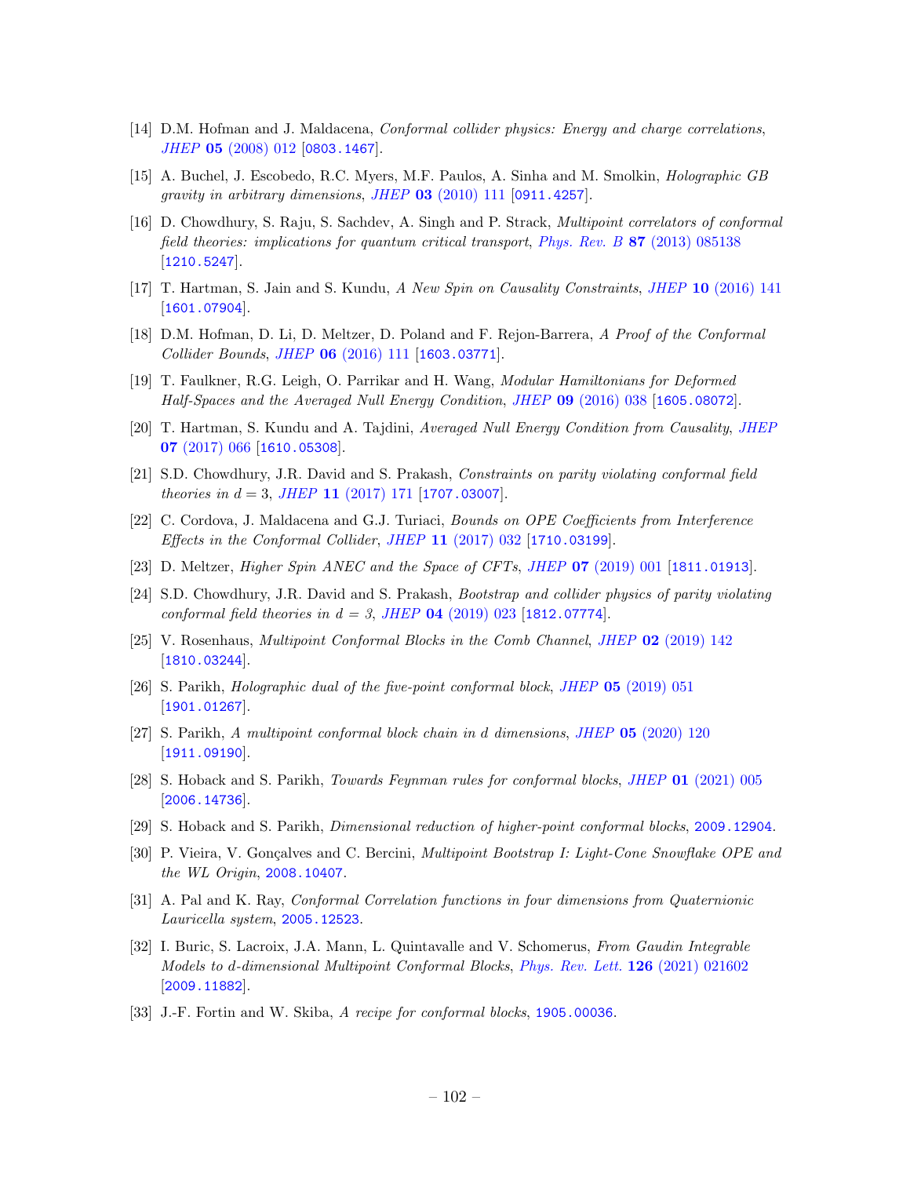[14] D.M. Hofman and J. Maldacena, *Conformal collider physics: Energy and charge correlations*, *JHEP* **05** (2008) 012 [0803.1467].

[15] A. Buchel, J. Escobedo, R.C. Myers, M.F. Paulos, A. Sinha and M. Smolkin, *Holographic GB gravity in arbitrary dimensions*, *JHEP* **03** (2010) 111 [0911.4257].

[16] D. Chowdhury, S. Raju, S. Sachdev, A. Singh and P. Strack, *Multipoint correlators of conformal field theories: implications for quantum critical transport*, *Phys. Rev. B* **87** (2013) 085138 [1210.5247].

[17] T. Hartman, S. Jain and S. Kundu, *A New Spin on Causality Constraints*, *JHEP* **10** (2016) 141 [1601.07904].

[18] D.M. Hofman, D. Li, D. Meltzer, D. Poland and F. Rejon-Barrera, *A Proof of the Conformal Collider Bounds*, *JHEP* **06** (2016) 111 [1603.03771].

[19] T. Faulkner, R.G. Leigh, O. Parrikar and H. Wang, *Modular Hamiltonians for Deformed Half-Spaces and the Averaged Null Energy Condition*, *JHEP* **09** (2016) 038 [1605.08072].

[20] T. Hartman, S. Kundu and A. Tajdini, *Averaged Null Energy Condition from Causality*, *JHEP* **07** (2017) 066 [1610.05308].

[21] S.D. Chowdhury, J.R. David and S. Prakash, *Constraints on parity violating conformal field theories in $d = 3$*, *JHEP* **11** (2017) 171 [1707.03007].

[22] C. Cordova, J. Maldacena and G.J. Turiaci, *Bounds on OPE Coefficients from Interference Effects in the Conformal Collider*, *JHEP* **11** (2017) 032 [1710.03199].

[23] D. Meltzer, *Higher Spin ANEC and the Space of CFTs*, *JHEP* **07** (2019) 001 [1811.01913].

[24] S.D. Chowdhury, J.R. David and S. Prakash, *Bootstrap and collider physics of parity violating conformal field theories in $d = 3$*, *JHEP* **04** (2019) 023 [1812.07774].

[25] V. Rosenhaus, *Multipoint Conformal Blocks in the Comb Channel*, *JHEP* **02** (2019) 142 [1810.03244].

[26] S. Parikh, *Holographic dual of the five-point conformal block*, *JHEP* **05** (2019) 051 [1901.01267].

[27] S. Parikh, *A multipoint conformal block chain in $d$ dimensions*, *JHEP* **05** (2020) 120 [1911.09190].

[28] S. Hoback and S. Parikh, *Towards Feynman rules for conformal blocks*, *JHEP* **01** (2021) 005 [2006.14736].

[29] S. Hoback and S. Parikh, *Dimensional reduction of higher-point conformal blocks*, 2009.12904.

[30] P. Vieira, V. Gonçalves and C. Bercini, *Multipoint Bootstrap I: Light-Cone Snowflake OPE and the WL Origin*, 2008.10407.

[31] A. Pal and K. Ray, *Conformal Correlation functions in four dimensions from Quaternionic Lauricella system*, 2005.12523.

[32] I. Buric, S. Lacroix, J.A. Mann, L. Quintavalle and V. Schomerus, *From Gaudin Integrable Models to d-dimensional Multipoint Conformal Blocks*, *Phys. Rev. Lett.* **126** (2021) 021602 [2009.11882].

[33] J.-F. Fortin and W. Skiba, *A recipe for conformal blocks*, 1905.00036.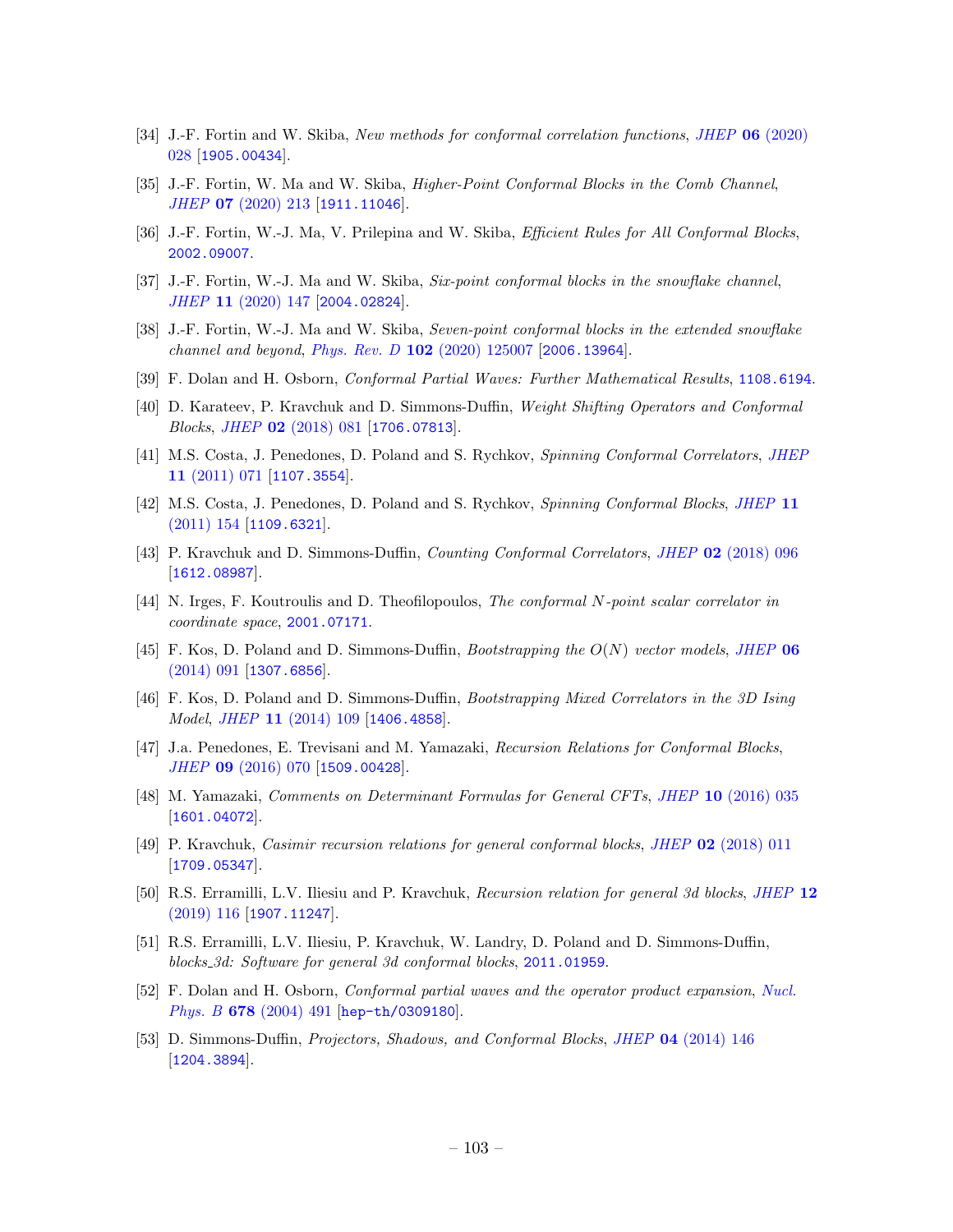[34] J.-F. Fortin and W. Skiba, *New methods for conformal correlation functions*, *JHEP* **06** (2020) 028 [1905.00434].

[35] J.-F. Fortin, W. Ma and W. Skiba, *Higher-Point Conformal Blocks in the Comb Channel*, *JHEP* **07** (2020) 213 [1911.11046].

[36] J.-F. Fortin, W.-J. Ma, V. Prilepina and W. Skiba, *Efficient Rules for All Conformal Blocks*, 2002.09007.

[37] J.-F. Fortin, W.-J. Ma and W. Skiba, *Six-point conformal blocks in the snowflake channel*, *JHEP* **11** (2020) 147 [2004.02824].

[38] J.-F. Fortin, W.-J. Ma and W. Skiba, *Seven-point conformal blocks in the extended snowflake channel and beyond*, *Phys. Rev. D* **102** (2020) 125007 [2006.13964].

[39] F. Dolan and H. Osborn, *Conformal Partial Waves: Further Mathematical Results*, 1108.6194.

[40] D. Karateev, P. Kravchuk and D. Simmons-Duffin, *Weight Shifting Operators and Conformal Blocks*, *JHEP* **02** (2018) 081 [1706.07813].

[41] M.S. Costa, J. Penedones, D. Poland and S. Rychkov, *Spinning Conformal Correlators*, *JHEP* **11** (2011) 071 [1107.3554].

[42] M.S. Costa, J. Penedones, D. Poland and S. Rychkov, *Spinning Conformal Blocks*, *JHEP* **11** (2011) 154 [1109.6321].

[43] P. Kravchuk and D. Simmons-Duffin, *Counting Conformal Correlators*, *JHEP* **02** (2018) 096 [1612.08987].

[44] N. Irges, F. Koutroulis and D. Theofilopoulos, *The conformal $N$-point scalar correlator in coordinate space*, 2001.07171.

[45] F. Kos, D. Poland and D. Simmons-Duffin, *Bootstrapping the $O(N)$ vector models*, *JHEP* **06** (2014) 091 [1307.6856].

[46] F. Kos, D. Poland and D. Simmons-Duffin, *Bootstrapping Mixed Correlators in the 3D Ising Model*, *JHEP* **11** (2014) 109 [1406.4858].

[47] J.a. Penedones, E. Trevisani and M. Yamazaki, *Recursion Relations for Conformal Blocks*, *JHEP* **09** (2016) 070 [1509.00428].

[48] M. Yamazaki, *Comments on Determinant Formulas for General CFTs*, *JHEP* **10** (2016) 035 [1601.04072].

[49] P. Kravchuk, *Casimir recursion relations for general conformal blocks*, *JHEP* **02** (2018) 011 [1709.05347].

[50] R.S. Erramilli, L.V. Iliesiu and P. Kravchuk, *Recursion relation for general 3d blocks*, *JHEP* **12** (2019) 116 [1907.11247].

[51] R.S. Erramilli, L.V. Iliesiu, P. Kravchuk, W. Landry, D. Poland and D. Simmons-Duffin, *blocks_3d: Software for general 3d conformal blocks*, 2011.01959.

[52] F. Dolan and H. Osborn, *Conformal partial waves and the operator product expansion*, *Nucl. Phys. B* **678** (2004) 491 [hep-th/0309180].

[53] D. Simmons-Duffin, *Projectors, Shadows, and Conformal Blocks*, *JHEP* **04** (2014) 146 [1204.3894].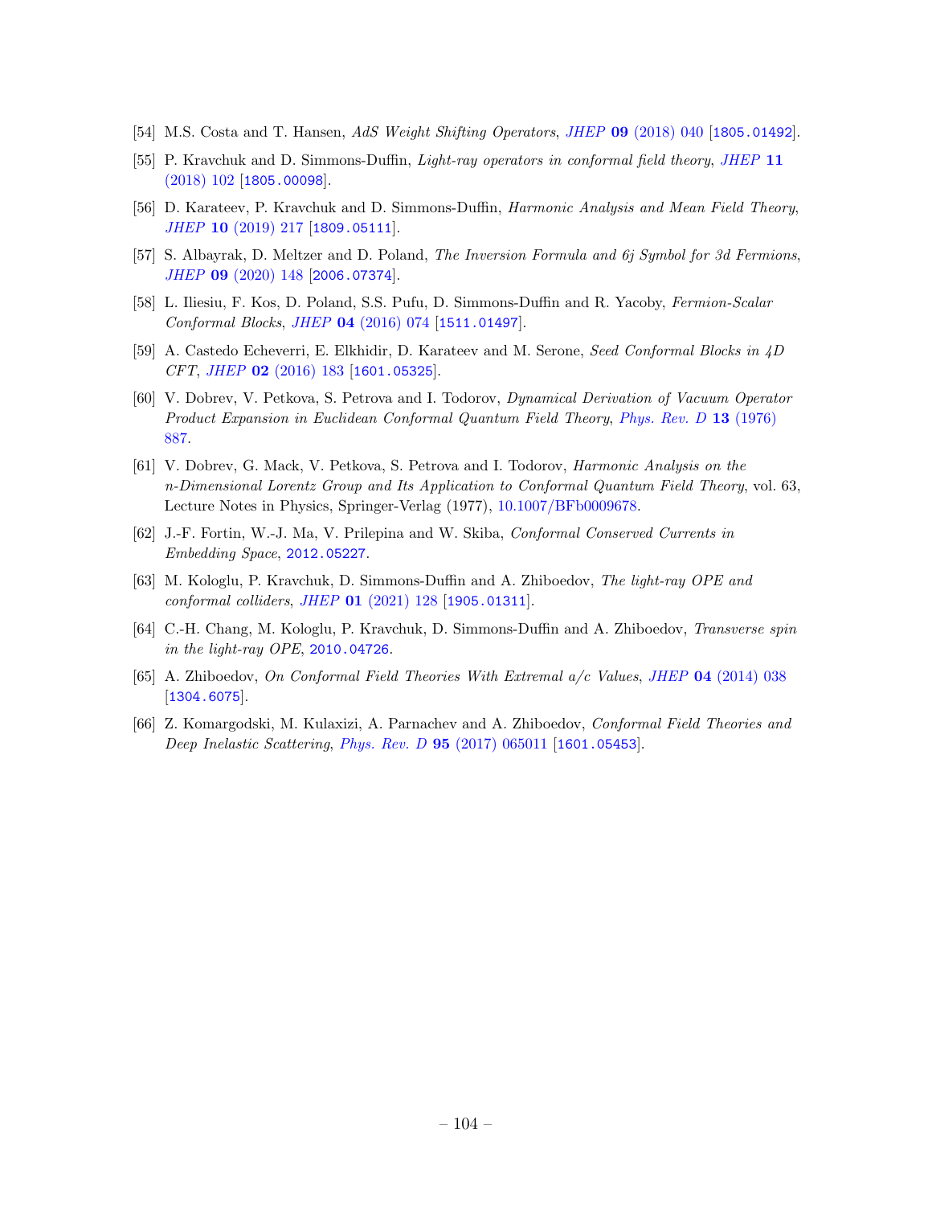[54] M.S. Costa and T. Hansen, *AdS Weight Shifting Operators*, *JHEP* **09** (2018) 040 [1805.01492].

[55] P. Kravchuk and D. Simmons-Duffin, *Light-ray operators in conformal field theory*, *JHEP* **11** (2018) 102 [1805.00098].

[56] D. Karateev, P. Kravchuk and D. Simmons-Duffin, *Harmonic Analysis and Mean Field Theory*, *JHEP* **10** (2019) 217 [1809.05111].

[57] S. Albayrak, D. Meltzer and D. Poland, *The Inversion Formula and 6j Symbol for 3d Fermions*, *JHEP* **09** (2020) 148 [2006.07374].

[58] L. Iliesiu, F. Kos, D. Poland, S.S. Pufu, D. Simmons-Duffin and R. Yacoby, *Fermion-Scalar Conformal Blocks*, *JHEP* **04** (2016) 074 [1511.01497].

[59] A. Castedo Echeverri, E. Elkhidir, D. Karateev and M. Serone, *Seed Conformal Blocks in 4D CFT*, *JHEP* **02** (2016) 183 [1601.05325].

[60] V. Dobrev, V. Petkova, S. Petrova and I. Todorov, *Dynamical Derivation of Vacuum Operator Product Expansion in Euclidean Conformal Quantum Field Theory*, *Phys. Rev. D* **13** (1976) 887.

[61] V. Dobrev, G. Mack, V. Petkova, S. Petrova and I. Todorov, *Harmonic Analysis on the n-Dimensional Lorentz Group and Its Application to Conformal Quantum Field Theory*, vol. 63, Lecture Notes in Physics, Springer-Verlag (1977), 10.1007/BFb0009678.

[62] J.-F. Fortin, W.-J. Ma, V. Prilepina and W. Skiba, *Conformal Conserved Currents in Embedding Space*, 2012.05227.

[63] M. Kologlu, P. Kravchuk, D. Simmons-Duffin and A. Zhiboedov, *The light-ray OPE and conformal colliders*, *JHEP* **01** (2021) 128 [1905.01311].

[64] C.-H. Chang, M. Kologlu, P. Kravchuk, D. Simmons-Duffin and A. Zhiboedov, *Transverse spin in the light-ray OPE*, 2010.04726.

[65] A. Zhiboedov, *On Conformal Field Theories With Extremal a/c Values*, *JHEP* **04** (2014) 038 [1304.6075].

[66] Z. Komargodski, M. Kulaxizi, A. Parnachev and A. Zhiboedov, *Conformal Field Theories and Deep Inelastic Scattering*, *Phys. Rev. D* **95** (2017) 065011 [1601.05453].